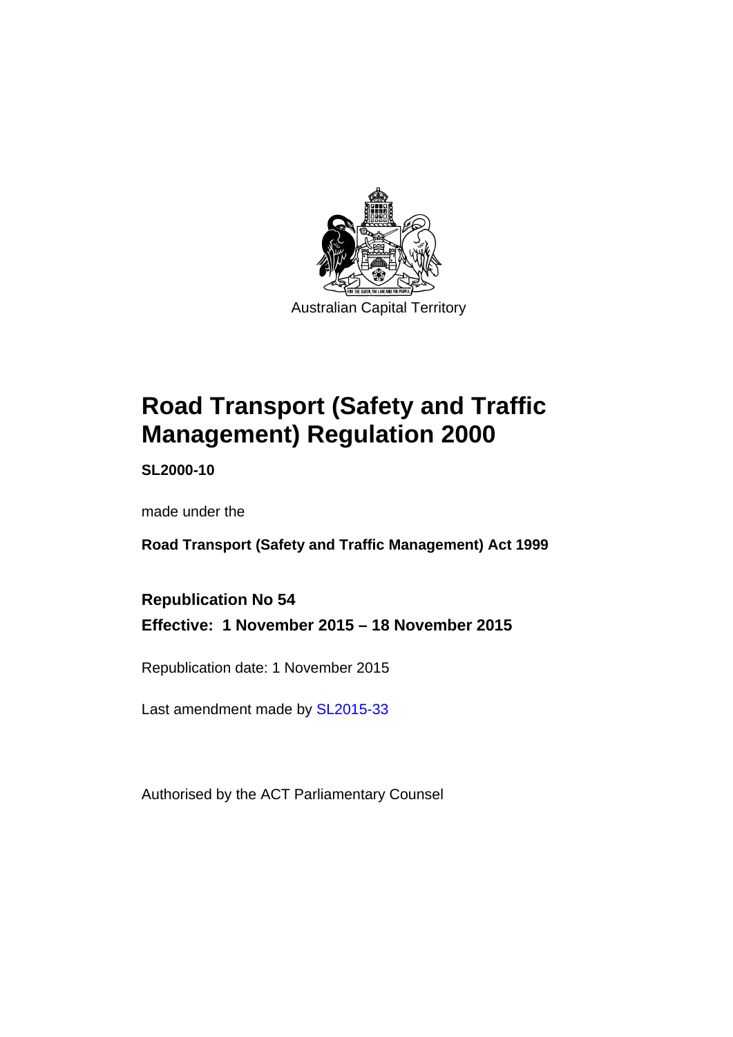Australian Capital Territory

# Road Transport (Safety and Traffic Management) Regulation 2000

**SL2000-10**

made under the

**Road Transport (Safety and Traffic Management) Act 1999**

**Republication No 54**

**Effective: 1 November 2015 – 18 November 2015**

Republication date: 1 November 2015

Last amendment made by SL2015-33

Authorised by the ACT Parliamentary Counsel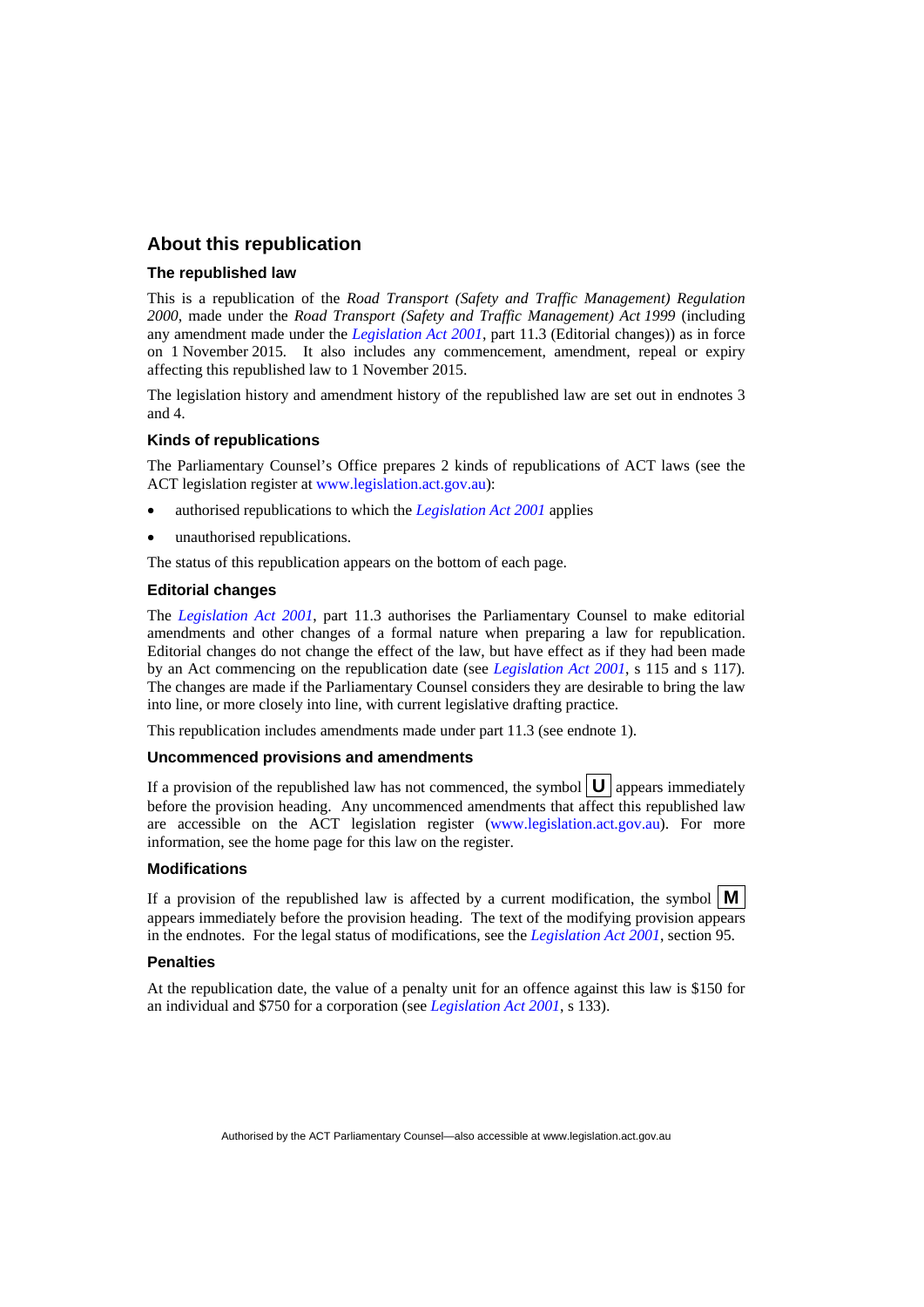## About this republication

### The republished law

This is a republication of the *Road Transport (Safety and Traffic Management) Regulation 2000*, made under the *Road Transport (Safety and Traffic Management) Act 1999* (including any amendment made under the *Legislation Act 2001*, part 11.3 (Editorial changes)) as in force on 1 November 2015. It also includes any commencement, amendment, repeal or expiry affecting this republished law to 1 November 2015.

The legislation history and amendment history of the republished law are set out in endnotes 3 and 4.

### Kinds of republications

The Parliamentary Counsel's Office prepares 2 kinds of republications of ACT laws (see the ACT legislation register at www.legislation.act.gov.au):

- authorised republications to which the *Legislation Act 2001* applies
- unauthorised republications.

The status of this republication appears on the bottom of each page.

### Editorial changes

The *Legislation Act 2001*, part 11.3 authorises the Parliamentary Counsel to make editorial amendments and other changes of a formal nature when preparing a law for republication. Editorial changes do not change the effect of the law, but have effect as if they had been made by an Act commencing on the republication date (see *Legislation Act 2001*, s 115 and s 117). The changes are made if the Parliamentary Counsel considers they are desirable to bring the law into line, or more closely into line, with current legislative drafting practice.

This republication includes amendments made under part 11.3 (see endnote 1).

### Uncommenced provisions and amendments

If a provision of the republished law has not commenced, the symbol **U** appears immediately before the provision heading. Any uncommenced amendments that affect this republished law are accessible on the ACT legislation register (www.legislation.act.gov.au). For more information, see the home page for this law on the register.

### Modifications

If a provision of the republished law is affected by a current modification, the symbol **M** appears immediately before the provision heading. The text of the modifying provision appears in the endnotes. For the legal status of modifications, see the *Legislation Act 2001*, section 95.

### Penalties

At the republication date, the value of a penalty unit for an offence against this law is $150 for an individual and $750 for a corporation (see *Legislation Act 2001*, s 133).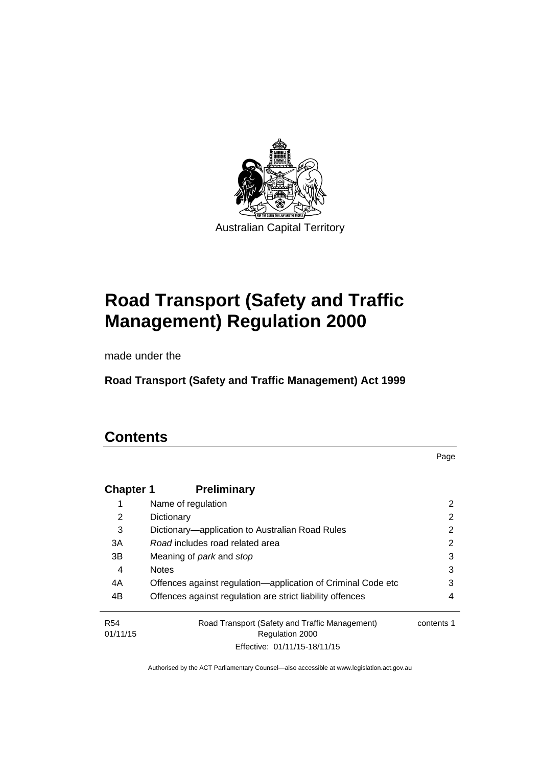Australian Capital Territory

# Road Transport (Safety and Traffic Management) Regulation 2000

made under the

**Road Transport (Safety and Traffic Management) Act 1999**

## Contents

Page

**Chapter 1 Preliminary**

| | | |
|---|---|---|
| 1 | Name of regulation | 2 |
| 2 | Dictionary | 2 |
| 3 | Dictionary—application to Australian Road Rules | 2 |
| 3A | *Road* includes road related area | 2 |
| 3B | Meaning of *park* and *stop* | 3 |
| 4 | Notes | 3 |
| 4A | Offences against regulation—application of Criminal Code etc | 3 |
| 4B | Offences against regulation are strict liability offences | 4 |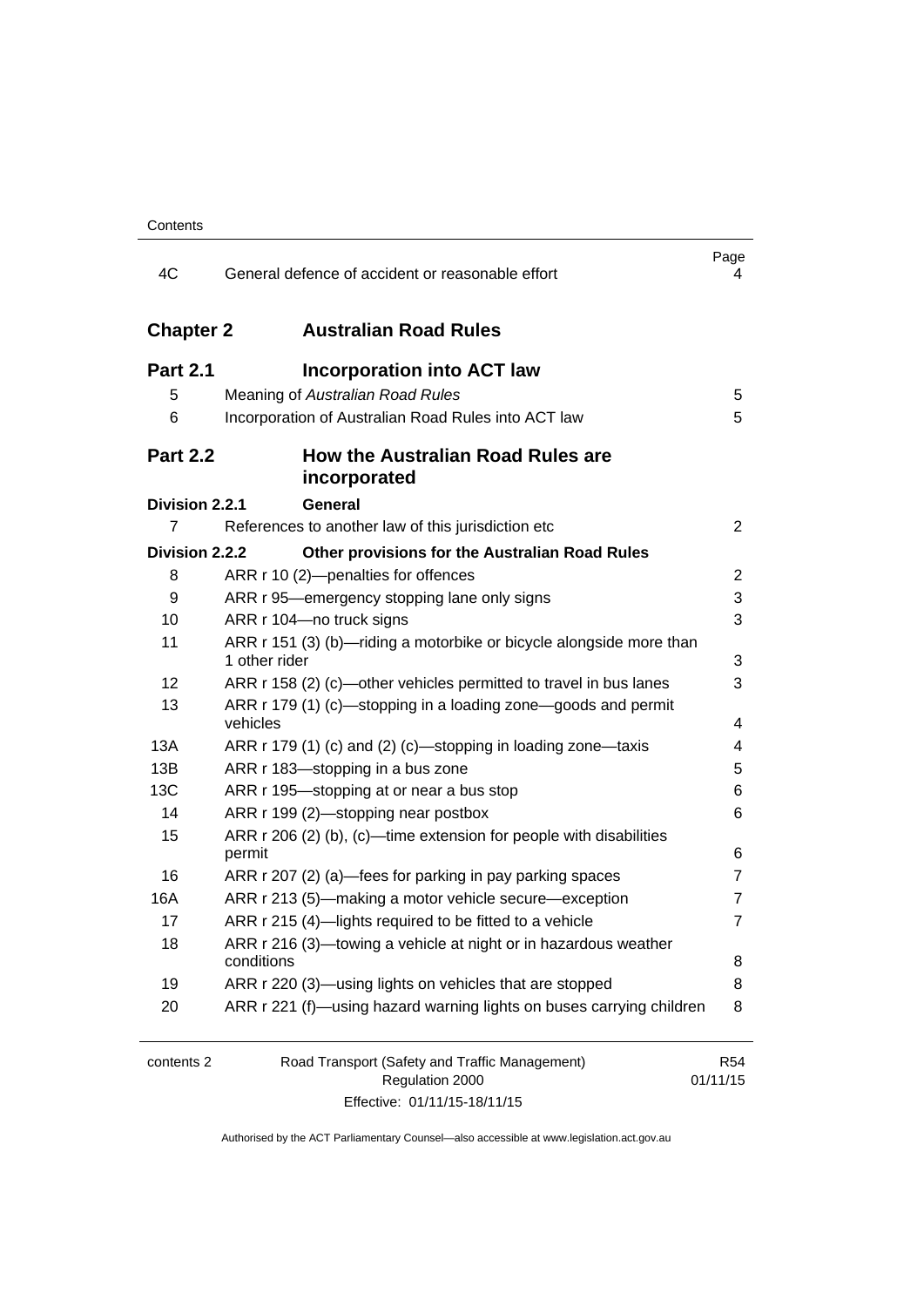| | | Page |
|---|---|---|
| 4C | General defence of accident or reasonable effort | 4 |

## Chapter 2 Australian Road Rules

### Part 2.1 Incorporation into ACT law

| | | |
|---|---|---|
| 5 | Meaning of *Australian Road Rules* | 5 |
| 6 | Incorporation of Australian Road Rules into ACT law | 5 |

### Part 2.2 How the Australian Road Rules are incorporated

**Division 2.2.1 General**

| | | |
|---|---|---|
| 7 | References to another law of this jurisdiction etc | 2 |

**Division 2.2.2 Other provisions for the Australian Road Rules**

| | | |
|---|---|---|
| 8 | ARR r 10 (2)—penalties for offences | 2 |
| 9 | ARR r 95—emergency stopping lane only signs | 3 |
| 10 | ARR r 104—no truck signs | 3 |
| 11 | ARR r 151 (3) (b)—riding a motorbike or bicycle alongside more than 1 other rider | 3 |
| 12 | ARR r 158 (2) (c)—other vehicles permitted to travel in bus lanes | 3 |
| 13 | ARR r 179 (1) (c)—stopping in a loading zone—goods and permit vehicles | 4 |
| 13A | ARR r 179 (1) (c) and (2) (c)—stopping in loading zone—taxis | 4 |
| 13B | ARR r 183—stopping in a bus zone | 5 |
| 13C | ARR r 195—stopping at or near a bus stop | 6 |
| 14 | ARR r 199 (2)—stopping near postbox | 6 |
| 15 | ARR r 206 (2) (b), (c)—time extension for people with disabilities permit | 6 |
| 16 | ARR r 207 (2) (a)—fees for parking in pay parking spaces | 7 |
| 16A | ARR r 213 (5)—making a motor vehicle secure—exception | 7 |
| 17 | ARR r 215 (4)—lights required to be fitted to a vehicle | 7 |
| 18 | ARR r 216 (3)—towing a vehicle at night or in hazardous weather conditions | 8 |
| 19 | ARR r 220 (3)—using lights on vehicles that are stopped | 8 |
| 20 | ARR r 221 (f)—using hazard warning lights on buses carrying children | 8 |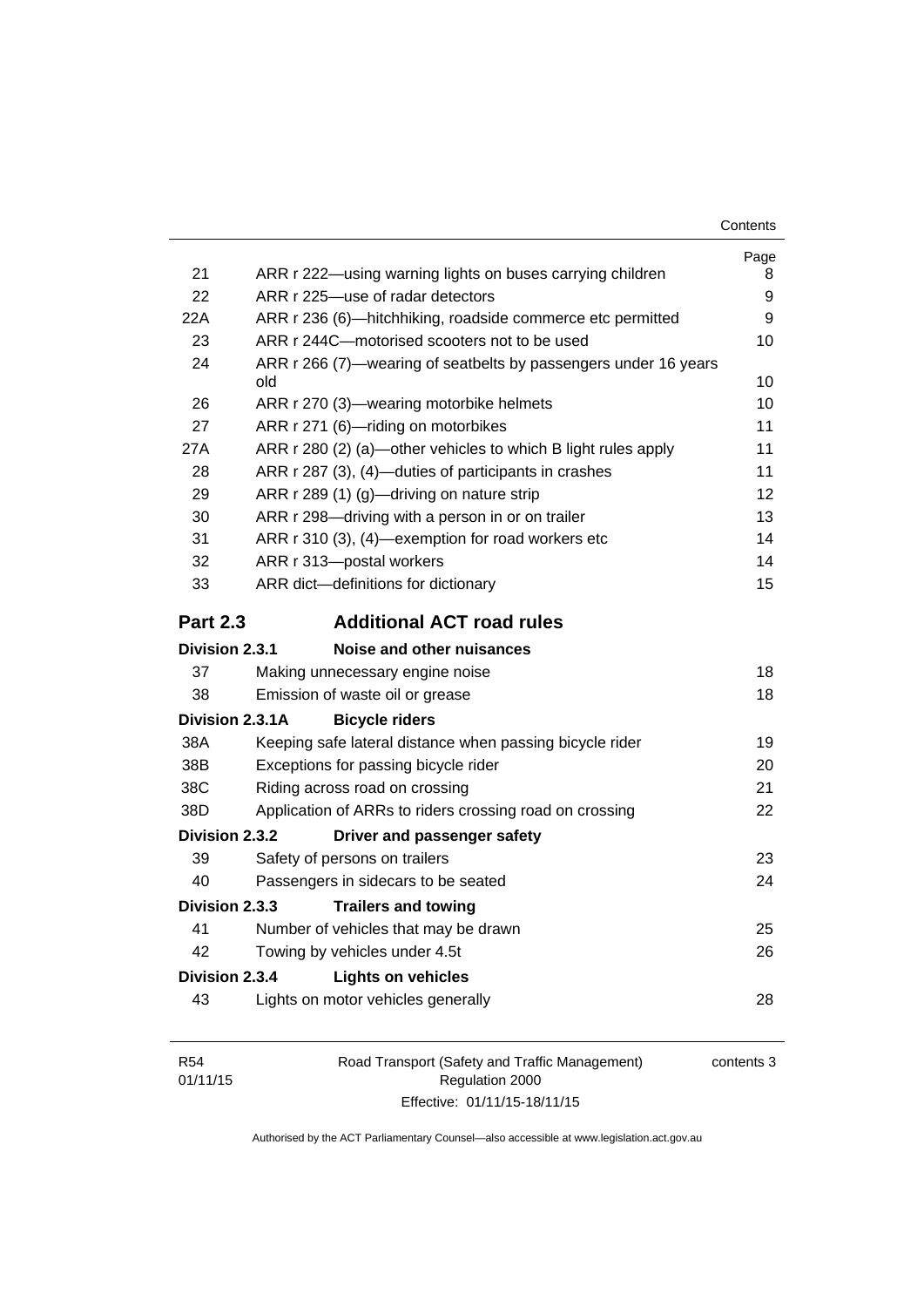| | | Page |
|---|---|---|
| 21 | ARR r 222—using warning lights on buses carrying children | 8 |
| 22 | ARR r 225—use of radar detectors | 9 |
| 22A | ARR r 236 (6)—hitchhiking, roadside commerce etc permitted | 9 |
| 23 | ARR r 244C—motorised scooters not to be used | 10 |
| 24 | ARR r 266 (7)—wearing of seatbelts by passengers under 16 years old | 10 |
| 26 | ARR r 270 (3)—wearing motorbike helmets | 10 |
| 27 | ARR r 271 (6)—riding on motorbikes | 11 |
| 27A | ARR r 280 (2) (a)—other vehicles to which B light rules apply | 11 |
| 28 | ARR r 287 (3), (4)—duties of participants in crashes | 11 |
| 29 | ARR r 289 (1) (g)—driving on nature strip | 12 |
| 30 | ARR r 298—driving with a person in or on trailer | 13 |
| 31 | ARR r 310 (3), (4)—exemption for road workers etc | 14 |
| 32 | ARR r 313—postal workers | 14 |
| 33 | ARR dict—definitions for dictionary | 15 |

## Part 2.3 Additional ACT road rules

**Division 2.3.1 Noise and other nuisances**

| | | |
|---|---|---|
| 37 | Making unnecessary engine noise | 18 |
| 38 | Emission of waste oil or grease | 18 |

**Division 2.3.1A Bicycle riders**

| | | |
|---|---|---|
| 38A | Keeping safe lateral distance when passing bicycle rider | 19 |
| 38B | Exceptions for passing bicycle rider | 20 |
| 38C | Riding across road on crossing | 21 |
| 38D | Application of ARRs to riders crossing road on crossing | 22 |

**Division 2.3.2 Driver and passenger safety**

| | | |
|---|---|---|
| 39 | Safety of persons on trailers | 23 |
| 40 | Passengers in sidecars to be seated | 24 |

**Division 2.3.3 Trailers and towing**

| | | |
|---|---|---|
| 41 | Number of vehicles that may be drawn | 25 |
| 42 | Towing by vehicles under 4.5t | 26 |

**Division 2.3.4 Lights on vehicles**

| | | |
|---|---|---|
| 43 | Lights on motor vehicles generally | 28 |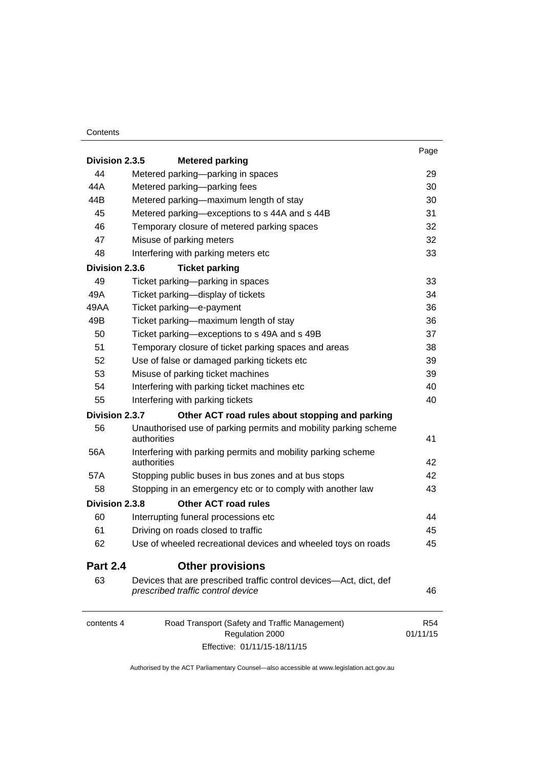| | | Page |
|---|---|---|
| **Division 2.3.5** | **Metered parking** | |
| 44 | Metered parking—parking in spaces | 29 |
| 44A | Metered parking—parking fees | 30 |
| 44B | Metered parking—maximum length of stay | 30 |
| 45 | Metered parking—exceptions to s 44A and s 44B | 31 |
| 46 | Temporary closure of metered parking spaces | 32 |
| 47 | Misuse of parking meters | 32 |
| 48 | Interfering with parking meters etc | 33 |
| **Division 2.3.6** | **Ticket parking** | |
| 49 | Ticket parking—parking in spaces | 33 |
| 49A | Ticket parking—display of tickets | 34 |
| 49AA | Ticket parking—e-payment | 36 |
| 49B | Ticket parking—maximum length of stay | 36 |
| 50 | Ticket parking—exceptions to s 49A and s 49B | 37 |
| 51 | Temporary closure of ticket parking spaces and areas | 38 |
| 52 | Use of false or damaged parking tickets etc | 39 |
| 53 | Misuse of parking ticket machines | 39 |
| 54 | Interfering with parking ticket machines etc | 40 |
| 55 | Interfering with parking tickets | 40 |
| **Division 2.3.7** | **Other ACT road rules about stopping and parking** | |
| 56 | Unauthorised use of parking permits and mobility parking scheme authorities | 41 |
| 56A | Interfering with parking permits and mobility parking scheme authorities | 42 |
| 57A | Stopping public buses in bus zones and at bus stops | 42 |
| 58 | Stopping in an emergency etc or to comply with another law | 43 |
| **Division 2.3.8** | **Other ACT road rules** | |
| 60 | Interrupting funeral processions etc | 44 |
| 61 | Driving on roads closed to traffic | 45 |
| 62 | Use of wheeled recreational devices and wheeled toys on roads | 45 |
| **Part 2.4** | **Other provisions** | |
| 63 | Devices that are prescribed traffic control devices—Act, dict, def *prescribed traffic control device* | 46 |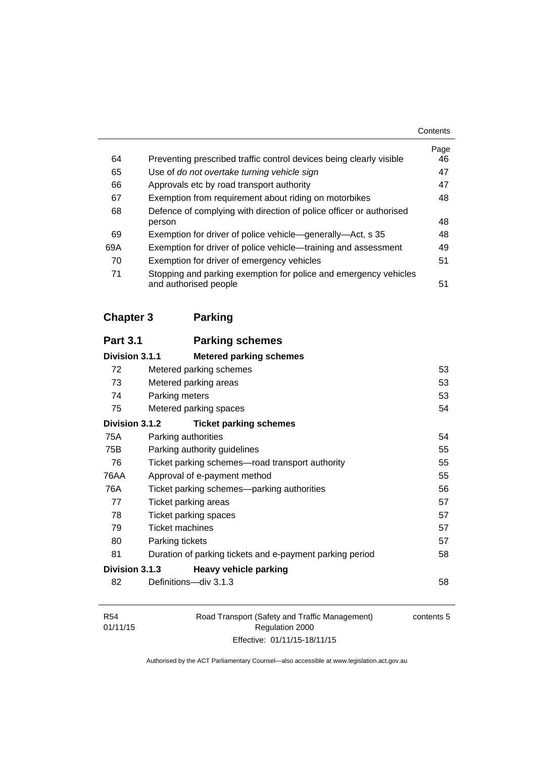| | | Page |
|---|---|---|
| 64 | Preventing prescribed traffic control devices being clearly visible | 46 |
| 65 | Use of *do not overtake turning vehicle sign* | 47 |
| 66 | Approvals etc by road transport authority | 47 |
| 67 | Exemption from requirement about riding on motorbikes | 48 |
| 68 | Defence of complying with direction of police officer or authorised person | 48 |
| 69 | Exemption for driver of police vehicle—generally—Act, s 35 | 48 |
| 69A | Exemption for driver of police vehicle—training and assessment | 49 |
| 70 | Exemption for driver of emergency vehicles | 51 |
| 71 | Stopping and parking exemption for police and emergency vehicles and authorised people | 51 |

## Chapter 3 Parking

### Part 3.1 Parking schemes

#### Division 3.1.1 Metered parking schemes

| | | |
|---|---|---|
| 72 | Metered parking schemes | 53 |
| 73 | Metered parking areas | 53 |
| 74 | Parking meters | 53 |
| 75 | Metered parking spaces | 54 |

#### Division 3.1.2 Ticket parking schemes

| | | |
|---|---|---|
| 75A | Parking authorities | 54 |
| 75B | Parking authority guidelines | 55 |
| 76 | Ticket parking schemes—road transport authority | 55 |
| 76AA | Approval of e-payment method | 55 |
| 76A | Ticket parking schemes—parking authorities | 56 |
| 77 | Ticket parking areas | 57 |
| 78 | Ticket parking spaces | 57 |
| 79 | Ticket machines | 57 |
| 80 | Parking tickets | 57 |
| 81 | Duration of parking tickets and e-payment parking period | 58 |

#### Division 3.1.3 Heavy vehicle parking

| | | |
|---|---|---|
| 82 | Definitions—div 3.1.3 | 58 |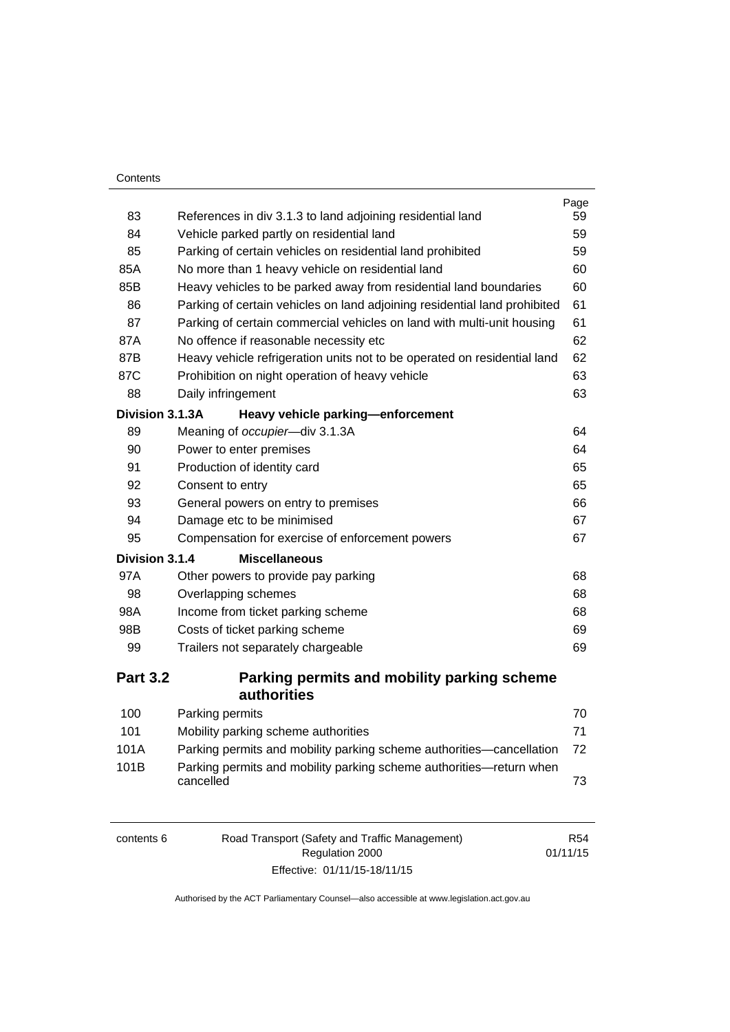| | | Page |
|---|---|---|
| 83 | References in div 3.1.3 to land adjoining residential land | 59 |
| 84 | Vehicle parked partly on residential land | 59 |
| 85 | Parking of certain vehicles on residential land prohibited | 59 |
| 85A | No more than 1 heavy vehicle on residential land | 60 |
| 85B | Heavy vehicles to be parked away from residential land boundaries | 60 |
| 86 | Parking of certain vehicles on land adjoining residential land prohibited | 61 |
| 87 | Parking of certain commercial vehicles on land with multi-unit housing | 61 |
| 87A | No offence if reasonable necessity etc | 62 |
| 87B | Heavy vehicle refrigeration units not to be operated on residential land | 62 |
| 87C | Prohibition on night operation of heavy vehicle | 63 |
| 88 | Daily infringement | 63 |
| **Division 3.1.3A** | **Heavy vehicle parking—enforcement** | |
| 89 | Meaning of *occupier*—div 3.1.3A | 64 |
| 90 | Power to enter premises | 64 |
| 91 | Production of identity card | 65 |
| 92 | Consent to entry | 65 |
| 93 | General powers on entry to premises | 66 |
| 94 | Damage etc to be minimised | 67 |
| 95 | Compensation for exercise of enforcement powers | 67 |
| **Division 3.1.4** | **Miscellaneous** | |
| 97A | Other powers to provide pay parking | 68 |
| 98 | Overlapping schemes | 68 |
| 98A | Income from ticket parking scheme | 68 |
| 98B | Costs of ticket parking scheme | 69 |
| 99 | Trailers not separately chargeable | 69 |
| **Part 3.2** | **Parking permits and mobility parking scheme authorities** | |
| 100 | Parking permits | 70 |
| 101 | Mobility parking scheme authorities | 71 |
| 101A | Parking permits and mobility parking scheme authorities—cancellation | 72 |
| 101B | Parking permits and mobility parking scheme authorities—return when cancelled | 73 |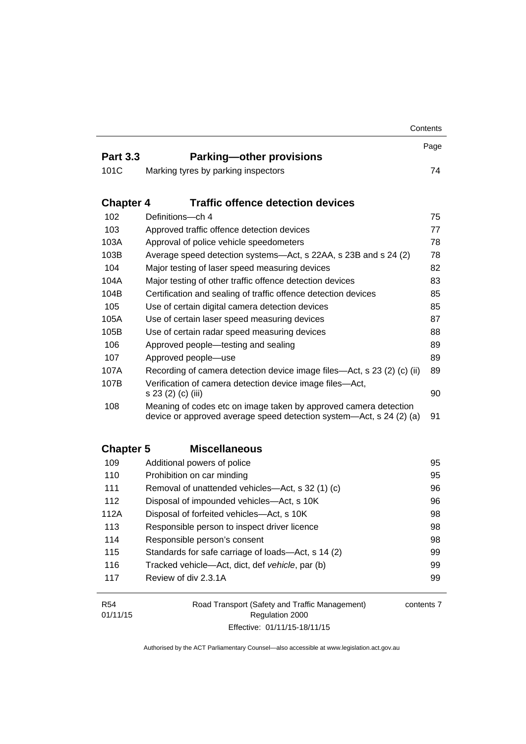| | | Page |
|---|---|---|
| **Part 3.3** | **Parking—other provisions** | |
| 101C | Marking tyres by parking inspectors | 74 |
| **Chapter 4** | **Traffic offence detection devices** | |
| 102 | Definitions—ch 4 | 75 |
| 103 | Approved traffic offence detection devices | 77 |
| 103A | Approval of police vehicle speedometers | 78 |
| 103B | Average speed detection systems—Act, s 22AA, s 23B and s 24 (2) | 78 |
| 104 | Major testing of laser speed measuring devices | 82 |
| 104A | Major testing of other traffic offence detection devices | 83 |
| 104B | Certification and sealing of traffic offence detection devices | 85 |
| 105 | Use of certain digital camera detection devices | 85 |
| 105A | Use of certain laser speed measuring devices | 87 |
| 105B | Use of certain radar speed measuring devices | 88 |
| 106 | Approved people—testing and sealing | 89 |
| 107 | Approved people—use | 89 |
| 107A | Recording of camera detection device image files—Act, s 23 (2) (c) (ii) | 89 |
| 107B | Verification of camera detection device image files—Act, s 23 (2) (c) (iii) | 90 |
| 108 | Meaning of codes etc on image taken by approved camera detection device or approved average speed detection system—Act, s 24 (2) (a) | 91 |
| **Chapter 5** | **Miscellaneous** | |
| 109 | Additional powers of police | 95 |
| 110 | Prohibition on car minding | 95 |
| 111 | Removal of unattended vehicles—Act, s 32 (1) (c) | 96 |
| 112 | Disposal of impounded vehicles—Act, s 10K | 96 |
| 112A | Disposal of forfeited vehicles—Act, s 10K | 98 |
| 113 | Responsible person to inspect driver licence | 98 |
| 114 | Responsible person's consent | 98 |
| 115 | Standards for safe carriage of loads—Act, s 14 (2) | 99 |
| 116 | Tracked vehicle—Act, dict, def *vehicle*, par (b) | 99 |
| 117 | Review of div 2.3.1A | 99 |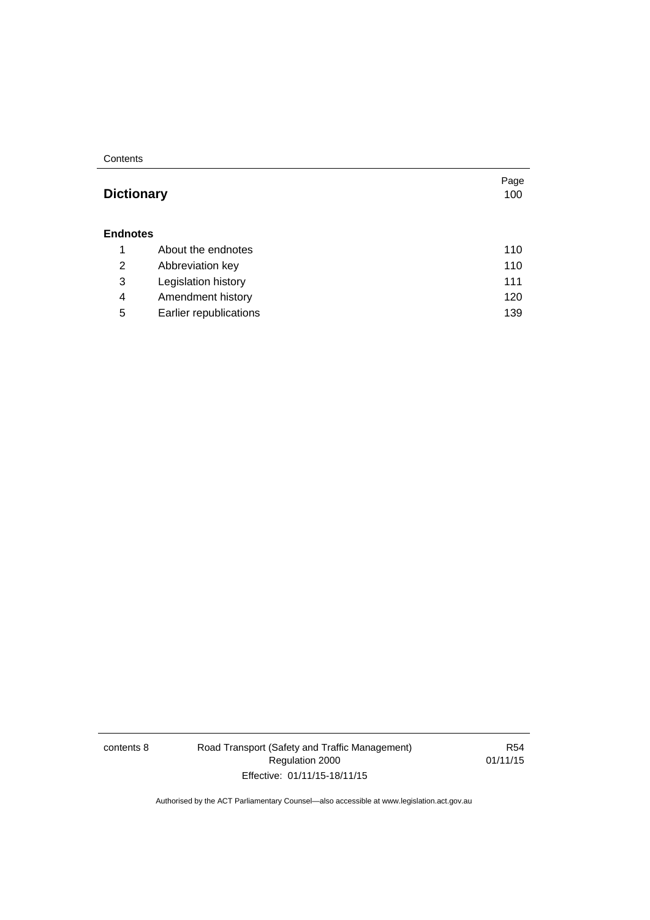| | | Page |
|---|---|---|
| **Dictionary** | | 100 |
| **Endnotes** | | |
| 1 | About the endnotes | 110 |
| 2 | Abbreviation key | 110 |
| 3 | Legislation history | 111 |
| 4 | Amendment history | 120 |
| 5 | Earlier republications | 139 |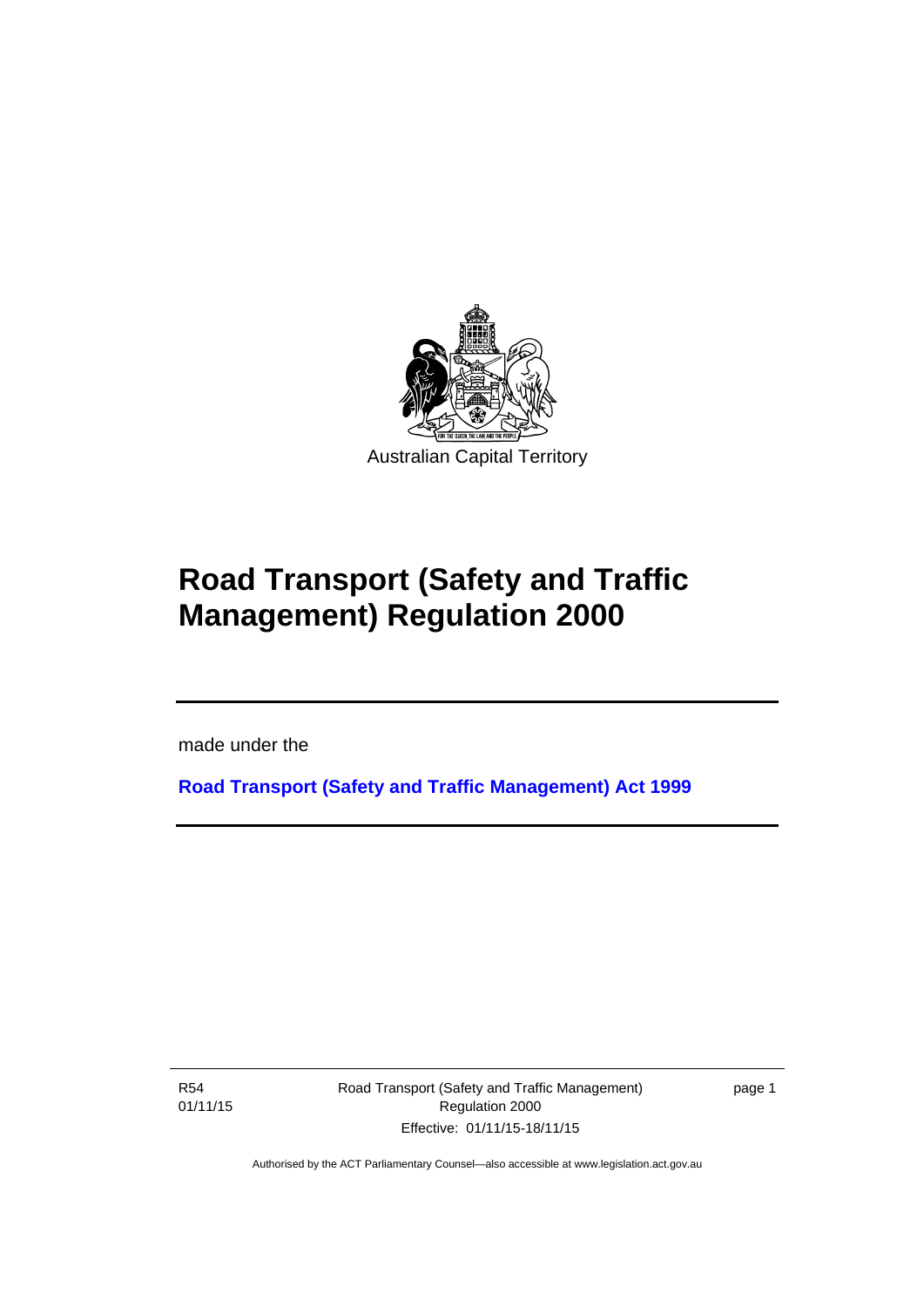Australian Capital Territory

# Road Transport (Safety and Traffic Management) Regulation 2000

made under the

**Road Transport (Safety and Traffic Management) Act 1999**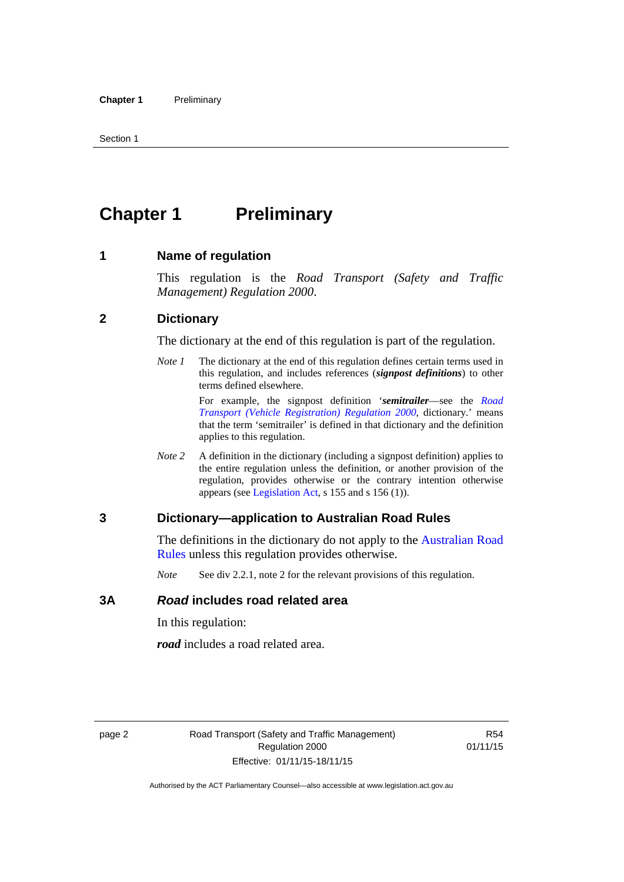# Chapter 1 Preliminary

## 1 Name of regulation

This regulation is the *Road Transport (Safety and Traffic Management) Regulation 2000*.

## 2 Dictionary

The dictionary at the end of this regulation is part of the regulation.

*Note 1* The dictionary at the end of this regulation defines certain terms used in this regulation, and includes references (***signpost definitions***) to other terms defined elsewhere.

For example, the signpost definition '***semitrailer***—see the *Road Transport (Vehicle Registration) Regulation 2000*, dictionary.' means that the term 'semitrailer' is defined in that dictionary and the definition applies to this regulation.

*Note 2* A definition in the dictionary (including a signpost definition) applies to the entire regulation unless the definition, or another provision of the regulation, provides otherwise or the contrary intention otherwise appears (see Legislation Act, s 155 and s 156 (1)).

## 3 Dictionary—application to Australian Road Rules

The definitions in the dictionary do not apply to the Australian Road Rules unless this regulation provides otherwise.

*Note* See div 2.2.1, note 2 for the relevant provisions of this regulation.

## 3A *Road* includes road related area

In this regulation:

***road*** includes a road related area.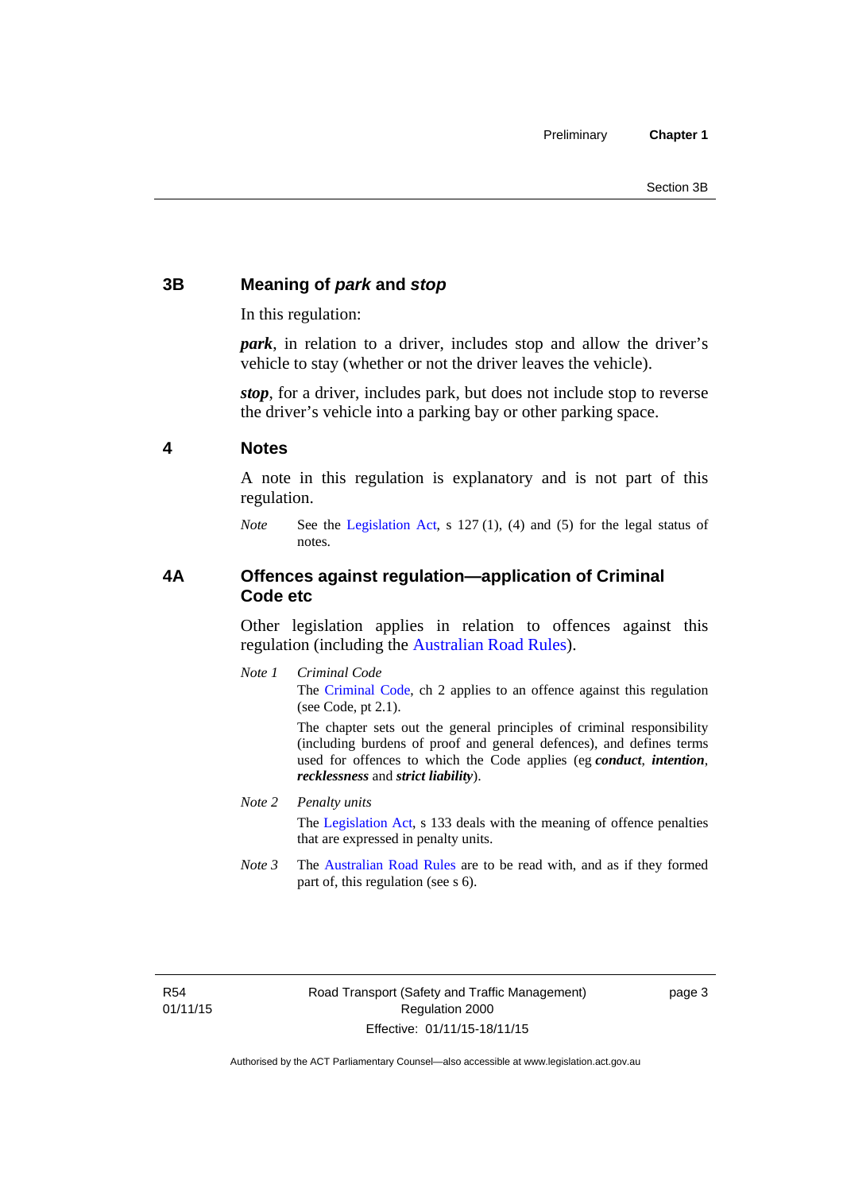## 3B Meaning of *park* and *stop*

In this regulation:

***park***, in relation to a driver, includes stop and allow the driver's vehicle to stay (whether or not the driver leaves the vehicle).

***stop***, for a driver, includes park, but does not include stop to reverse the driver's vehicle into a parking bay or other parking space.

## 4 Notes

A note in this regulation is explanatory and is not part of this regulation.

*Note* See the Legislation Act, s 127 (1), (4) and (5) for the legal status of notes.

## 4A Offences against regulation—application of Criminal Code etc

Other legislation applies in relation to offences against this regulation (including the Australian Road Rules).

*Note 1* *Criminal Code*

The Criminal Code, ch 2 applies to an offence against this regulation (see Code, pt 2.1).

The chapter sets out the general principles of criminal responsibility (including burdens of proof and general defences), and defines terms used for offences to which the Code applies (eg ***conduct***, ***intention***, ***recklessness*** and ***strict liability***).

*Note 2* *Penalty units*

The Legislation Act, s 133 deals with the meaning of offence penalties that are expressed in penalty units.

*Note 3* The Australian Road Rules are to be read with, and as if they formed part of, this regulation (see s 6).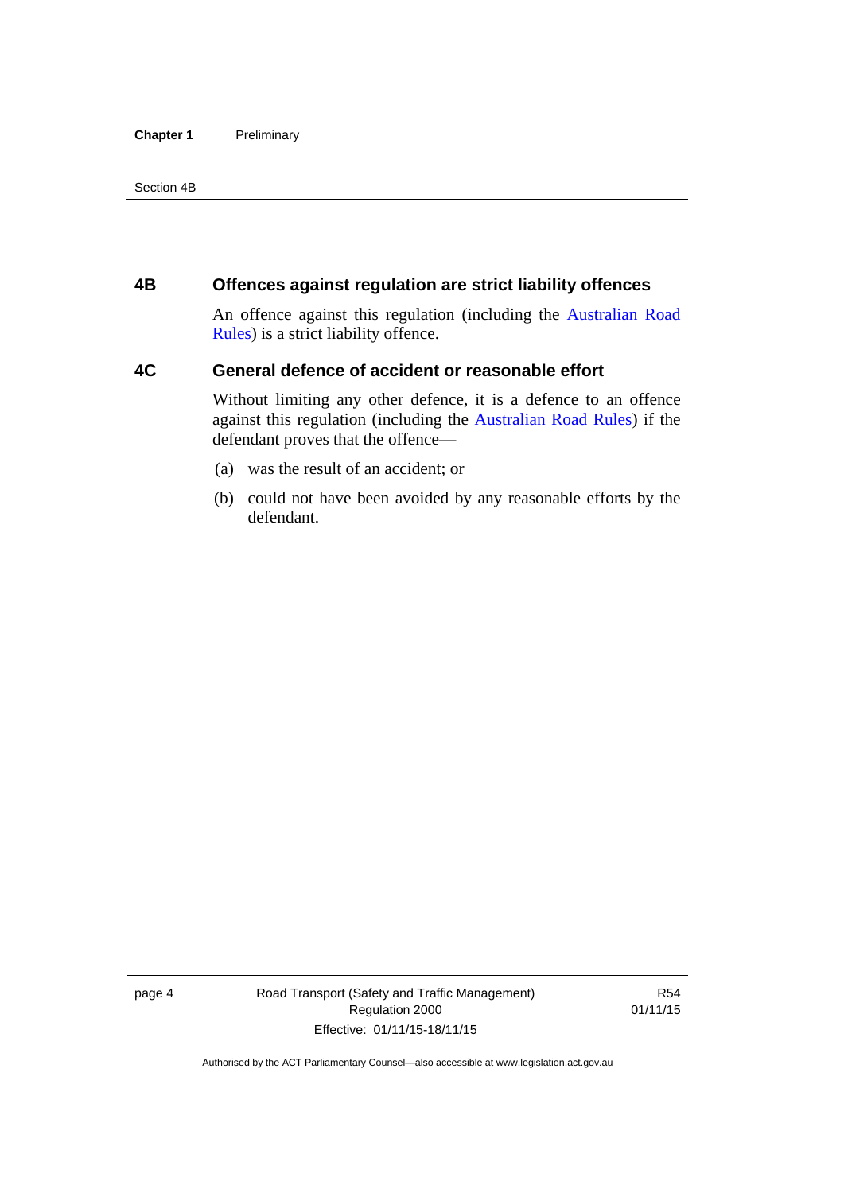## 4B Offences against regulation are strict liability offences

An offence against this regulation (including the Australian Road Rules) is a strict liability offence.

## 4C General defence of accident or reasonable effort

Without limiting any other defence, it is a defence to an offence against this regulation (including the Australian Road Rules) if the defendant proves that the offence—

(a) was the result of an accident; or

(b) could not have been avoided by any reasonable efforts by the defendant.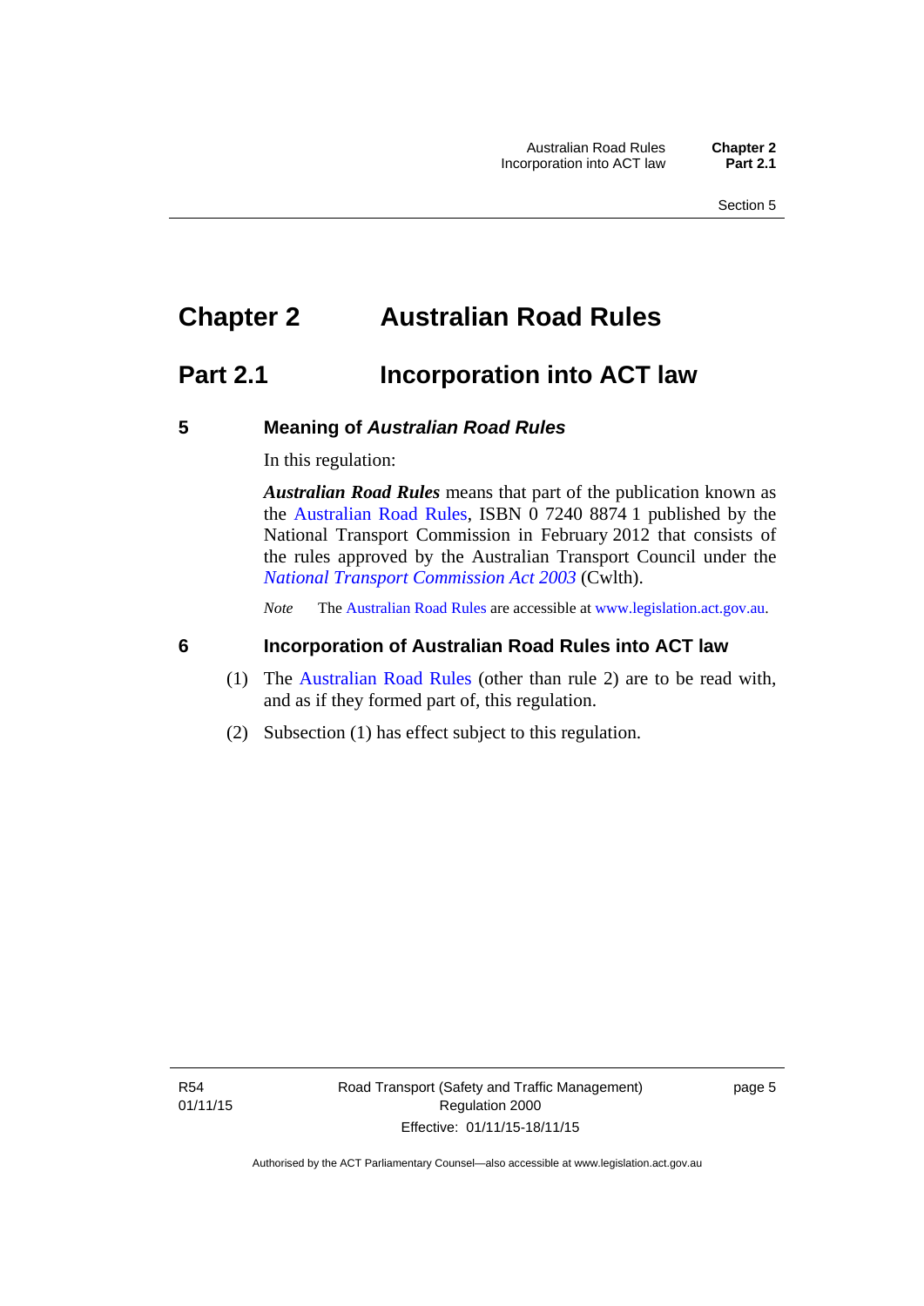# Chapter 2 Australian Road Rules

## Part 2.1 Incorporation into ACT law

### 5 Meaning of *Australian Road Rules*

In this regulation:

***Australian Road Rules*** means that part of the publication known as the Australian Road Rules, ISBN 0 7240 8874 1 published by the National Transport Commission in February 2012 that consists of the rules approved by the Australian Transport Council under the *National Transport Commission Act 2003* (Cwlth).

*Note* The Australian Road Rules are accessible at www.legislation.act.gov.au.

### 6 Incorporation of Australian Road Rules into ACT law

(1) The Australian Road Rules (other than rule 2) are to be read with, and as if they formed part of, this regulation.

(2) Subsection (1) has effect subject to this regulation.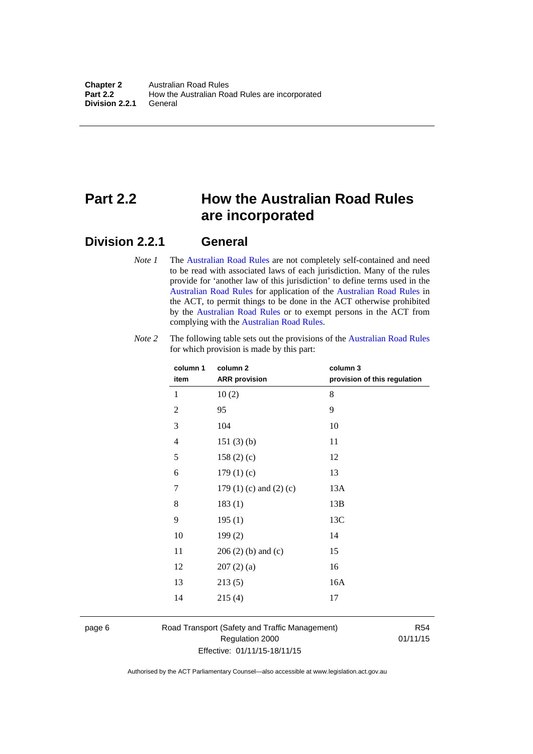# Part 2.2 How the Australian Road Rules are incorporated

## Division 2.2.1 General

*Note 1* The Australian Road Rules are not completely self-contained and need to be read with associated laws of each jurisdiction. Many of the rules provide for 'another law of this jurisdiction' to define terms used in the Australian Road Rules for application of the Australian Road Rules in the ACT, to permit things to be done in the ACT otherwise prohibited by the Australian Road Rules or to exempt persons in the ACT from complying with the Australian Road Rules.

*Note 2* The following table sets out the provisions of the Australian Road Rules for which provision is made by this part:

| column 1 item | column 2 ARR provision | column 3 provision of this regulation |
|---|---|---|
| 1 | 10 (2) | 8 |
| 2 | 95 | 9 |
| 3 | 104 | 10 |
| 4 | 151 (3) (b) | 11 |
| 5 | 158 (2) (c) | 12 |
| 6 | 179 (1) (c) | 13 |
| 7 | 179 (1) (c) and (2) (c) | 13A |
| 8 | 183 (1) | 13B |
| 9 | 195 (1) | 13C |
| 10 | 199 (2) | 14 |
| 11 | 206 (2) (b) and (c) | 15 |
| 12 | 207 (2) (a) | 16 |
| 13 | 213 (5) | 16A |
| 14 | 215 (4) | 17 |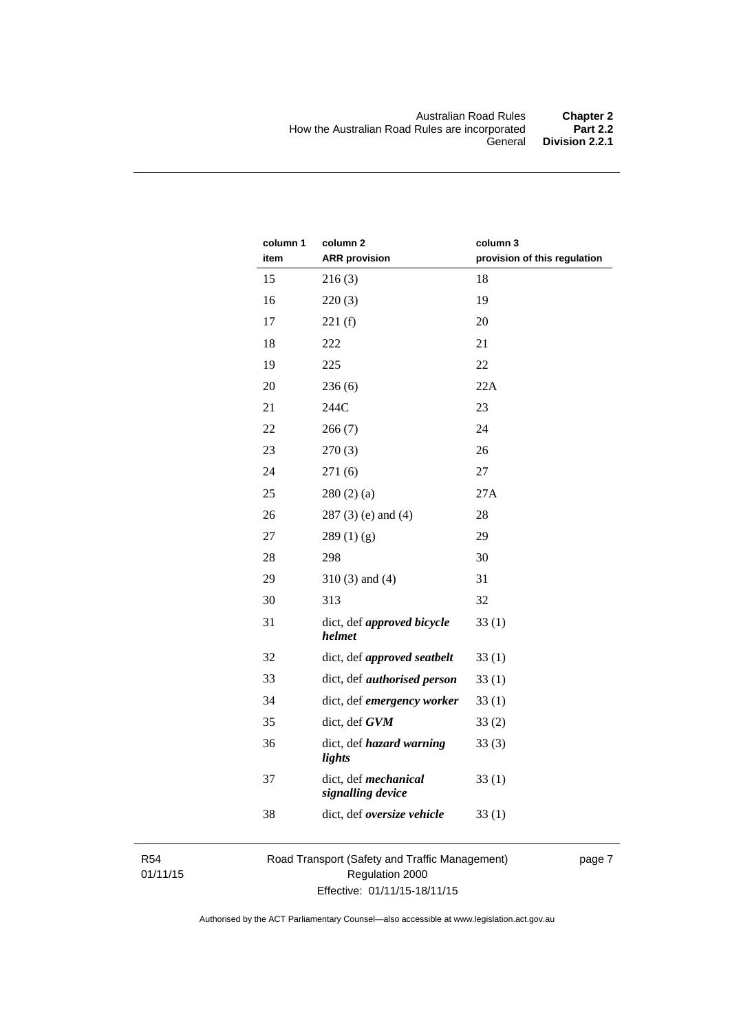| column 1 item | column 2 ARR provision | column 3 provision of this regulation |
|---|---|---|
| 15 | 216 (3) | 18 |
| 16 | 220 (3) | 19 |
| 17 | 221 (f) | 20 |
| 18 | 222 | 21 |
| 19 | 225 | 22 |
| 20 | 236 (6) | 22A |
| 21 | 244C | 23 |
| 22 | 266 (7) | 24 |
| 23 | 270 (3) | 26 |
| 24 | 271 (6) | 27 |
| 25 | 280 (2) (a) | 27A |
| 26 | 287 (3) (e) and (4) | 28 |
| 27 | 289 (1) (g) | 29 |
| 28 | 298 | 30 |
| 29 | 310 (3) and (4) | 31 |
| 30 | 313 | 32 |
| 31 | dict, def ***approved bicycle helmet*** | 33 (1) |
| 32 | dict, def ***approved seatbelt*** | 33 (1) |
| 33 | dict, def ***authorised person*** | 33 (1) |
| 34 | dict, def ***emergency worker*** | 33 (1) |
| 35 | dict, def ***GVM*** | 33 (2) |
| 36 | dict, def ***hazard warning lights*** | 33 (3) |
| 37 | dict, def ***mechanical signalling device*** | 33 (1) |
| 38 | dict, def ***oversize vehicle*** | 33 (1) |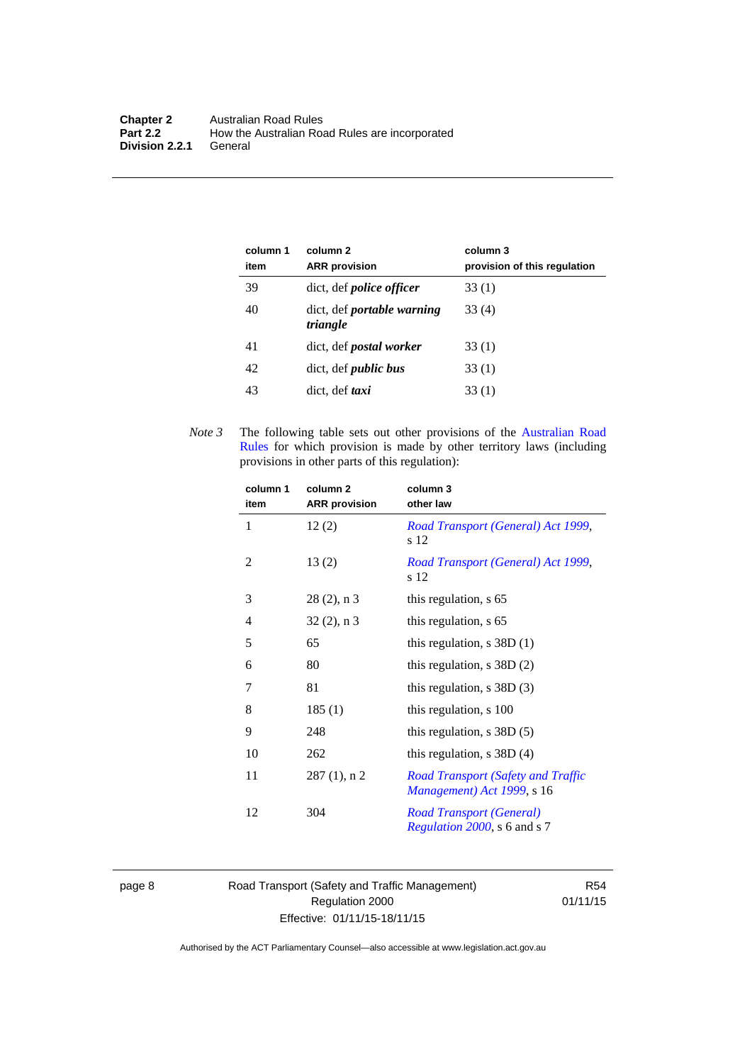| column 1 item | column 2 ARR provision | column 3 provision of this regulation |
|---|---|---|
| 39 | dict, def ***police officer*** | 33 (1) |
| 40 | dict, def ***portable warning triangle*** | 33 (4) |
| 41 | dict, def ***postal worker*** | 33 (1) |
| 42 | dict, def ***public bus*** | 33 (1) |
| 43 | dict, def ***taxi*** | 33 (1) |

*Note 3* The following table sets out other provisions of the Australian Road Rules for which provision is made by other territory laws (including provisions in other parts of this regulation):

| column 1 item | column 2 ARR provision | column 3 other law |
|---|---|---|
| 1 | 12 (2) | *Road Transport (General) Act 1999*, s 12 |
| 2 | 13 (2) | *Road Transport (General) Act 1999*, s 12 |
| 3 | 28 (2), n 3 | this regulation, s 65 |
| 4 | 32 (2), n 3 | this regulation, s 65 |
| 5 | 65 | this regulation, s 38D (1) |
| 6 | 80 | this regulation, s 38D (2) |
| 7 | 81 | this regulation, s 38D (3) |
| 8 | 185 (1) | this regulation, s 100 |
| 9 | 248 | this regulation, s 38D (5) |
| 10 | 262 | this regulation, s 38D (4) |
| 11 | 287 (1), n 2 | *Road Transport (Safety and Traffic Management) Act 1999*, s 16 |
| 12 | 304 | *Road Transport (General) Regulation 2000*, s 6 and s 7 |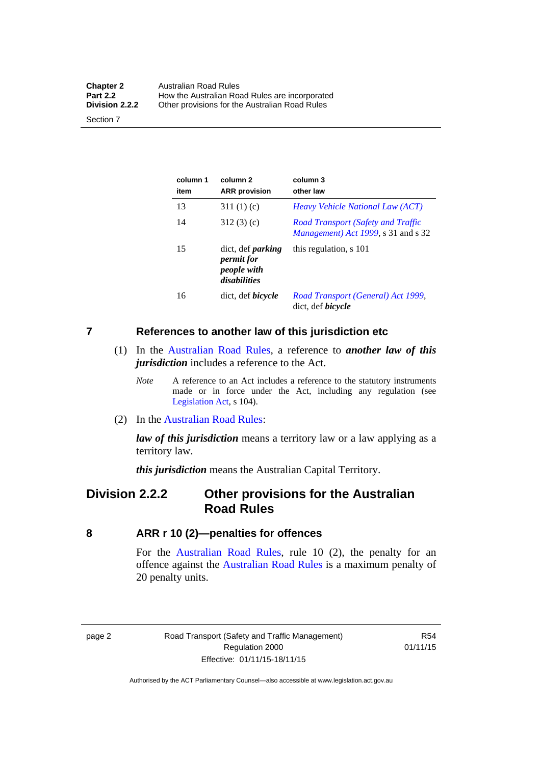| column 1 item | column 2 ARR provision | column 3 other law |
|---|---|---|
| 13 | 311 (1) (c) | *Heavy Vehicle National Law (ACT)* |
| 14 | 312 (3) (c) | *Road Transport (Safety and Traffic Management) Act 1999*, s 31 and s 32 |
| 15 | dict, def ***parking permit for people with disabilities*** | this regulation, s 101 |
| 16 | dict, def ***bicycle*** | *Road Transport (General) Act 1999*, dict, def ***bicycle*** |

## 7 References to another law of this jurisdiction etc

(1) In the Australian Road Rules, a reference to ***another law of this jurisdiction*** includes a reference to the Act.

*Note* A reference to an Act includes a reference to the statutory instruments made or in force under the Act, including any regulation (see Legislation Act, s 104).

(2) In the Australian Road Rules:

***law of this jurisdiction*** means a territory law or a law applying as a territory law.

***this jurisdiction*** means the Australian Capital Territory.

# Division 2.2.2 Other provisions for the Australian Road Rules

## 8 ARR r 10 (2)—penalties for offences

For the Australian Road Rules, rule 10 (2), the penalty for an offence against the Australian Road Rules is a maximum penalty of 20 penalty units.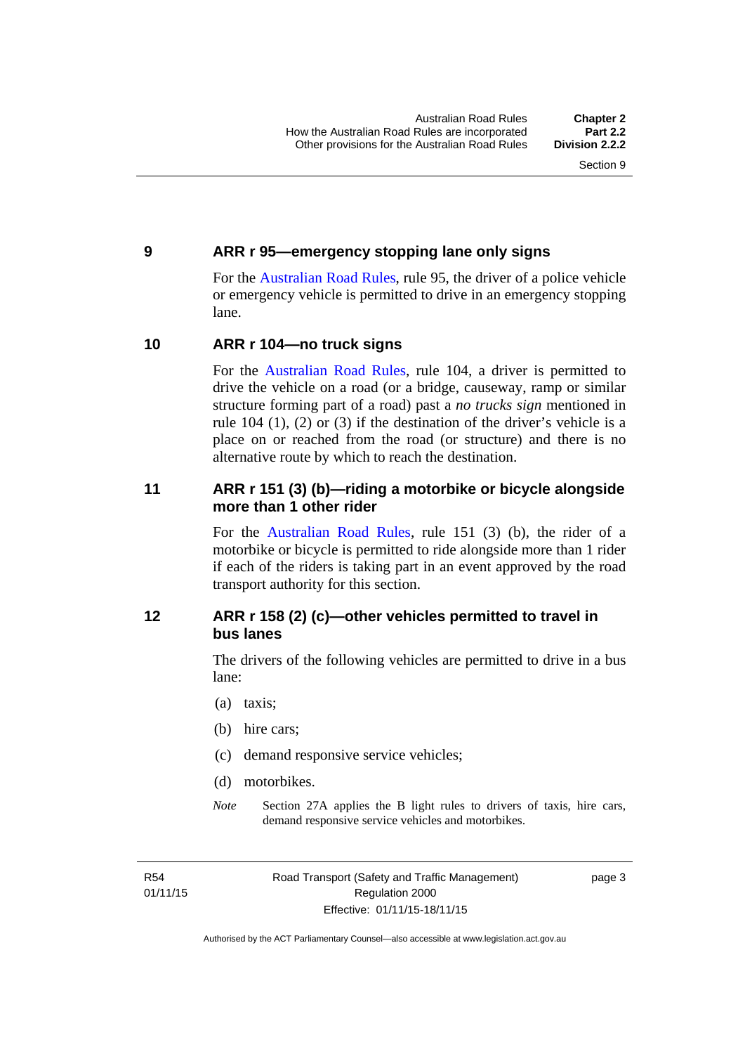## 9 ARR r 95—emergency stopping lane only signs

For the Australian Road Rules, rule 95, the driver of a police vehicle or emergency vehicle is permitted to drive in an emergency stopping lane.

## 10 ARR r 104—no truck signs

For the Australian Road Rules, rule 104, a driver is permitted to drive the vehicle on a road (or a bridge, causeway, ramp or similar structure forming part of a road) past a *no trucks sign* mentioned in rule 104 (1), (2) or (3) if the destination of the driver's vehicle is a place on or reached from the road (or structure) and there is no alternative route by which to reach the destination.

## 11 ARR r 151 (3) (b)—riding a motorbike or bicycle alongside more than 1 other rider

For the Australian Road Rules, rule 151 (3) (b), the rider of a motorbike or bicycle is permitted to ride alongside more than 1 rider if each of the riders is taking part in an event approved by the road transport authority for this section.

## 12 ARR r 158 (2) (c)—other vehicles permitted to travel in bus lanes

The drivers of the following vehicles are permitted to drive in a bus lane:

(a) taxis;

(b) hire cars;

(c) demand responsive service vehicles;

(d) motorbikes.

*Note* Section 27A applies the B light rules to drivers of taxis, hire cars, demand responsive service vehicles and motorbikes.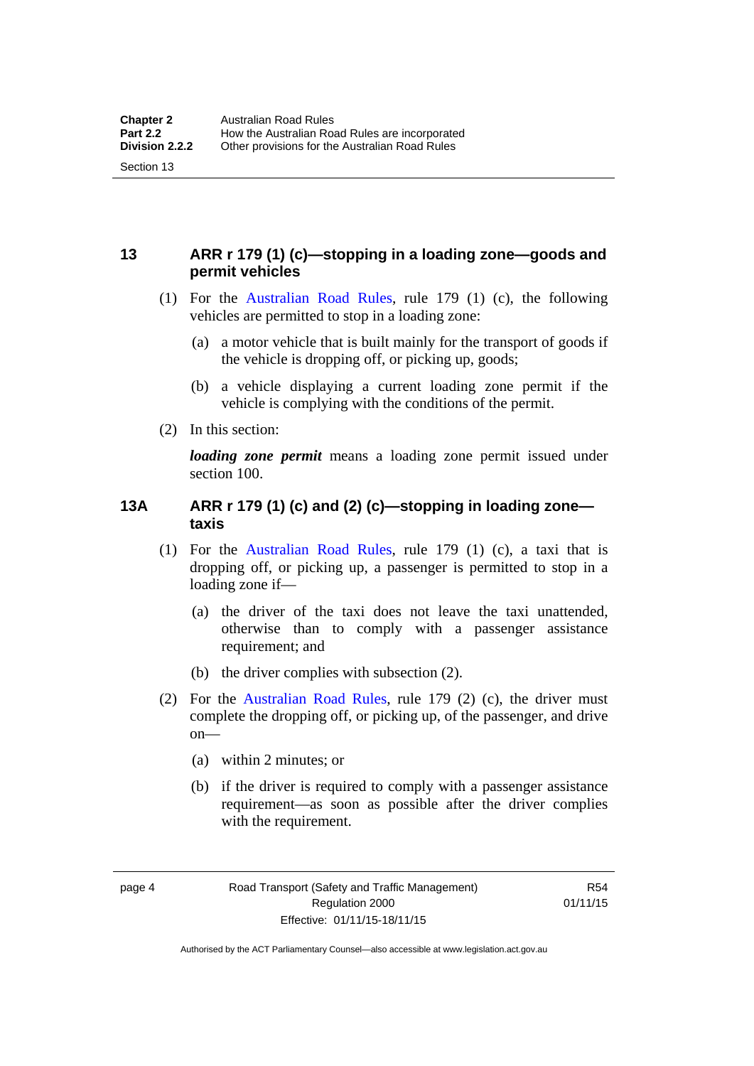## 13 ARR r 179 (1) (c)—stopping in a loading zone—goods and permit vehicles

(1) For the Australian Road Rules, rule 179 (1) (c), the following vehicles are permitted to stop in a loading zone:

(a) a motor vehicle that is built mainly for the transport of goods if the vehicle is dropping off, or picking up, goods;

(b) a vehicle displaying a current loading zone permit if the vehicle is complying with the conditions of the permit.

(2) In this section:

***loading zone permit*** means a loading zone permit issued under section 100.

## 13A ARR r 179 (1) (c) and (2) (c)—stopping in loading zone—taxis

(1) For the Australian Road Rules, rule 179 (1) (c), a taxi that is dropping off, or picking up, a passenger is permitted to stop in a loading zone if—

(a) the driver of the taxi does not leave the taxi unattended, otherwise than to comply with a passenger assistance requirement; and

(b) the driver complies with subsection (2).

(2) For the Australian Road Rules, rule 179 (2) (c), the driver must complete the dropping off, or picking up, of the passenger, and drive on—

(a) within 2 minutes; or

(b) if the driver is required to comply with a passenger assistance requirement—as soon as possible after the driver complies with the requirement.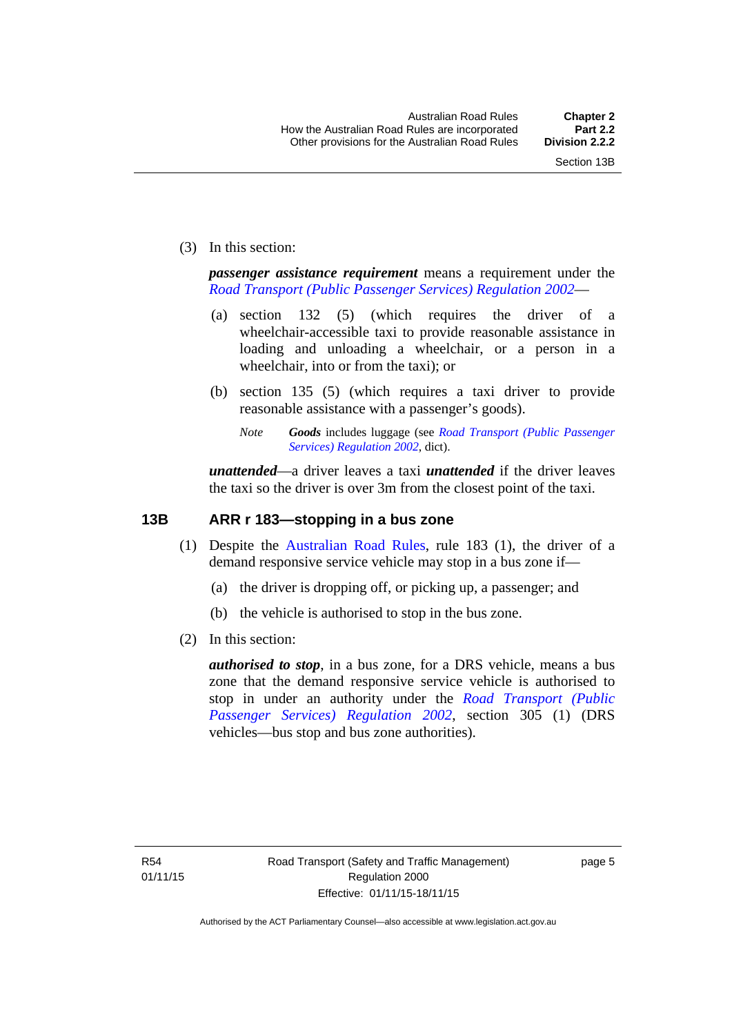(3) In this section:

***passenger assistance requirement*** means a requirement under the *Road Transport (Public Passenger Services) Regulation 2002*—

(a) section 132 (5) (which requires the driver of a wheelchair-accessible taxi to provide reasonable assistance in loading and unloading a wheelchair, or a person in a wheelchair, into or from the taxi); or

(b) section 135 (5) (which requires a taxi driver to provide reasonable assistance with a passenger's goods).

*Note* ***Goods*** includes luggage (see *Road Transport (Public Passenger Services) Regulation 2002*, dict).

***unattended***—a driver leaves a taxi ***unattended*** if the driver leaves the taxi so the driver is over 3m from the closest point of the taxi.

## 13B ARR r 183—stopping in a bus zone

(1) Despite the Australian Road Rules, rule 183 (1), the driver of a demand responsive service vehicle may stop in a bus zone if—

(a) the driver is dropping off, or picking up, a passenger; and

(b) the vehicle is authorised to stop in the bus zone.

(2) In this section:

***authorised to stop***, in a bus zone, for a DRS vehicle, means a bus zone that the demand responsive service vehicle is authorised to stop in under an authority under the *Road Transport (Public Passenger Services) Regulation 2002*, section 305 (1) (DRS vehicles—bus stop and bus zone authorities).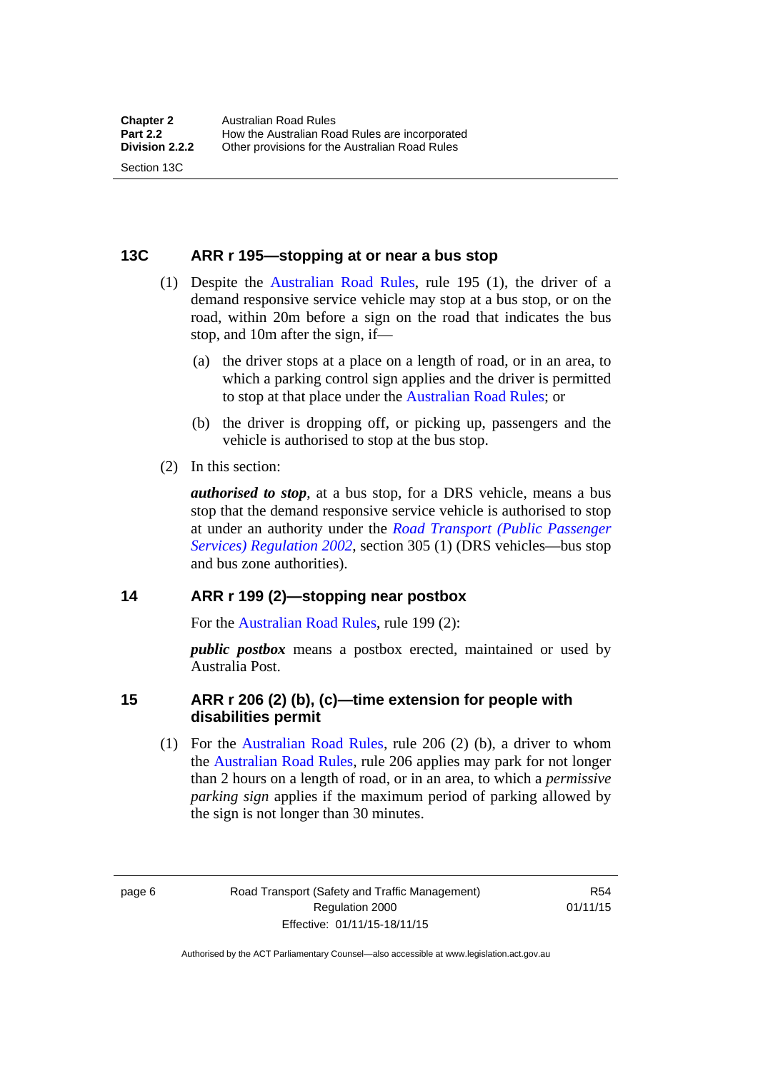### 13C ARR r 195—stopping at or near a bus stop

(1) Despite the Australian Road Rules, rule 195 (1), the driver of a demand responsive service vehicle may stop at a bus stop, or on the road, within 20m before a sign on the road that indicates the bus stop, and 10m after the sign, if—

(a) the driver stops at a place on a length of road, or in an area, to which a parking control sign applies and the driver is permitted to stop at that place under the Australian Road Rules; or

(b) the driver is dropping off, or picking up, passengers and the vehicle is authorised to stop at the bus stop.

(2) In this section:

***authorised to stop***, at a bus stop, for a DRS vehicle, means a bus stop that the demand responsive service vehicle is authorised to stop at under an authority under the *Road Transport (Public Passenger Services) Regulation 2002*, section 305 (1) (DRS vehicles—bus stop and bus zone authorities).

### 14 ARR r 199 (2)—stopping near postbox

For the Australian Road Rules, rule 199 (2):

***public postbox*** means a postbox erected, maintained or used by Australia Post.

### 15 ARR r 206 (2) (b), (c)—time extension for people with disabilities permit

(1) For the Australian Road Rules, rule 206 (2) (b), a driver to whom the Australian Road Rules, rule 206 applies may park for not longer than 2 hours on a length of road, or in an area, to which a *permissive parking sign* applies if the maximum period of parking allowed by the sign is not longer than 30 minutes.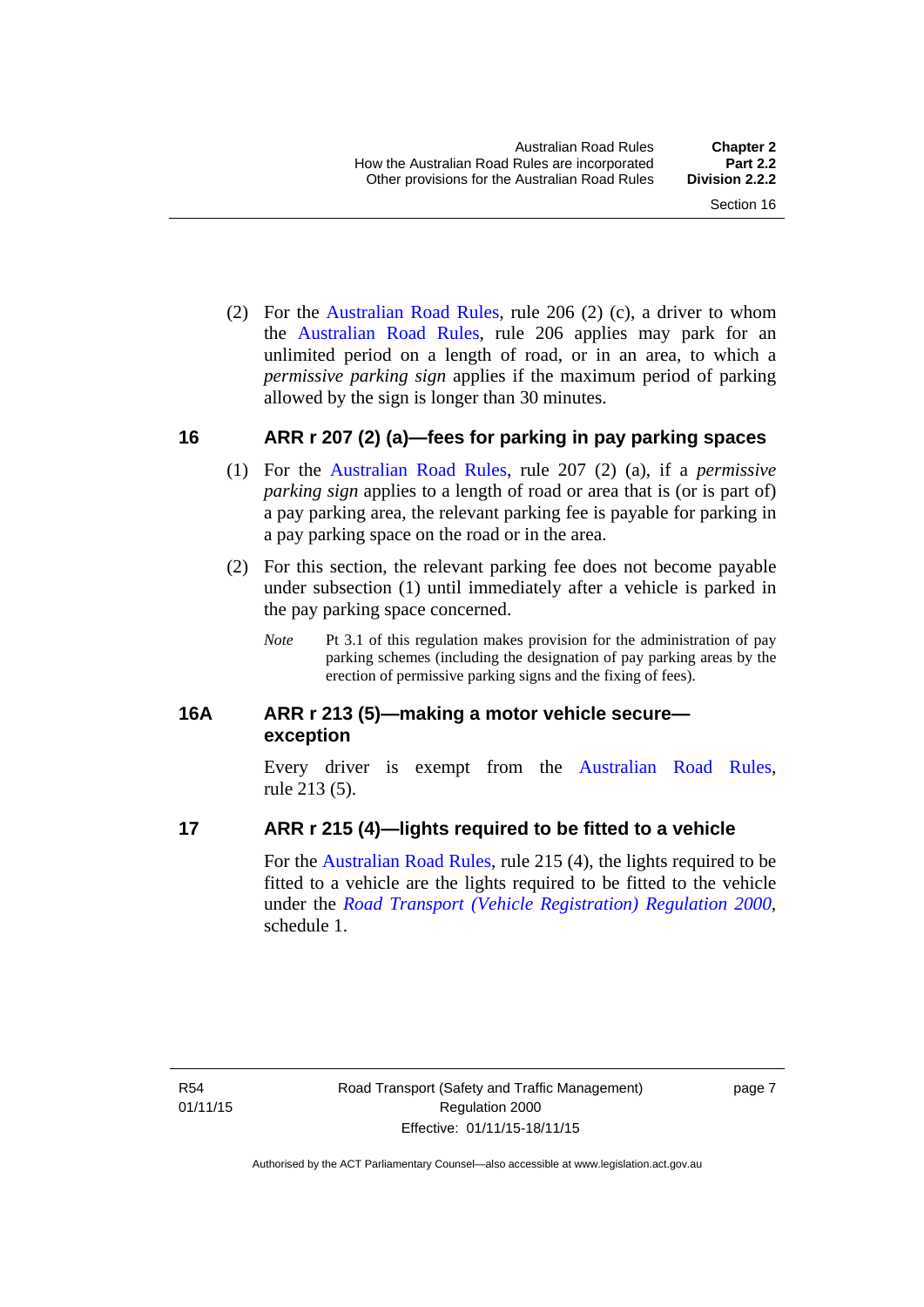(2) For the Australian Road Rules, rule 206 (2) (c), a driver to whom the Australian Road Rules, rule 206 applies may park for an unlimited period on a length of road, or in an area, to which a *permissive parking sign* applies if the maximum period of parking allowed by the sign is longer than 30 minutes.

## 16 ARR r 207 (2) (a)—fees for parking in pay parking spaces

(1) For the Australian Road Rules, rule 207 (2) (a), if a *permissive parking sign* applies to a length of road or area that is (or is part of) a pay parking area, the relevant parking fee is payable for parking in a pay parking space on the road or in the area.

(2) For this section, the relevant parking fee does not become payable under subsection (1) until immediately after a vehicle is parked in the pay parking space concerned.

*Note* Pt 3.1 of this regulation makes provision for the administration of pay parking schemes (including the designation of pay parking areas by the erection of permissive parking signs and the fixing of fees).

## 16A ARR r 213 (5)—making a motor vehicle secure—exception

Every driver is exempt from the Australian Road Rules, rule 213 (5).

## 17 ARR r 215 (4)—lights required to be fitted to a vehicle

For the Australian Road Rules, rule 215 (4), the lights required to be fitted to a vehicle are the lights required to be fitted to the vehicle under the *Road Transport (Vehicle Registration) Regulation 2000*, schedule 1.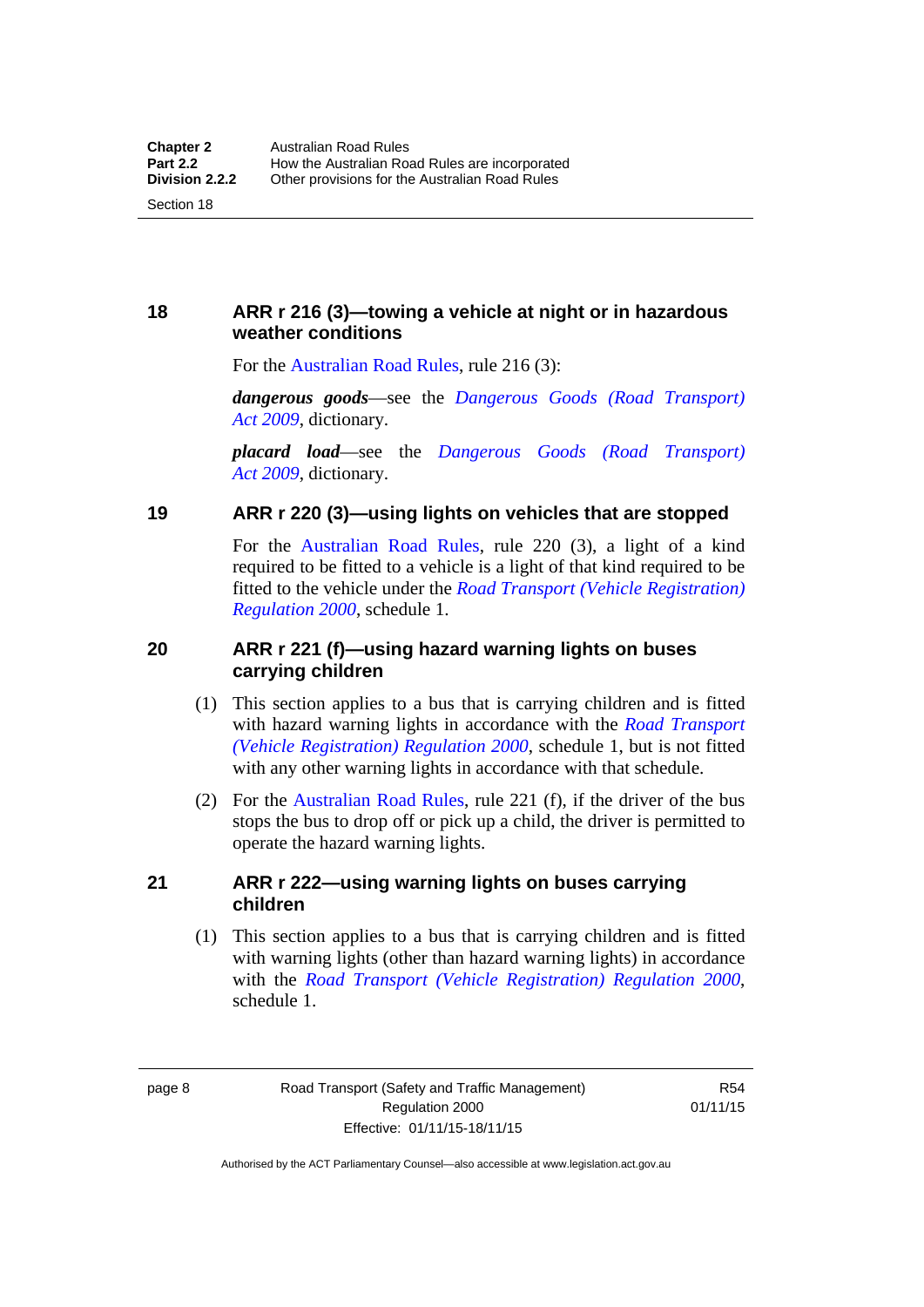### 18 ARR r 216 (3)—towing a vehicle at night or in hazardous weather conditions

For the Australian Road Rules, rule 216 (3):

***dangerous goods***—see the *Dangerous Goods (Road Transport) Act 2009*, dictionary.

***placard load***—see the *Dangerous Goods (Road Transport) Act 2009*, dictionary.

### 19 ARR r 220 (3)—using lights on vehicles that are stopped

For the Australian Road Rules, rule 220 (3), a light of a kind required to be fitted to a vehicle is a light of that kind required to be fitted to the vehicle under the *Road Transport (Vehicle Registration) Regulation 2000*, schedule 1.

### 20 ARR r 221 (f)—using hazard warning lights on buses carrying children

(1) This section applies to a bus that is carrying children and is fitted with hazard warning lights in accordance with the *Road Transport (Vehicle Registration) Regulation 2000*, schedule 1, but is not fitted with any other warning lights in accordance with that schedule.

(2) For the Australian Road Rules, rule 221 (f), if the driver of the bus stops the bus to drop off or pick up a child, the driver is permitted to operate the hazard warning lights.

### 21 ARR r 222—using warning lights on buses carrying children

(1) This section applies to a bus that is carrying children and is fitted with warning lights (other than hazard warning lights) in accordance with the *Road Transport (Vehicle Registration) Regulation 2000*, schedule 1.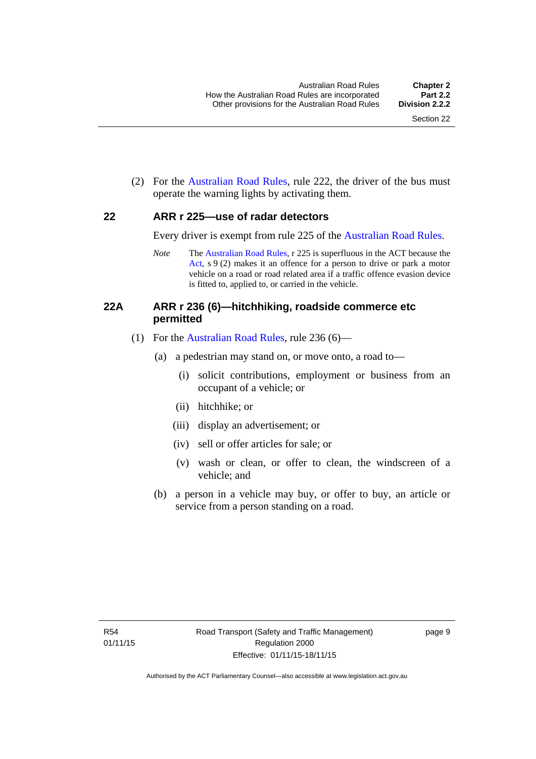(2) For the Australian Road Rules, rule 222, the driver of the bus must operate the warning lights by activating them.

## 22 ARR r 225—use of radar detectors

Every driver is exempt from rule 225 of the Australian Road Rules.

*Note* The Australian Road Rules, r 225 is superfluous in the ACT because the Act, s 9 (2) makes it an offence for a person to drive or park a motor vehicle on a road or road related area if a traffic offence evasion device is fitted to, applied to, or carried in the vehicle.

## 22A ARR r 236 (6)—hitchhiking, roadside commerce etc permitted

(1) For the Australian Road Rules, rule 236 (6)—

(a) a pedestrian may stand on, or move onto, a road to—

(i) solicit contributions, employment or business from an occupant of a vehicle; or

(ii) hitchhike; or

(iii) display an advertisement; or

(iv) sell or offer articles for sale; or

(v) wash or clean, or offer to clean, the windscreen of a vehicle; and

(b) a person in a vehicle may buy, or offer to buy, an article or service from a person standing on a road.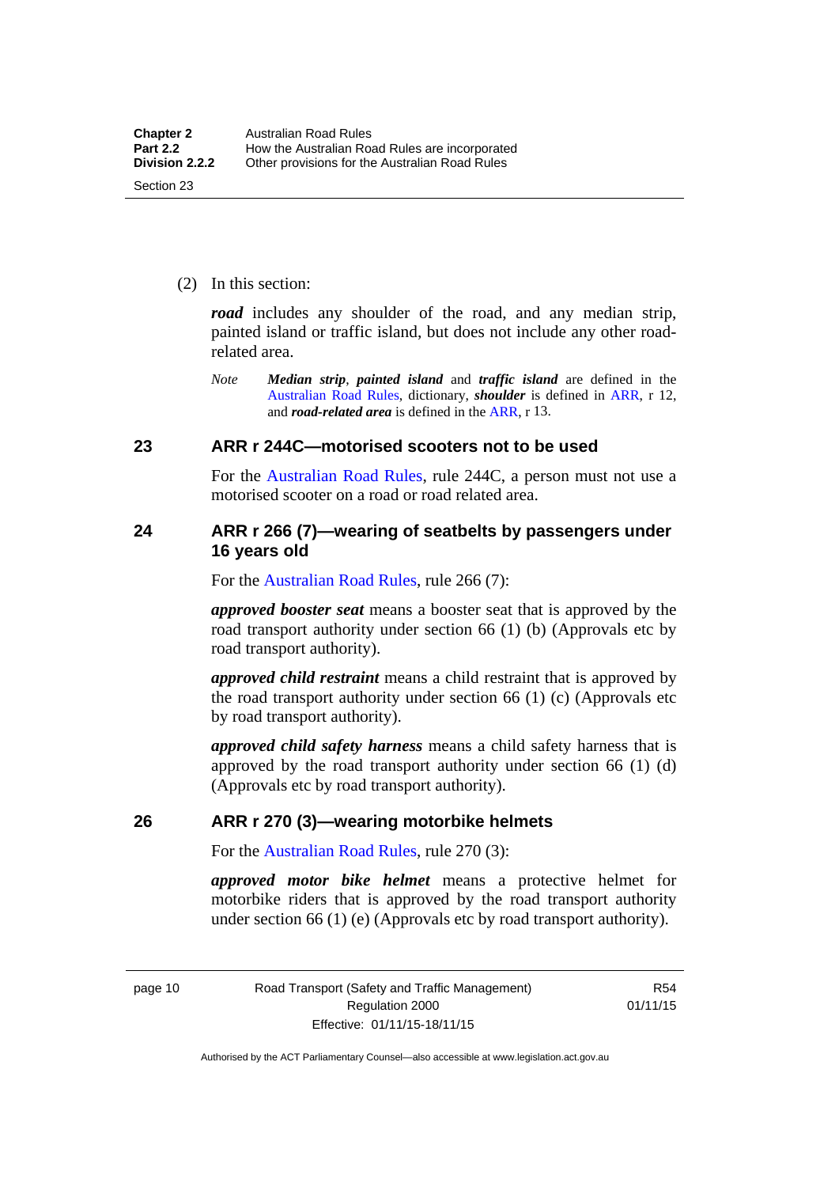(2) In this section:

***road*** includes any shoulder of the road, and any median strip, painted island or traffic island, but does not include any other road-related area.

*Note* ***Median strip***, ***painted island*** and ***traffic island*** are defined in the Australian Road Rules, dictionary, ***shoulder*** is defined in ARR, r 12, and ***road-related area*** is defined in the ARR, r 13.

## 23 ARR r 244C—motorised scooters not to be used

For the Australian Road Rules, rule 244C, a person must not use a motorised scooter on a road or road related area.

## 24 ARR r 266 (7)—wearing of seatbelts by passengers under 16 years old

For the Australian Road Rules, rule 266 (7):

***approved booster seat*** means a booster seat that is approved by the road transport authority under section 66 (1) (b) (Approvals etc by road transport authority).

***approved child restraint*** means a child restraint that is approved by the road transport authority under section 66 (1) (c) (Approvals etc by road transport authority).

***approved child safety harness*** means a child safety harness that is approved by the road transport authority under section 66 (1) (d) (Approvals etc by road transport authority).

## 26 ARR r 270 (3)—wearing motorbike helmets

For the Australian Road Rules, rule 270 (3):

***approved motor bike helmet*** means a protective helmet for motorbike riders that is approved by the road transport authority under section 66 (1) (e) (Approvals etc by road transport authority).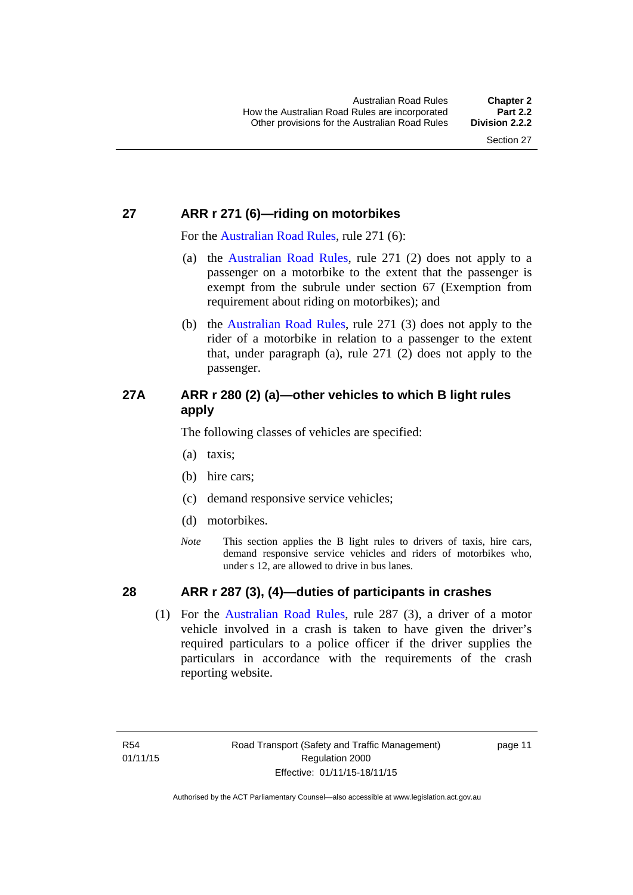## 27 ARR r 271 (6)—riding on motorbikes

For the Australian Road Rules, rule 271 (6):

(a) the Australian Road Rules, rule 271 (2) does not apply to a passenger on a motorbike to the extent that the passenger is exempt from the subrule under section 67 (Exemption from requirement about riding on motorbikes); and

(b) the Australian Road Rules, rule 271 (3) does not apply to the rider of a motorbike in relation to a passenger to the extent that, under paragraph (a), rule 271 (2) does not apply to the passenger.

## 27A ARR r 280 (2) (a)—other vehicles to which B light rules apply

The following classes of vehicles are specified:

(a) taxis;

(b) hire cars;

(c) demand responsive service vehicles;

(d) motorbikes.

*Note* This section applies the B light rules to drivers of taxis, hire cars, demand responsive service vehicles and riders of motorbikes who, under s 12, are allowed to drive in bus lanes.

## 28 ARR r 287 (3), (4)—duties of participants in crashes

(1) For the Australian Road Rules, rule 287 (3), a driver of a motor vehicle involved in a crash is taken to have given the driver's required particulars to a police officer if the driver supplies the particulars in accordance with the requirements of the crash reporting website.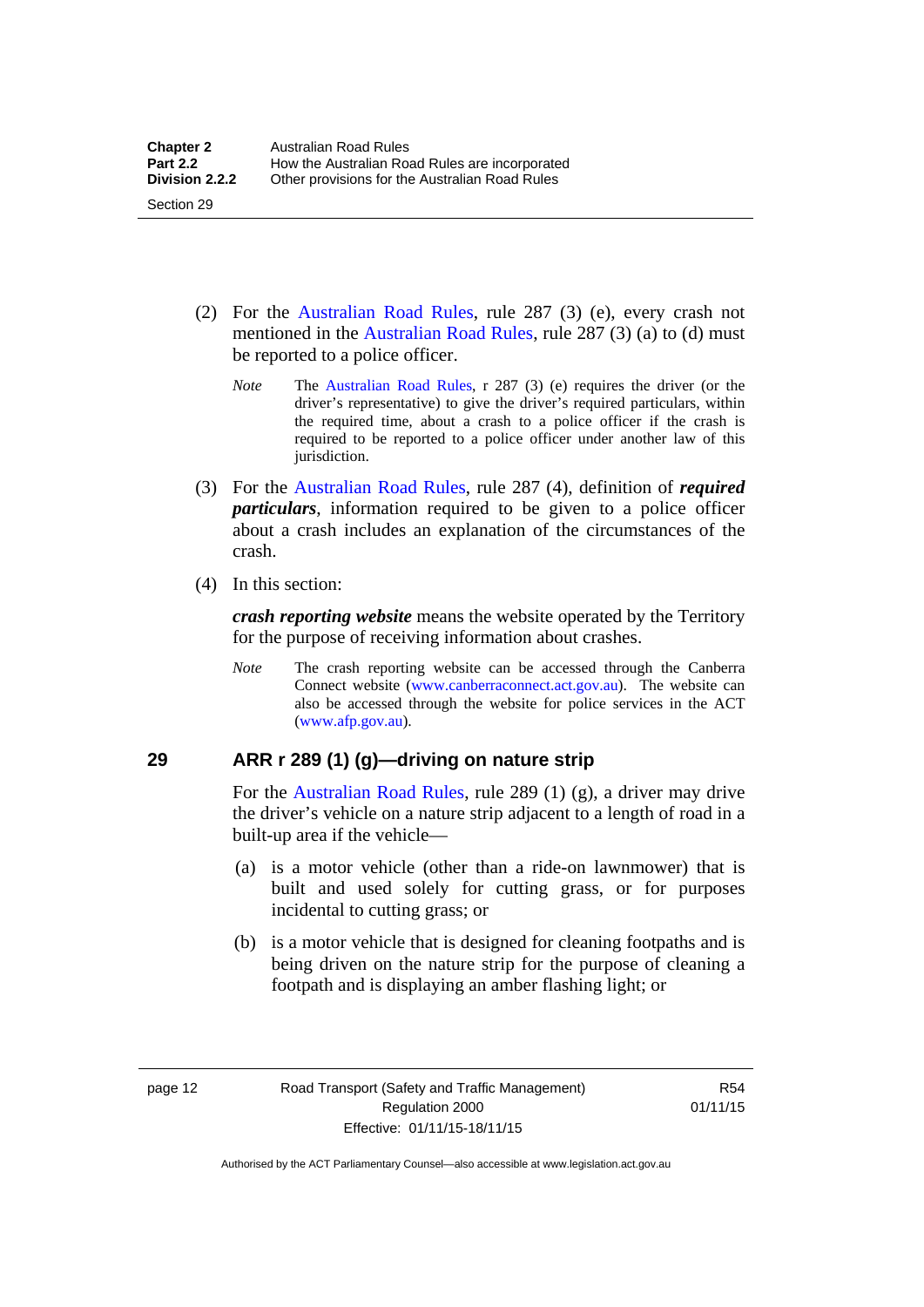(2) For the Australian Road Rules, rule 287 (3) (e), every crash not mentioned in the Australian Road Rules, rule 287 (3) (a) to (d) must be reported to a police officer.

*Note* The Australian Road Rules, r 287 (3) (e) requires the driver (or the driver's representative) to give the driver's required particulars, within the required time, about a crash to a police officer if the crash is required to be reported to a police officer under another law of this jurisdiction.

(3) For the Australian Road Rules, rule 287 (4), definition of ***required particulars***, information required to be given to a police officer about a crash includes an explanation of the circumstances of the crash.

(4) In this section:

***crash reporting website*** means the website operated by the Territory for the purpose of receiving information about crashes.

*Note* The crash reporting website can be accessed through the Canberra Connect website (www.canberraconnect.act.gov.au). The website can also be accessed through the website for police services in the ACT (www.afp.gov.au).

## 29 ARR r 289 (1) (g)—driving on nature strip

For the Australian Road Rules, rule 289 (1) (g), a driver may drive the driver's vehicle on a nature strip adjacent to a length of road in a built-up area if the vehicle—

(a) is a motor vehicle (other than a ride-on lawnmower) that is built and used solely for cutting grass, or for purposes incidental to cutting grass; or

(b) is a motor vehicle that is designed for cleaning footpaths and is being driven on the nature strip for the purpose of cleaning a footpath and is displaying an amber flashing light; or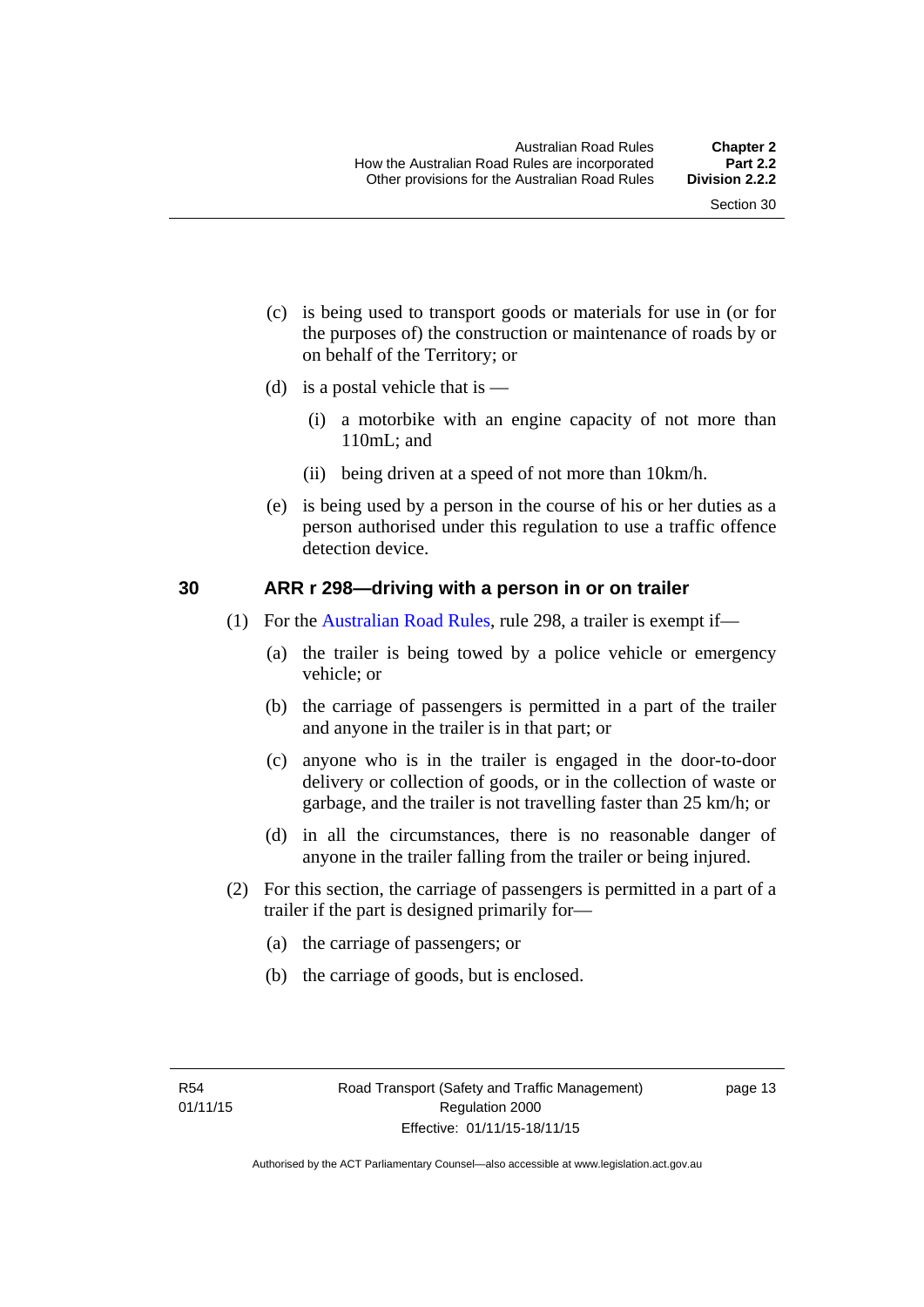(c) is being used to transport goods or materials for use in (or for the purposes of) the construction or maintenance of roads by or on behalf of the Territory; or

(d) is a postal vehicle that is —

(i) a motorbike with an engine capacity of not more than 110mL; and

(ii) being driven at a speed of not more than 10km/h.

(e) is being used by a person in the course of his or her duties as a person authorised under this regulation to use a traffic offence detection device.

### 30 ARR r 298—driving with a person in or on trailer

(1) For the Australian Road Rules, rule 298, a trailer is exempt if—

(a) the trailer is being towed by a police vehicle or emergency vehicle; or

(b) the carriage of passengers is permitted in a part of the trailer and anyone in the trailer is in that part; or

(c) anyone who is in the trailer is engaged in the door-to-door delivery or collection of goods, or in the collection of waste or garbage, and the trailer is not travelling faster than 25 km/h; or

(d) in all the circumstances, there is no reasonable danger of anyone in the trailer falling from the trailer or being injured.

(2) For this section, the carriage of passengers is permitted in a part of a trailer if the part is designed primarily for—

(a) the carriage of passengers; or

(b) the carriage of goods, but is enclosed.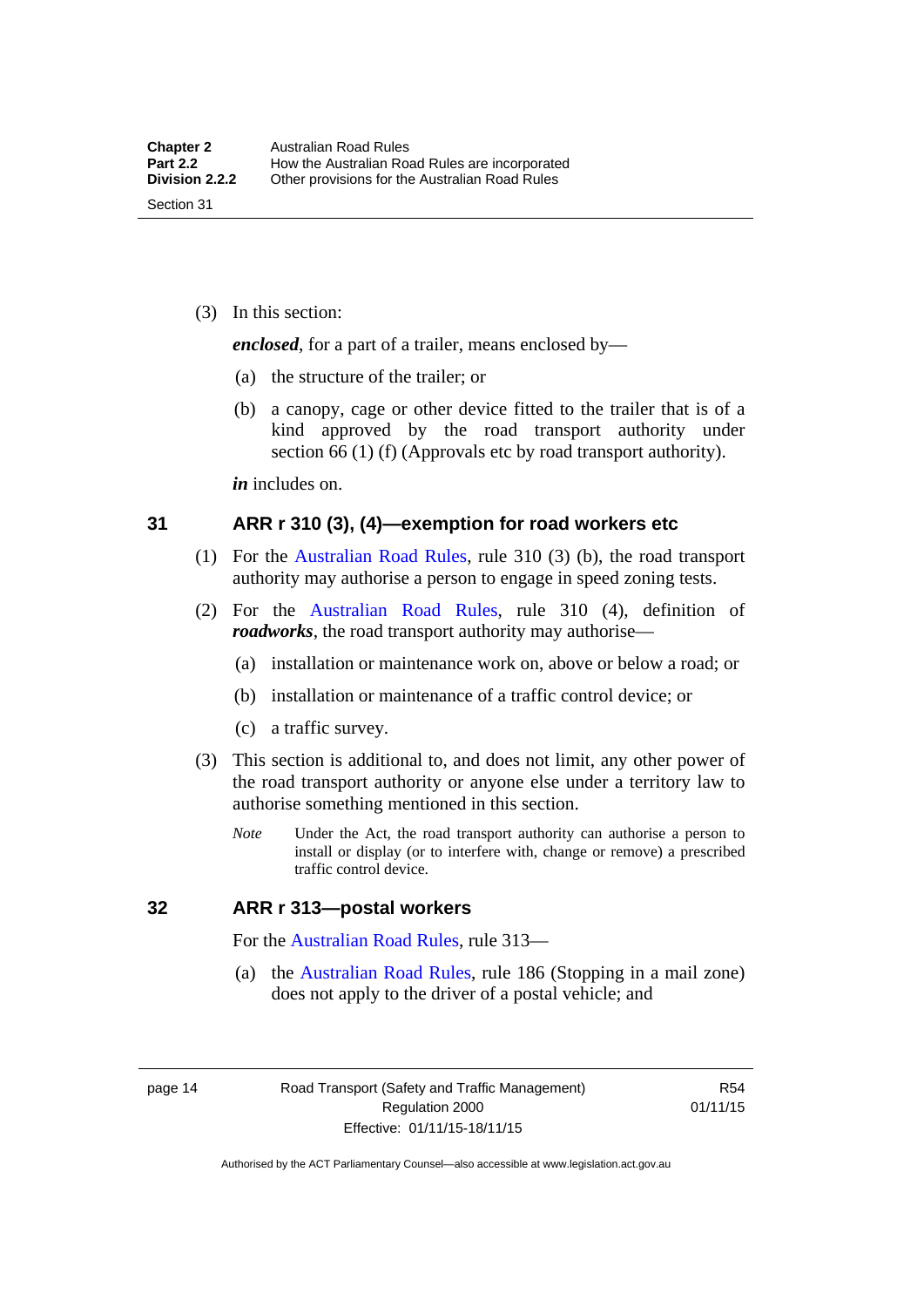(3) In this section:

***enclosed***, for a part of a trailer, means enclosed by—

(a) the structure of the trailer; or

(b) a canopy, cage or other device fitted to the trailer that is of a kind approved by the road transport authority under section 66 (1) (f) (Approvals etc by road transport authority).

***in*** includes on.

## 31 ARR r 310 (3), (4)—exemption for road workers etc

(1) For the Australian Road Rules, rule 310 (3) (b), the road transport authority may authorise a person to engage in speed zoning tests.

(2) For the Australian Road Rules, rule 310 (4), definition of ***roadworks***, the road transport authority may authorise—

(a) installation or maintenance work on, above or below a road; or

(b) installation or maintenance of a traffic control device; or

(c) a traffic survey.

(3) This section is additional to, and does not limit, any other power of the road transport authority or anyone else under a territory law to authorise something mentioned in this section.

*Note* Under the Act, the road transport authority can authorise a person to install or display (or to interfere with, change or remove) a prescribed traffic control device.

## 32 ARR r 313—postal workers

For the Australian Road Rules, rule 313—

(a) the Australian Road Rules, rule 186 (Stopping in a mail zone) does not apply to the driver of a postal vehicle; and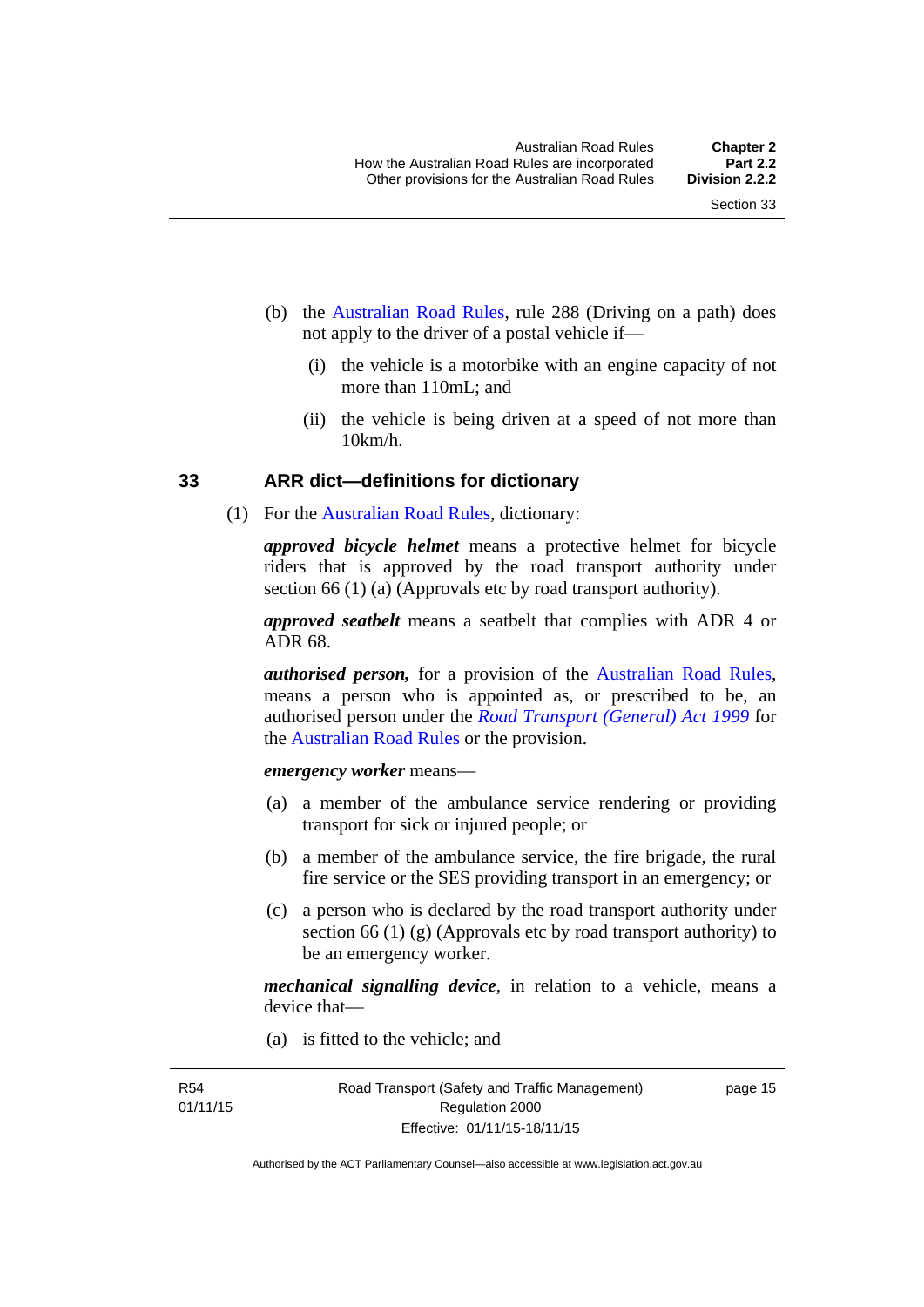(b) the Australian Road Rules, rule 288 (Driving on a path) does not apply to the driver of a postal vehicle if—

(i) the vehicle is a motorbike with an engine capacity of not more than 110mL; and

(ii) the vehicle is being driven at a speed of not more than 10km/h.

## 33 ARR dict—definitions for dictionary

(1) For the Australian Road Rules, dictionary:

***approved bicycle helmet*** means a protective helmet for bicycle riders that is approved by the road transport authority under section 66 (1) (a) (Approvals etc by road transport authority).

***approved seatbelt*** means a seatbelt that complies with ADR 4 or ADR 68.

***authorised person,*** for a provision of the Australian Road Rules, means a person who is appointed as, or prescribed to be, an authorised person under the *Road Transport (General) Act 1999* for the Australian Road Rules or the provision.

***emergency worker*** means—

(a) a member of the ambulance service rendering or providing transport for sick or injured people; or

(b) a member of the ambulance service, the fire brigade, the rural fire service or the SES providing transport in an emergency; or

(c) a person who is declared by the road transport authority under section 66 (1) (g) (Approvals etc by road transport authority) to be an emergency worker.

***mechanical signalling device***, in relation to a vehicle, means a device that—

(a) is fitted to the vehicle; and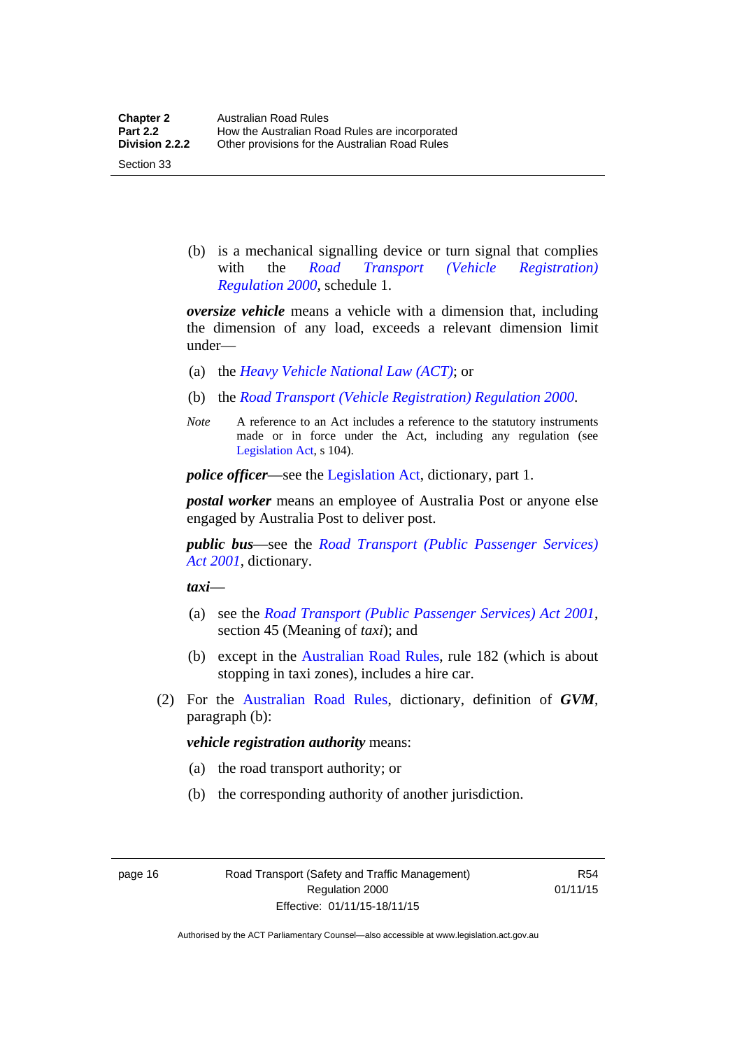(b) is a mechanical signalling device or turn signal that complies with the *Road Transport (Vehicle Registration) Regulation 2000*, schedule 1.

***oversize vehicle*** means a vehicle with a dimension that, including the dimension of any load, exceeds a relevant dimension limit under—

(a) the *Heavy Vehicle National Law (ACT)*; or

(b) the *Road Transport (Vehicle Registration) Regulation 2000*.

*Note* A reference to an Act includes a reference to the statutory instruments made or in force under the Act, including any regulation (see Legislation Act, s 104).

***police officer***—see the Legislation Act, dictionary, part 1.

***postal worker*** means an employee of Australia Post or anyone else engaged by Australia Post to deliver post.

***public bus***—see the *Road Transport (Public Passenger Services) Act 2001*, dictionary.

***taxi***—

(a) see the *Road Transport (Public Passenger Services) Act 2001*, section 45 (Meaning of *taxi*); and

(b) except in the Australian Road Rules, rule 182 (which is about stopping in taxi zones), includes a hire car.

(2) For the Australian Road Rules, dictionary, definition of ***GVM***, paragraph (b):

***vehicle registration authority*** means:

(a) the road transport authority; or

(b) the corresponding authority of another jurisdiction.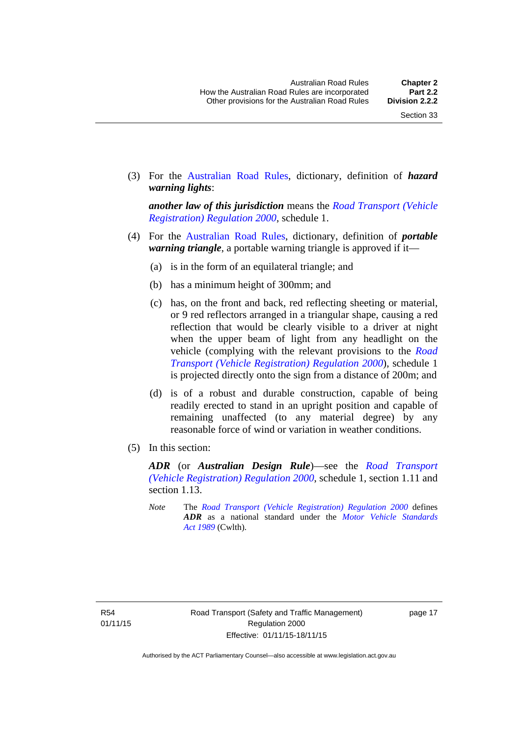(3) For the Australian Road Rules, dictionary, definition of ***hazard warning lights***:

***another law of this jurisdiction*** means the *Road Transport (Vehicle Registration) Regulation 2000*, schedule 1.

(4) For the Australian Road Rules, dictionary, definition of ***portable warning triangle***, a portable warning triangle is approved if it—

(a) is in the form of an equilateral triangle; and

(b) has a minimum height of 300mm; and

(c) has, on the front and back, red reflecting sheeting or material, or 9 red reflectors arranged in a triangular shape, causing a red reflection that would be clearly visible to a driver at night when the upper beam of light from any headlight on the vehicle (complying with the relevant provisions to the *Road Transport (Vehicle Registration) Regulation 2000*), schedule 1 is projected directly onto the sign from a distance of 200m; and

(d) is of a robust and durable construction, capable of being readily erected to stand in an upright position and capable of remaining unaffected (to any material degree) by any reasonable force of wind or variation in weather conditions.

(5) In this section:

***ADR*** (or ***Australian Design Rule***)—see the *Road Transport (Vehicle Registration) Regulation 2000*, schedule 1, section 1.11 and section 1.13.

*Note* The *Road Transport (Vehicle Registration) Regulation 2000* defines ***ADR*** as a national standard under the *Motor Vehicle Standards Act 1989* (Cwlth).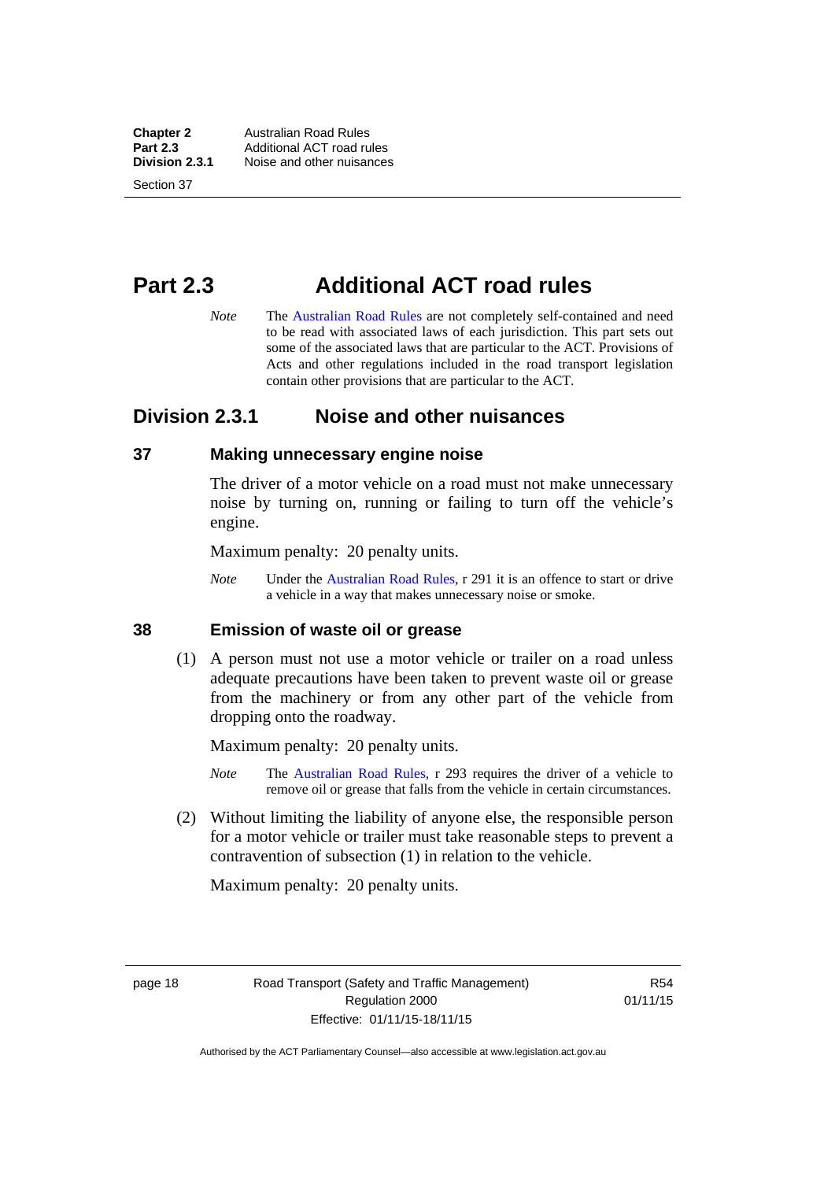# Part 2.3 Additional ACT road rules

*Note* The Australian Road Rules are not completely self-contained and need to be read with associated laws of each jurisdiction. This part sets out some of the associated laws that are particular to the ACT. Provisions of Acts and other regulations included in the road transport legislation contain other provisions that are particular to the ACT.

## Division 2.3.1 Noise and other nuisances

### 37 Making unnecessary engine noise

The driver of a motor vehicle on a road must not make unnecessary noise by turning on, running or failing to turn off the vehicle's engine.

Maximum penalty: 20 penalty units.

*Note* Under the Australian Road Rules, r 291 it is an offence to start or drive a vehicle in a way that makes unnecessary noise or smoke.

### 38 Emission of waste oil or grease

(1) A person must not use a motor vehicle or trailer on a road unless adequate precautions have been taken to prevent waste oil or grease from the machinery or from any other part of the vehicle from dropping onto the roadway.

Maximum penalty: 20 penalty units.

*Note* The Australian Road Rules, r 293 requires the driver of a vehicle to remove oil or grease that falls from the vehicle in certain circumstances.

(2) Without limiting the liability of anyone else, the responsible person for a motor vehicle or trailer must take reasonable steps to prevent a contravention of subsection (1) in relation to the vehicle.

Maximum penalty: 20 penalty units.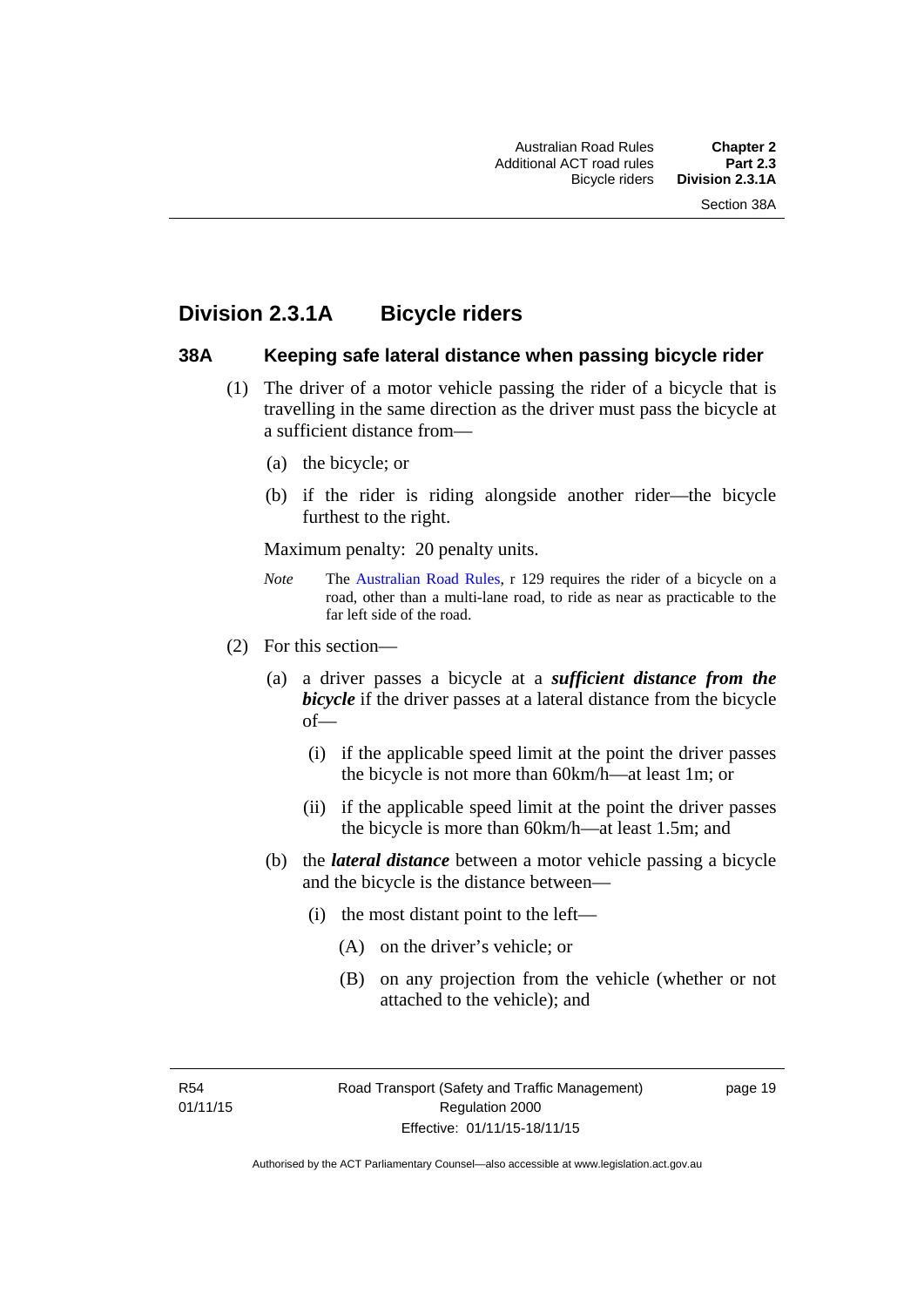## Division 2.3.1A Bicycle riders

### 38A Keeping safe lateral distance when passing bicycle rider

(1) The driver of a motor vehicle passing the rider of a bicycle that is travelling in the same direction as the driver must pass the bicycle at a sufficient distance from—

(a) the bicycle; or

(b) if the rider is riding alongside another rider—the bicycle furthest to the right.

Maximum penalty: 20 penalty units.

*Note* The Australian Road Rules, r 129 requires the rider of a bicycle on a road, other than a multi-lane road, to ride as near as practicable to the far left side of the road.

(2) For this section—

(a) a driver passes a bicycle at a ***sufficient distance from the bicycle*** if the driver passes at a lateral distance from the bicycle of—

(i) if the applicable speed limit at the point the driver passes the bicycle is not more than 60km/h—at least 1m; or

(ii) if the applicable speed limit at the point the driver passes the bicycle is more than 60km/h—at least 1.5m; and

(b) the ***lateral distance*** between a motor vehicle passing a bicycle and the bicycle is the distance between—

(i) the most distant point to the left—

(A) on the driver's vehicle; or

(B) on any projection from the vehicle (whether or not attached to the vehicle); and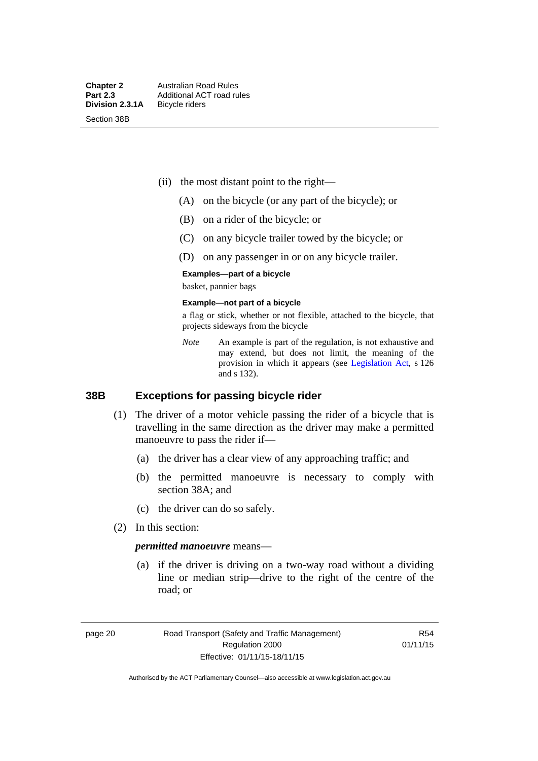(ii) the most distant point to the right—

(A) on the bicycle (or any part of the bicycle); or

(B) on a rider of the bicycle; or

(C) on any bicycle trailer towed by the bicycle; or

(D) on any passenger in or on any bicycle trailer.

**Examples—part of a bicycle**

basket, pannier bags

**Example—not part of a bicycle**

a flag or stick, whether or not flexible, attached to the bicycle, that projects sideways from the bicycle

*Note* An example is part of the regulation, is not exhaustive and may extend, but does not limit, the meaning of the provision in which it appears (see Legislation Act, s 126 and s 132).

## 38B Exceptions for passing bicycle rider

(1) The driver of a motor vehicle passing the rider of a bicycle that is travelling in the same direction as the driver may make a permitted manoeuvre to pass the rider if—

(a) the driver has a clear view of any approaching traffic; and

(b) the permitted manoeuvre is necessary to comply with section 38A; and

(c) the driver can do so safely.

(2) In this section:

***permitted manoeuvre*** means—

(a) if the driver is driving on a two-way road without a dividing line or median strip—drive to the right of the centre of the road; or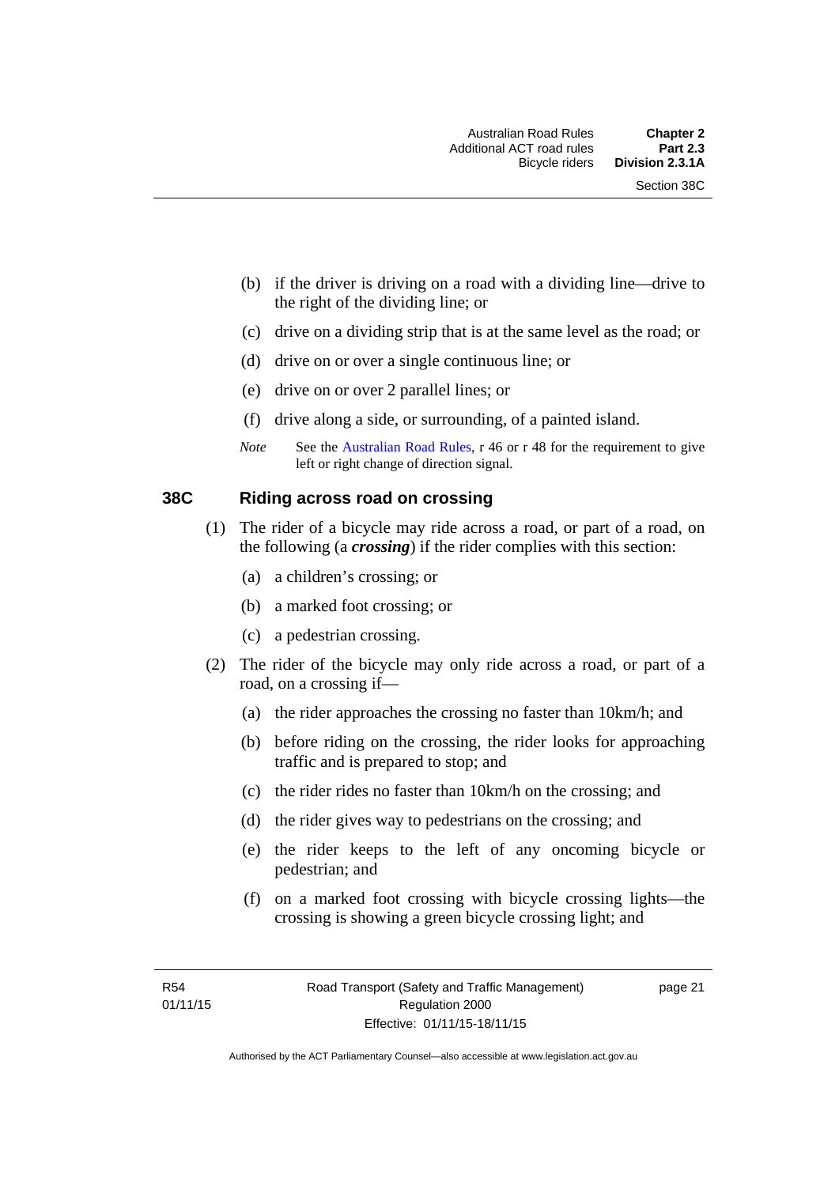(b) if the driver is driving on a road with a dividing line—drive to the right of the dividing line; or

(c) drive on a dividing strip that is at the same level as the road; or

(d) drive on or over a single continuous line; or

(e) drive on or over 2 parallel lines; or

(f) drive along a side, or surrounding, of a painted island.

*Note* See the Australian Road Rules, r 46 or r 48 for the requirement to give left or right change of direction signal.

## 38C Riding across road on crossing

(1) The rider of a bicycle may ride across a road, or part of a road, on the following (a ***crossing***) if the rider complies with this section:

(a) a children's crossing; or

(b) a marked foot crossing; or

(c) a pedestrian crossing.

(2) The rider of the bicycle may only ride across a road, or part of a road, on a crossing if—

(a) the rider approaches the crossing no faster than 10km/h; and

(b) before riding on the crossing, the rider looks for approaching traffic and is prepared to stop; and

(c) the rider rides no faster than 10km/h on the crossing; and

(d) the rider gives way to pedestrians on the crossing; and

(e) the rider keeps to the left of any oncoming bicycle or pedestrian; and

(f) on a marked foot crossing with bicycle crossing lights—the crossing is showing a green bicycle crossing light; and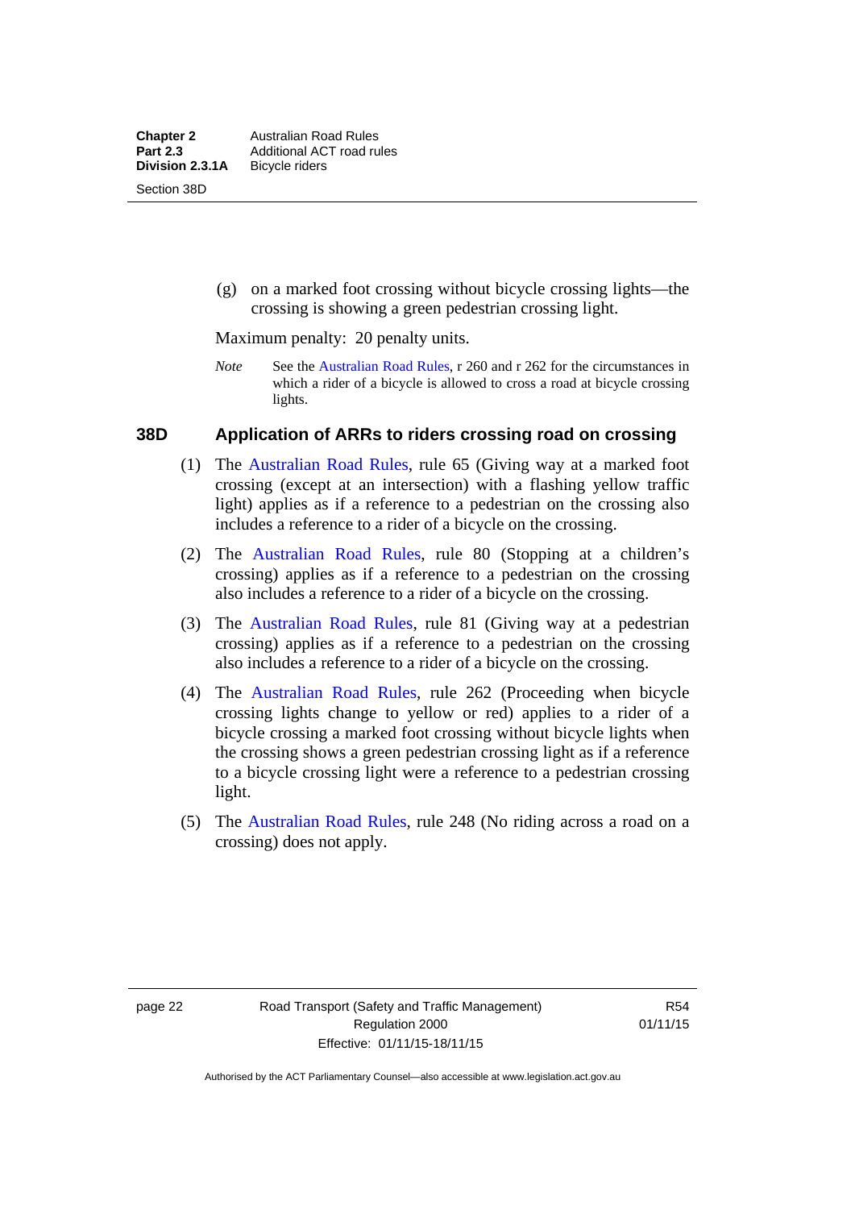(g) on a marked foot crossing without bicycle crossing lights—the crossing is showing a green pedestrian crossing light.

Maximum penalty: 20 penalty units.

*Note* See the Australian Road Rules, r 260 and r 262 for the circumstances in which a rider of a bicycle is allowed to cross a road at bicycle crossing lights.

### 38D Application of ARRs to riders crossing road on crossing

(1) The Australian Road Rules, rule 65 (Giving way at a marked foot crossing (except at an intersection) with a flashing yellow traffic light) applies as if a reference to a pedestrian on the crossing also includes a reference to a rider of a bicycle on the crossing.

(2) The Australian Road Rules, rule 80 (Stopping at a children's crossing) applies as if a reference to a pedestrian on the crossing also includes a reference to a rider of a bicycle on the crossing.

(3) The Australian Road Rules, rule 81 (Giving way at a pedestrian crossing) applies as if a reference to a pedestrian on the crossing also includes a reference to a rider of a bicycle on the crossing.

(4) The Australian Road Rules, rule 262 (Proceeding when bicycle crossing lights change to yellow or red) applies to a rider of a bicycle crossing a marked foot crossing without bicycle lights when the crossing shows a green pedestrian crossing light as if a reference to a bicycle crossing light were a reference to a pedestrian crossing light.

(5) The Australian Road Rules, rule 248 (No riding across a road on a crossing) does not apply.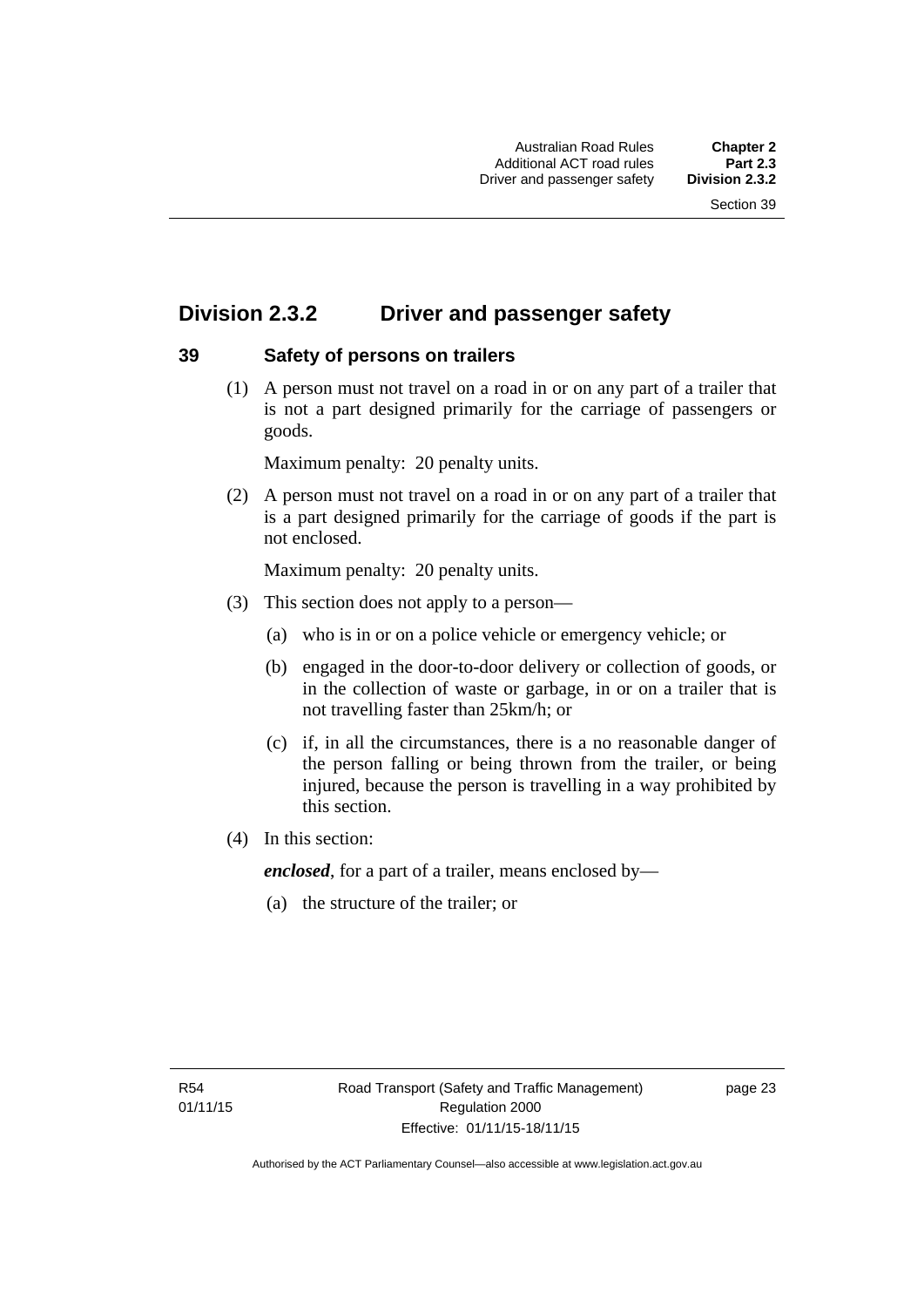## Division 2.3.2 Driver and passenger safety

### 39 Safety of persons on trailers

(1) A person must not travel on a road in or on any part of a trailer that is not a part designed primarily for the carriage of passengers or goods.

Maximum penalty: 20 penalty units.

(2) A person must not travel on a road in or on any part of a trailer that is a part designed primarily for the carriage of goods if the part is not enclosed.

Maximum penalty: 20 penalty units.

(3) This section does not apply to a person—

(a) who is in or on a police vehicle or emergency vehicle; or

(b) engaged in the door-to-door delivery or collection of goods, or in the collection of waste or garbage, in or on a trailer that is not travelling faster than 25km/h; or

(c) if, in all the circumstances, there is a no reasonable danger of the person falling or being thrown from the trailer, or being injured, because the person is travelling in a way prohibited by this section.

(4) In this section:

***enclosed***, for a part of a trailer, means enclosed by—

(a) the structure of the trailer; or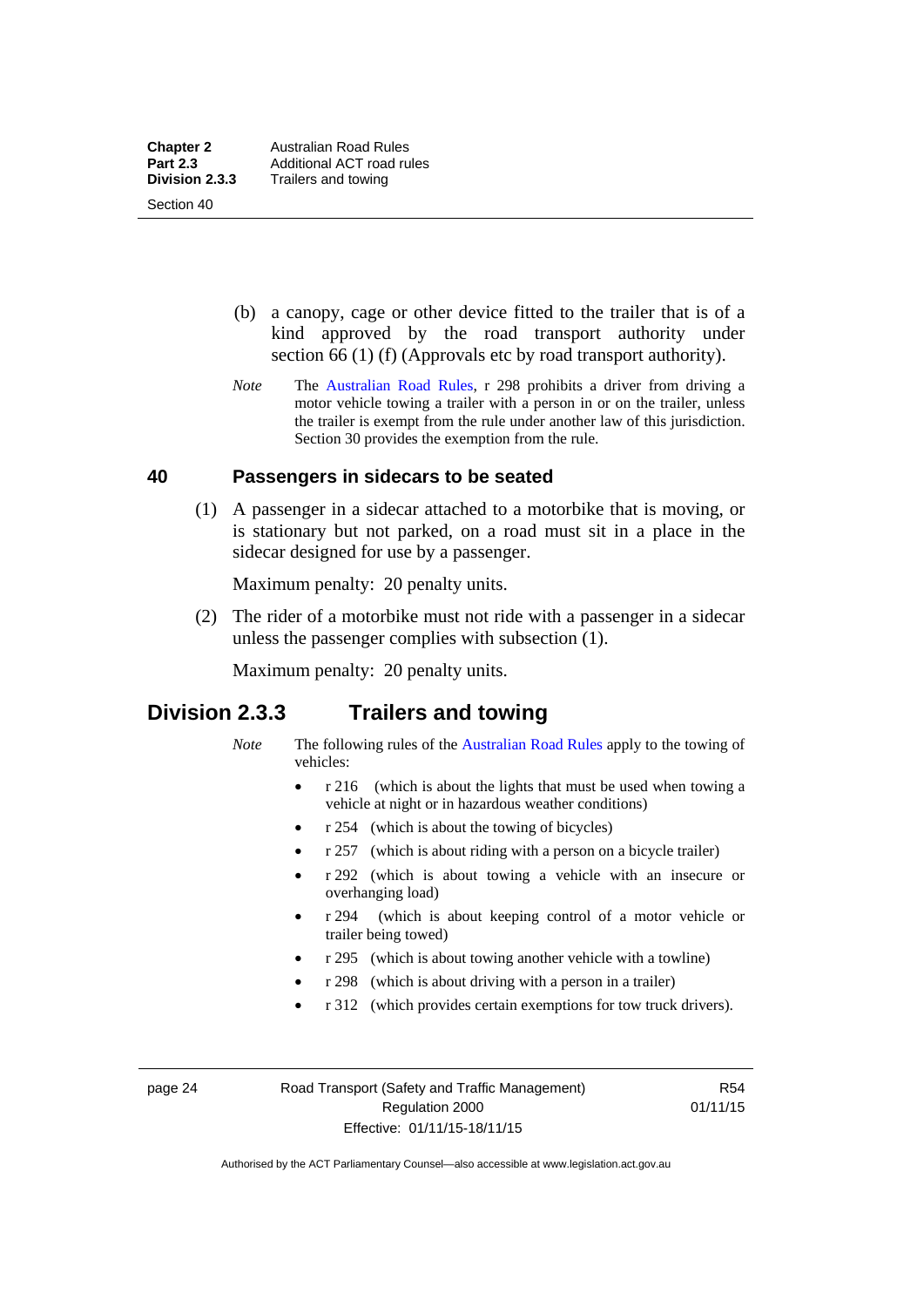(b) a canopy, cage or other device fitted to the trailer that is of a kind approved by the road transport authority under section 66 (1) (f) (Approvals etc by road transport authority).

*Note* The Australian Road Rules, r 298 prohibits a driver from driving a motor vehicle towing a trailer with a person in or on the trailer, unless the trailer is exempt from the rule under another law of this jurisdiction. Section 30 provides the exemption from the rule.

### 40 Passengers in sidecars to be seated

(1) A passenger in a sidecar attached to a motorbike that is moving, or is stationary but not parked, on a road must sit in a place in the sidecar designed for use by a passenger.

Maximum penalty: 20 penalty units.

(2) The rider of a motorbike must not ride with a passenger in a sidecar unless the passenger complies with subsection (1).

Maximum penalty: 20 penalty units.

## Division 2.3.3 Trailers and towing

*Note* The following rules of the Australian Road Rules apply to the towing of vehicles:

- r 216 (which is about the lights that must be used when towing a vehicle at night or in hazardous weather conditions)
- r 254 (which is about the towing of bicycles)
- r 257 (which is about riding with a person on a bicycle trailer)
- r 292 (which is about towing a vehicle with an insecure or overhanging load)
- r 294 (which is about keeping control of a motor vehicle or trailer being towed)
- r 295 (which is about towing another vehicle with a towline)
- r 298 (which is about driving with a person in a trailer)
- r 312 (which provides certain exemptions for tow truck drivers).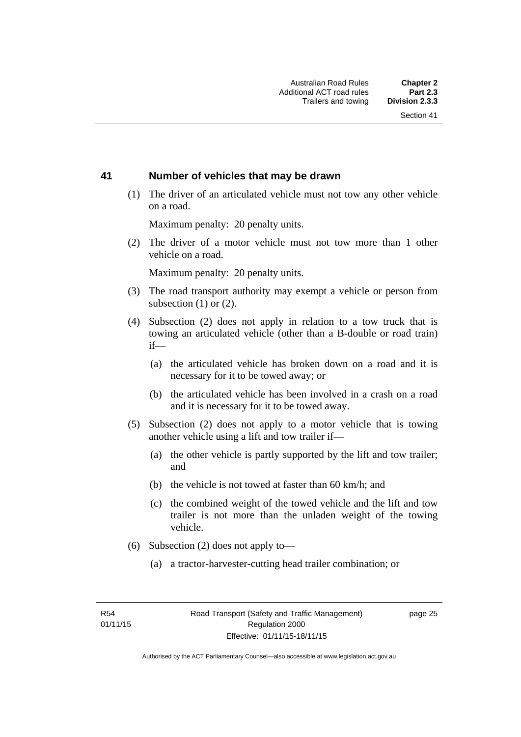## 41 Number of vehicles that may be drawn

(1) The driver of an articulated vehicle must not tow any other vehicle on a road.

Maximum penalty: 20 penalty units.

(2) The driver of a motor vehicle must not tow more than 1 other vehicle on a road.

Maximum penalty: 20 penalty units.

(3) The road transport authority may exempt a vehicle or person from subsection (1) or (2).

(4) Subsection (2) does not apply in relation to a tow truck that is towing an articulated vehicle (other than a B-double or road train) if—

(a) the articulated vehicle has broken down on a road and it is necessary for it to be towed away; or

(b) the articulated vehicle has been involved in a crash on a road and it is necessary for it to be towed away.

(5) Subsection (2) does not apply to a motor vehicle that is towing another vehicle using a lift and tow trailer if—

(a) the other vehicle is partly supported by the lift and tow trailer; and

(b) the vehicle is not towed at faster than 60 km/h; and

(c) the combined weight of the towed vehicle and the lift and tow trailer is not more than the unladen weight of the towing vehicle.

(6) Subsection (2) does not apply to—

(a) a tractor-harvester-cutting head trailer combination; or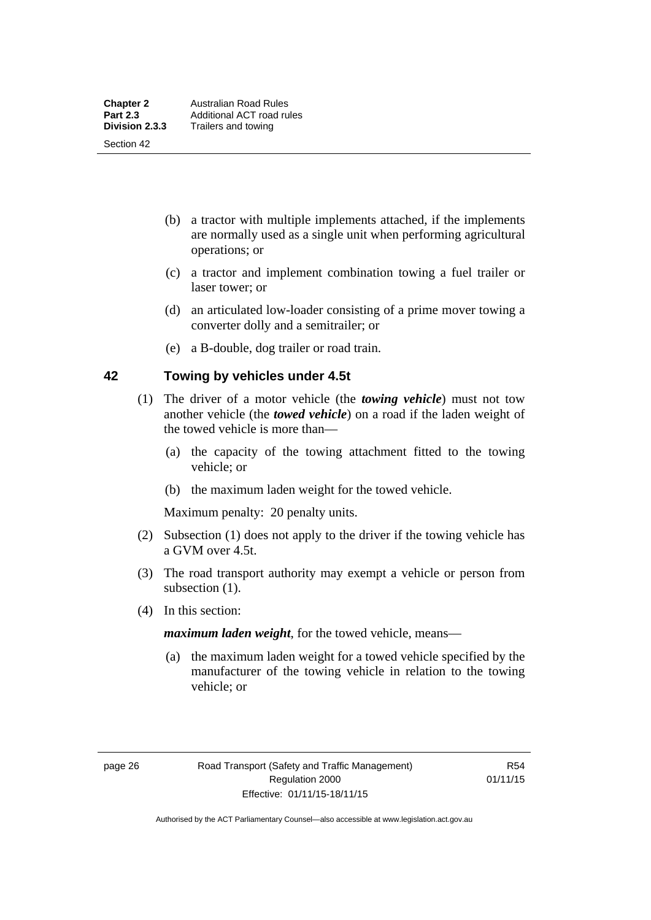(b) a tractor with multiple implements attached, if the implements are normally used as a single unit when performing agricultural operations; or

(c) a tractor and implement combination towing a fuel trailer or laser tower; or

(d) an articulated low-loader consisting of a prime mover towing a converter dolly and a semitrailer; or

(e) a B-double, dog trailer or road train.

## 42 Towing by vehicles under 4.5t

(1) The driver of a motor vehicle (the ***towing vehicle***) must not tow another vehicle (the ***towed vehicle***) on a road if the laden weight of the towed vehicle is more than—

(a) the capacity of the towing attachment fitted to the towing vehicle; or

(b) the maximum laden weight for the towed vehicle.

Maximum penalty: 20 penalty units.

(2) Subsection (1) does not apply to the driver if the towing vehicle has a GVM over 4.5t.

(3) The road transport authority may exempt a vehicle or person from subsection (1).

(4) In this section:

***maximum laden weight***, for the towed vehicle, means—

(a) the maximum laden weight for a towed vehicle specified by the manufacturer of the towing vehicle in relation to the towing vehicle; or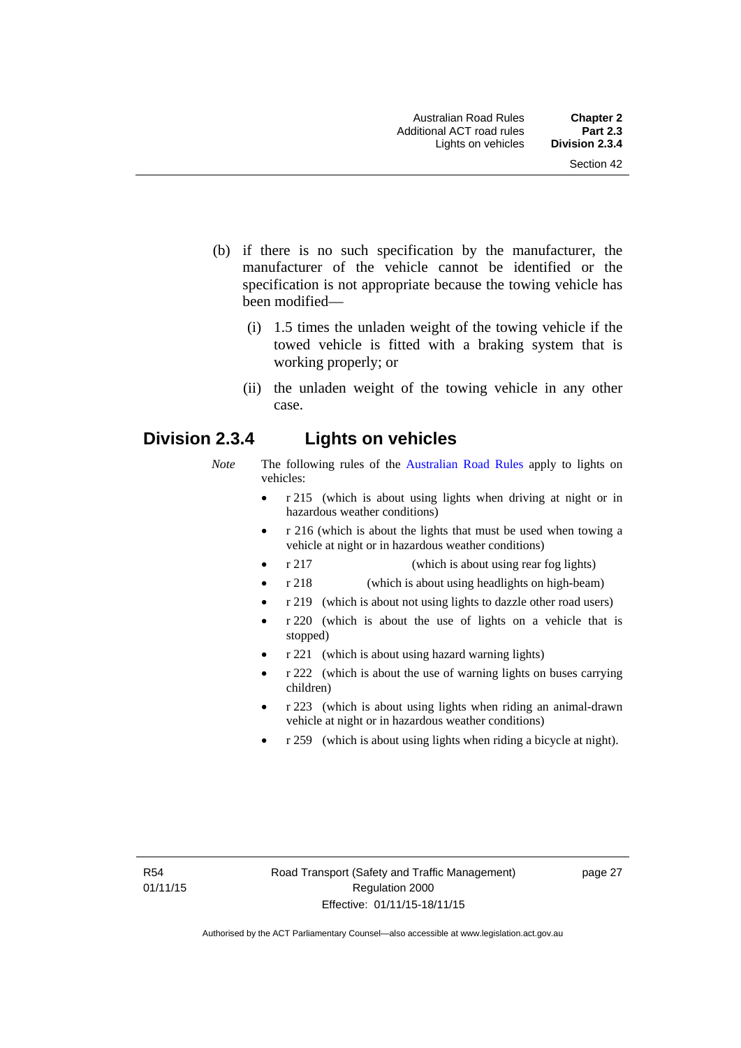(b) if there is no such specification by the manufacturer, the manufacturer of the vehicle cannot be identified or the specification is not appropriate because the towing vehicle has been modified—

(i) 1.5 times the unladen weight of the towing vehicle if the towed vehicle is fitted with a braking system that is working properly; or

(ii) the unladen weight of the towing vehicle in any other case.

## Division 2.3.4 Lights on vehicles

*Note* The following rules of the Australian Road Rules apply to lights on vehicles:

- r 215 (which is about using lights when driving at night or in hazardous weather conditions)
- r 216 (which is about the lights that must be used when towing a vehicle at night or in hazardous weather conditions)
- r 217 (which is about using rear fog lights)
- r 218 (which is about using headlights on high-beam)
- r 219 (which is about not using lights to dazzle other road users)
- r 220 (which is about the use of lights on a vehicle that is stopped)
- r 221 (which is about using hazard warning lights)
- r 222 (which is about the use of warning lights on buses carrying children)
- r 223 (which is about using lights when riding an animal-drawn vehicle at night or in hazardous weather conditions)
- r 259 (which is about using lights when riding a bicycle at night).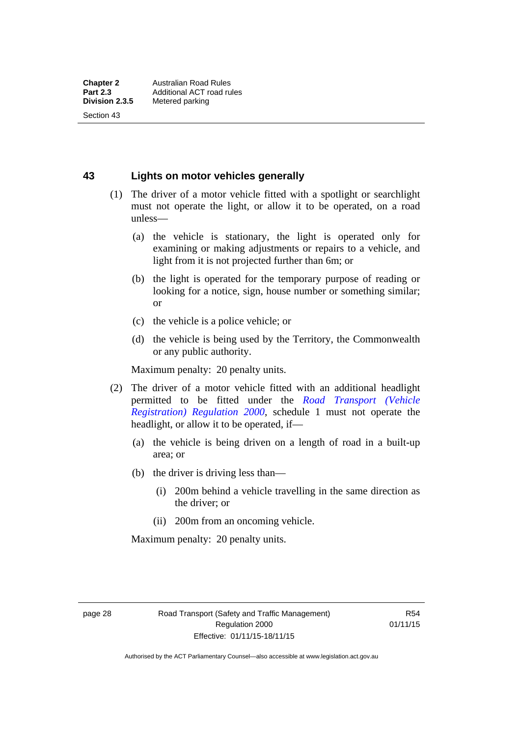## 43 Lights on motor vehicles generally

(1) The driver of a motor vehicle fitted with a spotlight or searchlight must not operate the light, or allow it to be operated, on a road unless—

(a) the vehicle is stationary, the light is operated only for examining or making adjustments or repairs to a vehicle, and light from it is not projected further than 6m; or

(b) the light is operated for the temporary purpose of reading or looking for a notice, sign, house number or something similar; or

(c) the vehicle is a police vehicle; or

(d) the vehicle is being used by the Territory, the Commonwealth or any public authority.

Maximum penalty: 20 penalty units.

(2) The driver of a motor vehicle fitted with an additional headlight permitted to be fitted under the *Road Transport (Vehicle Registration) Regulation 2000*, schedule 1 must not operate the headlight, or allow it to be operated, if—

(a) the vehicle is being driven on a length of road in a built-up area; or

(b) the driver is driving less than—

(i) 200m behind a vehicle travelling in the same direction as the driver; or

(ii) 200m from an oncoming vehicle.

Maximum penalty: 20 penalty units.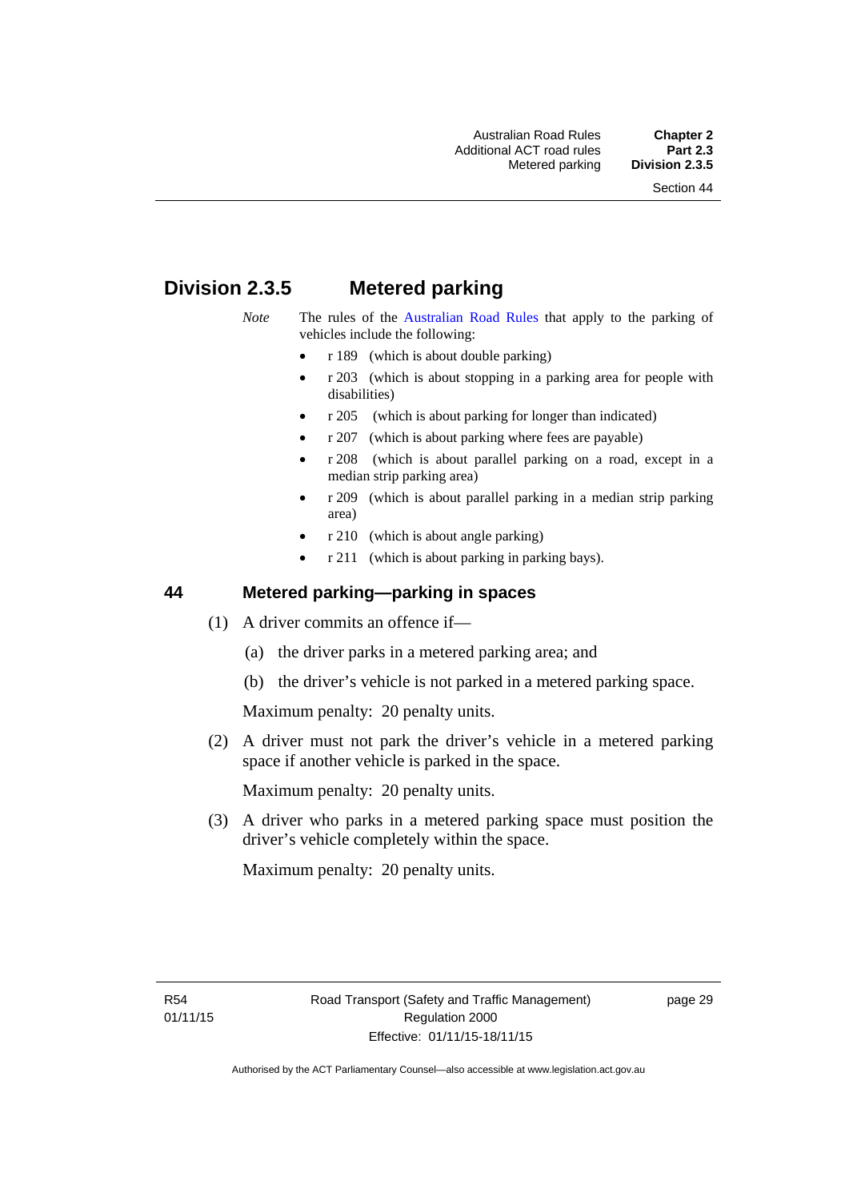## Division 2.3.5 Metered parking

*Note* The rules of the Australian Road Rules that apply to the parking of vehicles include the following:

- r 189 (which is about double parking)
- r 203 (which is about stopping in a parking area for people with disabilities)
- r 205 (which is about parking for longer than indicated)
- r 207 (which is about parking where fees are payable)
- r 208 (which is about parallel parking on a road, except in a median strip parking area)
- r 209 (which is about parallel parking in a median strip parking area)
- r 210 (which is about angle parking)
- r 211 (which is about parking in parking bays).

### 44 Metered parking—parking in spaces

(1) A driver commits an offence if—

(a) the driver parks in a metered parking area; and

(b) the driver's vehicle is not parked in a metered parking space.

Maximum penalty: 20 penalty units.

(2) A driver must not park the driver's vehicle in a metered parking space if another vehicle is parked in the space.

Maximum penalty: 20 penalty units.

(3) A driver who parks in a metered parking space must position the driver's vehicle completely within the space.

Maximum penalty: 20 penalty units.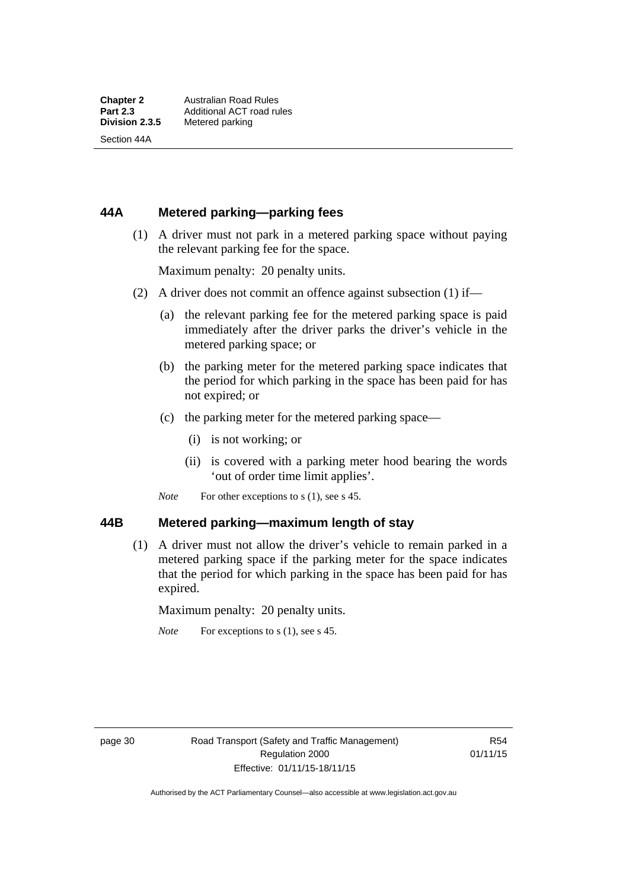## 44A Metered parking—parking fees

(1) A driver must not park in a metered parking space without paying the relevant parking fee for the space.

Maximum penalty: 20 penalty units.

(2) A driver does not commit an offence against subsection (1) if—

(a) the relevant parking fee for the metered parking space is paid immediately after the driver parks the driver's vehicle in the metered parking space; or

(b) the parking meter for the metered parking space indicates that the period for which parking in the space has been paid for has not expired; or

(c) the parking meter for the metered parking space—

(i) is not working; or

(ii) is covered with a parking meter hood bearing the words 'out of order time limit applies'.

*Note* For other exceptions to s (1), see s 45.

## 44B Metered parking—maximum length of stay

(1) A driver must not allow the driver's vehicle to remain parked in a metered parking space if the parking meter for the space indicates that the period for which parking in the space has been paid for has expired.

Maximum penalty: 20 penalty units.

*Note* For exceptions to s (1), see s 45.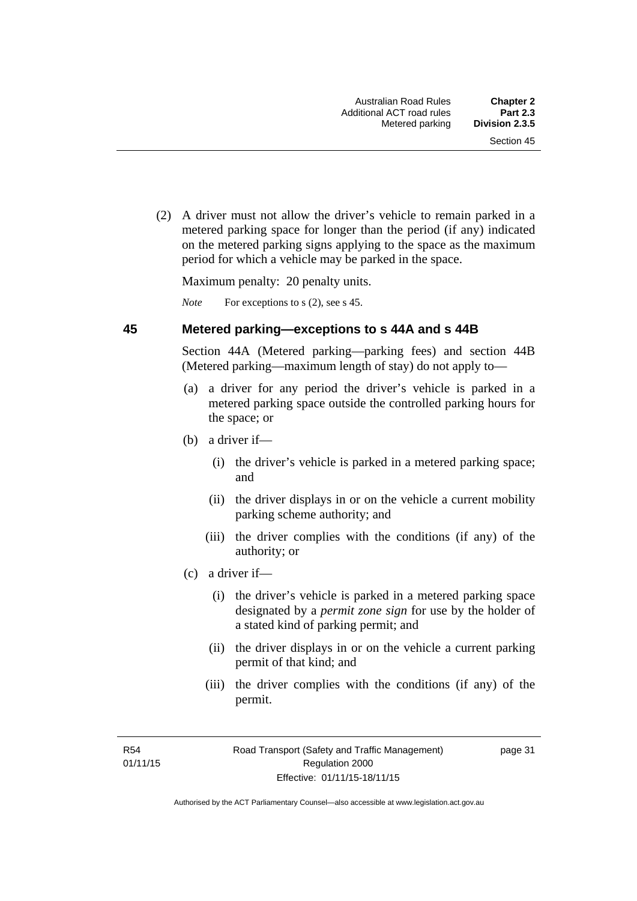(2) A driver must not allow the driver's vehicle to remain parked in a metered parking space for longer than the period (if any) indicated on the metered parking signs applying to the space as the maximum period for which a vehicle may be parked in the space.

Maximum penalty: 20 penalty units.

*Note* For exceptions to s (2), see s 45.

## 45 Metered parking—exceptions to s 44A and s 44B

Section 44A (Metered parking—parking fees) and section 44B (Metered parking—maximum length of stay) do not apply to—

(a) a driver for any period the driver's vehicle is parked in a metered parking space outside the controlled parking hours for the space; or

(b) a driver if—

(i) the driver's vehicle is parked in a metered parking space; and

(ii) the driver displays in or on the vehicle a current mobility parking scheme authority; and

(iii) the driver complies with the conditions (if any) of the authority; or

(c) a driver if—

(i) the driver's vehicle is parked in a metered parking space designated by a ***permit zone sign*** for use by the holder of a stated kind of parking permit; and

(ii) the driver displays in or on the vehicle a current parking permit of that kind; and

(iii) the driver complies with the conditions (if any) of the permit.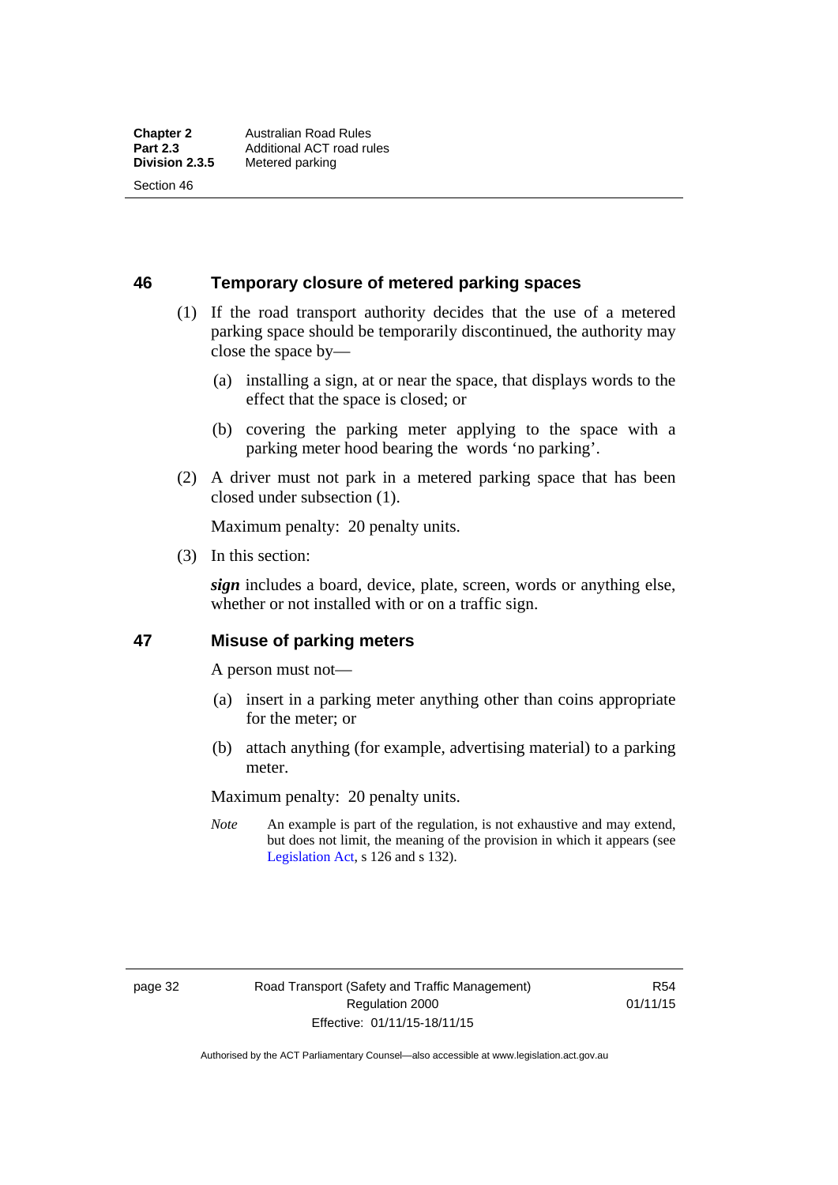## 46 Temporary closure of metered parking spaces

(1) If the road transport authority decides that the use of a metered parking space should be temporarily discontinued, the authority may close the space by—

(a) installing a sign, at or near the space, that displays words to the effect that the space is closed; or

(b) covering the parking meter applying to the space with a parking meter hood bearing the words 'no parking'.

(2) A driver must not park in a metered parking space that has been closed under subsection (1).

Maximum penalty: 20 penalty units.

(3) In this section:

***sign*** includes a board, device, plate, screen, words or anything else, whether or not installed with or on a traffic sign.

## 47 Misuse of parking meters

A person must not—

(a) insert in a parking meter anything other than coins appropriate for the meter; or

(b) attach anything (for example, advertising material) to a parking meter.

Maximum penalty: 20 penalty units.

*Note* An example is part of the regulation, is not exhaustive and may extend, but does not limit, the meaning of the provision in which it appears (see Legislation Act, s 126 and s 132).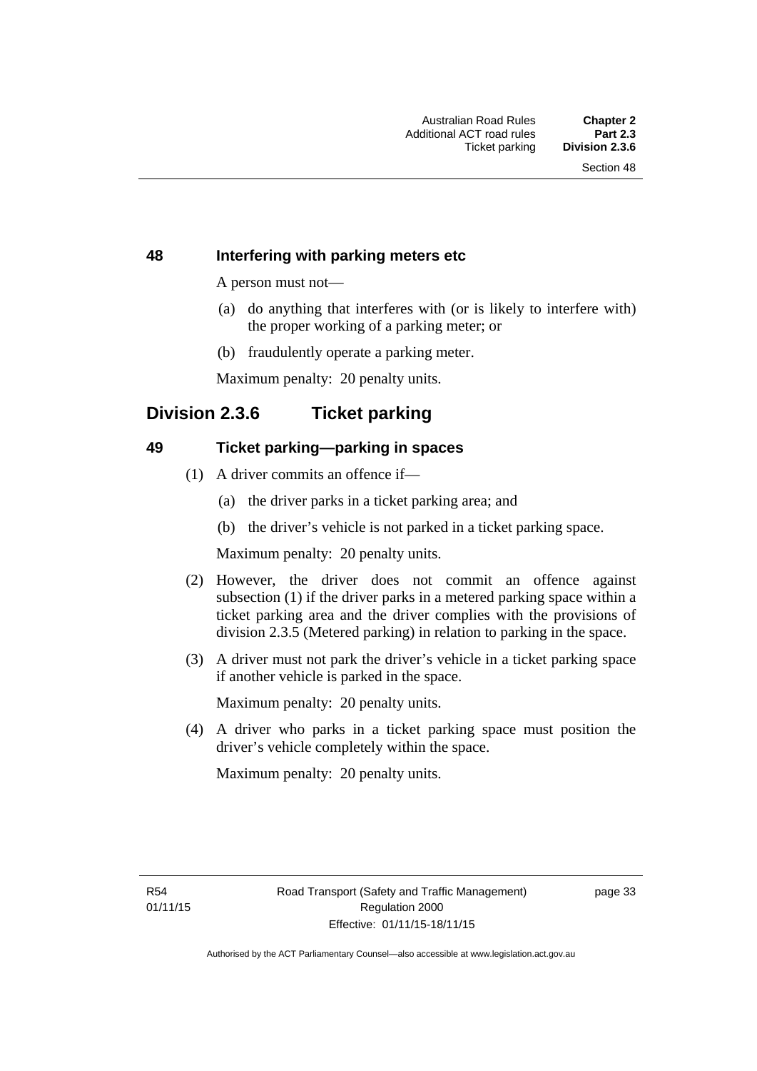### 48 Interfering with parking meters etc

A person must not—

- (a) do anything that interferes with (or is likely to interfere with) the proper working of a parking meter; or
- (b) fraudulently operate a parking meter.

Maximum penalty: 20 penalty units.

## Division 2.3.6 Ticket parking

### 49 Ticket parking—parking in spaces

(1) A driver commits an offence if—

- (a) the driver parks in a ticket parking area; and
- (b) the driver's vehicle is not parked in a ticket parking space.

Maximum penalty: 20 penalty units.

(2) However, the driver does not commit an offence against subsection (1) if the driver parks in a metered parking space within a ticket parking area and the driver complies with the provisions of division 2.3.5 (Metered parking) in relation to parking in the space.

(3) A driver must not park the driver's vehicle in a ticket parking space if another vehicle is parked in the space.

Maximum penalty: 20 penalty units.

(4) A driver who parks in a ticket parking space must position the driver's vehicle completely within the space.

Maximum penalty: 20 penalty units.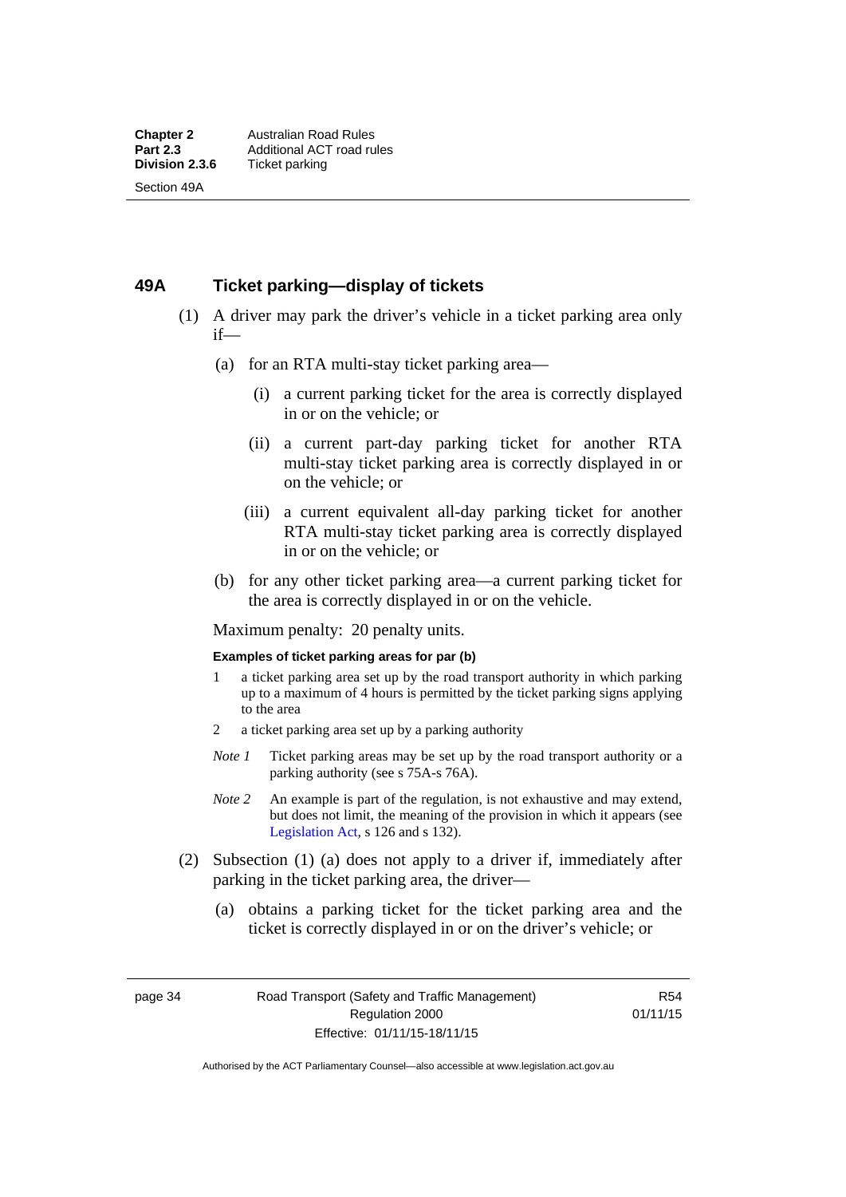## 49A Ticket parking—display of tickets

(1) A driver may park the driver's vehicle in a ticket parking area only if—

(a) for an RTA multi-stay ticket parking area—

(i) a current parking ticket for the area is correctly displayed in or on the vehicle; or

(ii) a current part-day parking ticket for another RTA multi-stay ticket parking area is correctly displayed in or on the vehicle; or

(iii) a current equivalent all-day parking ticket for another RTA multi-stay ticket parking area is correctly displayed in or on the vehicle; or

(b) for any other ticket parking area—a current parking ticket for the area is correctly displayed in or on the vehicle.

Maximum penalty: 20 penalty units.

**Examples of ticket parking areas for par (b)**

1 a ticket parking area set up by the road transport authority in which parking up to a maximum of 4 hours is permitted by the ticket parking signs applying to the area

2 a ticket parking area set up by a parking authority

*Note 1* Ticket parking areas may be set up by the road transport authority or a parking authority (see s 75A-s 76A).

*Note 2* An example is part of the regulation, is not exhaustive and may extend, but does not limit, the meaning of the provision in which it appears (see Legislation Act, s 126 and s 132).

(2) Subsection (1) (a) does not apply to a driver if, immediately after parking in the ticket parking area, the driver—

(a) obtains a parking ticket for the ticket parking area and the ticket is correctly displayed in or on the driver's vehicle; or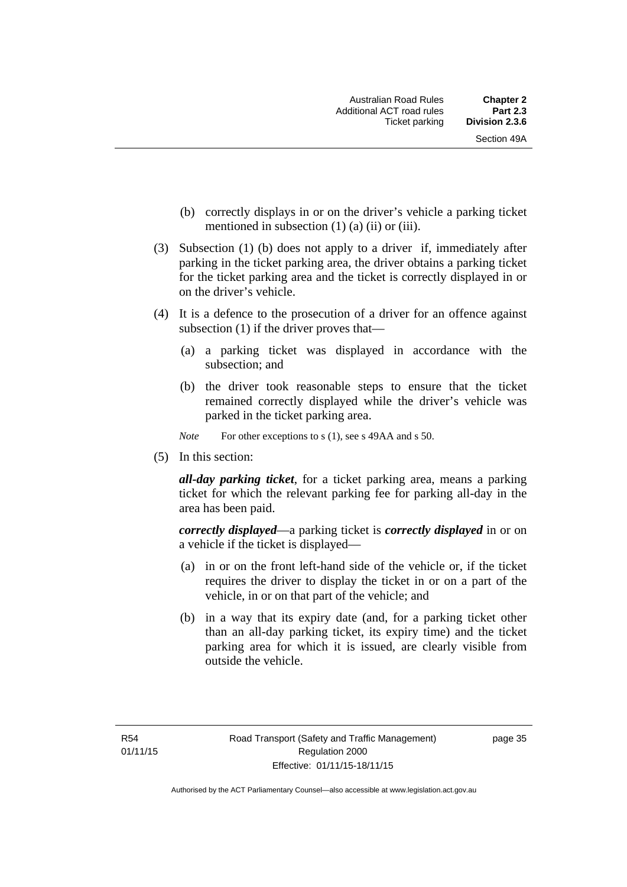(b) correctly displays in or on the driver's vehicle a parking ticket mentioned in subsection (1) (a) (ii) or (iii).

(3) Subsection (1) (b) does not apply to a driver if, immediately after parking in the ticket parking area, the driver obtains a parking ticket for the ticket parking area and the ticket is correctly displayed in or on the driver's vehicle.

(4) It is a defence to the prosecution of a driver for an offence against subsection (1) if the driver proves that—

(a) a parking ticket was displayed in accordance with the subsection; and

(b) the driver took reasonable steps to ensure that the ticket remained correctly displayed while the driver's vehicle was parked in the ticket parking area.

*Note* For other exceptions to s (1), see s 49AA and s 50.

(5) In this section:

***all-day parking ticket***, for a ticket parking area, means a parking ticket for which the relevant parking fee for parking all-day in the area has been paid.

***correctly displayed***—a parking ticket is ***correctly displayed*** in or on a vehicle if the ticket is displayed—

(a) in or on the front left-hand side of the vehicle or, if the ticket requires the driver to display the ticket in or on a part of the vehicle, in or on that part of the vehicle; and

(b) in a way that its expiry date (and, for a parking ticket other than an all-day parking ticket, its expiry time) and the ticket parking area for which it is issued, are clearly visible from outside the vehicle.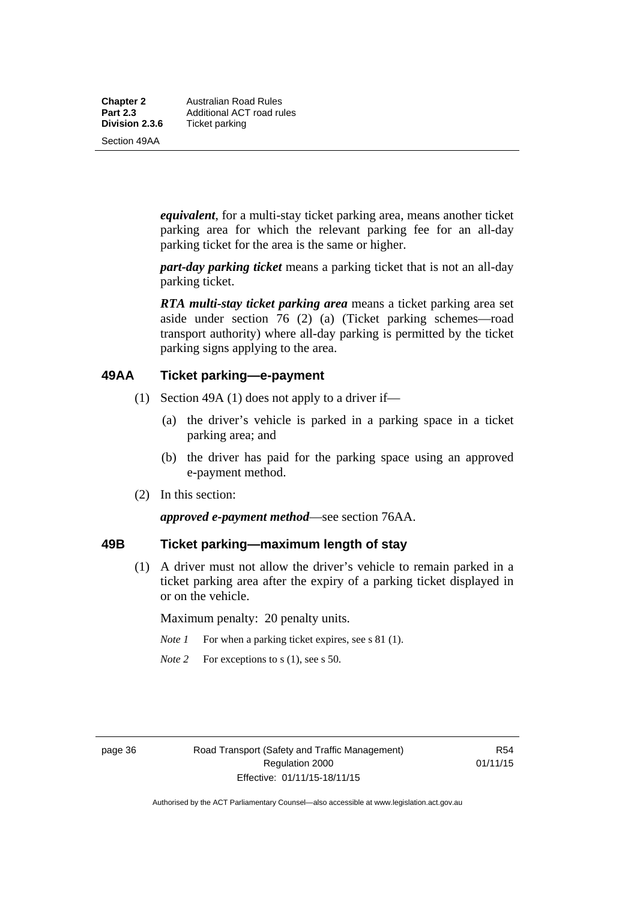***equivalent***, for a multi-stay ticket parking area, means another ticket parking area for which the relevant parking fee for an all-day parking ticket for the area is the same or higher.

***part-day parking ticket*** means a parking ticket that is not an all-day parking ticket.

***RTA multi-stay ticket parking area*** means a ticket parking area set aside under section 76 (2) (a) (Ticket parking schemes—road transport authority) where all-day parking is permitted by the ticket parking signs applying to the area.

## 49AA Ticket parking—e-payment

(1) Section 49A (1) does not apply to a driver if—

(a) the driver's vehicle is parked in a parking space in a ticket parking area; and

(b) the driver has paid for the parking space using an approved e-payment method.

(2) In this section:

***approved e-payment method***—see section 76AA.

## 49B Ticket parking—maximum length of stay

(1) A driver must not allow the driver's vehicle to remain parked in a ticket parking area after the expiry of a parking ticket displayed in or on the vehicle.

Maximum penalty: 20 penalty units.

*Note 1* For when a parking ticket expires, see s 81 (1).

*Note 2* For exceptions to s (1), see s 50.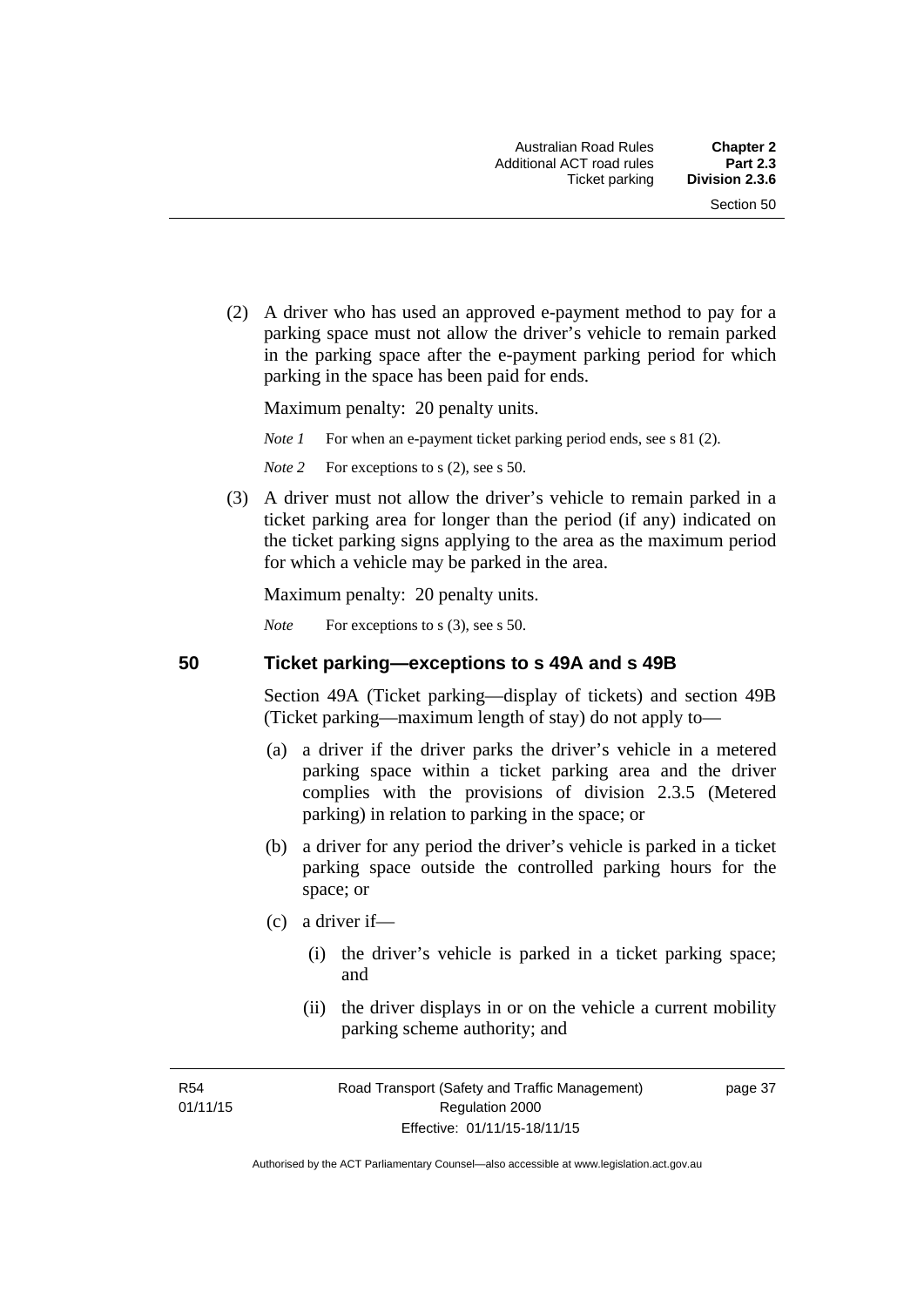(2) A driver who has used an approved e-payment method to pay for a parking space must not allow the driver's vehicle to remain parked in the parking space after the e-payment parking period for which parking in the space has been paid for ends.

Maximum penalty: 20 penalty units.

*Note 1* For when an e-payment ticket parking period ends, see s 81 (2).

*Note 2* For exceptions to s (2), see s 50.

(3) A driver must not allow the driver's vehicle to remain parked in a ticket parking area for longer than the period (if any) indicated on the ticket parking signs applying to the area as the maximum period for which a vehicle may be parked in the area.

Maximum penalty: 20 penalty units.

*Note* For exceptions to s (3), see s 50.

## 50 Ticket parking—exceptions to s 49A and s 49B

Section 49A (Ticket parking—display of tickets) and section 49B (Ticket parking—maximum length of stay) do not apply to—

(a) a driver if the driver parks the driver's vehicle in a metered parking space within a ticket parking area and the driver complies with the provisions of division 2.3.5 (Metered parking) in relation to parking in the space; or

(b) a driver for any period the driver's vehicle is parked in a ticket parking space outside the controlled parking hours for the space; or

(c) a driver if—

(i) the driver's vehicle is parked in a ticket parking space; and

(ii) the driver displays in or on the vehicle a current mobility parking scheme authority; and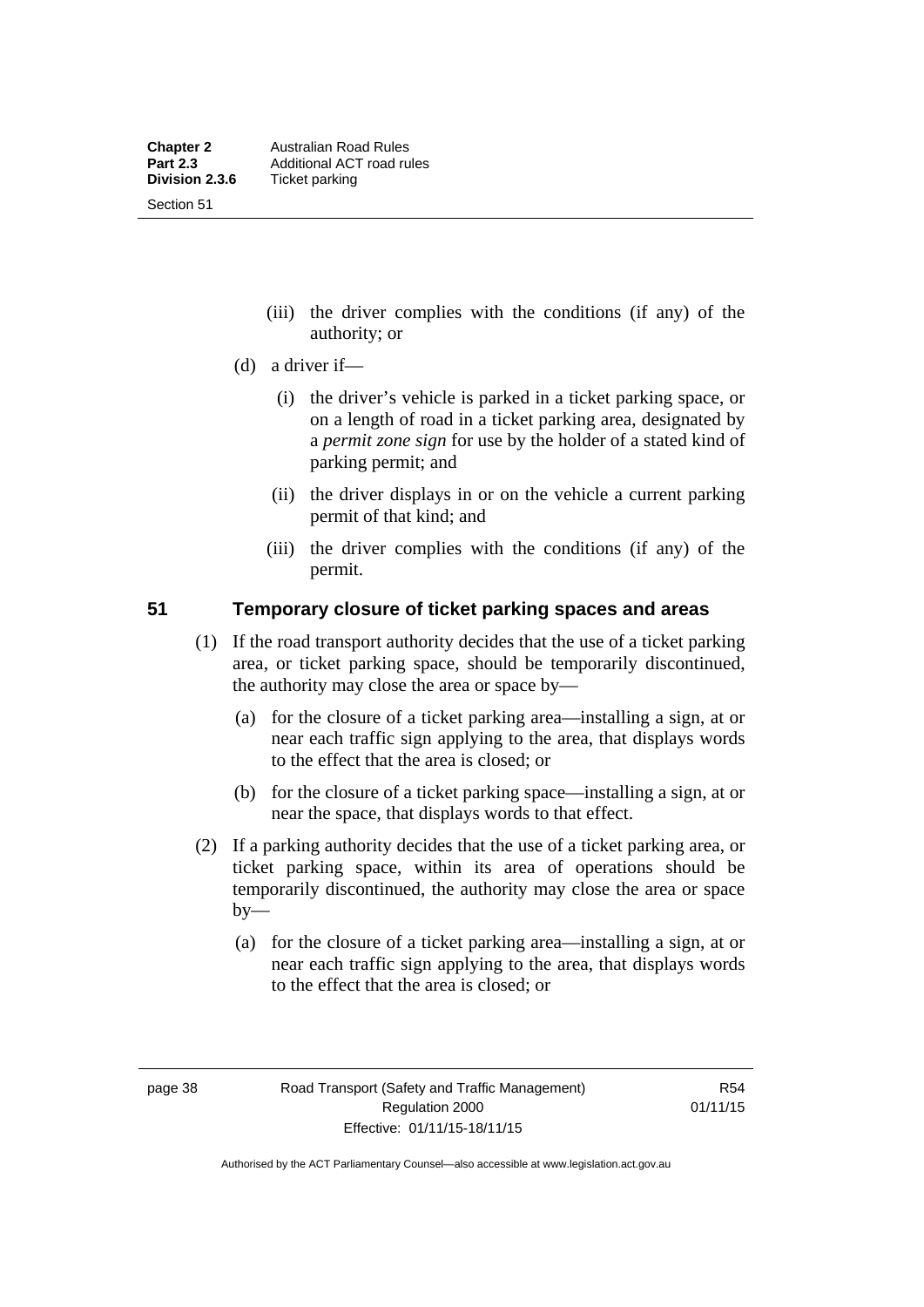(iii) the driver complies with the conditions (if any) of the authority; or

(d) a driver if—

(i) the driver's vehicle is parked in a ticket parking space, or on a length of road in a ticket parking area, designated by a *permit zone sign* for use by the holder of a stated kind of parking permit; and

(ii) the driver displays in or on the vehicle a current parking permit of that kind; and

(iii) the driver complies with the conditions (if any) of the permit.

## 51 Temporary closure of ticket parking spaces and areas

(1) If the road transport authority decides that the use of a ticket parking area, or ticket parking space, should be temporarily discontinued, the authority may close the area or space by—

(a) for the closure of a ticket parking area—installing a sign, at or near each traffic sign applying to the area, that displays words to the effect that the area is closed; or

(b) for the closure of a ticket parking space—installing a sign, at or near the space, that displays words to that effect.

(2) If a parking authority decides that the use of a ticket parking area, or ticket parking space, within its area of operations should be temporarily discontinued, the authority may close the area or space by—

(a) for the closure of a ticket parking area—installing a sign, at or near each traffic sign applying to the area, that displays words to the effect that the area is closed; or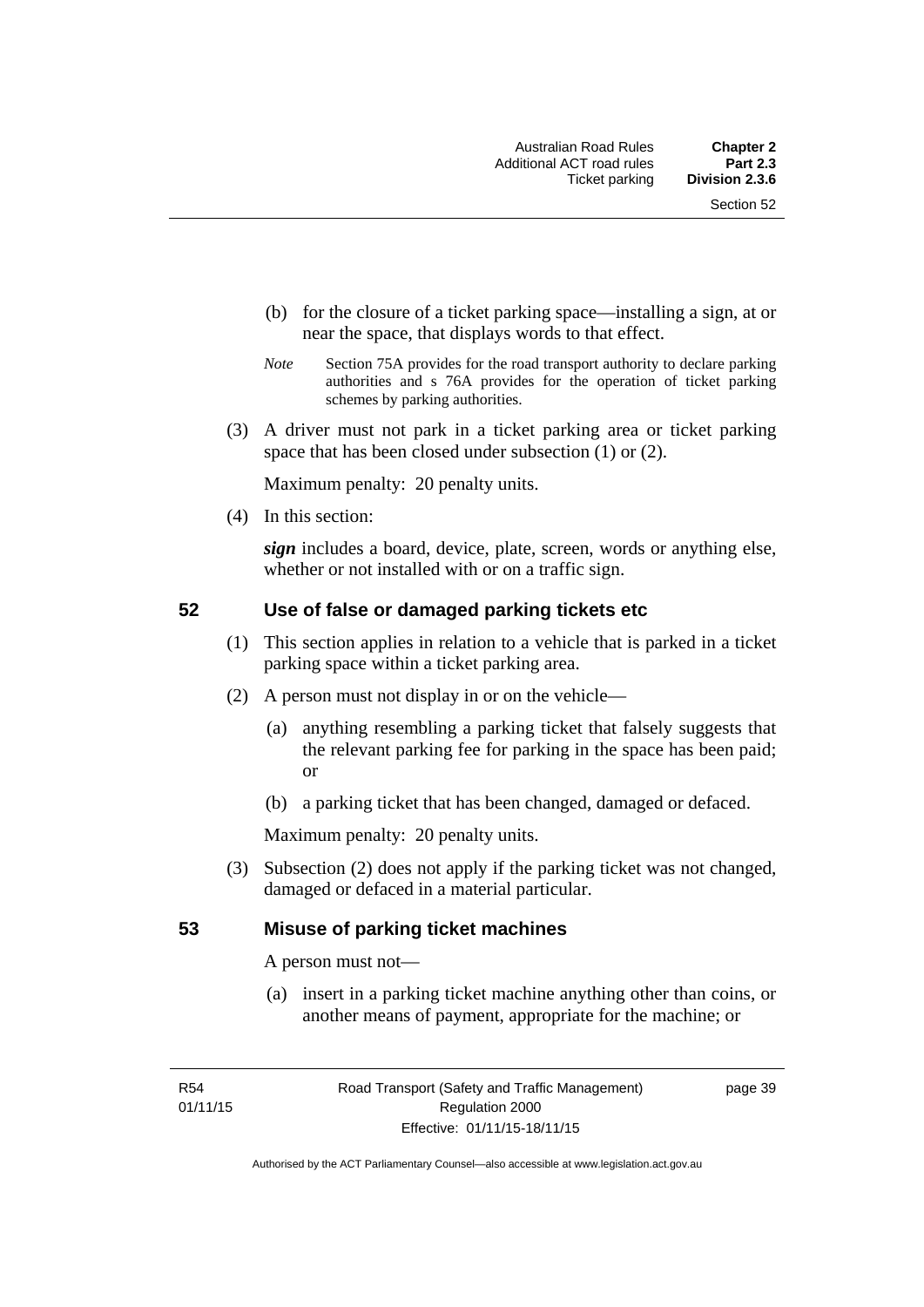(b) for the closure of a ticket parking space—installing a sign, at or near the space, that displays words to that effect.

*Note* Section 75A provides for the road transport authority to declare parking authorities and s 76A provides for the operation of ticket parking schemes by parking authorities.

(3) A driver must not park in a ticket parking area or ticket parking space that has been closed under subsection (1) or (2).

Maximum penalty: 20 penalty units.

(4) In this section:

***sign*** includes a board, device, plate, screen, words or anything else, whether or not installed with or on a traffic sign.

## 52 Use of false or damaged parking tickets etc

(1) This section applies in relation to a vehicle that is parked in a ticket parking space within a ticket parking area.

(2) A person must not display in or on the vehicle—

(a) anything resembling a parking ticket that falsely suggests that the relevant parking fee for parking in the space has been paid; or

(b) a parking ticket that has been changed, damaged or defaced.

Maximum penalty: 20 penalty units.

(3) Subsection (2) does not apply if the parking ticket was not changed, damaged or defaced in a material particular.

## 53 Misuse of parking ticket machines

A person must not—

(a) insert in a parking ticket machine anything other than coins, or another means of payment, appropriate for the machine; or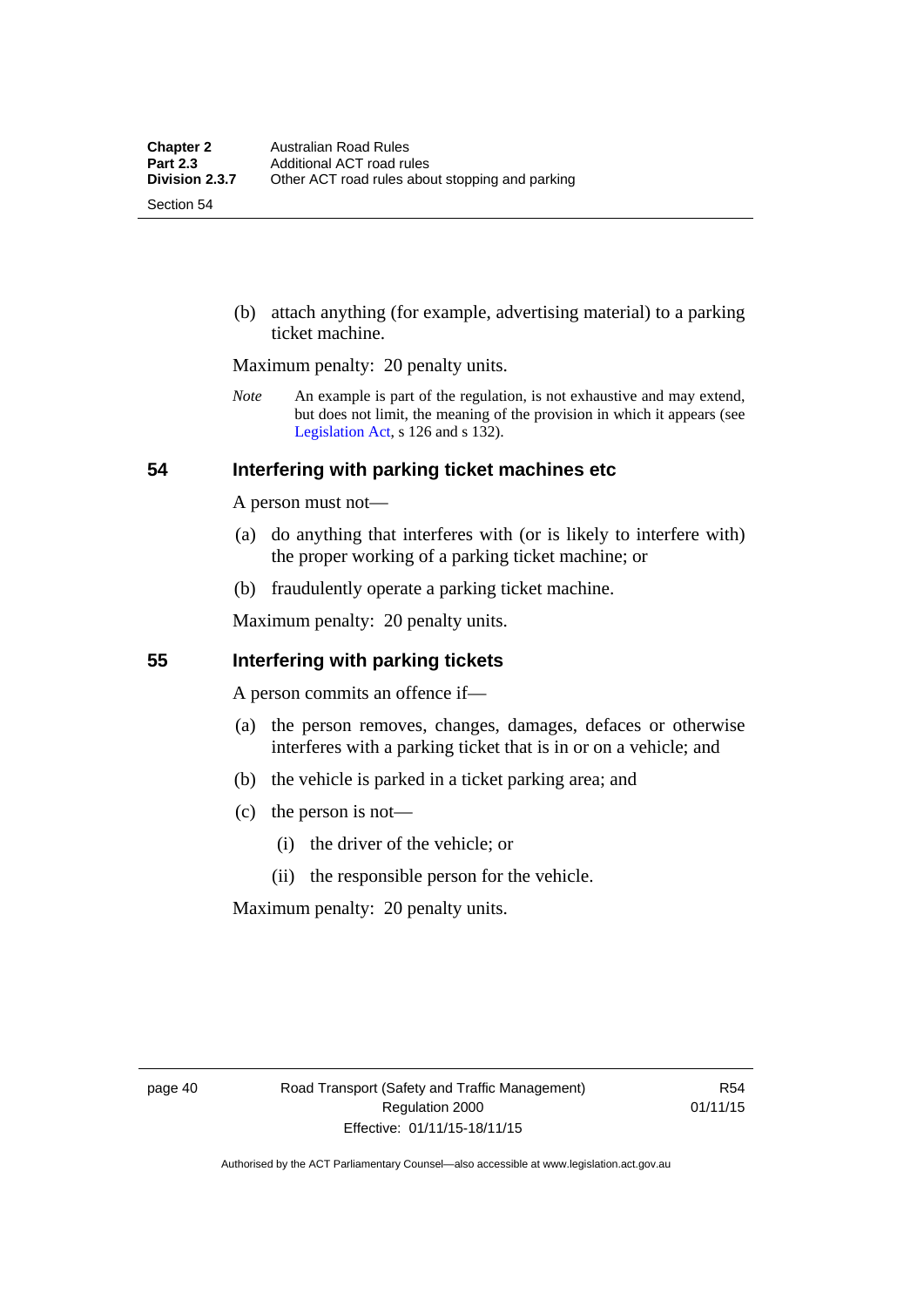(b) attach anything (for example, advertising material) to a parking ticket machine.

Maximum penalty: 20 penalty units.

*Note* An example is part of the regulation, is not exhaustive and may extend, but does not limit, the meaning of the provision in which it appears (see Legislation Act, s 126 and s 132).

## 54 Interfering with parking ticket machines etc

A person must not—

(a) do anything that interferes with (or is likely to interfere with) the proper working of a parking ticket machine; or

(b) fraudulently operate a parking ticket machine.

Maximum penalty: 20 penalty units.

## 55 Interfering with parking tickets

A person commits an offence if—

(a) the person removes, changes, damages, defaces or otherwise interferes with a parking ticket that is in or on a vehicle; and

(b) the vehicle is parked in a ticket parking area; and

(c) the person is not—

 (i) the driver of the vehicle; or

 (ii) the responsible person for the vehicle.

Maximum penalty: 20 penalty units.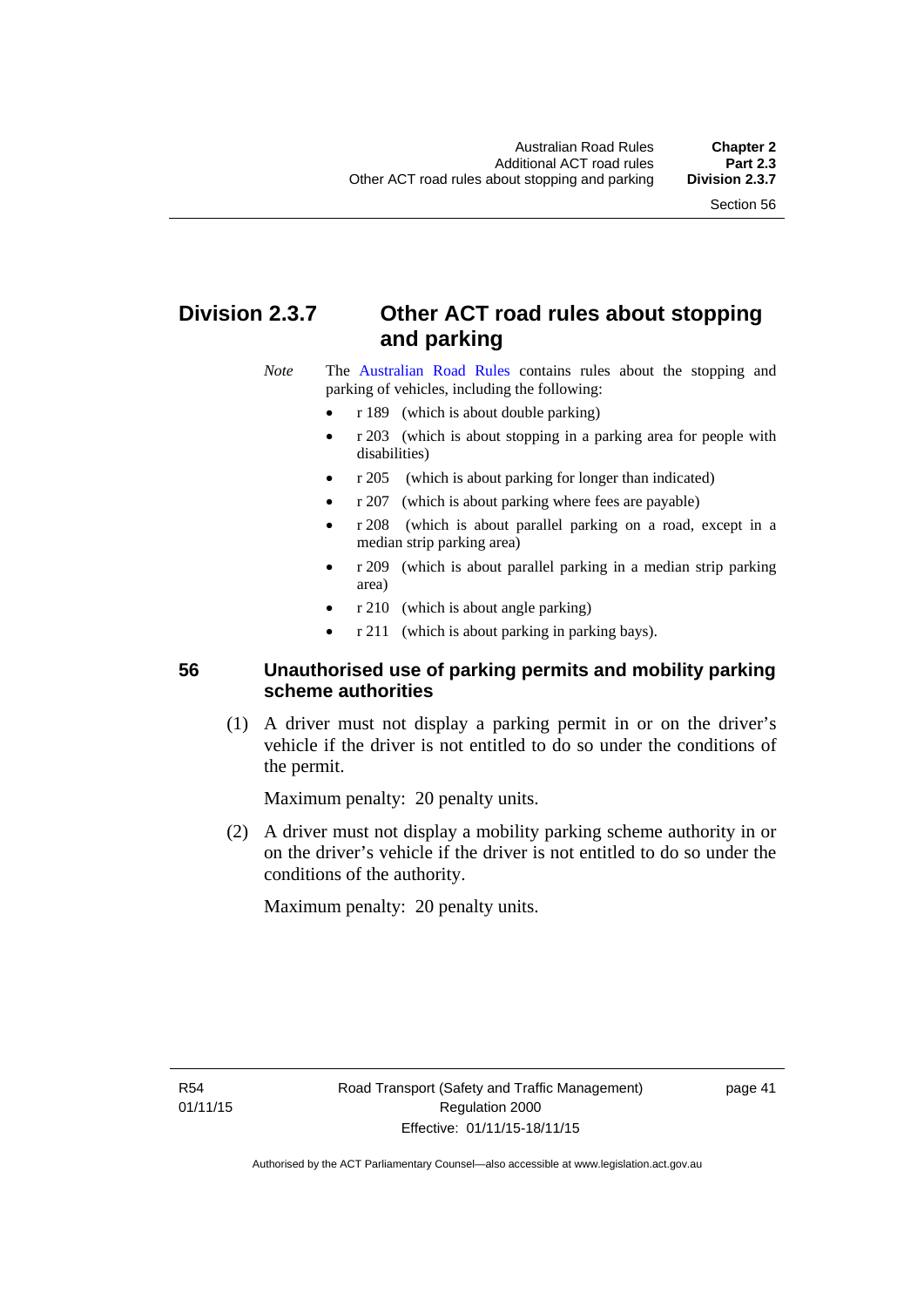## Division 2.3.7 Other ACT road rules about stopping and parking

*Note* The Australian Road Rules contains rules about the stopping and parking of vehicles, including the following:

- r 189 (which is about double parking)
- r 203 (which is about stopping in a parking area for people with disabilities)
- r 205 (which is about parking for longer than indicated)
- r 207 (which is about parking where fees are payable)
- r 208 (which is about parallel parking on a road, except in a median strip parking area)
- r 209 (which is about parallel parking in a median strip parking area)
- r 210 (which is about angle parking)
- r 211 (which is about parking in parking bays).

### 56 Unauthorised use of parking permits and mobility parking scheme authorities

(1) A driver must not display a parking permit in or on the driver's vehicle if the driver is not entitled to do so under the conditions of the permit.

Maximum penalty: 20 penalty units.

(2) A driver must not display a mobility parking scheme authority in or on the driver's vehicle if the driver is not entitled to do so under the conditions of the authority.

Maximum penalty: 20 penalty units.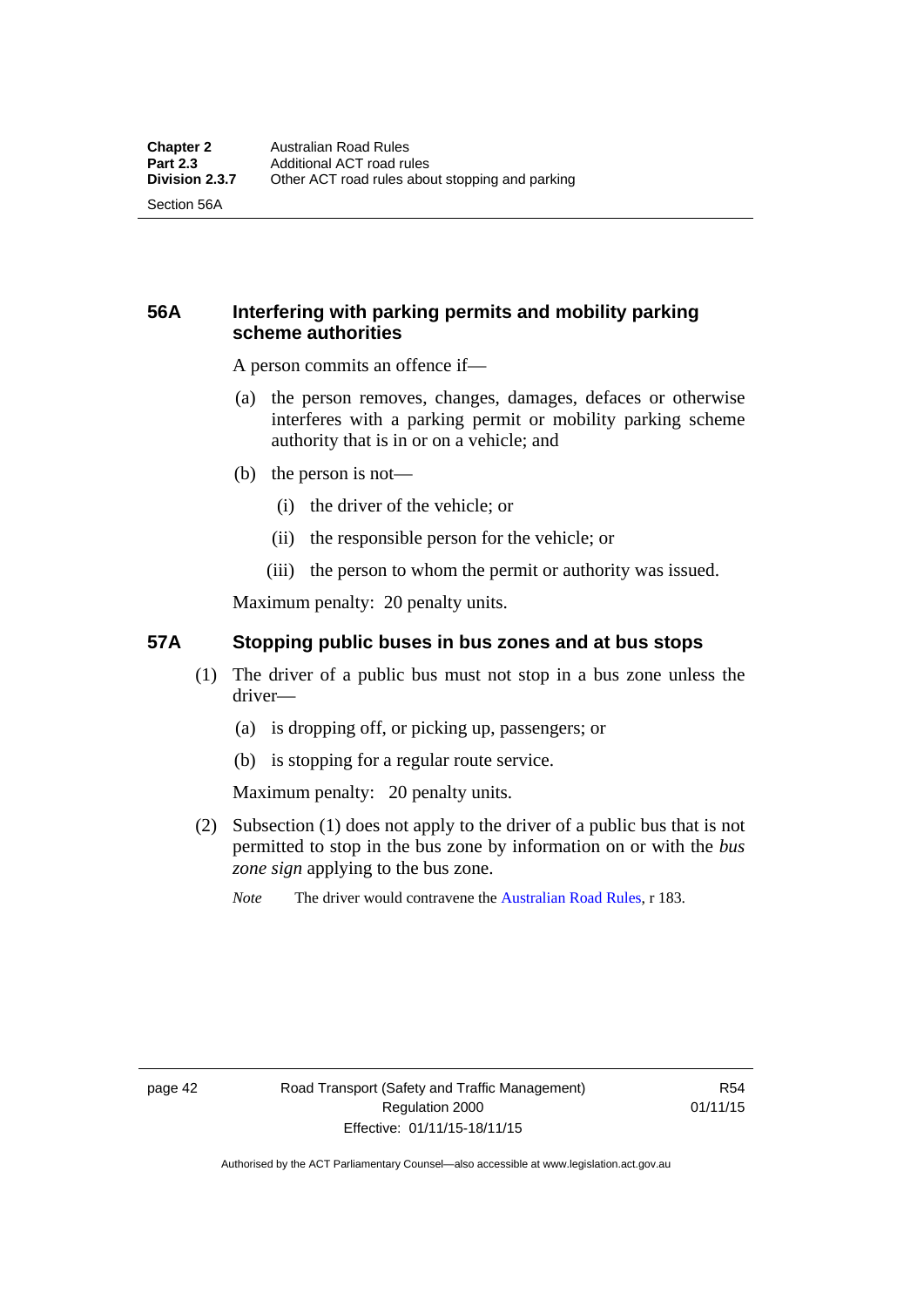## 56A Interfering with parking permits and mobility parking scheme authorities

A person commits an offence if—

(a) the person removes, changes, damages, defaces or otherwise interferes with a parking permit or mobility parking scheme authority that is in or on a vehicle; and

(b) the person is not—

(i) the driver of the vehicle; or

(ii) the responsible person for the vehicle; or

(iii) the person to whom the permit or authority was issued.

Maximum penalty: 20 penalty units.

## 57A Stopping public buses in bus zones and at bus stops

(1) The driver of a public bus must not stop in a bus zone unless the driver—

(a) is dropping off, or picking up, passengers; or

(b) is stopping for a regular route service.

Maximum penalty: 20 penalty units.

(2) Subsection (1) does not apply to the driver of a public bus that is not permitted to stop in the bus zone by information on or with the *bus zone sign* applying to the bus zone.

*Note* The driver would contravene the Australian Road Rules, r 183.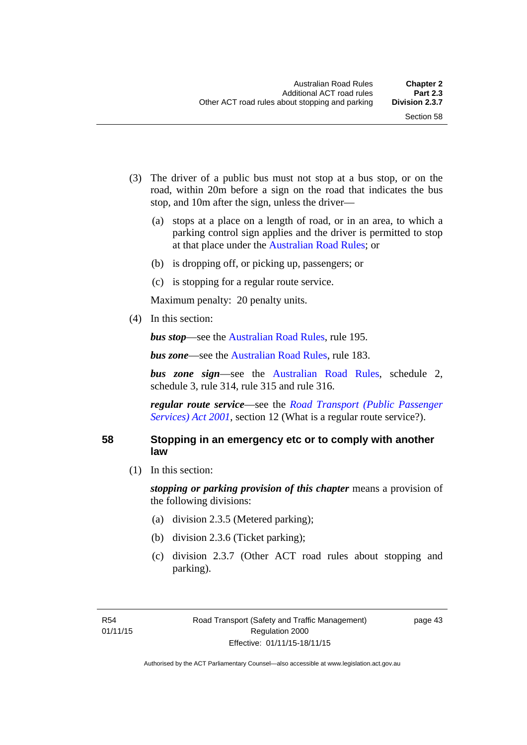(3) The driver of a public bus must not stop at a bus stop, or on the road, within 20m before a sign on the road that indicates the bus stop, and 10m after the sign, unless the driver—

(a) stops at a place on a length of road, or in an area, to which a parking control sign applies and the driver is permitted to stop at that place under the Australian Road Rules; or

(b) is dropping off, or picking up, passengers; or

(c) is stopping for a regular route service.

Maximum penalty: 20 penalty units.

(4) In this section:

***bus stop***—see the Australian Road Rules, rule 195.

***bus zone***—see the Australian Road Rules, rule 183.

***bus zone sign***—see the Australian Road Rules, schedule 2, schedule 3, rule 314, rule 315 and rule 316.

***regular route service***—see the *Road Transport (Public Passenger Services) Act 2001*, section 12 (What is a regular route service?).

## 58 Stopping in an emergency etc or to comply with another law

(1) In this section:

***stopping or parking provision of this chapter*** means a provision of the following divisions:

(a) division 2.3.5 (Metered parking);

(b) division 2.3.6 (Ticket parking);

(c) division 2.3.7 (Other ACT road rules about stopping and parking).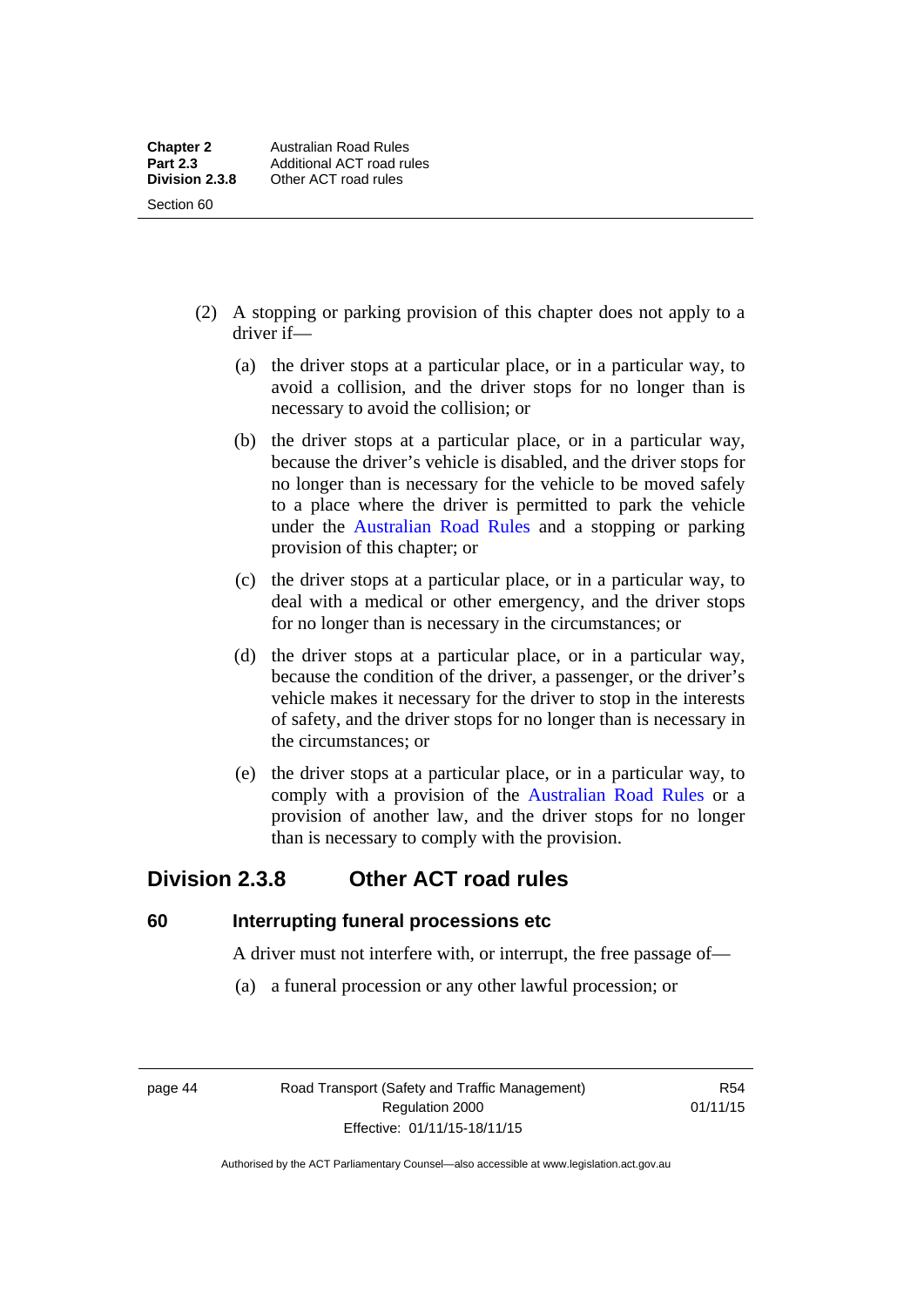(2) A stopping or parking provision of this chapter does not apply to a driver if—

(a) the driver stops at a particular place, or in a particular way, to avoid a collision, and the driver stops for no longer than is necessary to avoid the collision; or

(b) the driver stops at a particular place, or in a particular way, because the driver's vehicle is disabled, and the driver stops for no longer than is necessary for the vehicle to be moved safely to a place where the driver is permitted to park the vehicle under the Australian Road Rules and a stopping or parking provision of this chapter; or

(c) the driver stops at a particular place, or in a particular way, to deal with a medical or other emergency, and the driver stops for no longer than is necessary in the circumstances; or

(d) the driver stops at a particular place, or in a particular way, because the condition of the driver, a passenger, or the driver's vehicle makes it necessary for the driver to stop in the interests of safety, and the driver stops for no longer than is necessary in the circumstances; or

(e) the driver stops at a particular place, or in a particular way, to comply with a provision of the Australian Road Rules or a provision of another law, and the driver stops for no longer than is necessary to comply with the provision.

## Division 2.3.8 Other ACT road rules

### 60 Interrupting funeral processions etc

A driver must not interfere with, or interrupt, the free passage of—

(a) a funeral procession or any other lawful procession; or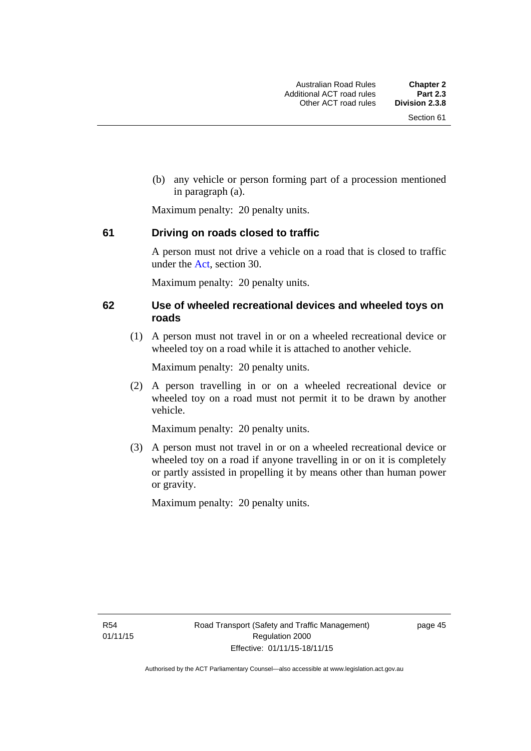(b) any vehicle or person forming part of a procession mentioned in paragraph (a).

Maximum penalty: 20 penalty units.

### 61 Driving on roads closed to traffic

A person must not drive a vehicle on a road that is closed to traffic under the Act, section 30.

Maximum penalty: 20 penalty units.

### 62 Use of wheeled recreational devices and wheeled toys on roads

(1) A person must not travel in or on a wheeled recreational device or wheeled toy on a road while it is attached to another vehicle.

Maximum penalty: 20 penalty units.

(2) A person travelling in or on a wheeled recreational device or wheeled toy on a road must not permit it to be drawn by another vehicle.

Maximum penalty: 20 penalty units.

(3) A person must not travel in or on a wheeled recreational device or wheeled toy on a road if anyone travelling in or on it is completely or partly assisted in propelling it by means other than human power or gravity.

Maximum penalty: 20 penalty units.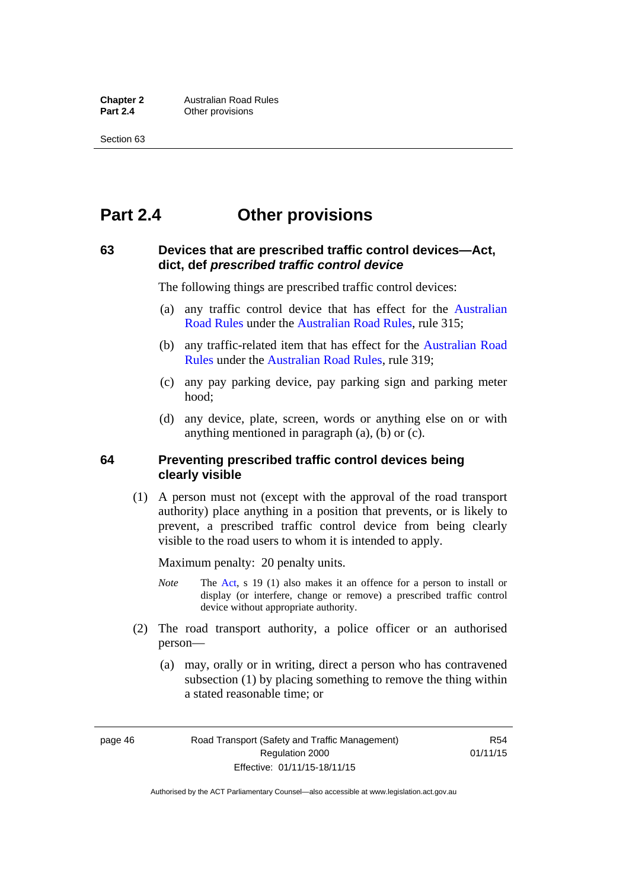# Part 2.4 Other provisions

## 63 Devices that are prescribed traffic control devices—Act, dict, def *prescribed traffic control device*

The following things are prescribed traffic control devices:

(a) any traffic control device that has effect for the Australian Road Rules under the Australian Road Rules, rule 315;

(b) any traffic-related item that has effect for the Australian Road Rules under the Australian Road Rules, rule 319;

(c) any pay parking device, pay parking sign and parking meter hood;

(d) any device, plate, screen, words or anything else on or with anything mentioned in paragraph (a), (b) or (c).

## 64 Preventing prescribed traffic control devices being clearly visible

(1) A person must not (except with the approval of the road transport authority) place anything in a position that prevents, or is likely to prevent, a prescribed traffic control device from being clearly visible to the road users to whom it is intended to apply.

Maximum penalty: 20 penalty units.

*Note* The Act, s 19 (1) also makes it an offence for a person to install or display (or interfere, change or remove) a prescribed traffic control device without appropriate authority.

(2) The road transport authority, a police officer or an authorised person—

(a) may, orally or in writing, direct a person who has contravened subsection (1) by placing something to remove the thing within a stated reasonable time; or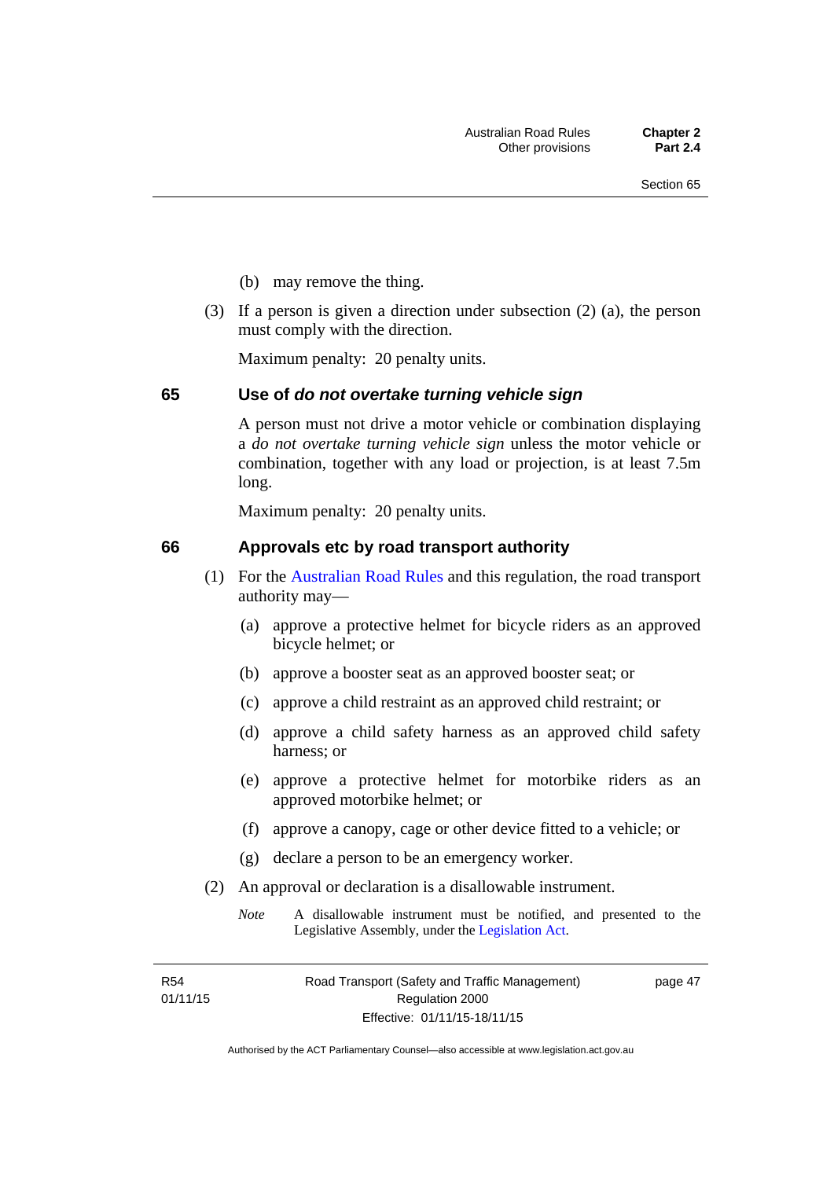(b) may remove the thing.

(3) If a person is given a direction under subsection (2) (a), the person must comply with the direction.

Maximum penalty: 20 penalty units.

## 65 Use of *do not overtake turning vehicle sign*

A person must not drive a motor vehicle or combination displaying a *do not overtake turning vehicle sign* unless the motor vehicle or combination, together with any load or projection, is at least 7.5m long.

Maximum penalty: 20 penalty units.

## 66 Approvals etc by road transport authority

(1) For the Australian Road Rules and this regulation, the road transport authority may—

(a) approve a protective helmet for bicycle riders as an approved bicycle helmet; or

(b) approve a booster seat as an approved booster seat; or

(c) approve a child restraint as an approved child restraint; or

(d) approve a child safety harness as an approved child safety harness; or

(e) approve a protective helmet for motorbike riders as an approved motorbike helmet; or

(f) approve a canopy, cage or other device fitted to a vehicle; or

(g) declare a person to be an emergency worker.

(2) An approval or declaration is a disallowable instrument.

*Note* A disallowable instrument must be notified, and presented to the Legislative Assembly, under the Legislation Act.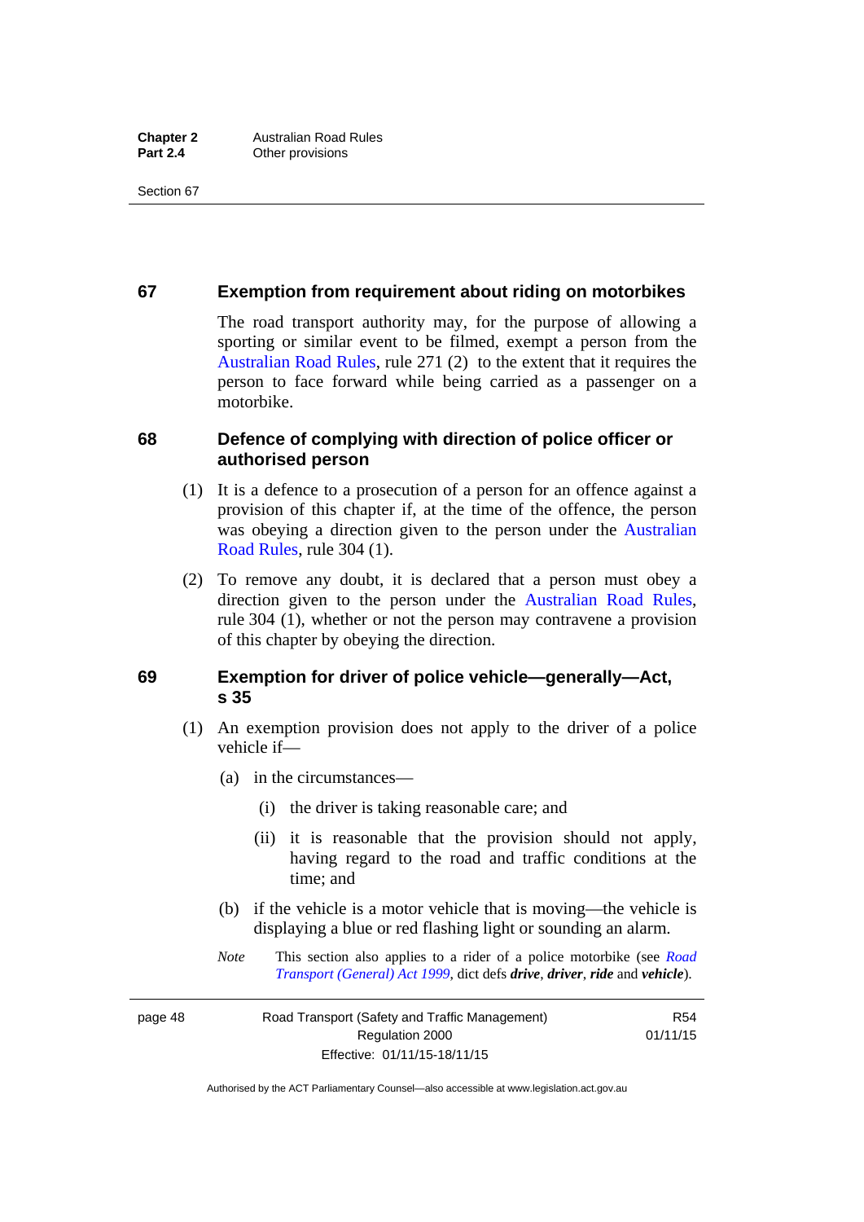### 67 Exemption from requirement about riding on motorbikes

The road transport authority may, for the purpose of allowing a sporting or similar event to be filmed, exempt a person from the Australian Road Rules, rule 271 (2) to the extent that it requires the person to face forward while being carried as a passenger on a motorbike.

### 68 Defence of complying with direction of police officer or authorised person

(1) It is a defence to a prosecution of a person for an offence against a provision of this chapter if, at the time of the offence, the person was obeying a direction given to the person under the Australian Road Rules, rule 304 (1).

(2) To remove any doubt, it is declared that a person must obey a direction given to the person under the Australian Road Rules, rule 304 (1), whether or not the person may contravene a provision of this chapter by obeying the direction.

### 69 Exemption for driver of police vehicle—generally—Act, s 35

(1) An exemption provision does not apply to the driver of a police vehicle if—

(a) in the circumstances—

(i) the driver is taking reasonable care; and

(ii) it is reasonable that the provision should not apply, having regard to the road and traffic conditions at the time; and

(b) if the vehicle is a motor vehicle that is moving—the vehicle is displaying a blue or red flashing light or sounding an alarm.

*Note* This section also applies to a rider of a police motorbike (see *Road Transport (General) Act 1999*, dict defs ***drive***, ***driver***, ***ride*** and ***vehicle***).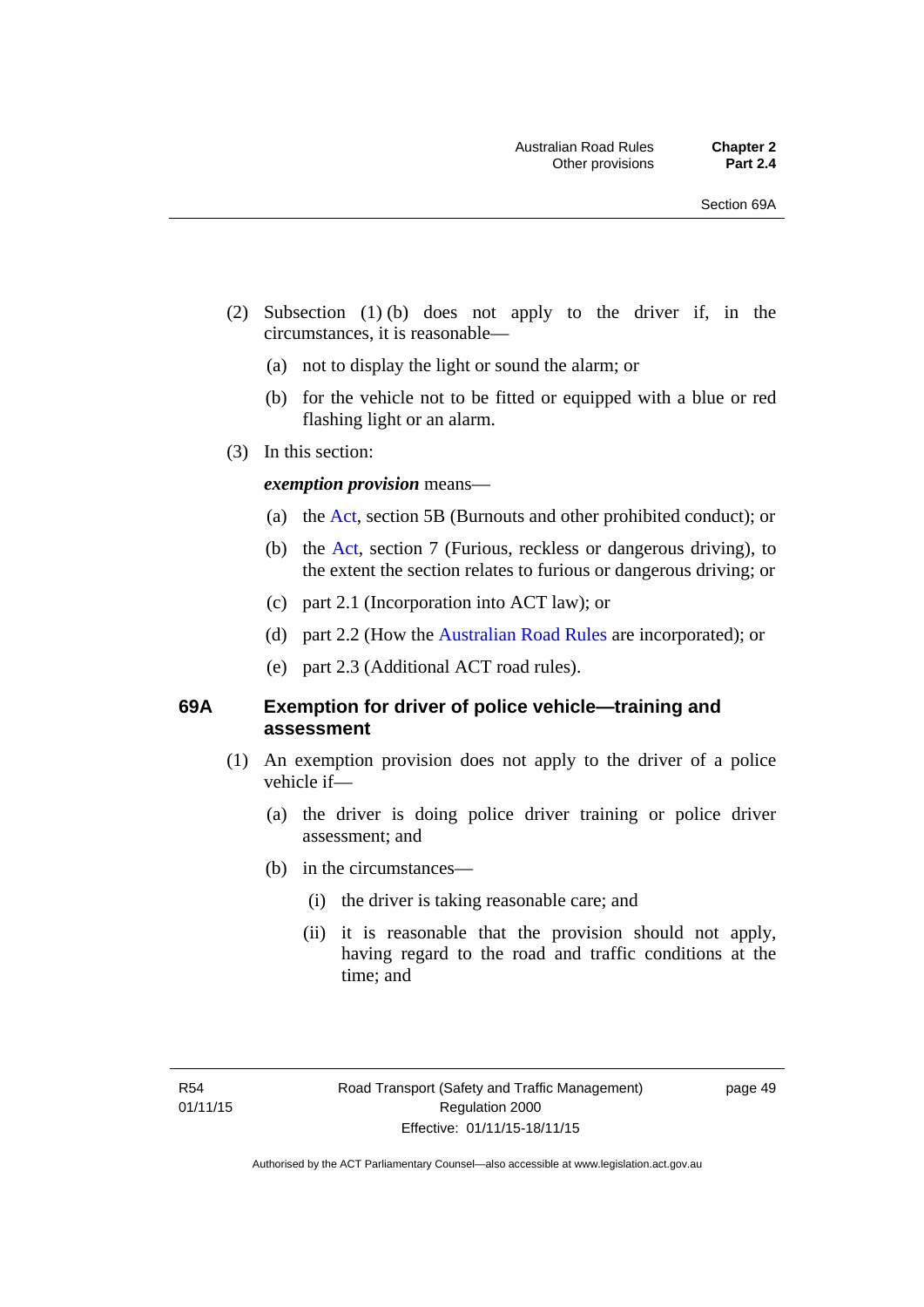(2) Subsection (1) (b) does not apply to the driver if, in the circumstances, it is reasonable—

(a) not to display the light or sound the alarm; or

(b) for the vehicle not to be fitted or equipped with a blue or red flashing light or an alarm.

(3) In this section:

***exemption provision*** means—

(a) the Act, section 5B (Burnouts and other prohibited conduct); or

(b) the Act, section 7 (Furious, reckless or dangerous driving), to the extent the section relates to furious or dangerous driving; or

(c) part 2.1 (Incorporation into ACT law); or

(d) part 2.2 (How the Australian Road Rules are incorporated); or

(e) part 2.3 (Additional ACT road rules).

### 69A Exemption for driver of police vehicle—training and assessment

(1) An exemption provision does not apply to the driver of a police vehicle if—

(a) the driver is doing police driver training or police driver assessment; and

(b) in the circumstances—

(i) the driver is taking reasonable care; and

(ii) it is reasonable that the provision should not apply, having regard to the road and traffic conditions at the time; and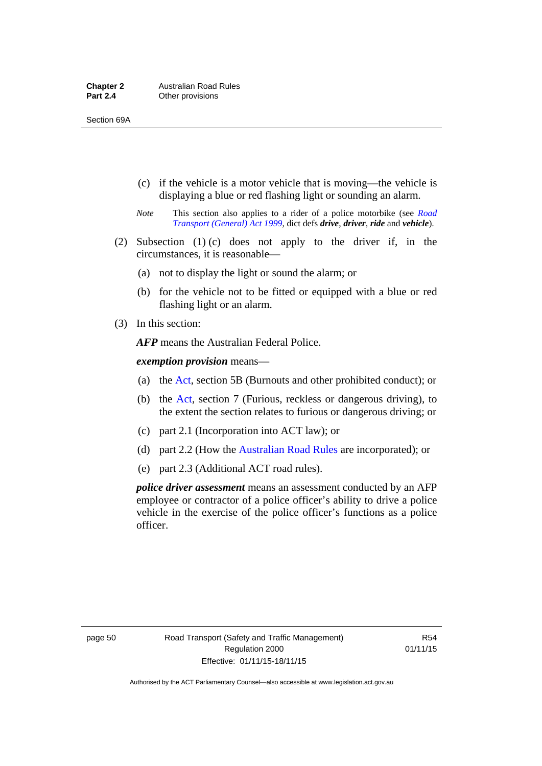(c) if the vehicle is a motor vehicle that is moving—the vehicle is displaying a blue or red flashing light or sounding an alarm.

*Note* This section also applies to a rider of a police motorbike (see *Road Transport (General) Act 1999*, dict defs ***drive***, ***driver***, ***ride*** and ***vehicle***).

(2) Subsection (1) (c) does not apply to the driver if, in the circumstances, it is reasonable—

(a) not to display the light or sound the alarm; or

(b) for the vehicle not to be fitted or equipped with a blue or red flashing light or an alarm.

(3) In this section:

***AFP*** means the Australian Federal Police.

***exemption provision*** means—

(a) the Act, section 5B (Burnouts and other prohibited conduct); or

(b) the Act, section 7 (Furious, reckless or dangerous driving), to the extent the section relates to furious or dangerous driving; or

(c) part 2.1 (Incorporation into ACT law); or

(d) part 2.2 (How the Australian Road Rules are incorporated); or

(e) part 2.3 (Additional ACT road rules).

***police driver assessment*** means an assessment conducted by an AFP employee or contractor of a police officer's ability to drive a police vehicle in the exercise of the police officer's functions as a police officer.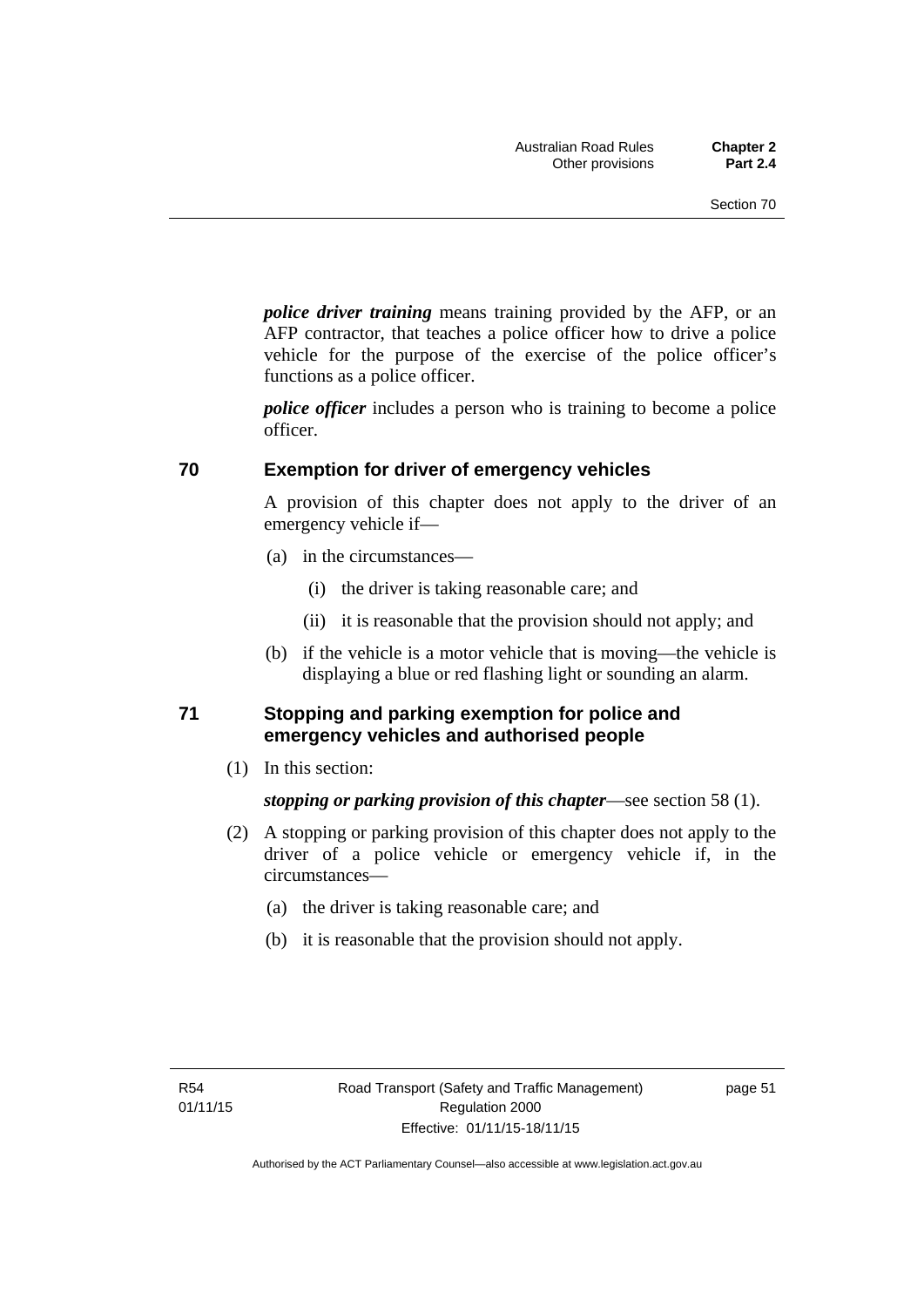***police driver training*** means training provided by the AFP, or an AFP contractor, that teaches a police officer how to drive a police vehicle for the purpose of the exercise of the police officer's functions as a police officer.

***police officer*** includes a person who is training to become a police officer.

## 70 Exemption for driver of emergency vehicles

A provision of this chapter does not apply to the driver of an emergency vehicle if—

(a) in the circumstances—

 (i) the driver is taking reasonable care; and

 (ii) it is reasonable that the provision should not apply; and

(b) if the vehicle is a motor vehicle that is moving—the vehicle is displaying a blue or red flashing light or sounding an alarm.

## 71 Stopping and parking exemption for police and emergency vehicles and authorised people

(1) In this section:

***stopping or parking provision of this chapter***—see section 58 (1).

(2) A stopping or parking provision of this chapter does not apply to the driver of a police vehicle or emergency vehicle if, in the circumstances—

 (a) the driver is taking reasonable care; and

 (b) it is reasonable that the provision should not apply.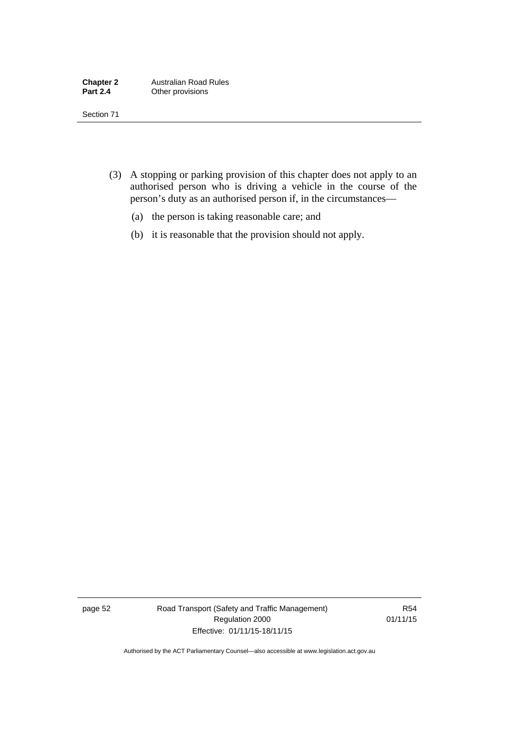(3) A stopping or parking provision of this chapter does not apply to an authorised person who is driving a vehicle in the course of the person's duty as an authorised person if, in the circumstances—

(a) the person is taking reasonable care; and

(b) it is reasonable that the provision should not apply.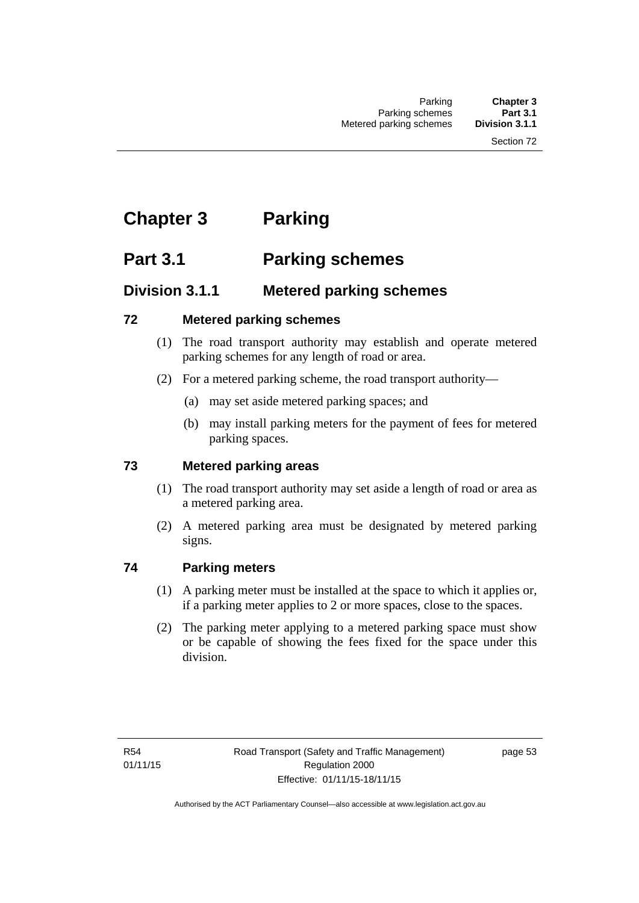# Chapter 3 Parking

## Part 3.1 Parking schemes

### Division 3.1.1 Metered parking schemes

#### 72 Metered parking schemes

(1) The road transport authority may establish and operate metered parking schemes for any length of road or area.

(2) For a metered parking scheme, the road transport authority—

(a) may set aside metered parking spaces; and

(b) may install parking meters for the payment of fees for metered parking spaces.

#### 73 Metered parking areas

(1) The road transport authority may set aside a length of road or area as a metered parking area.

(2) A metered parking area must be designated by metered parking signs.

#### 74 Parking meters

(1) A parking meter must be installed at the space to which it applies or, if a parking meter applies to 2 or more spaces, close to the spaces.

(2) The parking meter applying to a metered parking space must show or be capable of showing the fees fixed for the space under this division.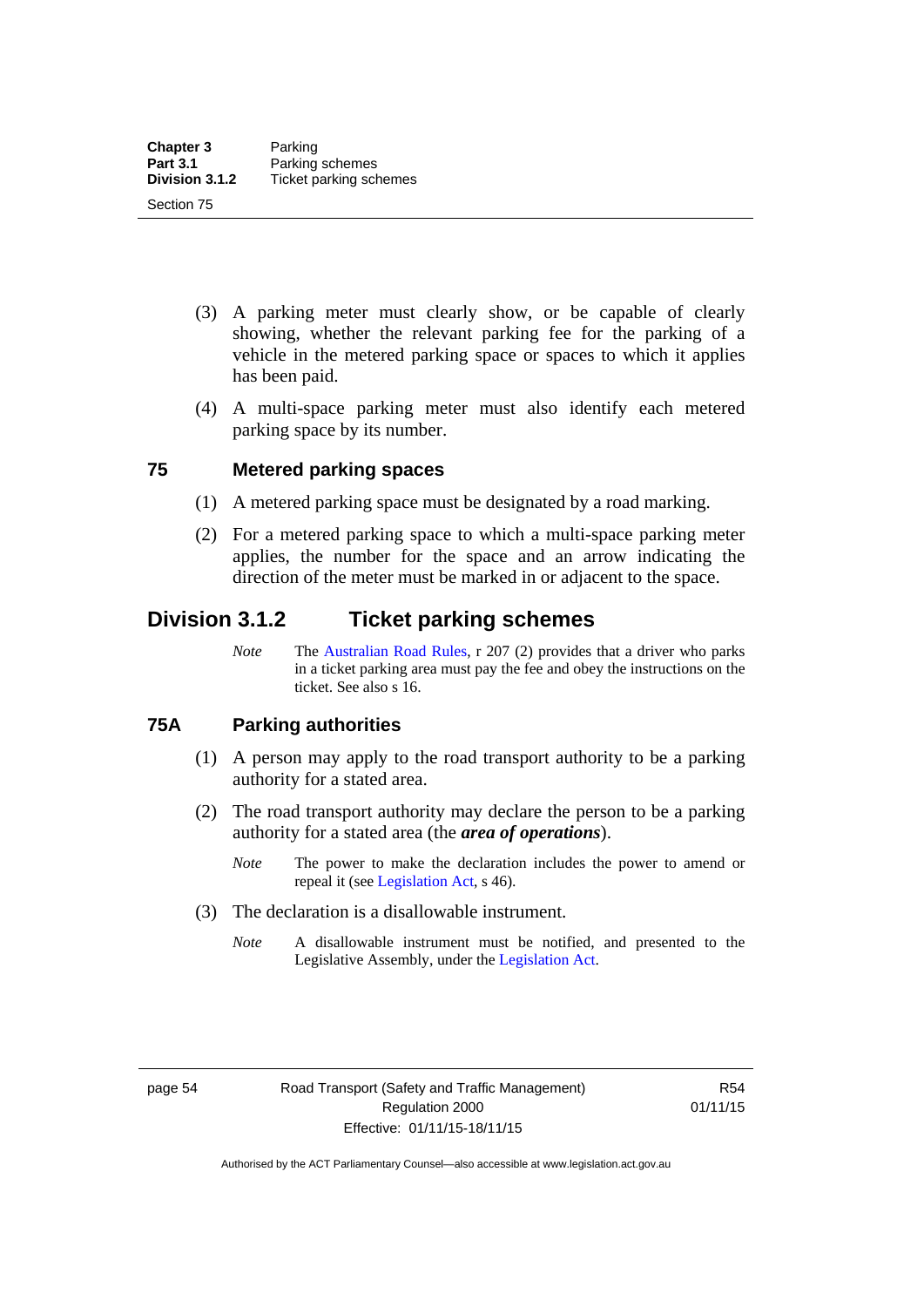(3) A parking meter must clearly show, or be capable of clearly showing, whether the relevant parking fee for the parking of a vehicle in the metered parking space or spaces to which it applies has been paid.

(4) A multi-space parking meter must also identify each metered parking space by its number.

### 75 Metered parking spaces

(1) A metered parking space must be designated by a road marking.

(2) For a metered parking space to which a multi-space parking meter applies, the number for the space and an arrow indicating the direction of the meter must be marked in or adjacent to the space.

## Division 3.1.2 Ticket parking schemes

*Note* The Australian Road Rules, r 207 (2) provides that a driver who parks in a ticket parking area must pay the fee and obey the instructions on the ticket. See also s 16.

### 75A Parking authorities

(1) A person may apply to the road transport authority to be a parking authority for a stated area.

(2) The road transport authority may declare the person to be a parking authority for a stated area (the ***area of operations***).

*Note* The power to make the declaration includes the power to amend or repeal it (see Legislation Act, s 46).

(3) The declaration is a disallowable instrument.

*Note* A disallowable instrument must be notified, and presented to the Legislative Assembly, under the Legislation Act.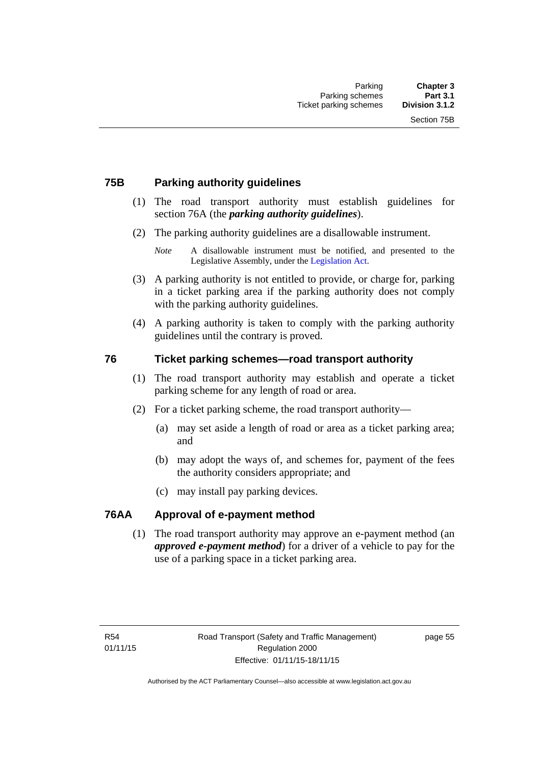### 75B Parking authority guidelines

(1) The road transport authority must establish guidelines for section 76A (the ***parking authority guidelines***).

(2) The parking authority guidelines are a disallowable instrument.

*Note* A disallowable instrument must be notified, and presented to the Legislative Assembly, under the Legislation Act.

(3) A parking authority is not entitled to provide, or charge for, parking in a ticket parking area if the parking authority does not comply with the parking authority guidelines.

(4) A parking authority is taken to comply with the parking authority guidelines until the contrary is proved.

### 76 Ticket parking schemes—road transport authority

(1) The road transport authority may establish and operate a ticket parking scheme for any length of road or area.

(2) For a ticket parking scheme, the road transport authority—

(a) may set aside a length of road or area as a ticket parking area; and

(b) may adopt the ways of, and schemes for, payment of the fees the authority considers appropriate; and

(c) may install pay parking devices.

### 76AA Approval of e-payment method

(1) The road transport authority may approve an e-payment method (an ***approved e-payment method***) for a driver of a vehicle to pay for the use of a parking space in a ticket parking area.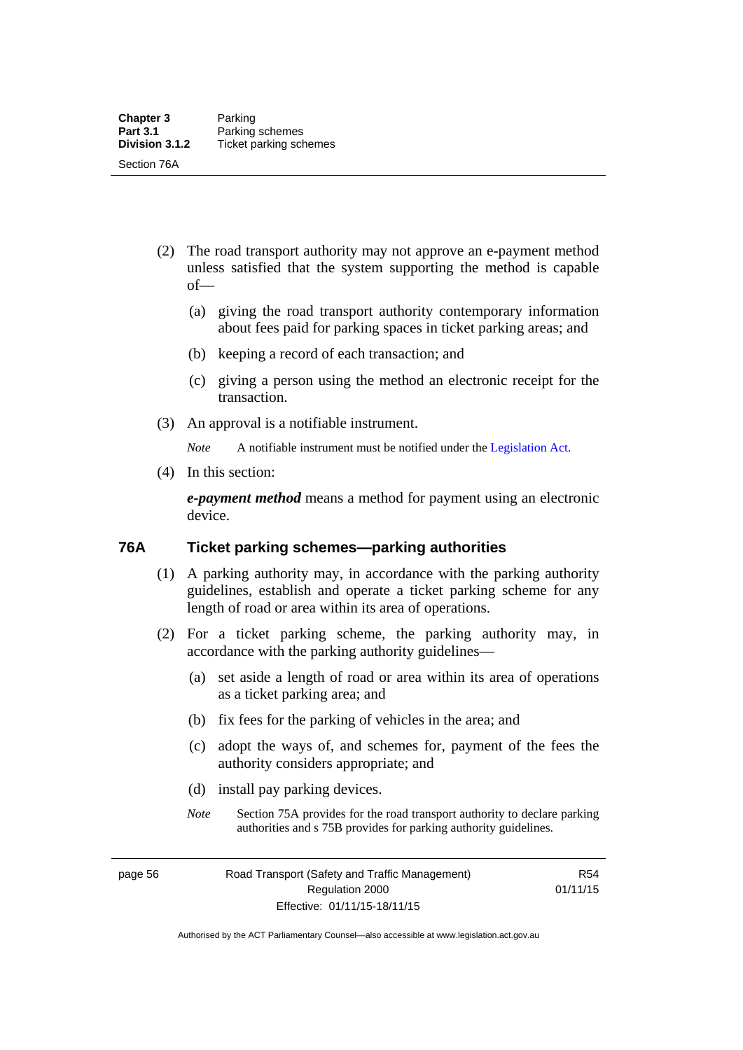(2) The road transport authority may not approve an e-payment method unless satisfied that the system supporting the method is capable of—

(a) giving the road transport authority contemporary information about fees paid for parking spaces in ticket parking areas; and

(b) keeping a record of each transaction; and

(c) giving a person using the method an electronic receipt for the transaction.

(3) An approval is a notifiable instrument.

*Note* A notifiable instrument must be notified under the Legislation Act.

(4) In this section:

***e-payment method*** means a method for payment using an electronic device.

## 76A Ticket parking schemes—parking authorities

(1) A parking authority may, in accordance with the parking authority guidelines, establish and operate a ticket parking scheme for any length of road or area within its area of operations.

(2) For a ticket parking scheme, the parking authority may, in accordance with the parking authority guidelines—

(a) set aside a length of road or area within its area of operations as a ticket parking area; and

(b) fix fees for the parking of vehicles in the area; and

(c) adopt the ways of, and schemes for, payment of the fees the authority considers appropriate; and

(d) install pay parking devices.

*Note* Section 75A provides for the road transport authority to declare parking authorities and s 75B provides for parking authority guidelines.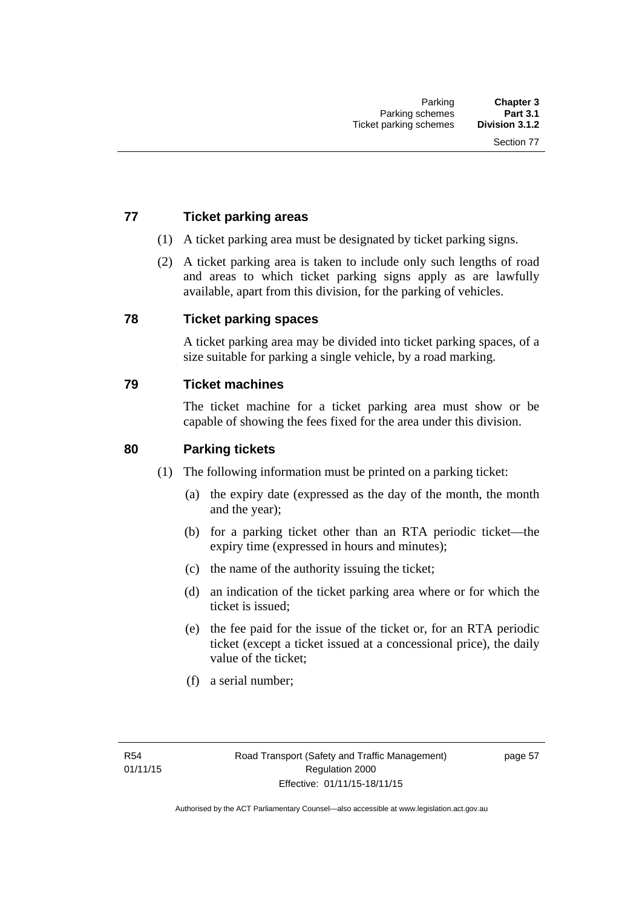## 77 Ticket parking areas

(1) A ticket parking area must be designated by ticket parking signs.

(2) A ticket parking area is taken to include only such lengths of road and areas to which ticket parking signs apply as are lawfully available, apart from this division, for the parking of vehicles.

## 78 Ticket parking spaces

A ticket parking area may be divided into ticket parking spaces, of a size suitable for parking a single vehicle, by a road marking.

## 79 Ticket machines

The ticket machine for a ticket parking area must show or be capable of showing the fees fixed for the area under this division.

## 80 Parking tickets

(1) The following information must be printed on a parking ticket:

- (a) the expiry date (expressed as the day of the month, the month and the year);
- (b) for a parking ticket other than an RTA periodic ticket—the expiry time (expressed in hours and minutes);
- (c) the name of the authority issuing the ticket;
- (d) an indication of the ticket parking area where or for which the ticket is issued;
- (e) the fee paid for the issue of the ticket or, for an RTA periodic ticket (except a ticket issued at a concessional price), the daily value of the ticket;
- (f) a serial number;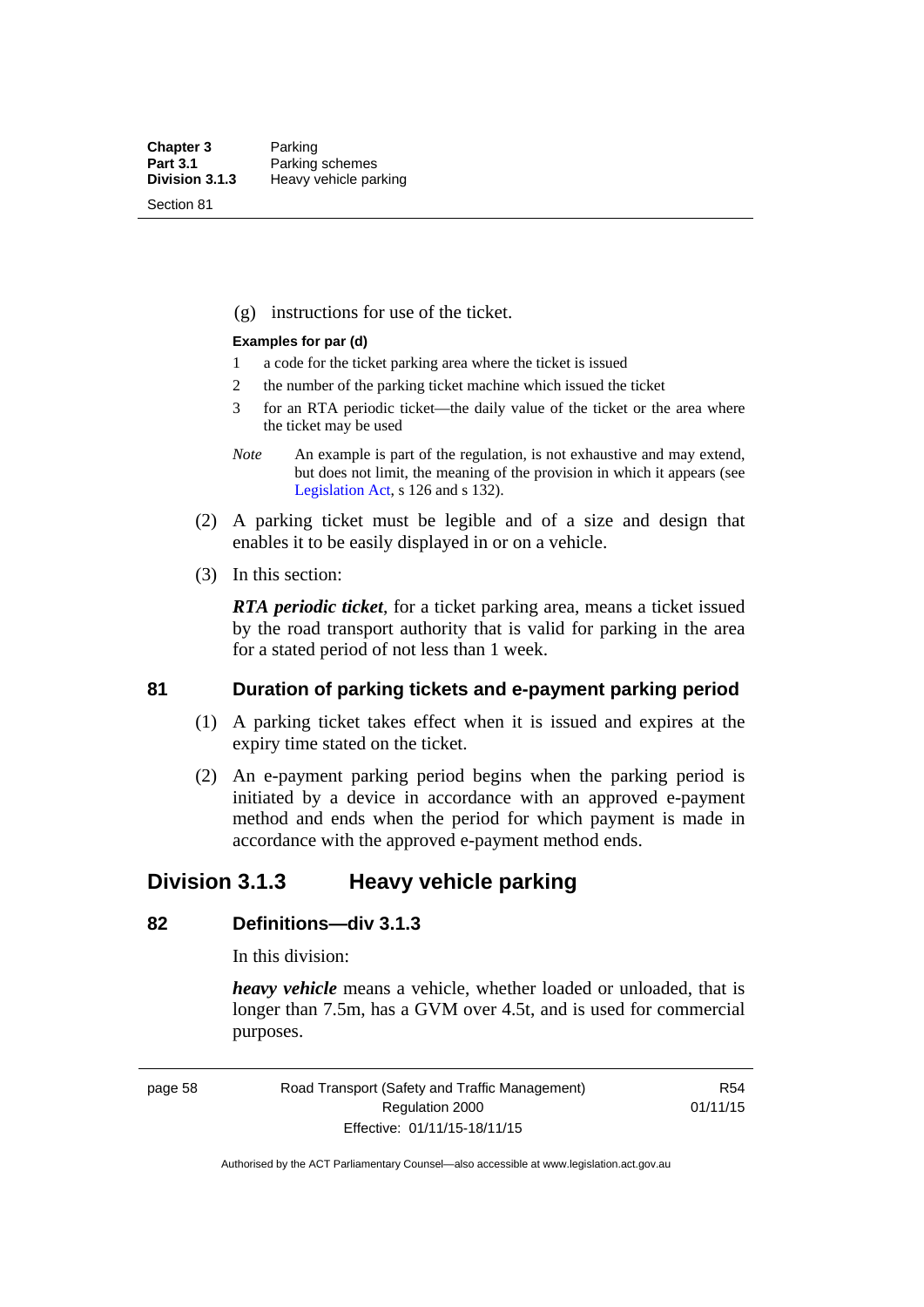(g) instructions for use of the ticket.

**Examples for par (d)**

1 a code for the ticket parking area where the ticket is issued

2 the number of the parking ticket machine which issued the ticket

3 for an RTA periodic ticket—the daily value of the ticket or the area where the ticket may be used

*Note* An example is part of the regulation, is not exhaustive and may extend, but does not limit, the meaning of the provision in which it appears (see Legislation Act, s 126 and s 132).

(2) A parking ticket must be legible and of a size and design that enables it to be easily displayed in or on a vehicle.

(3) In this section:

***RTA periodic ticket***, for a ticket parking area, means a ticket issued by the road transport authority that is valid for parking in the area for a stated period of not less than 1 week.

### 81 Duration of parking tickets and e-payment parking period

(1) A parking ticket takes effect when it is issued and expires at the expiry time stated on the ticket.

(2) An e-payment parking period begins when the parking period is initiated by a device in accordance with an approved e-payment method and ends when the period for which payment is made in accordance with the approved e-payment method ends.

## Division 3.1.3 Heavy vehicle parking

### 82 Definitions—div 3.1.3

In this division:

***heavy vehicle*** means a vehicle, whether loaded or unloaded, that is longer than 7.5m, has a GVM over 4.5t, and is used for commercial purposes.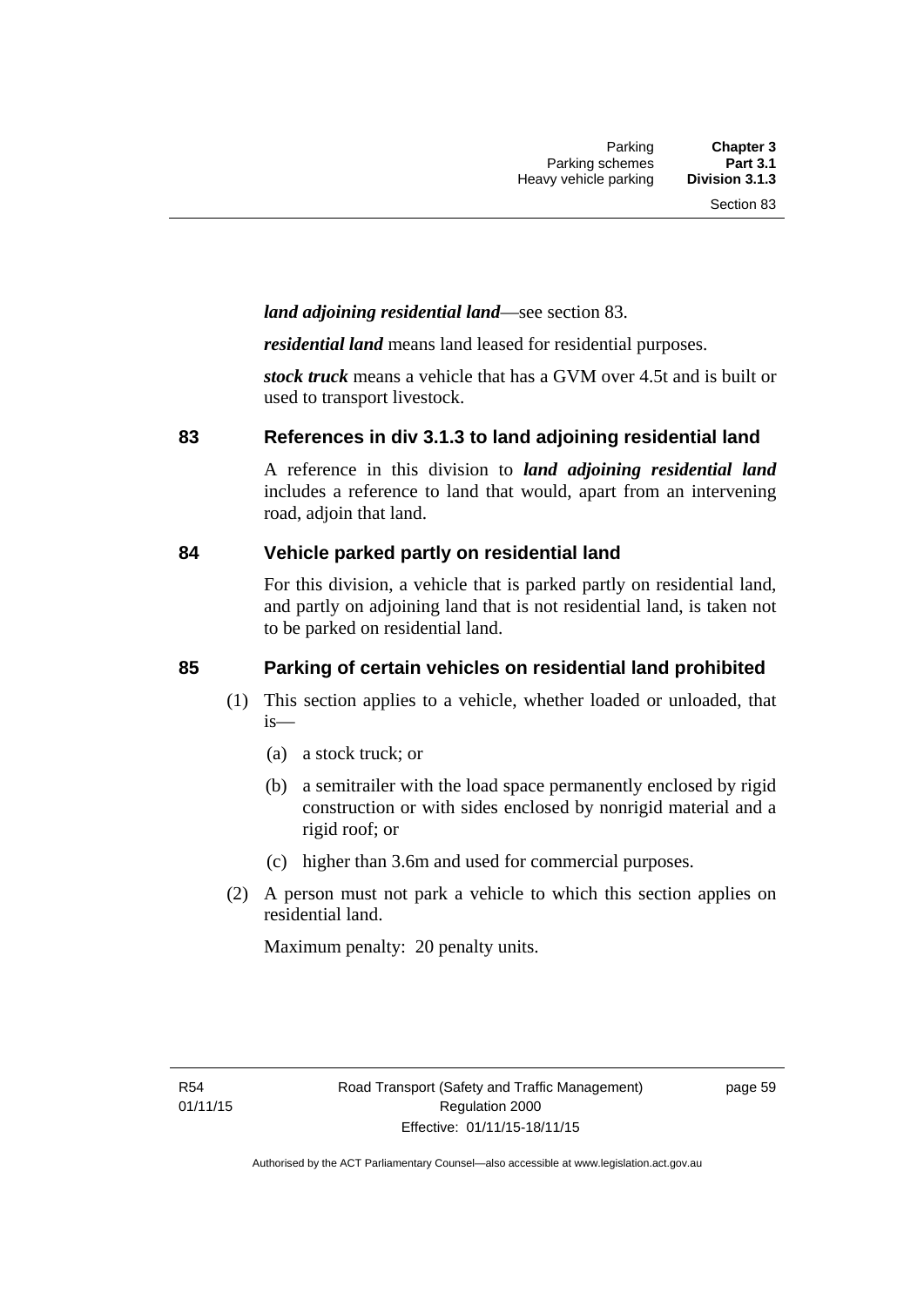***land adjoining residential land***—see section 83.

***residential land*** means land leased for residential purposes.

***stock truck*** means a vehicle that has a GVM over 4.5t and is built or used to transport livestock.

## 83 References in div 3.1.3 to land adjoining residential land

A reference in this division to ***land adjoining residential land*** includes a reference to land that would, apart from an intervening road, adjoin that land.

## 84 Vehicle parked partly on residential land

For this division, a vehicle that is parked partly on residential land, and partly on adjoining land that is not residential land, is taken not to be parked on residential land.

## 85 Parking of certain vehicles on residential land prohibited

(1) This section applies to a vehicle, whether loaded or unloaded, that is—

(a) a stock truck; or

(b) a semitrailer with the load space permanently enclosed by rigid construction or with sides enclosed by nonrigid material and a rigid roof; or

(c) higher than 3.6m and used for commercial purposes.

(2) A person must not park a vehicle to which this section applies on residential land.

Maximum penalty: 20 penalty units.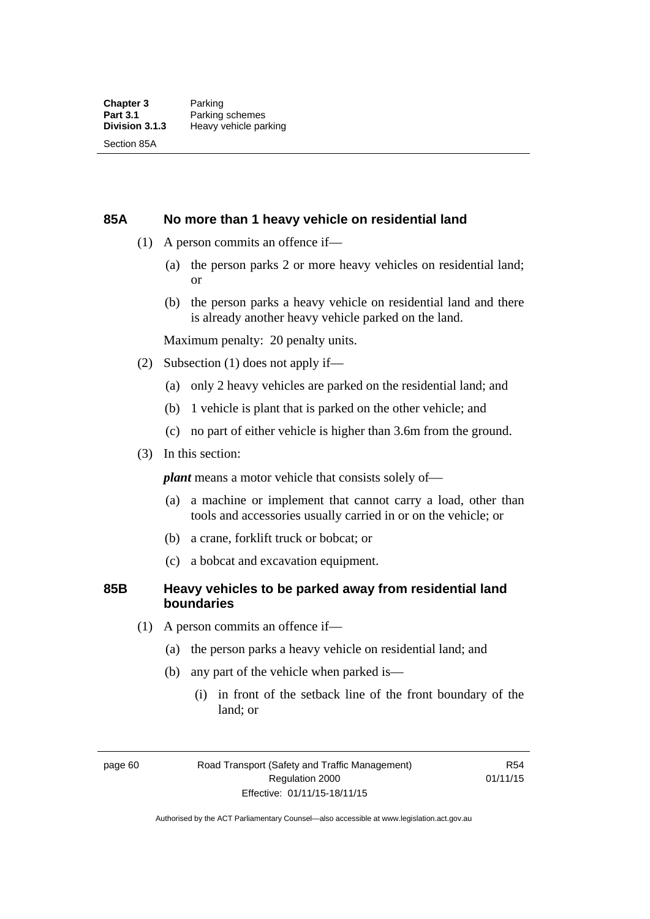## 85A No more than 1 heavy vehicle on residential land

(1) A person commits an offence if—

(a) the person parks 2 or more heavy vehicles on residential land; or

(b) the person parks a heavy vehicle on residential land and there is already another heavy vehicle parked on the land.

Maximum penalty: 20 penalty units.

(2) Subsection (1) does not apply if—

(a) only 2 heavy vehicles are parked on the residential land; and

(b) 1 vehicle is plant that is parked on the other vehicle; and

(c) no part of either vehicle is higher than 3.6m from the ground.

(3) In this section:

***plant*** means a motor vehicle that consists solely of—

(a) a machine or implement that cannot carry a load, other than tools and accessories usually carried in or on the vehicle; or

(b) a crane, forklift truck or bobcat; or

(c) a bobcat and excavation equipment.

## 85B Heavy vehicles to be parked away from residential land boundaries

(1) A person commits an offence if—

(a) the person parks a heavy vehicle on residential land; and

(b) any part of the vehicle when parked is—

(i) in front of the setback line of the front boundary of the land; or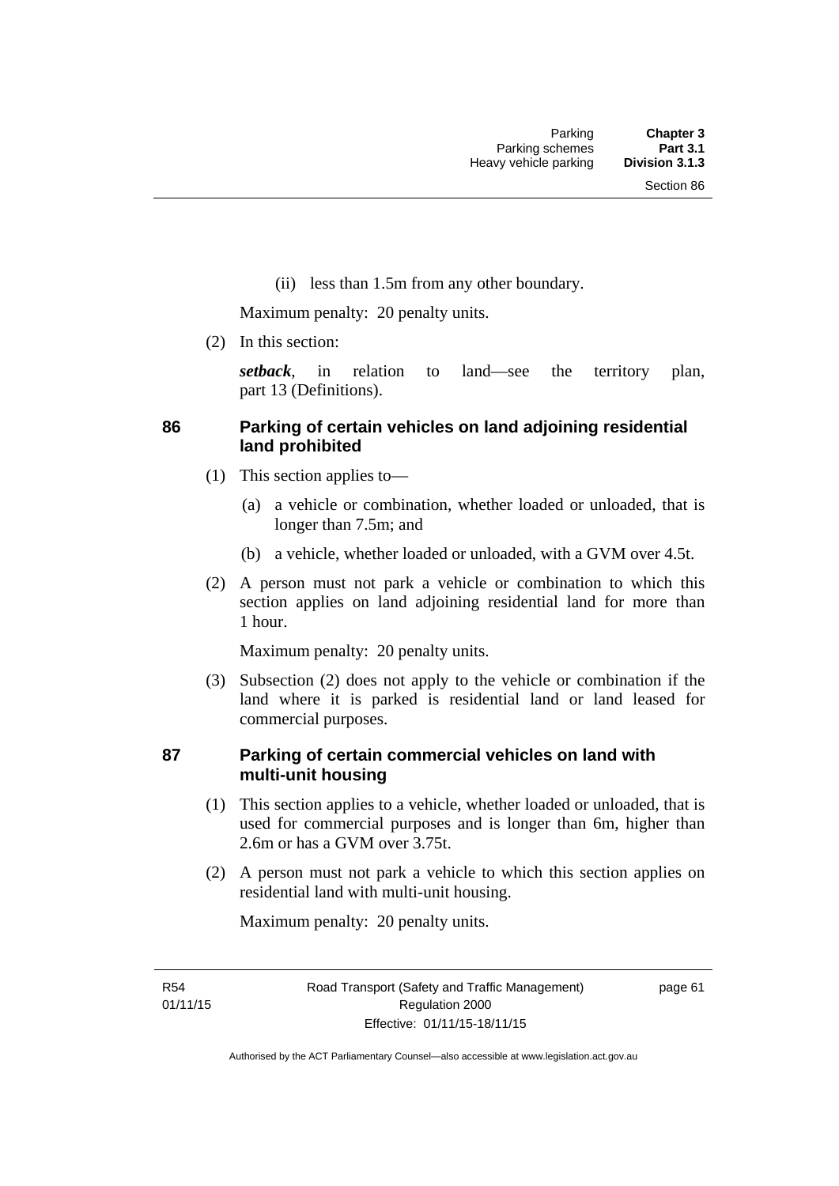(ii) less than 1.5m from any other boundary.

Maximum penalty: 20 penalty units.

(2) In this section:

***setback***, in relation to land—see the territory plan, part 13 (Definitions).

### 86 Parking of certain vehicles on land adjoining residential land prohibited

(1) This section applies to—

(a) a vehicle or combination, whether loaded or unloaded, that is longer than 7.5m; and

(b) a vehicle, whether loaded or unloaded, with a GVM over 4.5t.

(2) A person must not park a vehicle or combination to which this section applies on land adjoining residential land for more than 1 hour.

Maximum penalty: 20 penalty units.

(3) Subsection (2) does not apply to the vehicle or combination if the land where it is parked is residential land or land leased for commercial purposes.

### 87 Parking of certain commercial vehicles on land with multi-unit housing

(1) This section applies to a vehicle, whether loaded or unloaded, that is used for commercial purposes and is longer than 6m, higher than 2.6m or has a GVM over 3.75t.

(2) A person must not park a vehicle to which this section applies on residential land with multi-unit housing.

Maximum penalty: 20 penalty units.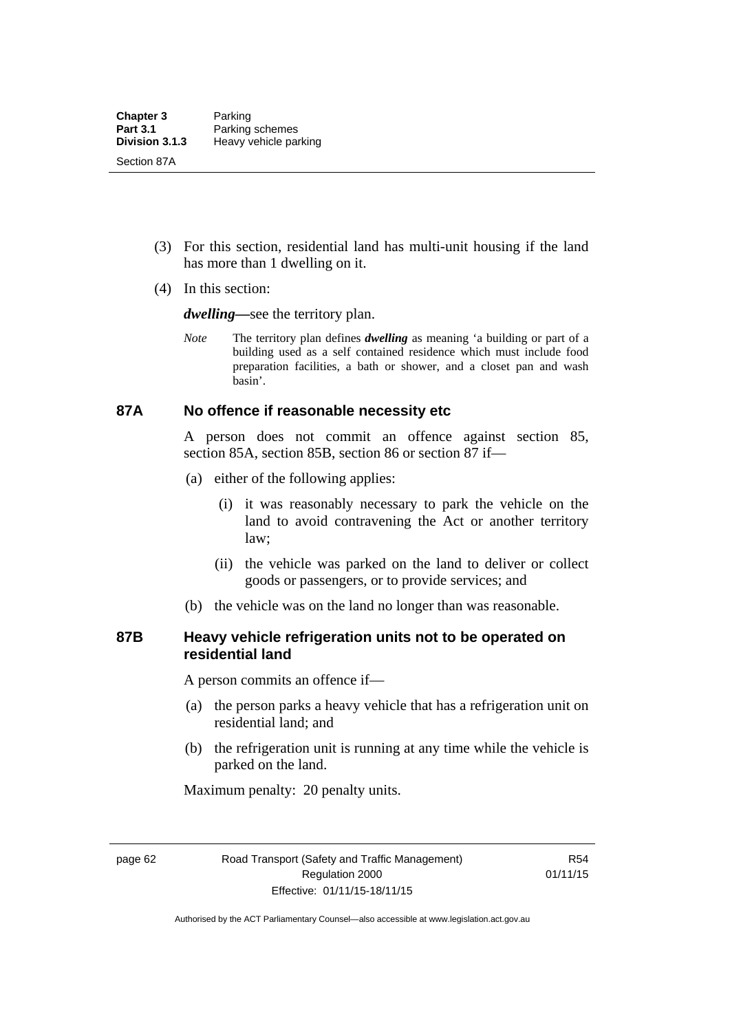(3) For this section, residential land has multi-unit housing if the land has more than 1 dwelling on it.

(4) In this section:

***dwelling***—see the territory plan.

*Note* The territory plan defines ***dwelling*** as meaning 'a building or part of a building used as a self contained residence which must include food preparation facilities, a bath or shower, and a closet pan and wash basin'.

### 87A No offence if reasonable necessity etc

A person does not commit an offence against section 85, section 85A, section 85B, section 86 or section 87 if—

(a) either of the following applies:

(i) it was reasonably necessary to park the vehicle on the land to avoid contravening the Act or another territory law;

(ii) the vehicle was parked on the land to deliver or collect goods or passengers, or to provide services; and

(b) the vehicle was on the land no longer than was reasonable.

### 87B Heavy vehicle refrigeration units not to be operated on residential land

A person commits an offence if—

(a) the person parks a heavy vehicle that has a refrigeration unit on residential land; and

(b) the refrigeration unit is running at any time while the vehicle is parked on the land.

Maximum penalty: 20 penalty units.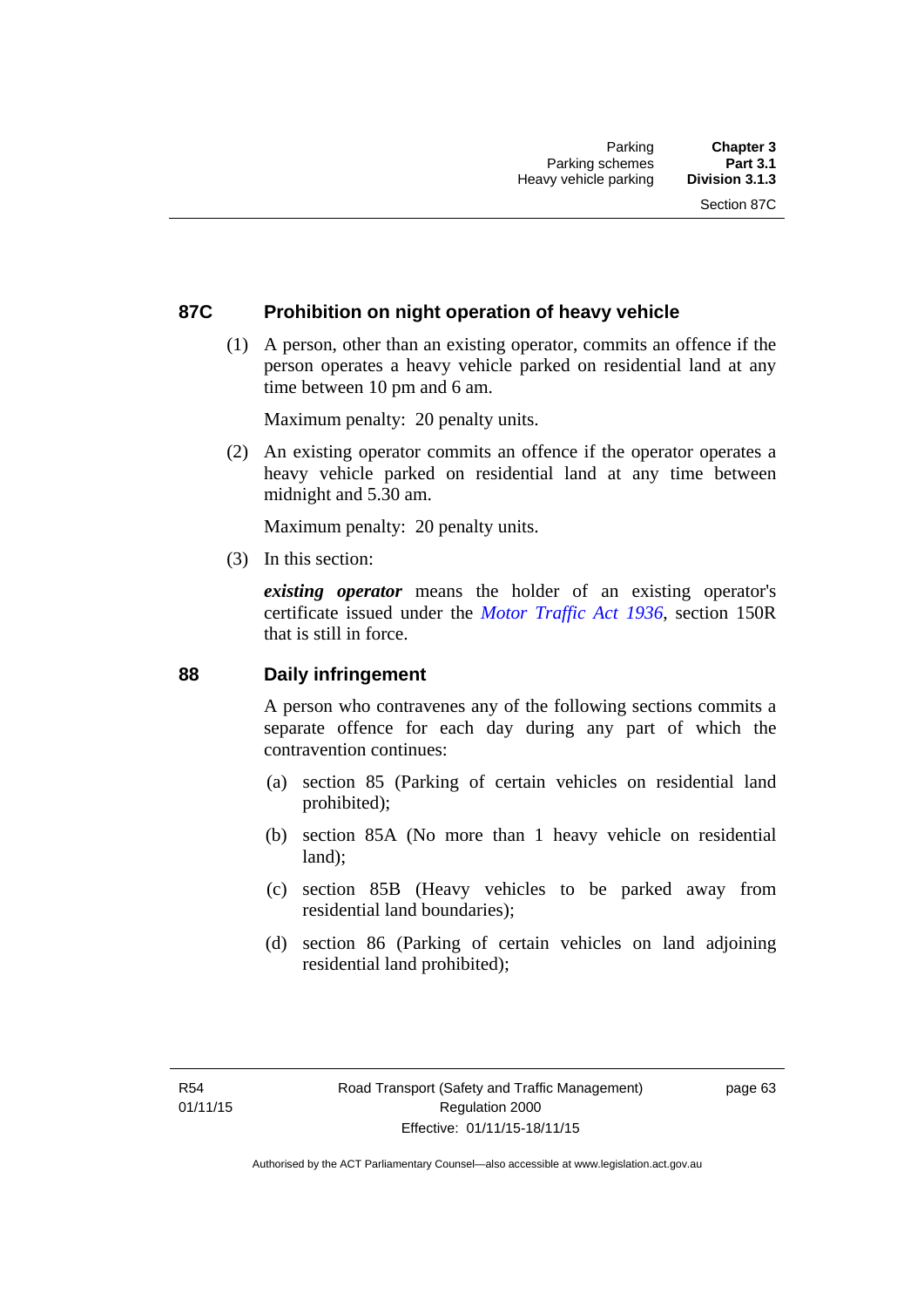## 87C Prohibition on night operation of heavy vehicle

(1) A person, other than an existing operator, commits an offence if the person operates a heavy vehicle parked on residential land at any time between 10 pm and 6 am.

Maximum penalty: 20 penalty units.

(2) An existing operator commits an offence if the operator operates a heavy vehicle parked on residential land at any time between midnight and 5.30 am.

Maximum penalty: 20 penalty units.

(3) In this section:

***existing operator*** means the holder of an existing operator's certificate issued under the *Motor Traffic Act 1936*, section 150R that is still in force.

## 88 Daily infringement

A person who contravenes any of the following sections commits a separate offence for each day during any part of which the contravention continues:

(a) section 85 (Parking of certain vehicles on residential land prohibited);

(b) section 85A (No more than 1 heavy vehicle on residential land);

(c) section 85B (Heavy vehicles to be parked away from residential land boundaries);

(d) section 86 (Parking of certain vehicles on land adjoining residential land prohibited);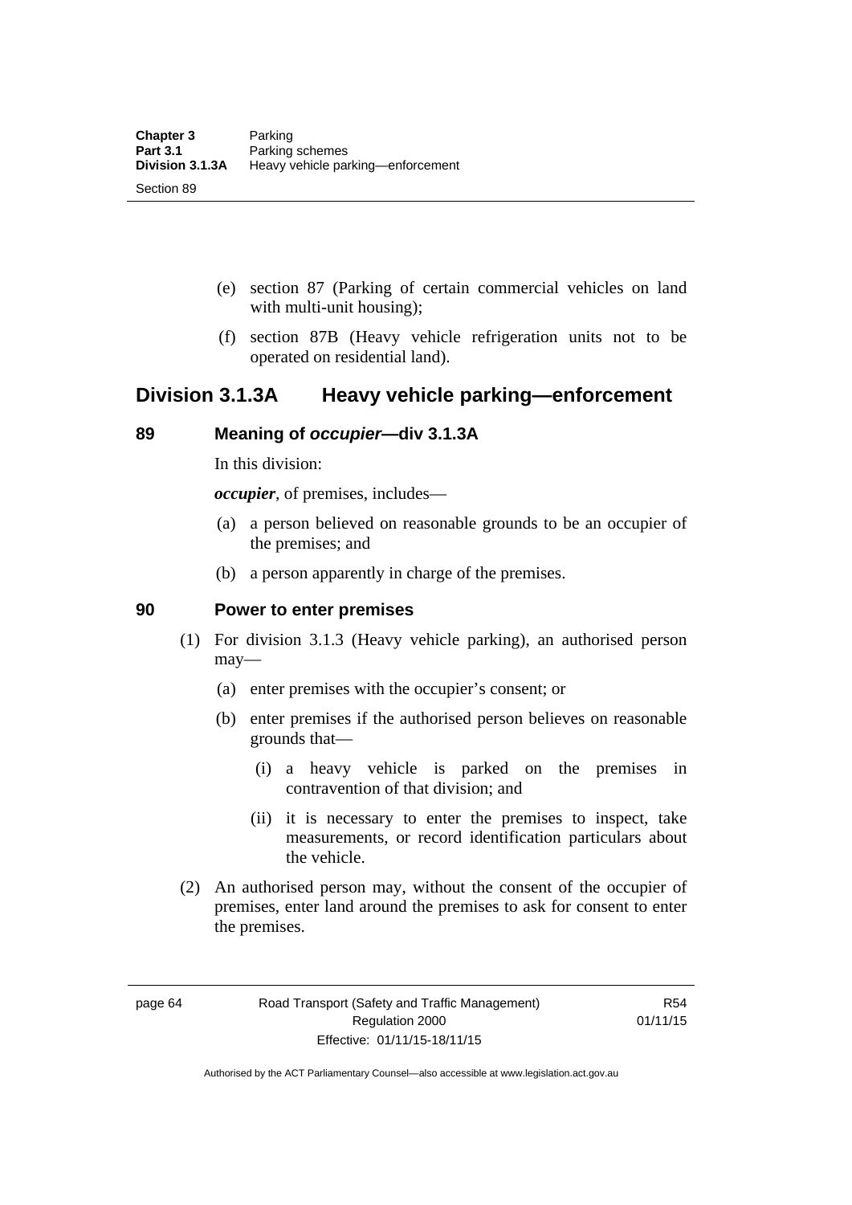(e) section 87 (Parking of certain commercial vehicles on land with multi-unit housing);

(f) section 87B (Heavy vehicle refrigeration units not to be operated on residential land).

## Division 3.1.3A Heavy vehicle parking—enforcement

### 89 Meaning of *occupier*—div 3.1.3A

In this division:

***occupier***, of premises, includes—

(a) a person believed on reasonable grounds to be an occupier of the premises; and

(b) a person apparently in charge of the premises.

### 90 Power to enter premises

(1) For division 3.1.3 (Heavy vehicle parking), an authorised person may—

(a) enter premises with the occupier's consent; or

(b) enter premises if the authorised person believes on reasonable grounds that—

(i) a heavy vehicle is parked on the premises in contravention of that division; and

(ii) it is necessary to enter the premises to inspect, take measurements, or record identification particulars about the vehicle.

(2) An authorised person may, without the consent of the occupier of premises, enter land around the premises to ask for consent to enter the premises.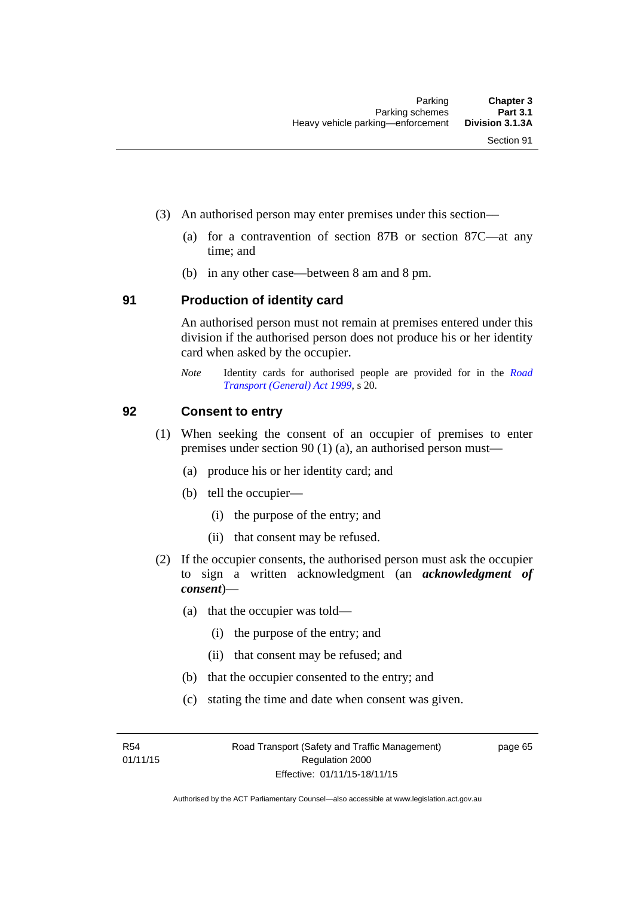(3) An authorised person may enter premises under this section—

(a) for a contravention of section 87B or section 87C—at any time; and

(b) in any other case—between 8 am and 8 pm.

## 91 Production of identity card

An authorised person must not remain at premises entered under this division if the authorised person does not produce his or her identity card when asked by the occupier.

*Note* Identity cards for authorised people are provided for in the *Road Transport (General) Act 1999*, s 20.

## 92 Consent to entry

(1) When seeking the consent of an occupier of premises to enter premises under section 90 (1) (a), an authorised person must—

(a) produce his or her identity card; and

(b) tell the occupier—

(i) the purpose of the entry; and

(ii) that consent may be refused.

(2) If the occupier consents, the authorised person must ask the occupier to sign a written acknowledgment (an ***acknowledgment of consent***)—

(a) that the occupier was told—

(i) the purpose of the entry; and

(ii) that consent may be refused; and

(b) that the occupier consented to the entry; and

(c) stating the time and date when consent was given.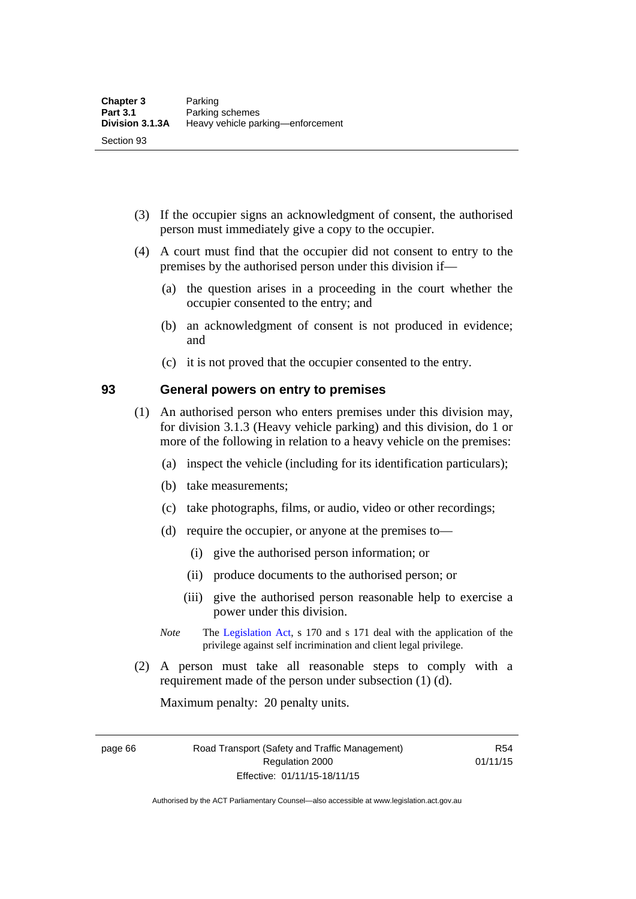(3) If the occupier signs an acknowledgment of consent, the authorised person must immediately give a copy to the occupier.

(4) A court must find that the occupier did not consent to entry to the premises by the authorised person under this division if—

   (a) the question arises in a proceeding in the court whether the occupier consented to the entry; and

   (b) an acknowledgment of consent is not produced in evidence; and

   (c) it is not proved that the occupier consented to the entry.

## 93 General powers on entry to premises

(1) An authorised person who enters premises under this division may, for division 3.1.3 (Heavy vehicle parking) and this division, do 1 or more of the following in relation to a heavy vehicle on the premises:

   (a) inspect the vehicle (including for its identification particulars);

   (b) take measurements;

   (c) take photographs, films, or audio, video or other recordings;

   (d) require the occupier, or anyone at the premises to—

      (i) give the authorised person information; or

      (ii) produce documents to the authorised person; or

      (iii) give the authorised person reasonable help to exercise a power under this division.

   *Note* The Legislation Act, s 170 and s 171 deal with the application of the privilege against self incrimination and client legal privilege.

(2) A person must take all reasonable steps to comply with a requirement made of the person under subsection (1) (d).

Maximum penalty: 20 penalty units.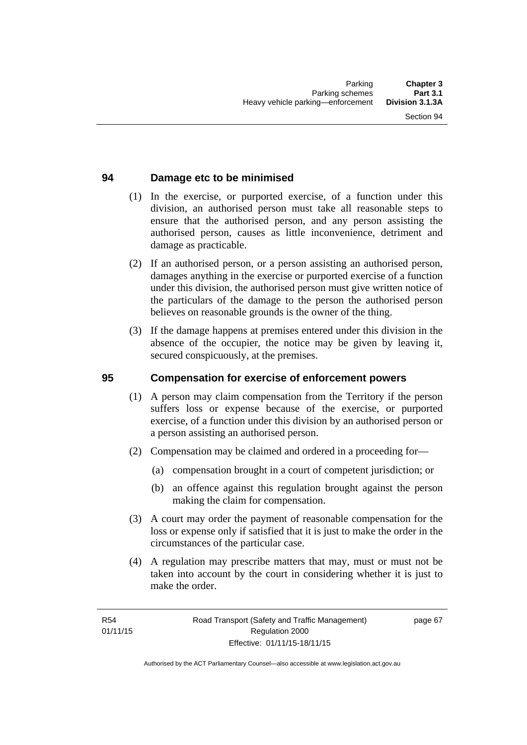## 94 Damage etc to be minimised

(1) In the exercise, or purported exercise, of a function under this division, an authorised person must take all reasonable steps to ensure that the authorised person, and any person assisting the authorised person, causes as little inconvenience, detriment and damage as practicable.

(2) If an authorised person, or a person assisting an authorised person, damages anything in the exercise or purported exercise of a function under this division, the authorised person must give written notice of the particulars of the damage to the person the authorised person believes on reasonable grounds is the owner of the thing.

(3) If the damage happens at premises entered under this division in the absence of the occupier, the notice may be given by leaving it, secured conspicuously, at the premises.

## 95 Compensation for exercise of enforcement powers

(1) A person may claim compensation from the Territory if the person suffers loss or expense because of the exercise, or purported exercise, of a function under this division by an authorised person or a person assisting an authorised person.

(2) Compensation may be claimed and ordered in a proceeding for—

(a) compensation brought in a court of competent jurisdiction; or

(b) an offence against this regulation brought against the person making the claim for compensation.

(3) A court may order the payment of reasonable compensation for the loss or expense only if satisfied that it is just to make the order in the circumstances of the particular case.

(4) A regulation may prescribe matters that may, must or must not be taken into account by the court in considering whether it is just to make the order.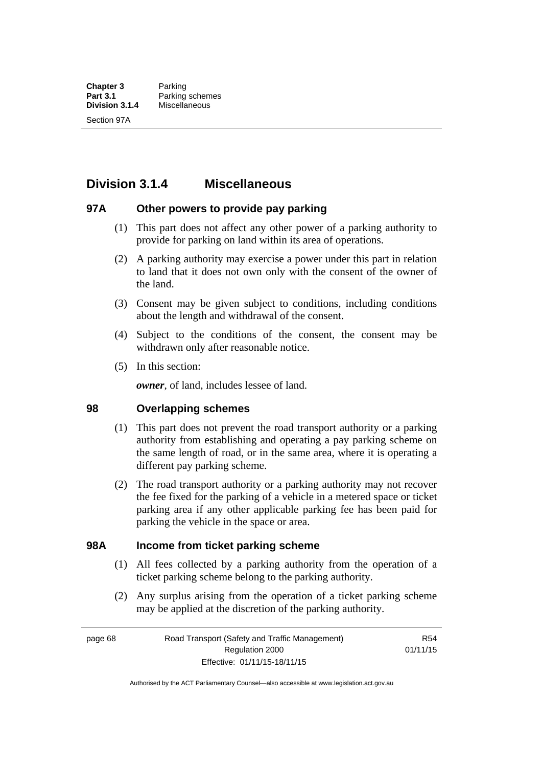## Division 3.1.4 Miscellaneous

### 97A Other powers to provide pay parking

(1) This part does not affect any other power of a parking authority to provide for parking on land within its area of operations.

(2) A parking authority may exercise a power under this part in relation to land that it does not own only with the consent of the owner of the land.

(3) Consent may be given subject to conditions, including conditions about the length and withdrawal of the consent.

(4) Subject to the conditions of the consent, the consent may be withdrawn only after reasonable notice.

(5) In this section:

***owner***, of land, includes lessee of land.

### 98 Overlapping schemes

(1) This part does not prevent the road transport authority or a parking authority from establishing and operating a pay parking scheme on the same length of road, or in the same area, where it is operating a different pay parking scheme.

(2) The road transport authority or a parking authority may not recover the fee fixed for the parking of a vehicle in a metered space or ticket parking area if any other applicable parking fee has been paid for parking the vehicle in the space or area.

### 98A Income from ticket parking scheme

(1) All fees collected by a parking authority from the operation of a ticket parking scheme belong to the parking authority.

(2) Any surplus arising from the operation of a ticket parking scheme may be applied at the discretion of the parking authority.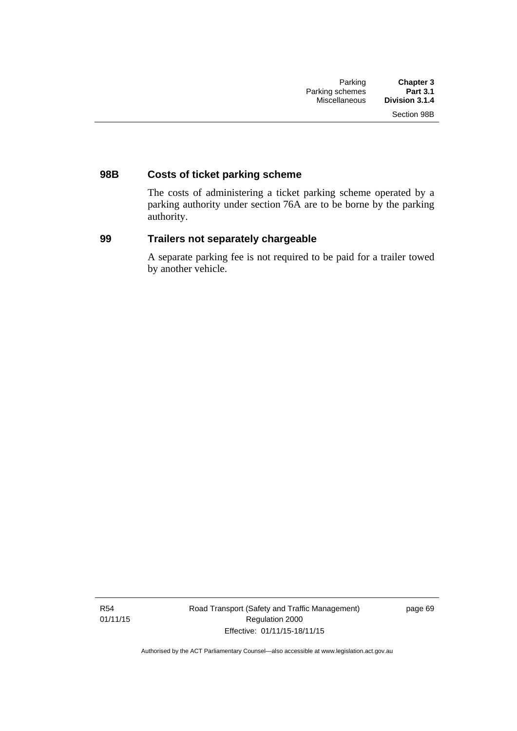### 98B Costs of ticket parking scheme

The costs of administering a ticket parking scheme operated by a parking authority under section 76A are to be borne by the parking authority.

### 99 Trailers not separately chargeable

A separate parking fee is not required to be paid for a trailer towed by another vehicle.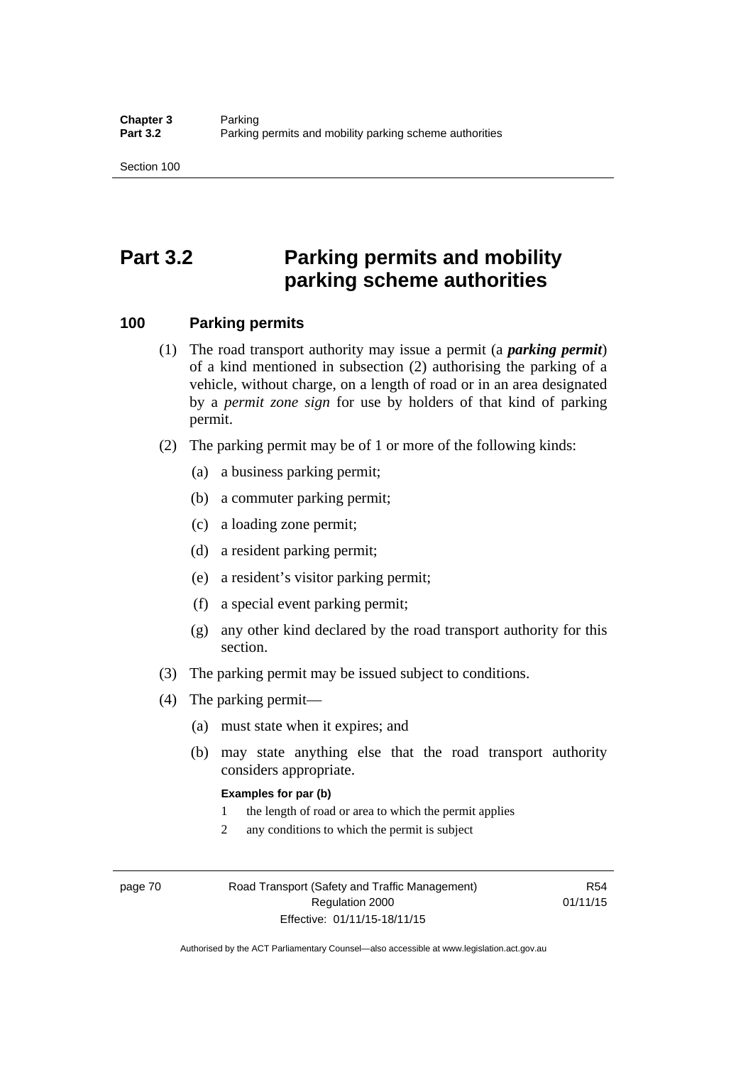# Part 3.2 Parking permits and mobility parking scheme authorities

## 100 Parking permits

(1) The road transport authority may issue a permit (a ***parking permit***) of a kind mentioned in subsection (2) authorising the parking of a vehicle, without charge, on a length of road or in an area designated by a *permit zone sign* for use by holders of that kind of parking permit.

(2) The parking permit may be of 1 or more of the following kinds:

(a) a business parking permit;

(b) a commuter parking permit;

(c) a loading zone permit;

(d) a resident parking permit;

(e) a resident's visitor parking permit;

(f) a special event parking permit;

(g) any other kind declared by the road transport authority for this section.

(3) The parking permit may be issued subject to conditions.

(4) The parking permit—

(a) must state when it expires; and

(b) may state anything else that the road transport authority considers appropriate.

**Examples for par (b)**

1 the length of road or area to which the permit applies

2 any conditions to which the permit is subject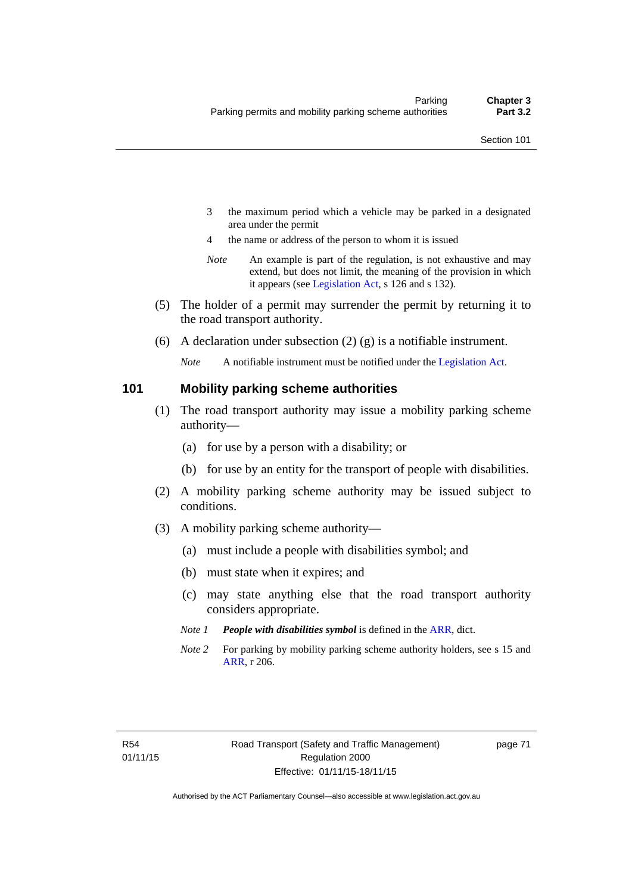3 the maximum period which a vehicle may be parked in a designated area under the permit

4 the name or address of the person to whom it is issued

*Note* An example is part of the regulation, is not exhaustive and may extend, but does not limit, the meaning of the provision in which it appears (see Legislation Act, s 126 and s 132).

(5) The holder of a permit may surrender the permit by returning it to the road transport authority.

(6) A declaration under subsection (2) (g) is a notifiable instrument.

*Note* A notifiable instrument must be notified under the Legislation Act.

## 101 Mobility parking scheme authorities

(1) The road transport authority may issue a mobility parking scheme authority—

(a) for use by a person with a disability; or

(b) for use by an entity for the transport of people with disabilities.

(2) A mobility parking scheme authority may be issued subject to conditions.

(3) A mobility parking scheme authority—

(a) must include a people with disabilities symbol; and

(b) must state when it expires; and

(c) may state anything else that the road transport authority considers appropriate.

*Note 1* ***People with disabilities symbol*** is defined in the ARR, dict.

*Note 2* For parking by mobility parking scheme authority holders, see s 15 and ARR, r 206.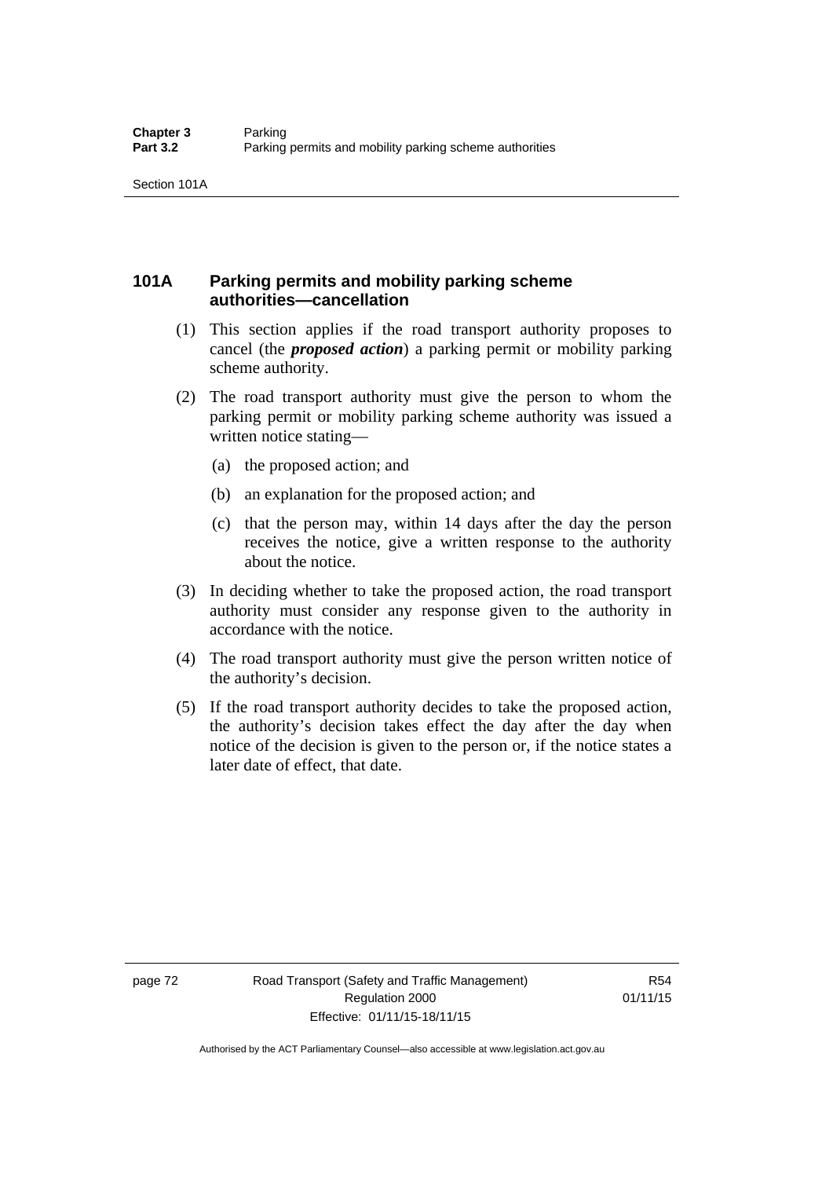## 101A Parking permits and mobility parking scheme authorities—cancellation

(1) This section applies if the road transport authority proposes to cancel (the ***proposed action***) a parking permit or mobility parking scheme authority.

(2) The road transport authority must give the person to whom the parking permit or mobility parking scheme authority was issued a written notice stating—

(a) the proposed action; and

(b) an explanation for the proposed action; and

(c) that the person may, within 14 days after the day the person receives the notice, give a written response to the authority about the notice.

(3) In deciding whether to take the proposed action, the road transport authority must consider any response given to the authority in accordance with the notice.

(4) The road transport authority must give the person written notice of the authority's decision.

(5) If the road transport authority decides to take the proposed action, the authority's decision takes effect the day after the day when notice of the decision is given to the person or, if the notice states a later date of effect, that date.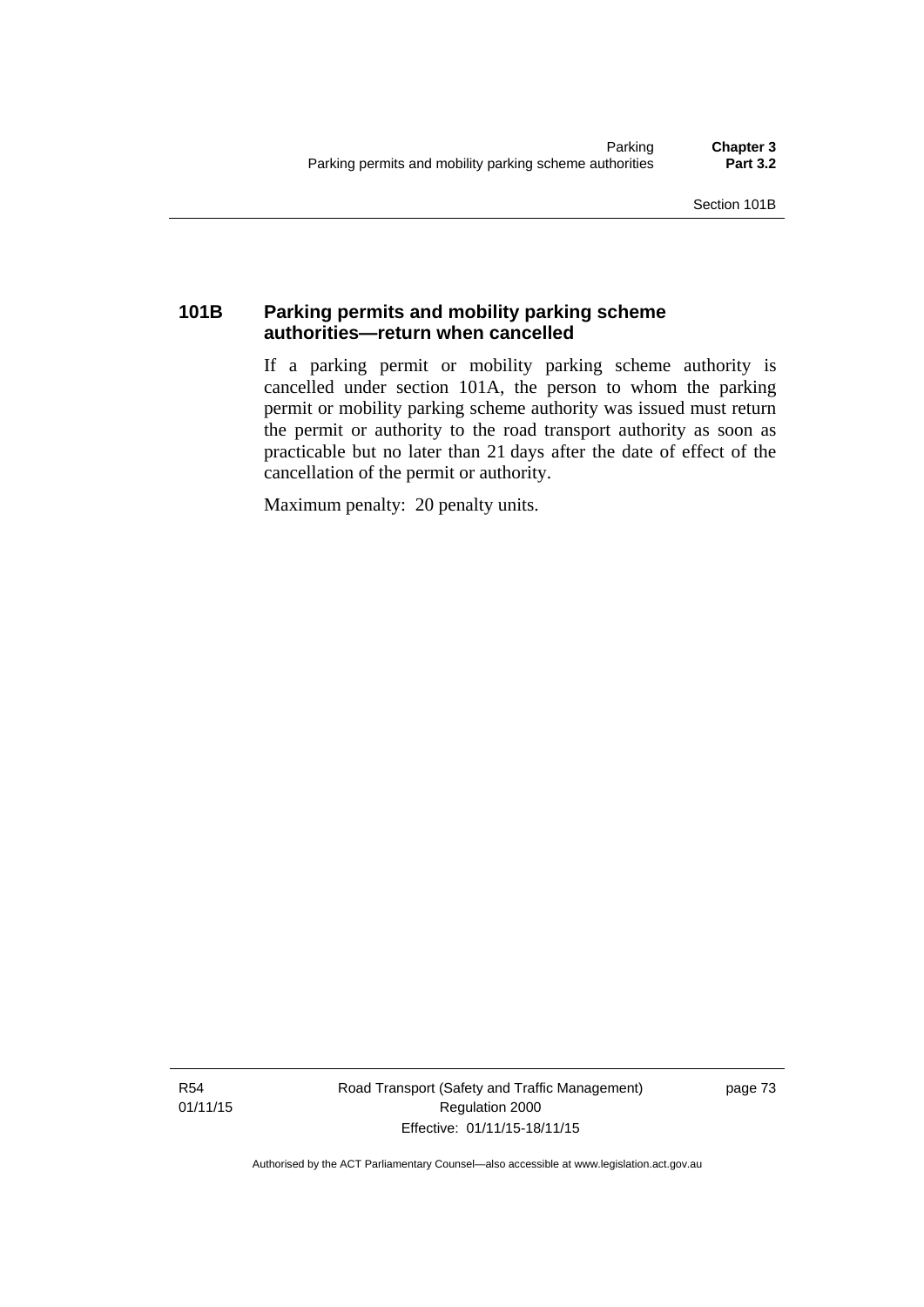### 101B Parking permits and mobility parking scheme authorities—return when cancelled

If a parking permit or mobility parking scheme authority is cancelled under section 101A, the person to whom the parking permit or mobility parking scheme authority was issued must return the permit or authority to the road transport authority as soon as practicable but no later than 21 days after the date of effect of the cancellation of the permit or authority.

Maximum penalty: 20 penalty units.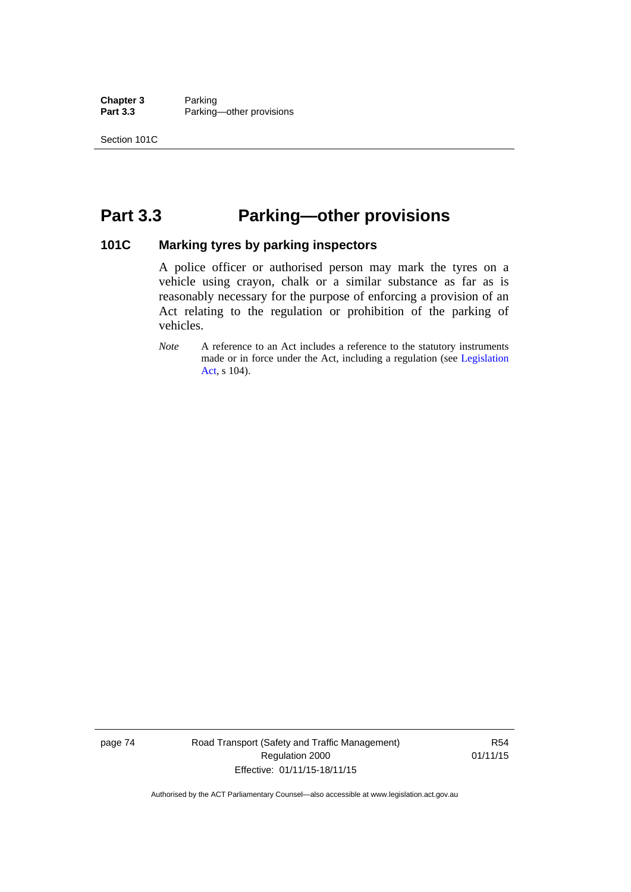# Part 3.3 Parking—other provisions

## 101C Marking tyres by parking inspectors

A police officer or authorised person may mark the tyres on a vehicle using crayon, chalk or a similar substance as far as is reasonably necessary for the purpose of enforcing a provision of an Act relating to the regulation or prohibition of the parking of vehicles.

*Note* A reference to an Act includes a reference to the statutory instruments made or in force under the Act, including a regulation (see Legislation Act, s 104).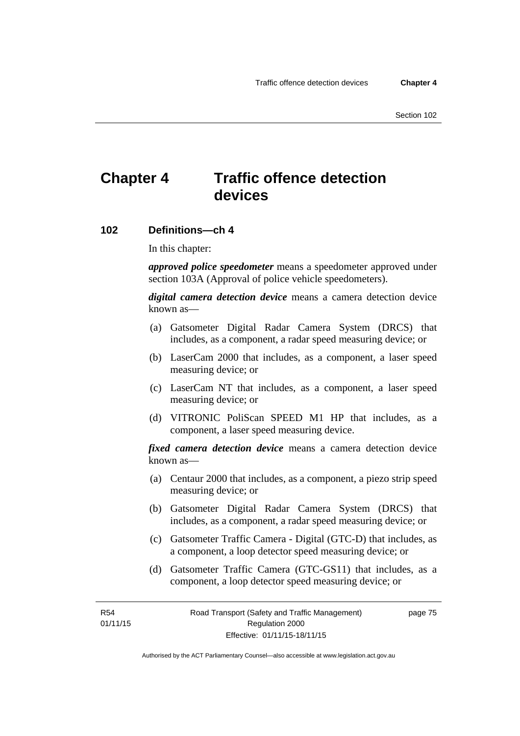# Chapter 4 Traffic offence detection devices

## 102 Definitions—ch 4

In this chapter:

***approved police speedometer*** means a speedometer approved under section 103A (Approval of police vehicle speedometers).

***digital camera detection device*** means a camera detection device known as—

(a) Gatsometer Digital Radar Camera System (DRCS) that includes, as a component, a radar speed measuring device; or

(b) LaserCam 2000 that includes, as a component, a laser speed measuring device; or

(c) LaserCam NT that includes, as a component, a laser speed measuring device; or

(d) VITRONIC PoliScan SPEED M1 HP that includes, as a component, a laser speed measuring device.

***fixed camera detection device*** means a camera detection device known as—

(a) Centaur 2000 that includes, as a component, a piezo strip speed measuring device; or

(b) Gatsometer Digital Radar Camera System (DRCS) that includes, as a component, a radar speed measuring device; or

(c) Gatsometer Traffic Camera - Digital (GTC-D) that includes, as a component, a loop detector speed measuring device; or

(d) Gatsometer Traffic Camera (GTC-GS11) that includes, as a component, a loop detector speed measuring device; or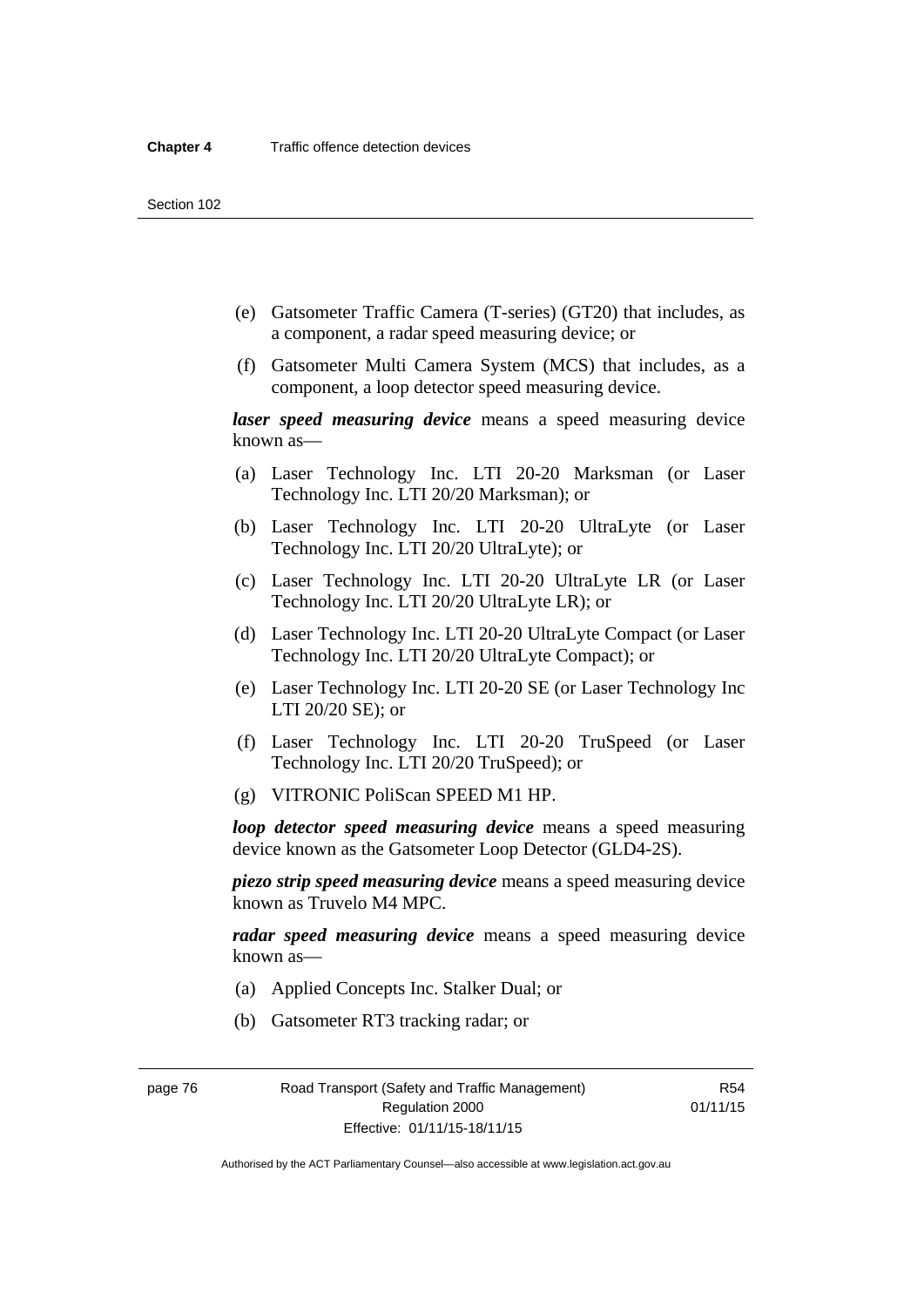(e) Gatsometer Traffic Camera (T-series) (GT20) that includes, as a component, a radar speed measuring device; or

(f) Gatsometer Multi Camera System (MCS) that includes, as a component, a loop detector speed measuring device.

***laser speed measuring device*** means a speed measuring device known as—

(a) Laser Technology Inc. LTI 20-20 Marksman (or Laser Technology Inc. LTI 20/20 Marksman); or

(b) Laser Technology Inc. LTI 20-20 UltraLyte (or Laser Technology Inc. LTI 20/20 UltraLyte); or

(c) Laser Technology Inc. LTI 20-20 UltraLyte LR (or Laser Technology Inc. LTI 20/20 UltraLyte LR); or

(d) Laser Technology Inc. LTI 20-20 UltraLyte Compact (or Laser Technology Inc. LTI 20/20 UltraLyte Compact); or

(e) Laser Technology Inc. LTI 20-20 SE (or Laser Technology Inc LTI 20/20 SE); or

(f) Laser Technology Inc. LTI 20-20 TruSpeed (or Laser Technology Inc. LTI 20/20 TruSpeed); or

(g) VITRONIC PoliScan SPEED M1 HP.

***loop detector speed measuring device*** means a speed measuring device known as the Gatsometer Loop Detector (GLD4-2S).

***piezo strip speed measuring device*** means a speed measuring device known as Truvelo M4 MPC.

***radar speed measuring device*** means a speed measuring device known as—

(a) Applied Concepts Inc. Stalker Dual; or

(b) Gatsometer RT3 tracking radar; or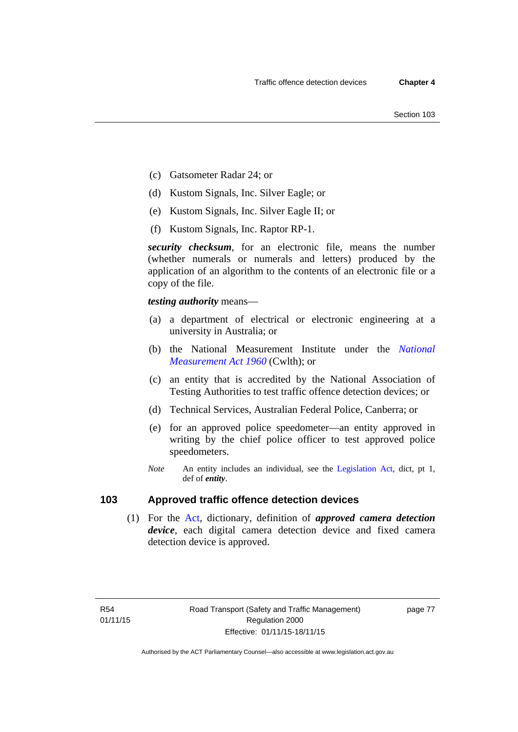(c) Gatsometer Radar 24; or

(d) Kustom Signals, Inc. Silver Eagle; or

(e) Kustom Signals, Inc. Silver Eagle II; or

(f) Kustom Signals, Inc. Raptor RP-1.

***security checksum***, for an electronic file, means the number (whether numerals or numerals and letters) produced by the application of an algorithm to the contents of an electronic file or a copy of the file.

***testing authority*** means—

(a) a department of electrical or electronic engineering at a university in Australia; or

(b) the National Measurement Institute under the *National Measurement Act 1960* (Cwlth); or

(c) an entity that is accredited by the National Association of Testing Authorities to test traffic offence detection devices; or

(d) Technical Services, Australian Federal Police, Canberra; or

(e) for an approved police speedometer—an entity approved in writing by the chief police officer to test approved police speedometers.

*Note* An entity includes an individual, see the Legislation Act, dict, pt 1, def of ***entity***.

## 103 Approved traffic offence detection devices

(1) For the Act, dictionary, definition of ***approved camera detection device***, each digital camera detection device and fixed camera detection device is approved.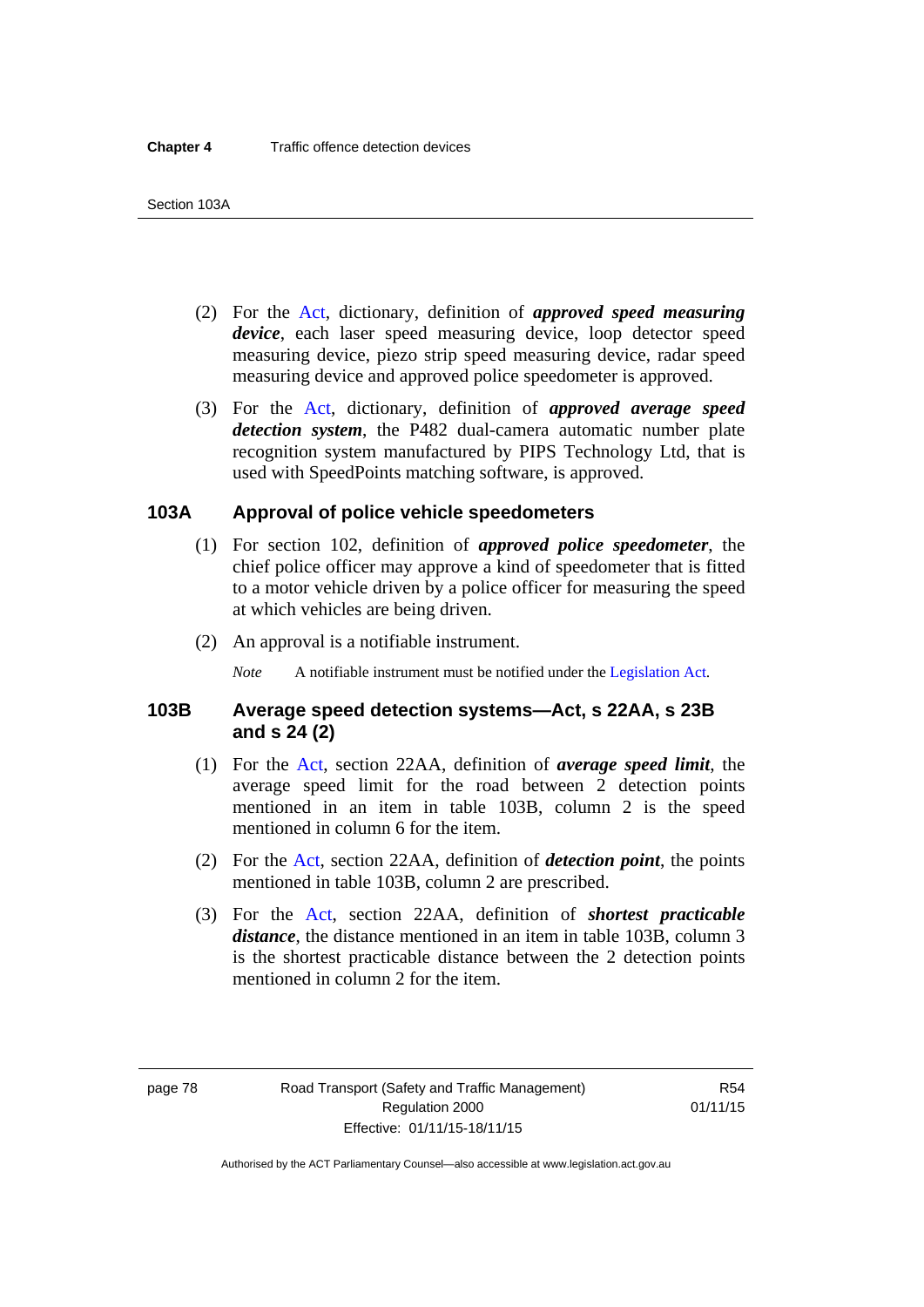(2) For the Act, dictionary, definition of ***approved speed measuring device***, each laser speed measuring device, loop detector speed measuring device, piezo strip speed measuring device, radar speed measuring device and approved police speedometer is approved.

(3) For the Act, dictionary, definition of ***approved average speed detection system***, the P482 dual-camera automatic number plate recognition system manufactured by PIPS Technology Ltd, that is used with SpeedPoints matching software, is approved.

## 103A Approval of police vehicle speedometers

(1) For section 102, definition of ***approved police speedometer***, the chief police officer may approve a kind of speedometer that is fitted to a motor vehicle driven by a police officer for measuring the speed at which vehicles are being driven.

(2) An approval is a notifiable instrument.

*Note* A notifiable instrument must be notified under the Legislation Act.

## 103B Average speed detection systems—Act, s 22AA, s 23B and s 24 (2)

(1) For the Act, section 22AA, definition of ***average speed limit***, the average speed limit for the road between 2 detection points mentioned in an item in table 103B, column 2 is the speed mentioned in column 6 for the item.

(2) For the Act, section 22AA, definition of ***detection point***, the points mentioned in table 103B, column 2 are prescribed.

(3) For the Act, section 22AA, definition of ***shortest practicable distance***, the distance mentioned in an item in table 103B, column 3 is the shortest practicable distance between the 2 detection points mentioned in column 2 for the item.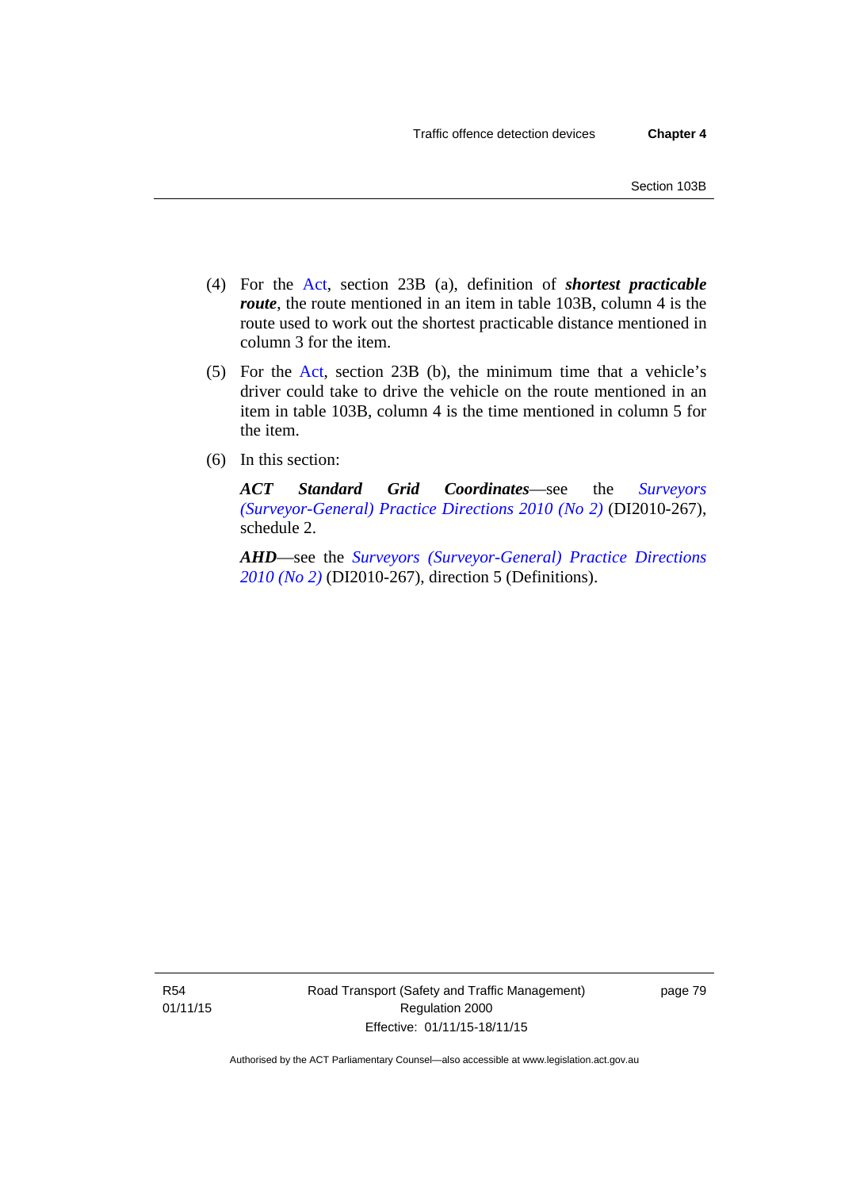(4) For the Act, section 23B (a), definition of ***shortest practicable route***, the route mentioned in an item in table 103B, column 4 is the route used to work out the shortest practicable distance mentioned in column 3 for the item.

(5) For the Act, section 23B (b), the minimum time that a vehicle's driver could take to drive the vehicle on the route mentioned in an item in table 103B, column 4 is the time mentioned in column 5 for the item.

(6) In this section:

***ACT Standard Grid Coordinates***—see the *Surveyors (Surveyor-General) Practice Directions 2010 (No 2)* (DI2010-267), schedule 2.

***AHD***—see the *Surveyors (Surveyor-General) Practice Directions 2010 (No 2)* (DI2010-267), direction 5 (Definitions).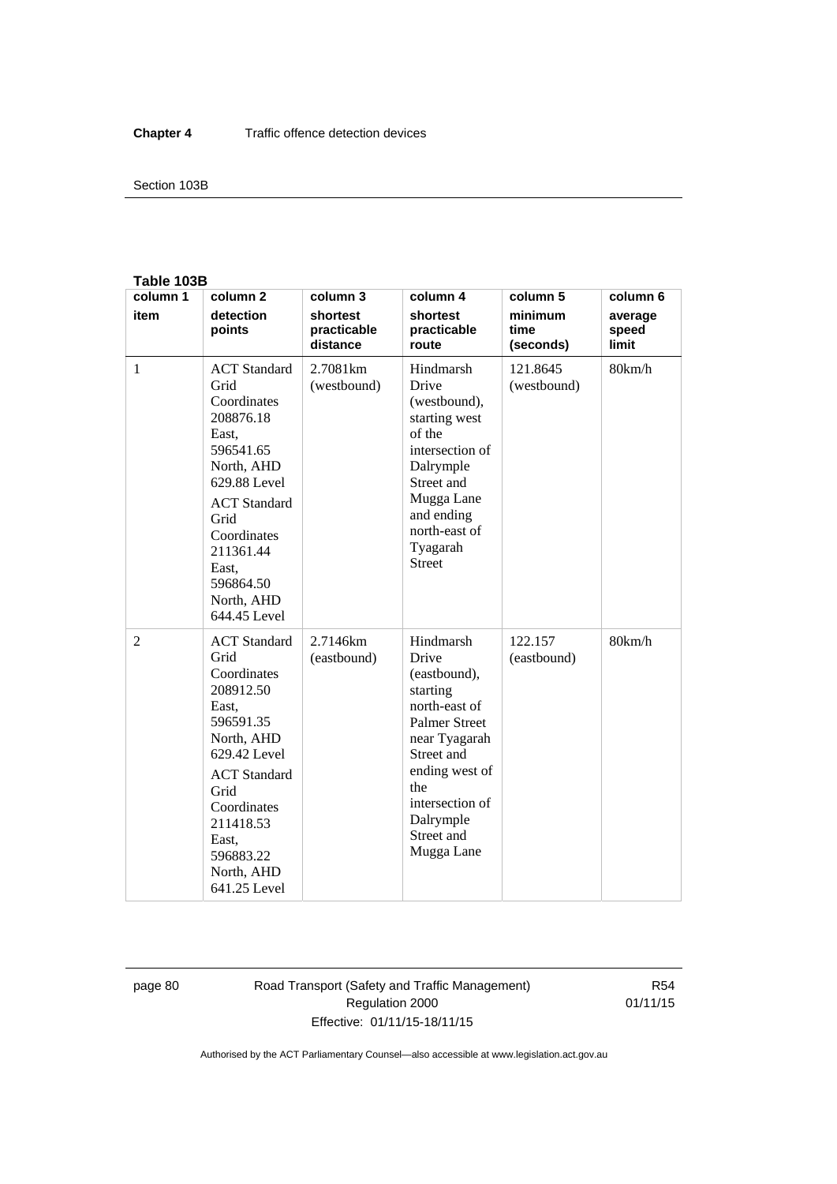**Table 103B**

| column 1 item | column 2 detection points | column 3 shortest practicable distance | column 4 shortest practicable route | column 5 minimum time (seconds) | column 6 average speed limit |
|---|---|---|---|---|---|
| 1 | ACT Standard Grid Coordinates 208876.18 East, 596541.65 North, AHD 629.88 Level<br>ACT Standard Grid Coordinates 211361.44 East, 596864.50 North, AHD 644.45 Level | 2.7081km (westbound) | Hindmarsh Drive (westbound), starting west of the intersection of Dalrymple Street and Mugga Lane and ending north-east of Tyagarah Street | 121.8645 (westbound) | 80km/h |
| 2 | ACT Standard Grid Coordinates 208912.50 East, 596591.35 North, AHD 629.42 Level<br>ACT Standard Grid Coordinates 211418.53 East, 596883.22 North, AHD 641.25 Level | 2.7146km (eastbound) | Hindmarsh Drive (eastbound), starting north-east of Palmer Street near Tyagarah Street and ending west of the intersection of Dalrymple Street and Mugga Lane | 122.157 (eastbound) | 80km/h |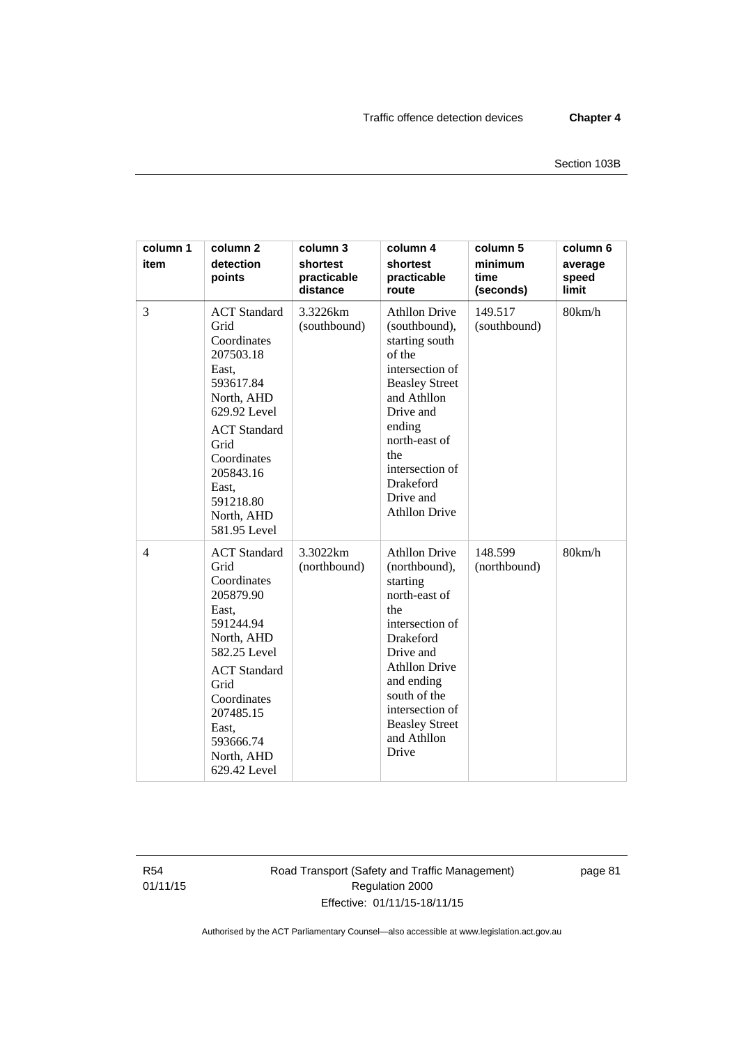| column 1 item | column 2 detection points | column 3 shortest practicable distance | column 4 shortest practicable route | column 5 minimum time (seconds) | column 6 average speed limit |
|---|---|---|---|---|---|
| 3 | ACT Standard Grid Coordinates 207503.18 East, 593617.84 North, AHD 629.92 Level<br>ACT Standard Grid Coordinates 205843.16 East, 591218.80 North, AHD 581.95 Level | 3.3226km (southbound) | Athllon Drive (southbound), starting south of the intersection of Beasley Street and Athllon Drive and ending north-east of the intersection of Drakeford Drive and Athllon Drive | 149.517 (southbound) | 80km/h |
| 4 | ACT Standard Grid Coordinates 205879.90 East, 591244.94 North, AHD 582.25 Level<br>ACT Standard Grid Coordinates 207485.15 East, 593666.74 North, AHD 629.42 Level | 3.3022km (northbound) | Athllon Drive (northbound), starting north-east of the intersection of Drakeford Drive and Athllon Drive and ending south of the intersection of Beasley Street and Athllon Drive | 148.599 (northbound) | 80km/h |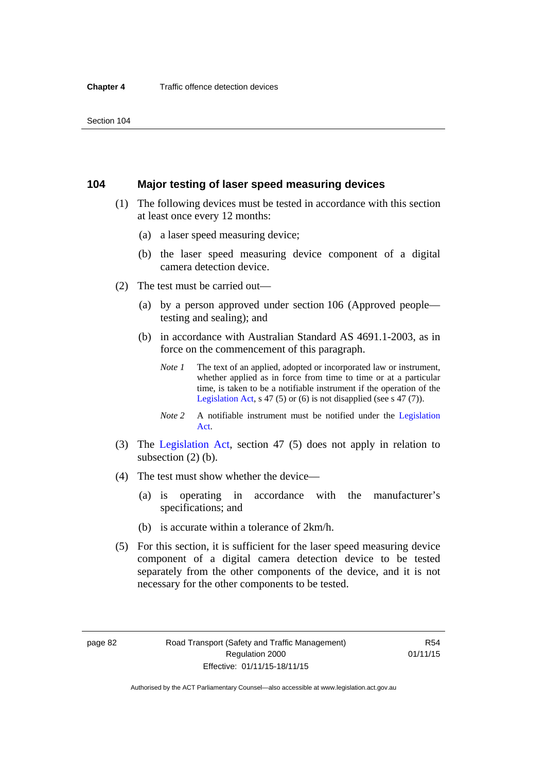## 104 Major testing of laser speed measuring devices

(1) The following devices must be tested in accordance with this section at least once every 12 months:

(a) a laser speed measuring device;

(b) the laser speed measuring device component of a digital camera detection device.

(2) The test must be carried out—

(a) by a person approved under section 106 (Approved people—testing and sealing); and

(b) in accordance with Australian Standard AS 4691.1-2003, as in force on the commencement of this paragraph.

*Note 1* The text of an applied, adopted or incorporated law or instrument, whether applied as in force from time to time or at a particular time, is taken to be a notifiable instrument if the operation of the Legislation Act, s 47 (5) or (6) is not disapplied (see s 47 (7)).

*Note 2* A notifiable instrument must be notified under the Legislation Act.

(3) The Legislation Act, section 47 (5) does not apply in relation to subsection (2) (b).

(4) The test must show whether the device—

(a) is operating in accordance with the manufacturer's specifications; and

(b) is accurate within a tolerance of 2km/h.

(5) For this section, it is sufficient for the laser speed measuring device component of a digital camera detection device to be tested separately from the other components of the device, and it is not necessary for the other components to be tested.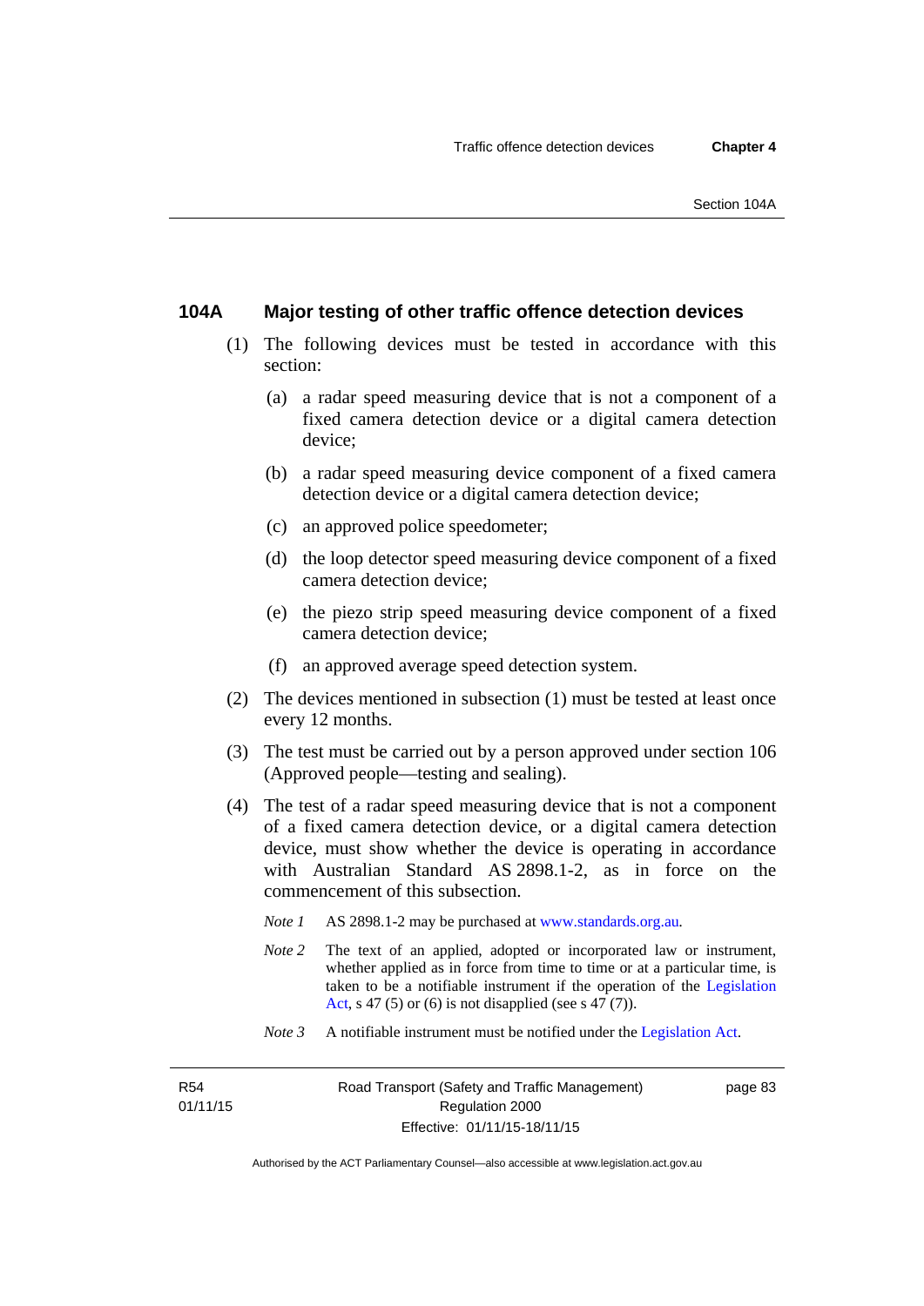## 104A Major testing of other traffic offence detection devices

(1) The following devices must be tested in accordance with this section:

(a) a radar speed measuring device that is not a component of a fixed camera detection device or a digital camera detection device;

(b) a radar speed measuring device component of a fixed camera detection device or a digital camera detection device;

(c) an approved police speedometer;

(d) the loop detector speed measuring device component of a fixed camera detection device;

(e) the piezo strip speed measuring device component of a fixed camera detection device;

(f) an approved average speed detection system.

(2) The devices mentioned in subsection (1) must be tested at least once every 12 months.

(3) The test must be carried out by a person approved under section 106 (Approved people—testing and sealing).

(4) The test of a radar speed measuring device that is not a component of a fixed camera detection device, or a digital camera detection device, must show whether the device is operating in accordance with Australian Standard AS 2898.1-2, as in force on the commencement of this subsection.

*Note 1* AS 2898.1-2 may be purchased at www.standards.org.au.

*Note 2* The text of an applied, adopted or incorporated law or instrument, whether applied as in force from time to time or at a particular time, is taken to be a notifiable instrument if the operation of the Legislation Act, s 47 (5) or (6) is not disapplied (see s 47 (7)).

*Note 3* A notifiable instrument must be notified under the Legislation Act.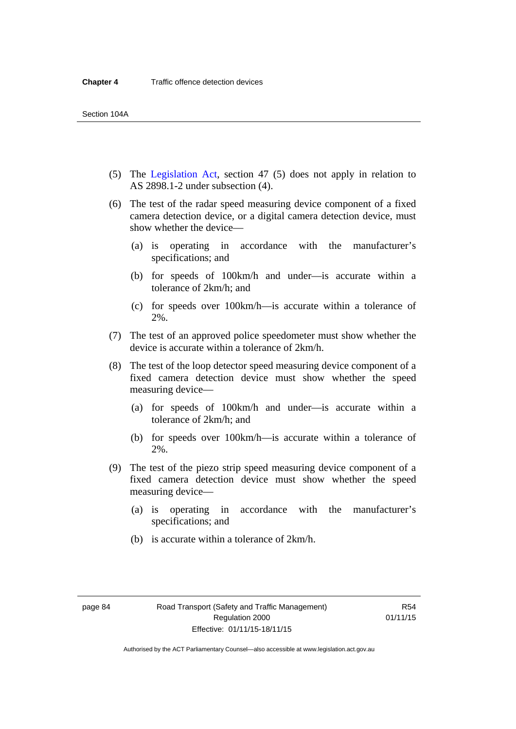(5) The Legislation Act, section 47 (5) does not apply in relation to AS 2898.1-2 under subsection (4).

(6) The test of the radar speed measuring device component of a fixed camera detection device, or a digital camera detection device, must show whether the device—

(a) is operating in accordance with the manufacturer's specifications; and

(b) for speeds of 100km/h and under—is accurate within a tolerance of 2km/h; and

(c) for speeds over 100km/h—is accurate within a tolerance of 2%.

(7) The test of an approved police speedometer must show whether the device is accurate within a tolerance of 2km/h.

(8) The test of the loop detector speed measuring device component of a fixed camera detection device must show whether the speed measuring device—

(a) for speeds of 100km/h and under—is accurate within a tolerance of 2km/h; and

(b) for speeds over 100km/h—is accurate within a tolerance of 2%.

(9) The test of the piezo strip speed measuring device component of a fixed camera detection device must show whether the speed measuring device—

(a) is operating in accordance with the manufacturer's specifications; and

(b) is accurate within a tolerance of 2km/h.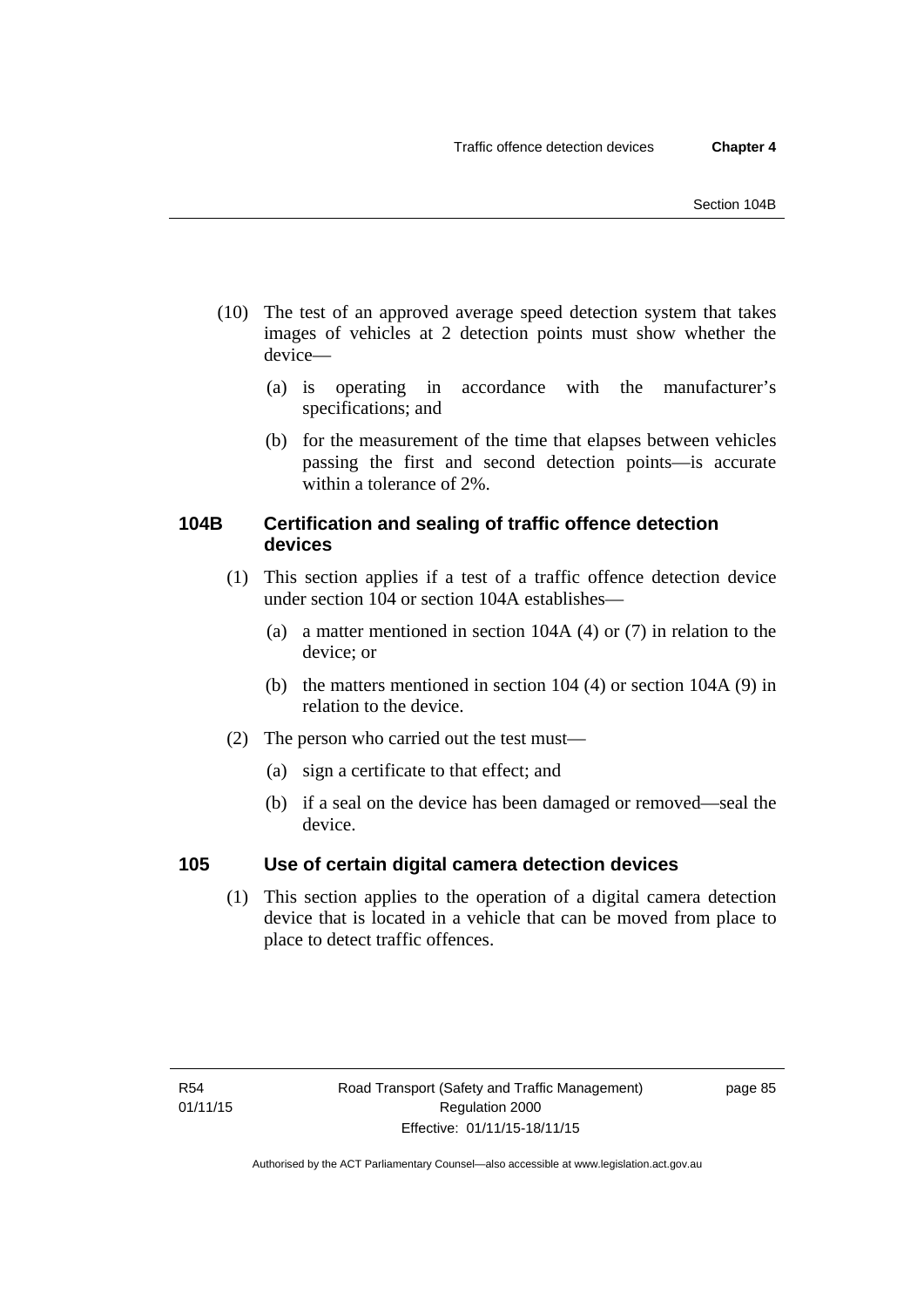(10) The test of an approved average speed detection system that takes images of vehicles at 2 detection points must show whether the device—

  (a) is operating in accordance with the manufacturer's specifications; and

  (b) for the measurement of the time that elapses between vehicles passing the first and second detection points—is accurate within a tolerance of 2%.

### 104B Certification and sealing of traffic offence detection devices

(1) This section applies if a test of a traffic offence detection device under section 104 or section 104A establishes—

  (a) a matter mentioned in section 104A (4) or (7) in relation to the device; or

  (b) the matters mentioned in section 104 (4) or section 104A (9) in relation to the device.

(2) The person who carried out the test must—

  (a) sign a certificate to that effect; and

  (b) if a seal on the device has been damaged or removed—seal the device.

### 105 Use of certain digital camera detection devices

(1) This section applies to the operation of a digital camera detection device that is located in a vehicle that can be moved from place to place to detect traffic offences.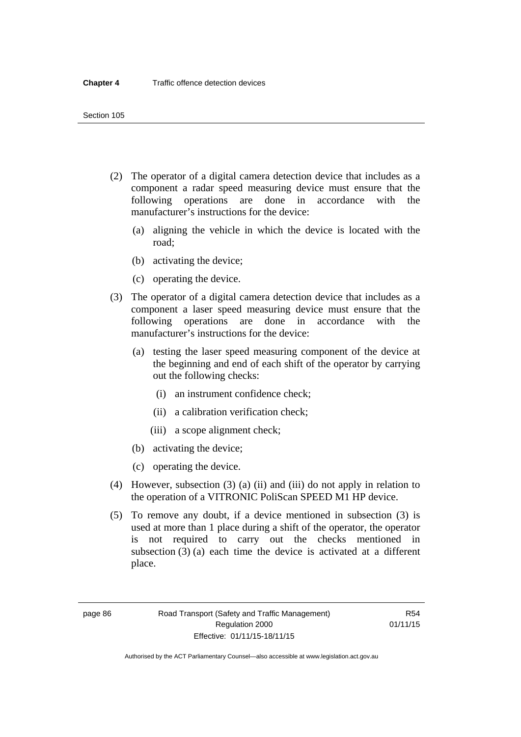(2) The operator of a digital camera detection device that includes as a component a radar speed measuring device must ensure that the following operations are done in accordance with the manufacturer's instructions for the device:

  (a) aligning the vehicle in which the device is located with the road;

  (b) activating the device;

  (c) operating the device.

(3) The operator of a digital camera detection device that includes as a component a laser speed measuring device must ensure that the following operations are done in accordance with the manufacturer's instructions for the device:

  (a) testing the laser speed measuring component of the device at the beginning and end of each shift of the operator by carrying out the following checks:

    (i) an instrument confidence check;

    (ii) a calibration verification check;

    (iii) a scope alignment check;

  (b) activating the device;

  (c) operating the device.

(4) However, subsection (3) (a) (ii) and (iii) do not apply in relation to the operation of a VITRONIC PoliScan SPEED M1 HP device.

(5) To remove any doubt, if a device mentioned in subsection (3) is used at more than 1 place during a shift of the operator, the operator is not required to carry out the checks mentioned in subsection (3) (a) each time the device is activated at a different place.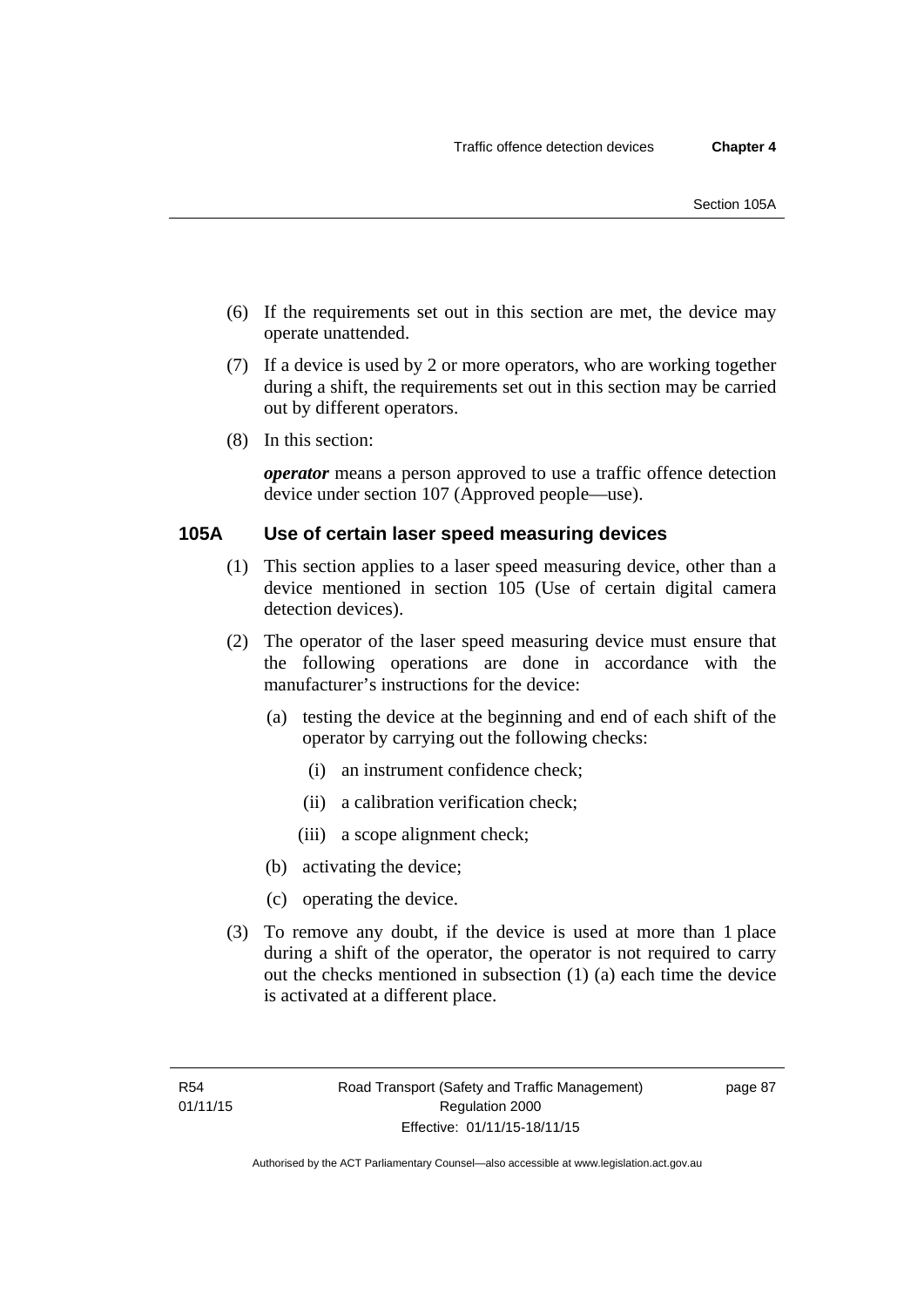(6) If the requirements set out in this section are met, the device may operate unattended.

(7) If a device is used by 2 or more operators, who are working together during a shift, the requirements set out in this section may be carried out by different operators.

(8) In this section:

***operator*** means a person approved to use a traffic offence detection device under section 107 (Approved people—use).

### 105A Use of certain laser speed measuring devices

(1) This section applies to a laser speed measuring device, other than a device mentioned in section 105 (Use of certain digital camera detection devices).

(2) The operator of the laser speed measuring device must ensure that the following operations are done in accordance with the manufacturer's instructions for the device:

- (a) testing the device at the beginning and end of each shift of the operator by carrying out the following checks:
  - (i) an instrument confidence check;
  - (ii) a calibration verification check;
  - (iii) a scope alignment check;
- (b) activating the device;
- (c) operating the device.

(3) To remove any doubt, if the device is used at more than 1 place during a shift of the operator, the operator is not required to carry out the checks mentioned in subsection (1) (a) each time the device is activated at a different place.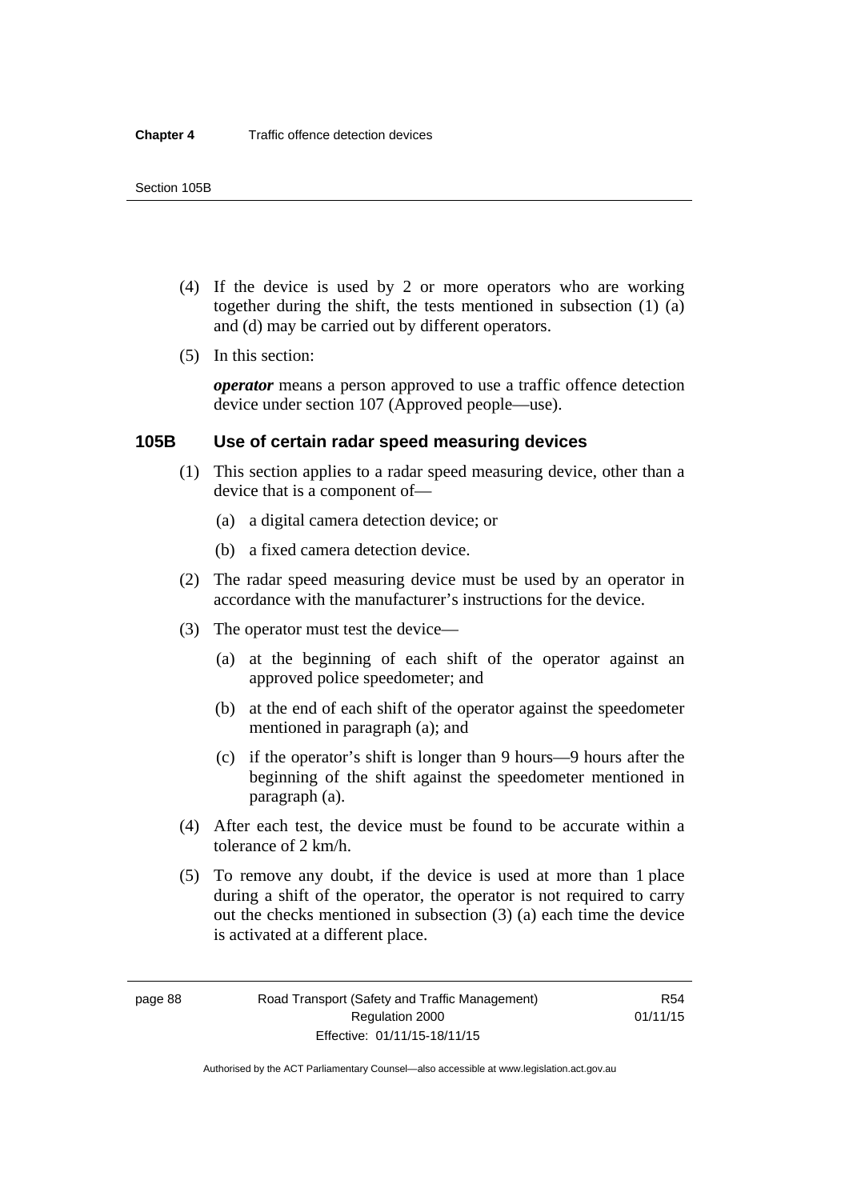(4) If the device is used by 2 or more operators who are working together during the shift, the tests mentioned in subsection (1) (a) and (d) may be carried out by different operators.

(5) In this section:

***operator*** means a person approved to use a traffic offence detection device under section 107 (Approved people—use).

### 105B Use of certain radar speed measuring devices

(1) This section applies to a radar speed measuring device, other than a device that is a component of—

(a) a digital camera detection device; or

(b) a fixed camera detection device.

(2) The radar speed measuring device must be used by an operator in accordance with the manufacturer's instructions for the device.

(3) The operator must test the device—

(a) at the beginning of each shift of the operator against an approved police speedometer; and

(b) at the end of each shift of the operator against the speedometer mentioned in paragraph (a); and

(c) if the operator's shift is longer than 9 hours—9 hours after the beginning of the shift against the speedometer mentioned in paragraph (a).

(4) After each test, the device must be found to be accurate within a tolerance of 2 km/h.

(5) To remove any doubt, if the device is used at more than 1 place during a shift of the operator, the operator is not required to carry out the checks mentioned in subsection (3) (a) each time the device is activated at a different place.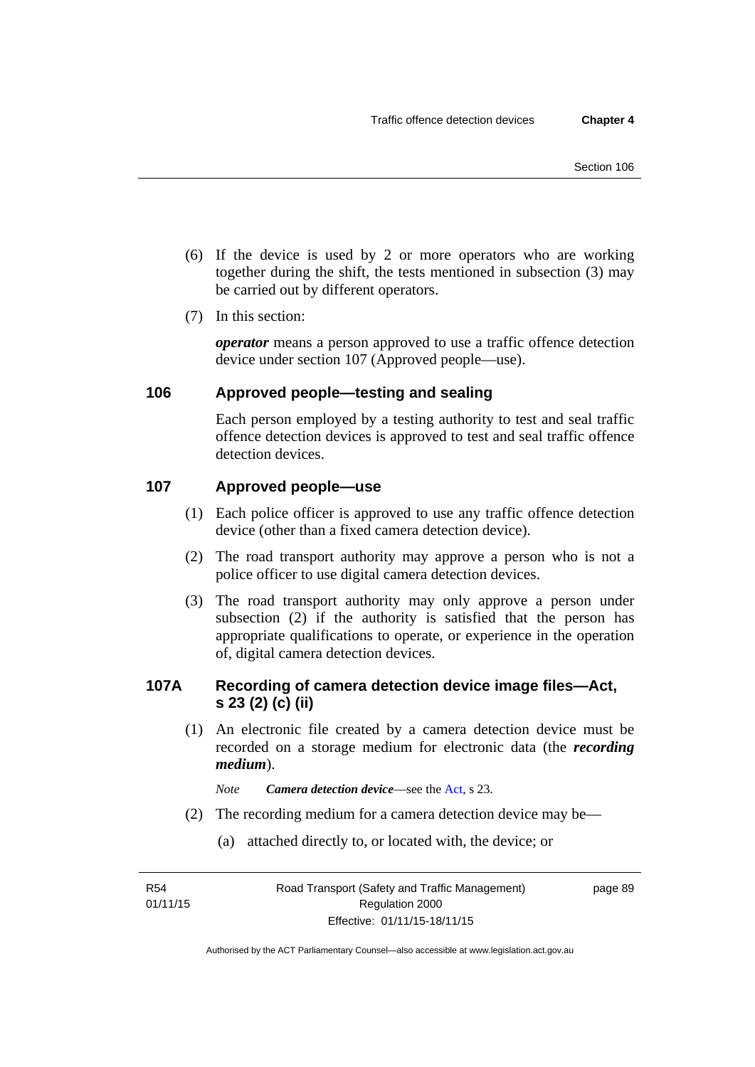(6) If the device is used by 2 or more operators who are working together during the shift, the tests mentioned in subsection (3) may be carried out by different operators.

(7) In this section:

***operator*** means a person approved to use a traffic offence detection device under section 107 (Approved people—use).

## 106 Approved people—testing and sealing

Each person employed by a testing authority to test and seal traffic offence detection devices is approved to test and seal traffic offence detection devices.

## 107 Approved people—use

(1) Each police officer is approved to use any traffic offence detection device (other than a fixed camera detection device).

(2) The road transport authority may approve a person who is not a police officer to use digital camera detection devices.

(3) The road transport authority may only approve a person under subsection (2) if the authority is satisfied that the person has appropriate qualifications to operate, or experience in the operation of, digital camera detection devices.

## 107A Recording of camera detection device image files—Act, s 23 (2) (c) (ii)

(1) An electronic file created by a camera detection device must be recorded on a storage medium for electronic data (the ***recording medium***).

*Note* ***Camera detection device***—see the Act, s 23.

(2) The recording medium for a camera detection device may be—

(a) attached directly to, or located with, the device; or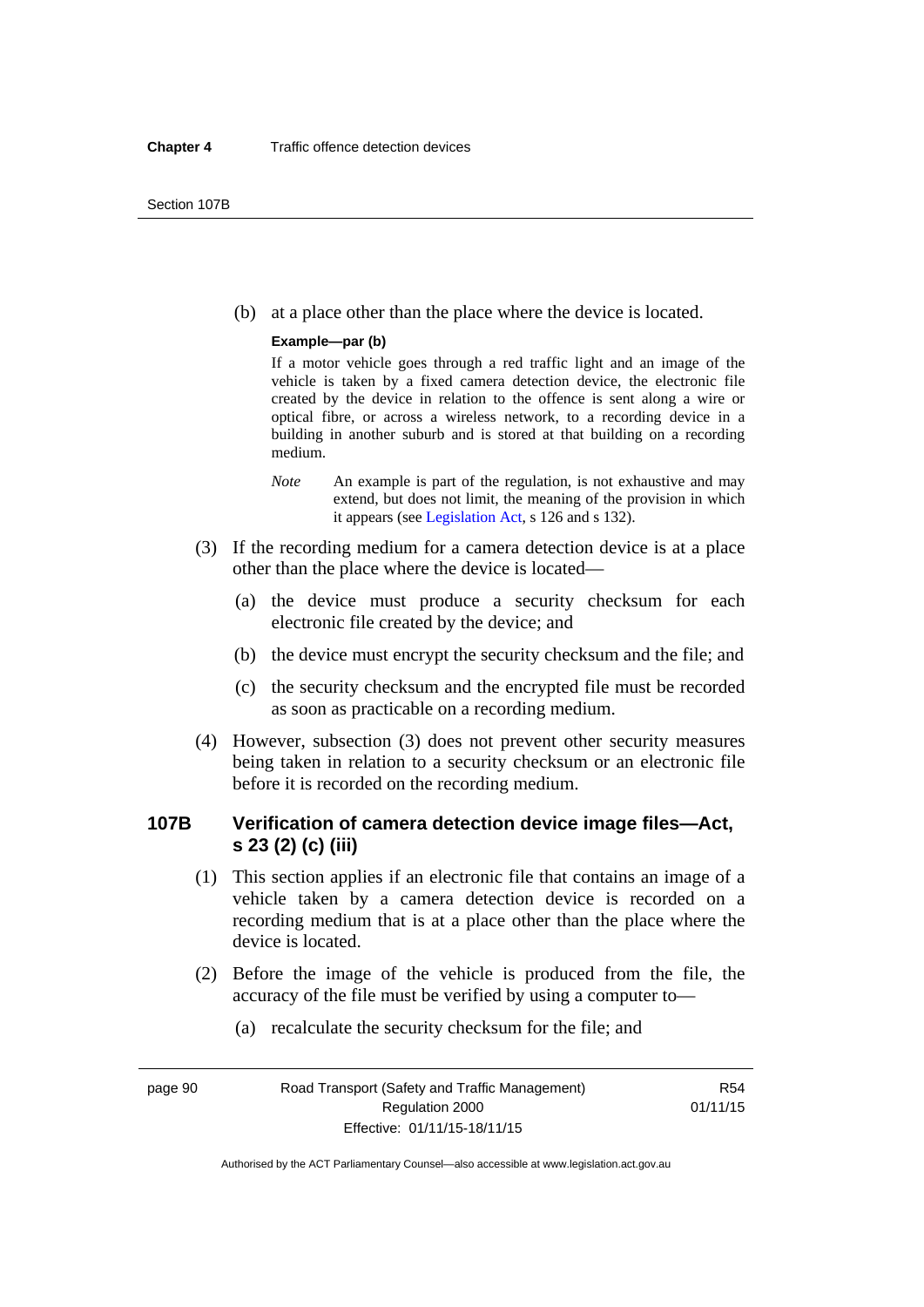(b) at a place other than the place where the device is located.

**Example—par (b)**

If a motor vehicle goes through a red traffic light and an image of the vehicle is taken by a fixed camera detection device, the electronic file created by the device in relation to the offence is sent along a wire or optical fibre, or across a wireless network, to a recording device in a building in another suburb and is stored at that building on a recording medium.

*Note* An example is part of the regulation, is not exhaustive and may extend, but does not limit, the meaning of the provision in which it appears (see Legislation Act, s 126 and s 132).

(3) If the recording medium for a camera detection device is at a place other than the place where the device is located—

(a) the device must produce a security checksum for each electronic file created by the device; and

(b) the device must encrypt the security checksum and the file; and

(c) the security checksum and the encrypted file must be recorded as soon as practicable on a recording medium.

(4) However, subsection (3) does not prevent other security measures being taken in relation to a security checksum or an electronic file before it is recorded on the recording medium.

## 107B Verification of camera detection device image files—Act, s 23 (2) (c) (iii)

(1) This section applies if an electronic file that contains an image of a vehicle taken by a camera detection device is recorded on a recording medium that is at a place other than the place where the device is located.

(2) Before the image of the vehicle is produced from the file, the accuracy of the file must be verified by using a computer to—

(a) recalculate the security checksum for the file; and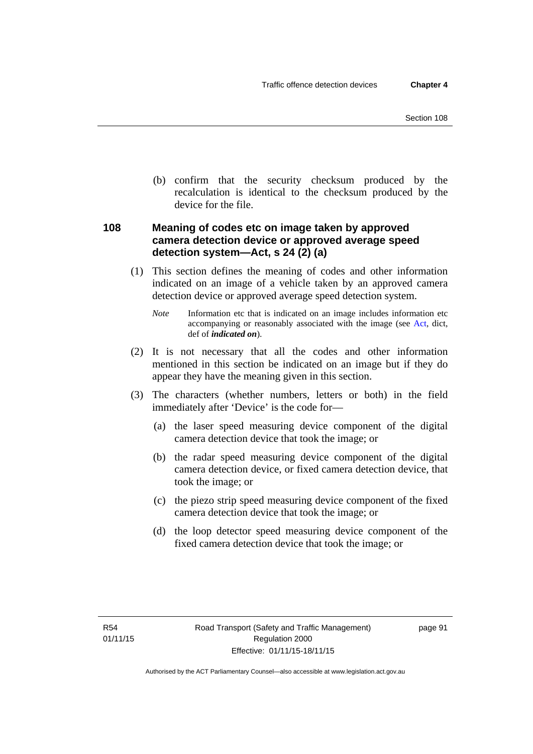(b) confirm that the security checksum produced by the recalculation is identical to the checksum produced by the device for the file.

## 108 Meaning of codes etc on image taken by approved camera detection device or approved average speed detection system—Act, s 24 (2) (a)

(1) This section defines the meaning of codes and other information indicated on an image of a vehicle taken by an approved camera detection device or approved average speed detection system.

*Note* Information etc that is indicated on an image includes information etc accompanying or reasonably associated with the image (see Act, dict, def of ***indicated on***).

(2) It is not necessary that all the codes and other information mentioned in this section be indicated on an image but if they do appear they have the meaning given in this section.

(3) The characters (whether numbers, letters or both) in the field immediately after 'Device' is the code for—

(a) the laser speed measuring device component of the digital camera detection device that took the image; or

(b) the radar speed measuring device component of the digital camera detection device, or fixed camera detection device, that took the image; or

(c) the piezo strip speed measuring device component of the fixed camera detection device that took the image; or

(d) the loop detector speed measuring device component of the fixed camera detection device that took the image; or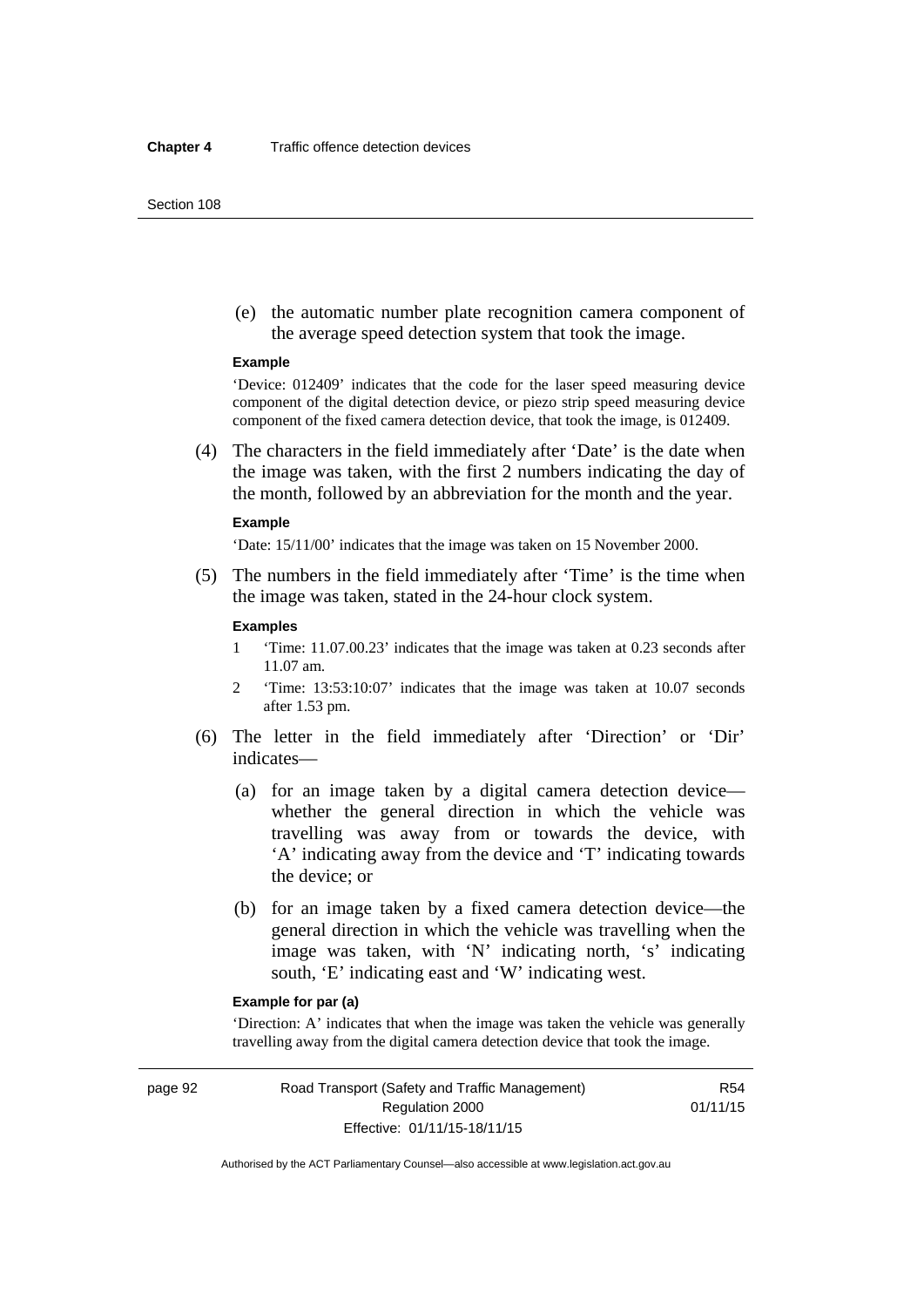(e) the automatic number plate recognition camera component of the average speed detection system that took the image.

**Example**

'Device: 012409' indicates that the code for the laser speed measuring device component of the digital detection device, or piezo strip speed measuring device component of the fixed camera detection device, that took the image, is 012409.

(4) The characters in the field immediately after 'Date' is the date when the image was taken, with the first 2 numbers indicating the day of the month, followed by an abbreviation for the month and the year.

**Example**

'Date: 15/11/00' indicates that the image was taken on 15 November 2000.

(5) The numbers in the field immediately after 'Time' is the time when the image was taken, stated in the 24-hour clock system.

**Examples**

1 'Time: 11.07.00.23' indicates that the image was taken at 0.23 seconds after 11.07 am.

2 'Time: 13:53:10:07' indicates that the image was taken at 10.07 seconds after 1.53 pm.

(6) The letter in the field immediately after 'Direction' or 'Dir' indicates—

(a) for an image taken by a digital camera detection device—whether the general direction in which the vehicle was travelling was away from or towards the device, with 'A' indicating away from the device and 'T' indicating towards the device; or

(b) for an image taken by a fixed camera detection device—the general direction in which the vehicle was travelling when the image was taken, with 'N' indicating north, 's' indicating south, 'E' indicating east and 'W' indicating west.

**Example for par (a)**

'Direction: A' indicates that when the image was taken the vehicle was generally travelling away from the digital camera detection device that took the image.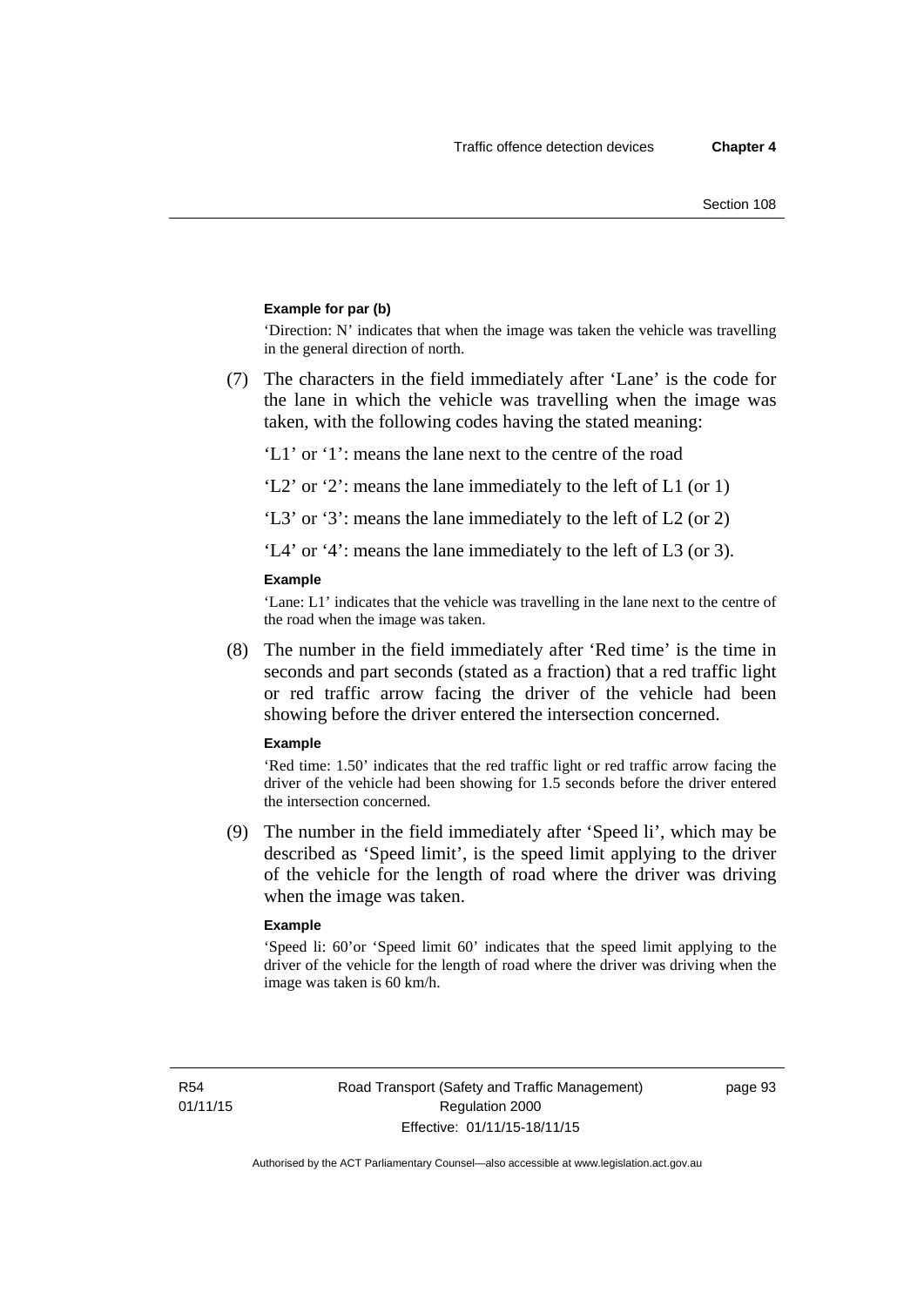**Example for par (b)**

'Direction: N' indicates that when the image was taken the vehicle was travelling in the general direction of north.

(7) The characters in the field immediately after 'Lane' is the code for the lane in which the vehicle was travelling when the image was taken, with the following codes having the stated meaning:

'L1' or '1': means the lane next to the centre of the road

'L2' or '2': means the lane immediately to the left of L1 (or 1)

'L3' or '3': means the lane immediately to the left of L2 (or 2)

'L4' or '4': means the lane immediately to the left of L3 (or 3).

**Example**

'Lane: L1' indicates that the vehicle was travelling in the lane next to the centre of the road when the image was taken.

(8) The number in the field immediately after 'Red time' is the time in seconds and part seconds (stated as a fraction) that a red traffic light or red traffic arrow facing the driver of the vehicle had been showing before the driver entered the intersection concerned.

**Example**

'Red time: 1.50' indicates that the red traffic light or red traffic arrow facing the driver of the vehicle had been showing for 1.5 seconds before the driver entered the intersection concerned.

(9) The number in the field immediately after 'Speed li', which may be described as 'Speed limit', is the speed limit applying to the driver of the vehicle for the length of road where the driver was driving when the image was taken.

**Example**

'Speed li: 60'or 'Speed limit 60' indicates that the speed limit applying to the driver of the vehicle for the length of road where the driver was driving when the image was taken is 60 km/h.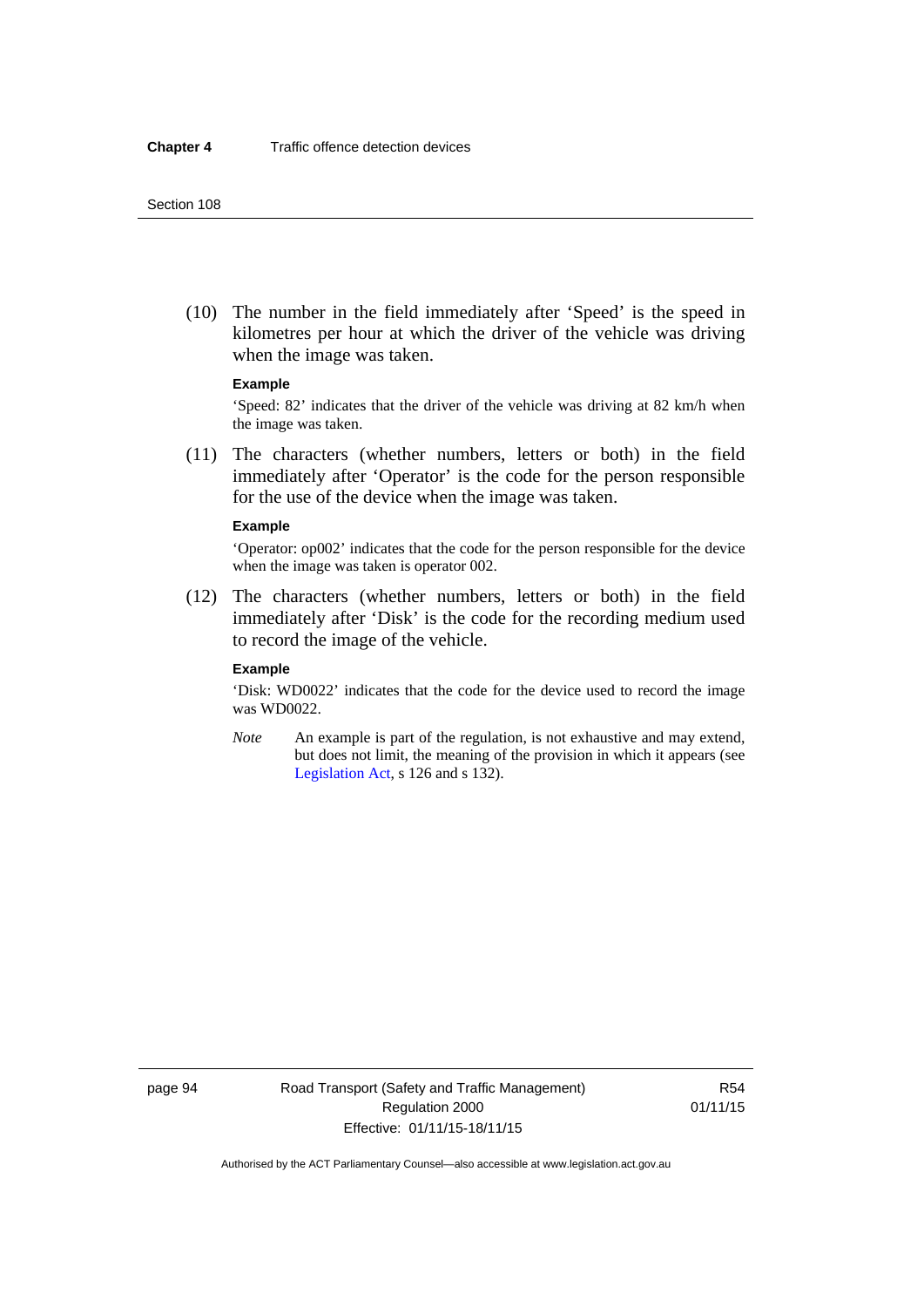(10) The number in the field immediately after 'Speed' is the speed in kilometres per hour at which the driver of the vehicle was driving when the image was taken.

**Example**

'Speed: 82' indicates that the driver of the vehicle was driving at 82 km/h when the image was taken.

(11) The characters (whether numbers, letters or both) in the field immediately after 'Operator' is the code for the person responsible for the use of the device when the image was taken.

**Example**

'Operator: op002' indicates that the code for the person responsible for the device when the image was taken is operator 002.

(12) The characters (whether numbers, letters or both) in the field immediately after 'Disk' is the code for the recording medium used to record the image of the vehicle.

**Example**

'Disk: WD0022' indicates that the code for the device used to record the image was WD0022.

*Note* An example is part of the regulation, is not exhaustive and may extend, but does not limit, the meaning of the provision in which it appears (see Legislation Act, s 126 and s 132).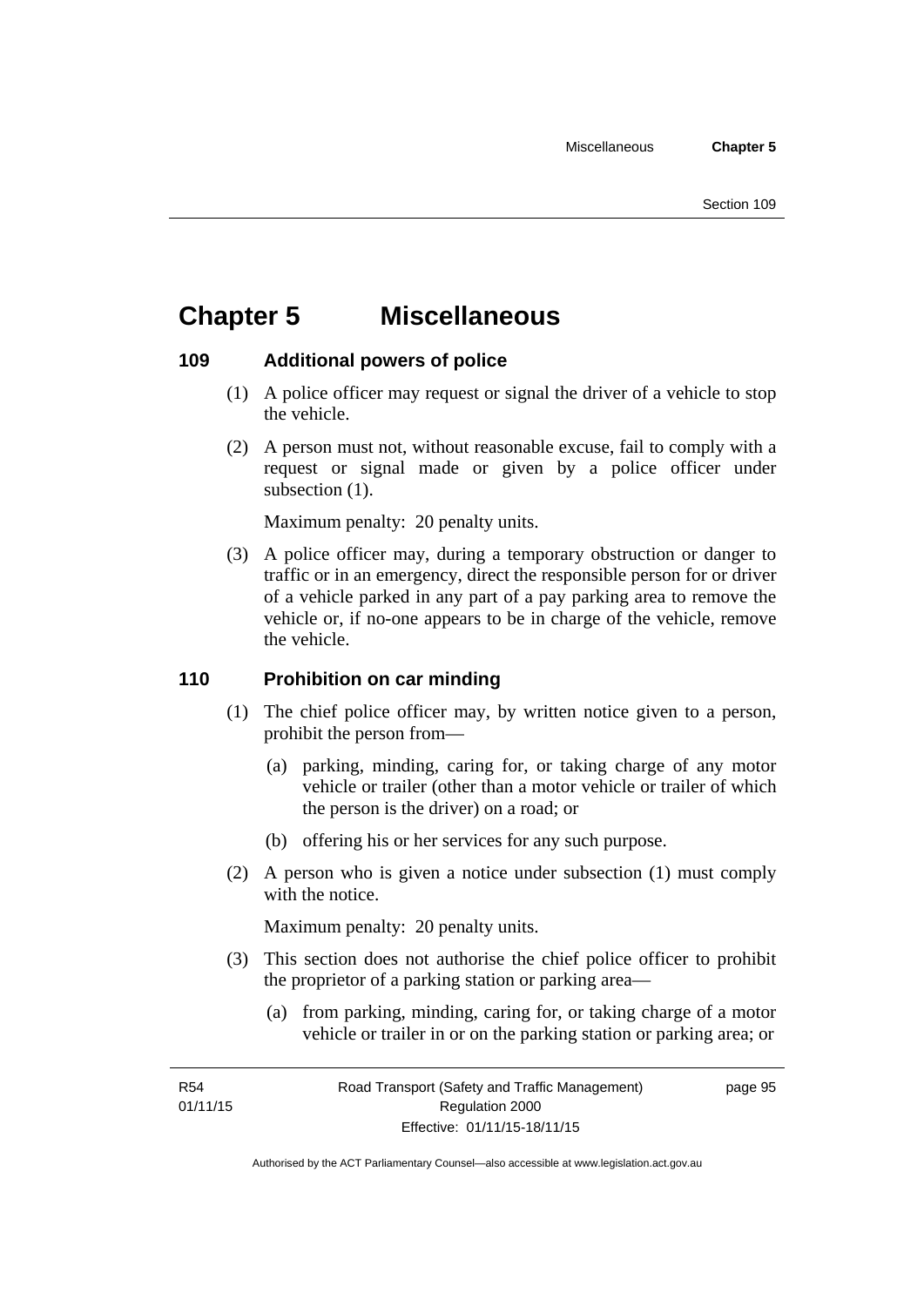# Chapter 5 Miscellaneous

## 109 Additional powers of police

(1) A police officer may request or signal the driver of a vehicle to stop the vehicle.

(2) A person must not, without reasonable excuse, fail to comply with a request or signal made or given by a police officer under subsection (1).

Maximum penalty: 20 penalty units.

(3) A police officer may, during a temporary obstruction or danger to traffic or in an emergency, direct the responsible person for or driver of a vehicle parked in any part of a pay parking area to remove the vehicle or, if no-one appears to be in charge of the vehicle, remove the vehicle.

## 110 Prohibition on car minding

(1) The chief police officer may, by written notice given to a person, prohibit the person from—

(a) parking, minding, caring for, or taking charge of any motor vehicle or trailer (other than a motor vehicle or trailer of which the person is the driver) on a road; or

(b) offering his or her services for any such purpose.

(2) A person who is given a notice under subsection (1) must comply with the notice.

Maximum penalty: 20 penalty units.

(3) This section does not authorise the chief police officer to prohibit the proprietor of a parking station or parking area—

(a) from parking, minding, caring for, or taking charge of a motor vehicle or trailer in or on the parking station or parking area; or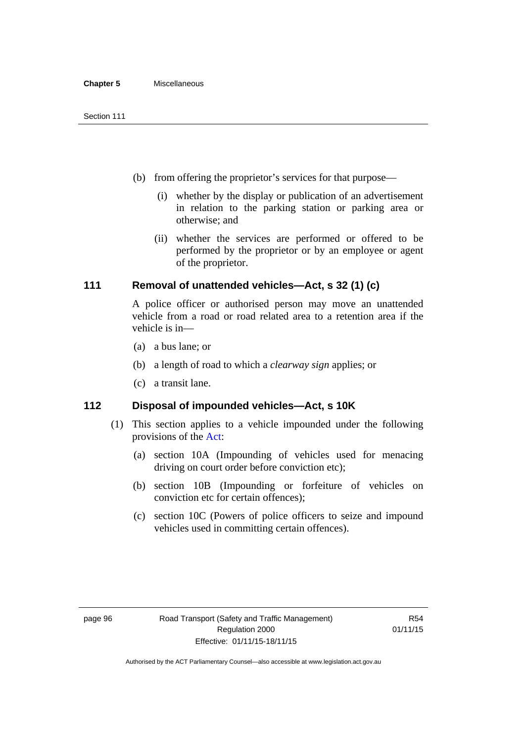(b) from offering the proprietor's services for that purpose—

(i) whether by the display or publication of an advertisement in relation to the parking station or parking area or otherwise; and

(ii) whether the services are performed or offered to be performed by the proprietor or by an employee or agent of the proprietor.

### 111 Removal of unattended vehicles—Act, s 32 (1) (c)

A police officer or authorised person may move an unattended vehicle from a road or road related area to a retention area if the vehicle is in—

(a) a bus lane; or

(b) a length of road to which a *clearway sign* applies; or

(c) a transit lane.

### 112 Disposal of impounded vehicles—Act, s 10K

(1) This section applies to a vehicle impounded under the following provisions of the Act:

(a) section 10A (Impounding of vehicles used for menacing driving on court order before conviction etc);

(b) section 10B (Impounding or forfeiture of vehicles on conviction etc for certain offences);

(c) section 10C (Powers of police officers to seize and impound vehicles used in committing certain offences).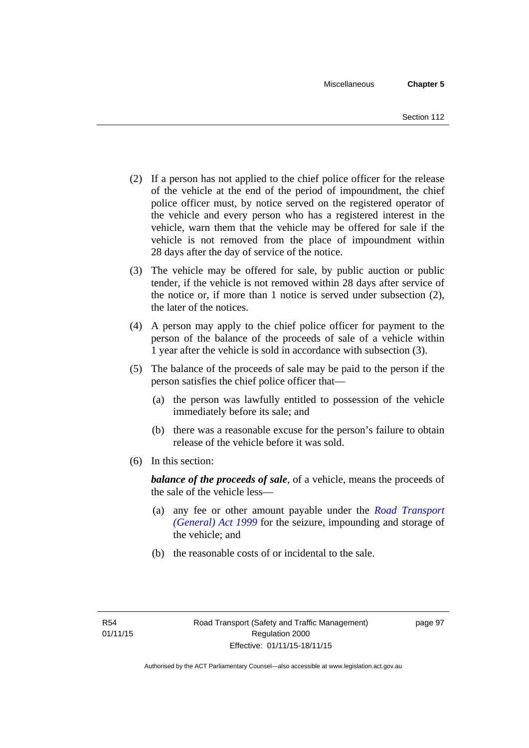(2) If a person has not applied to the chief police officer for the release of the vehicle at the end of the period of impoundment, the chief police officer must, by notice served on the registered operator of the vehicle and every person who has a registered interest in the vehicle, warn them that the vehicle may be offered for sale if the vehicle is not removed from the place of impoundment within 28 days after the day of service of the notice.

(3) The vehicle may be offered for sale, by public auction or public tender, if the vehicle is not removed within 28 days after service of the notice or, if more than 1 notice is served under subsection (2), the later of the notices.

(4) A person may apply to the chief police officer for payment to the person of the balance of the proceeds of sale of a vehicle within 1 year after the vehicle is sold in accordance with subsection (3).

(5) The balance of the proceeds of sale may be paid to the person if the person satisfies the chief police officer that—

   (a) the person was lawfully entitled to possession of the vehicle immediately before its sale; and

   (b) there was a reasonable excuse for the person's failure to obtain release of the vehicle before it was sold.

(6) In this section:

***balance of the proceeds of sale***, of a vehicle, means the proceeds of the sale of the vehicle less—

   (a) any fee or other amount payable under the *Road Transport (General) Act 1999* for the seizure, impounding and storage of the vehicle; and

   (b) the reasonable costs of or incidental to the sale.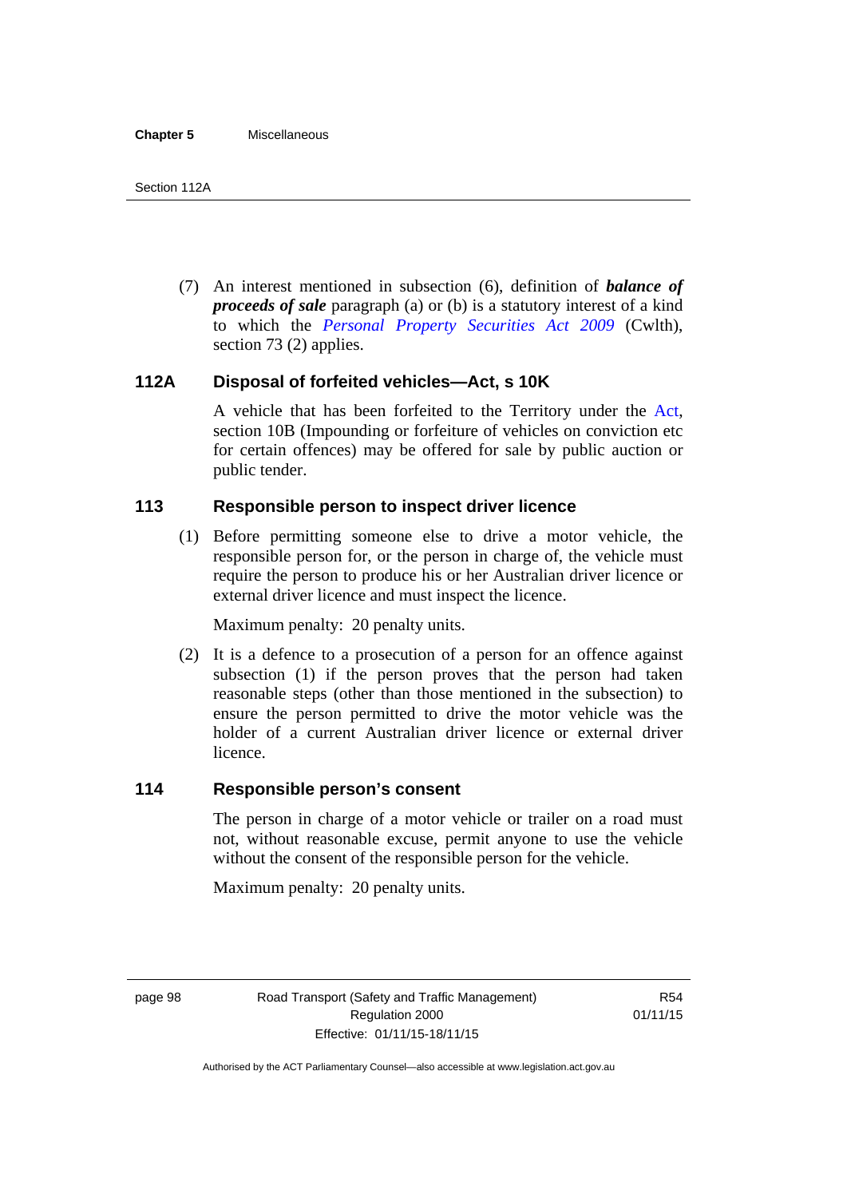(7) An interest mentioned in subsection (6), definition of ***balance of proceeds of sale*** paragraph (a) or (b) is a statutory interest of a kind to which the *Personal Property Securities Act 2009* (Cwlth), section 73 (2) applies.

## 112A Disposal of forfeited vehicles—Act, s 10K

A vehicle that has been forfeited to the Territory under the Act, section 10B (Impounding or forfeiture of vehicles on conviction etc for certain offences) may be offered for sale by public auction or public tender.

## 113 Responsible person to inspect driver licence

(1) Before permitting someone else to drive a motor vehicle, the responsible person for, or the person in charge of, the vehicle must require the person to produce his or her Australian driver licence or external driver licence and must inspect the licence.

Maximum penalty: 20 penalty units.

(2) It is a defence to a prosecution of a person for an offence against subsection (1) if the person proves that the person had taken reasonable steps (other than those mentioned in the subsection) to ensure the person permitted to drive the motor vehicle was the holder of a current Australian driver licence or external driver licence.

## 114 Responsible person's consent

The person in charge of a motor vehicle or trailer on a road must not, without reasonable excuse, permit anyone to use the vehicle without the consent of the responsible person for the vehicle.

Maximum penalty: 20 penalty units.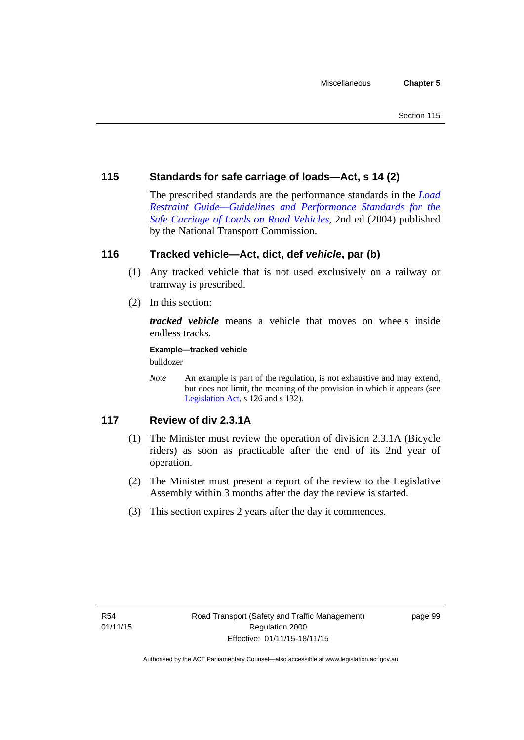## 115 Standards for safe carriage of loads—Act, s 14 (2)

The prescribed standards are the performance standards in the *Load Restraint Guide—Guidelines and Performance Standards for the Safe Carriage of Loads on Road Vehicles*, 2nd ed (2004) published by the National Transport Commission.

## 116 Tracked vehicle—Act, dict, def *vehicle*, par (b)

(1) Any tracked vehicle that is not used exclusively on a railway or tramway is prescribed.

(2) In this section:

***tracked vehicle*** means a vehicle that moves on wheels inside endless tracks.

**Example—tracked vehicle**

bulldozer

*Note* An example is part of the regulation, is not exhaustive and may extend, but does not limit, the meaning of the provision in which it appears (see Legislation Act, s 126 and s 132).

## 117 Review of div 2.3.1A

(1) The Minister must review the operation of division 2.3.1A (Bicycle riders) as soon as practicable after the end of its 2nd year of operation.

(2) The Minister must present a report of the review to the Legislative Assembly within 3 months after the day the review is started.

(3) This section expires 2 years after the day it commences.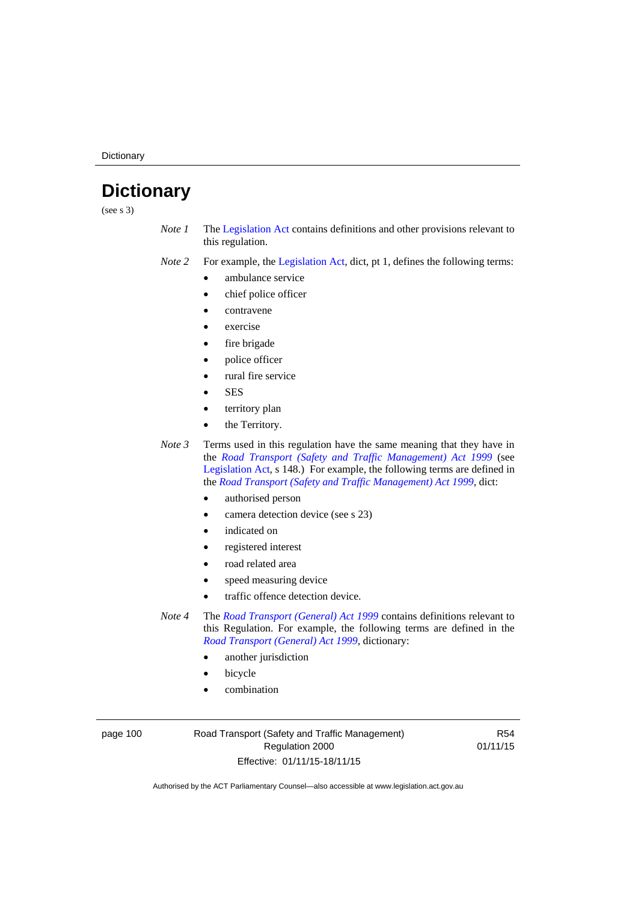# Dictionary

(see s 3)

*Note 1* The Legislation Act contains definitions and other provisions relevant to this regulation.

*Note 2* For example, the Legislation Act, dict, pt 1, defines the following terms:

- ambulance service
- chief police officer
- contravene
- exercise
- fire brigade
- police officer
- rural fire service
- SES
- territory plan
- the Territory.

*Note 3* Terms used in this regulation have the same meaning that they have in the *Road Transport (Safety and Traffic Management) Act 1999* (see Legislation Act, s 148.) For example, the following terms are defined in the *Road Transport (Safety and Traffic Management) Act 1999*, dict:

- authorised person
- camera detection device (see s 23)
- indicated on
- registered interest
- road related area
- speed measuring device
- traffic offence detection device.

*Note 4* The *Road Transport (General) Act 1999* contains definitions relevant to this Regulation. For example, the following terms are defined in the *Road Transport (General) Act 1999*, dictionary:

- another jurisdiction
- bicycle
- combination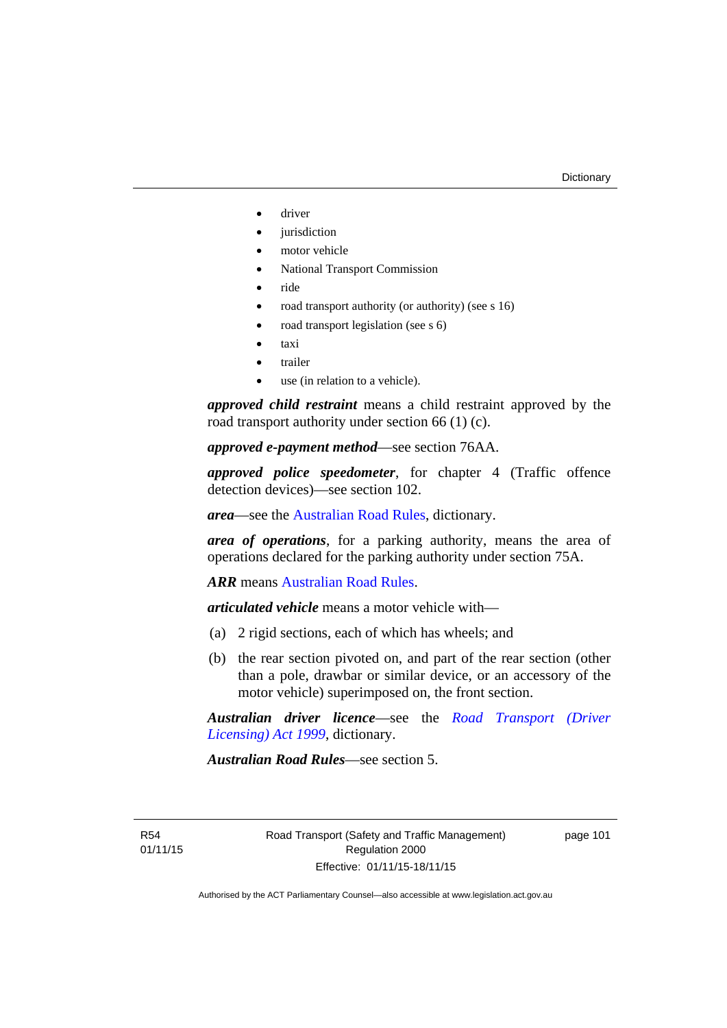- driver
- jurisdiction
- motor vehicle
- National Transport Commission
- ride
- road transport authority (or authority) (see s 16)
- road transport legislation (see s 6)
- taxi
- trailer
- use (in relation to a vehicle).

***approved child restraint*** means a child restraint approved by the road transport authority under section 66 (1) (c).

***approved e-payment method***—see section 76AA.

***approved police speedometer***, for chapter 4 (Traffic offence detection devices)—see section 102.

***area***—see the Australian Road Rules, dictionary.

***area of operations***, for a parking authority, means the area of operations declared for the parking authority under section 75A.

***ARR*** means Australian Road Rules.

***articulated vehicle*** means a motor vehicle with—

(a) 2 rigid sections, each of which has wheels; and

(b) the rear section pivoted on, and part of the rear section (other than a pole, drawbar or similar device, or an accessory of the motor vehicle) superimposed on, the front section.

***Australian driver licence***—see the *Road Transport (Driver Licensing) Act 1999*, dictionary.

***Australian Road Rules***—see section 5.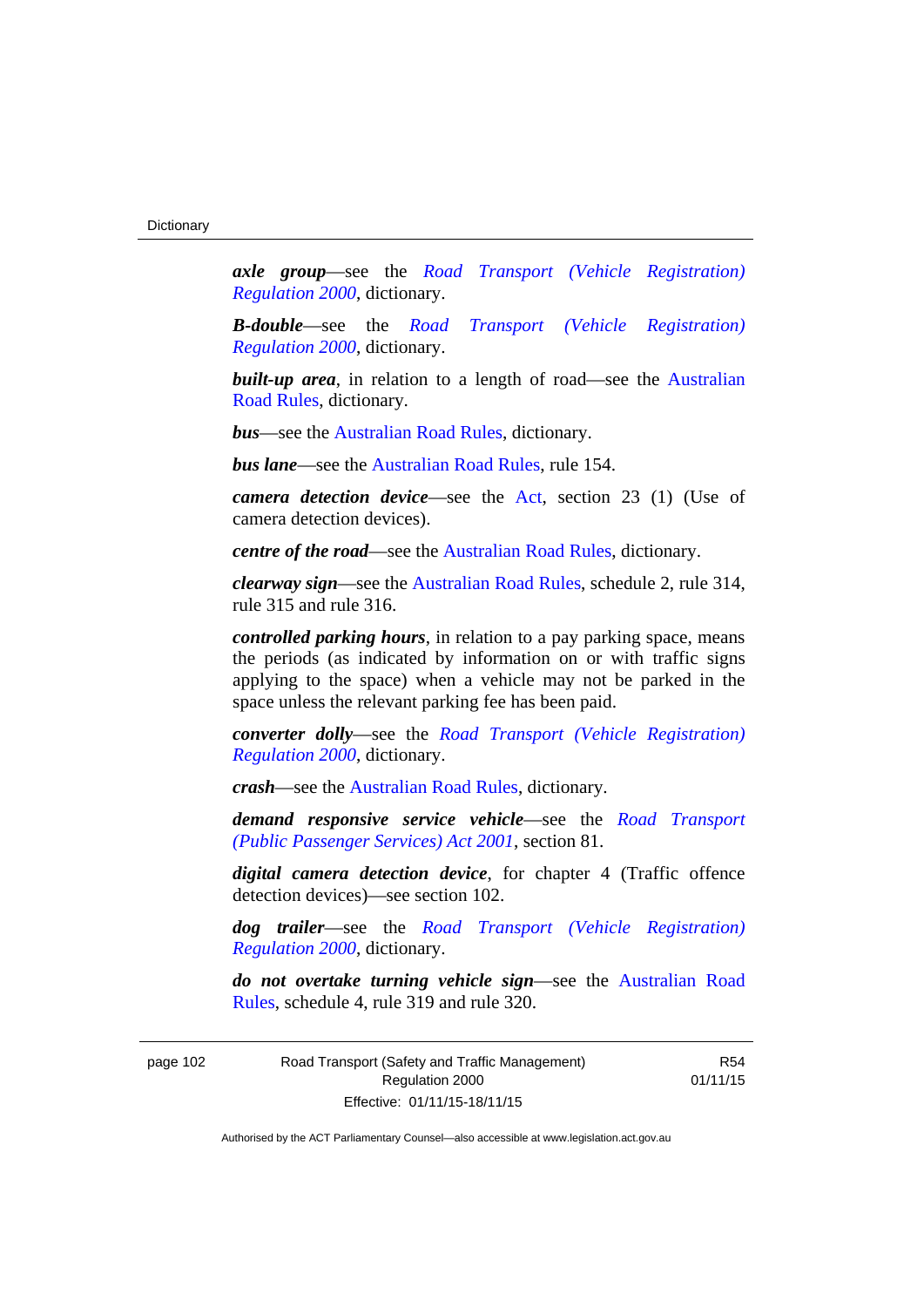***axle group***—see the *Road Transport (Vehicle Registration) Regulation 2000*, dictionary.

***B-double***—see the *Road Transport (Vehicle Registration) Regulation 2000*, dictionary.

***built-up area***, in relation to a length of road—see the Australian Road Rules, dictionary.

***bus***—see the Australian Road Rules, dictionary.

***bus lane***—see the Australian Road Rules, rule 154.

***camera detection device***—see the Act, section 23 (1) (Use of camera detection devices).

***centre of the road***—see the Australian Road Rules, dictionary.

***clearway sign***—see the Australian Road Rules, schedule 2, rule 314, rule 315 and rule 316.

***controlled parking hours***, in relation to a pay parking space, means the periods (as indicated by information on or with traffic signs applying to the space) when a vehicle may not be parked in the space unless the relevant parking fee has been paid.

***converter dolly***—see the *Road Transport (Vehicle Registration) Regulation 2000*, dictionary.

***crash***—see the Australian Road Rules, dictionary.

***demand responsive service vehicle***—see the *Road Transport (Public Passenger Services) Act 2001*, section 81.

***digital camera detection device***, for chapter 4 (Traffic offence detection devices)—see section 102.

***dog trailer***—see the *Road Transport (Vehicle Registration) Regulation 2000*, dictionary.

***do not overtake turning vehicle sign***—see the Australian Road Rules, schedule 4, rule 319 and rule 320.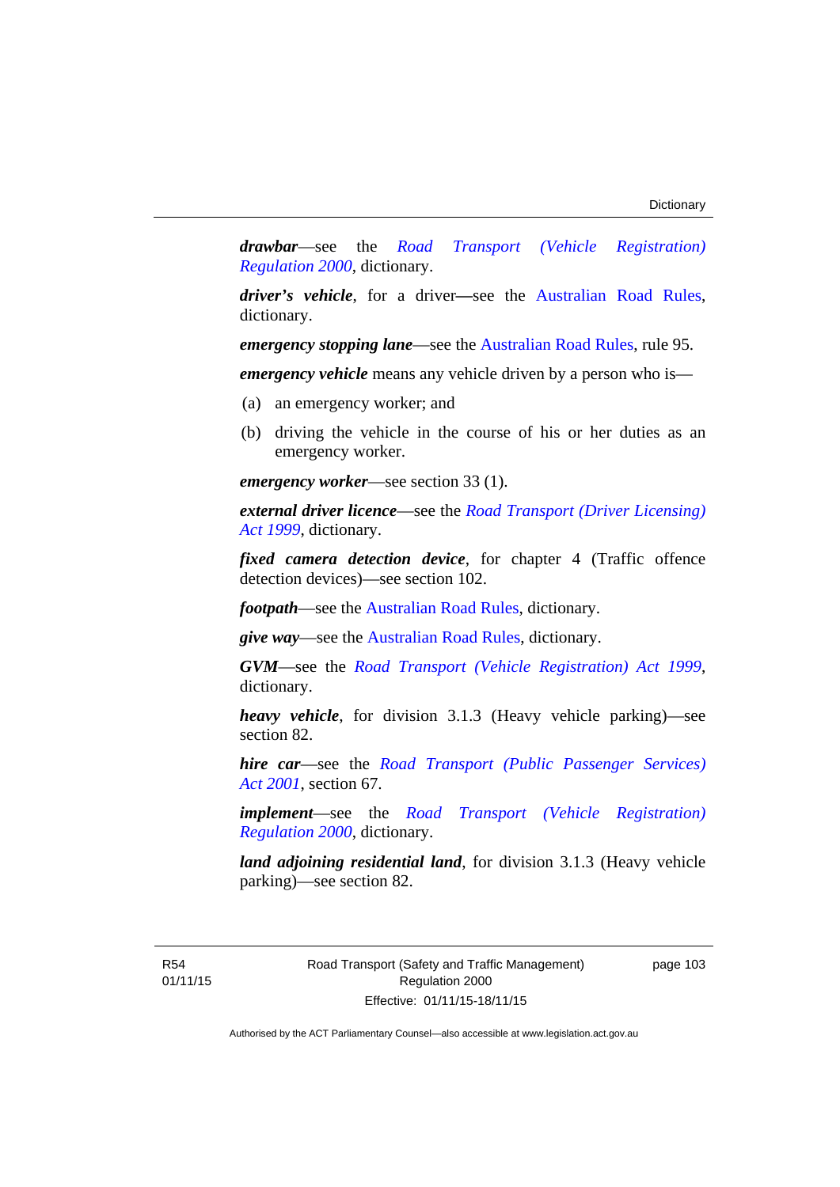***drawbar***—see the *Road Transport (Vehicle Registration) Regulation 2000*, dictionary.

***driver's vehicle***, for a driver—see the Australian Road Rules, dictionary.

***emergency stopping lane***—see the Australian Road Rules, rule 95.

***emergency vehicle*** means any vehicle driven by a person who is—

(a) an emergency worker; and

(b) driving the vehicle in the course of his or her duties as an emergency worker.

***emergency worker***—see section 33 (1).

***external driver licence***—see the *Road Transport (Driver Licensing) Act 1999*, dictionary.

***fixed camera detection device***, for chapter 4 (Traffic offence detection devices)—see section 102.

***footpath***—see the Australian Road Rules, dictionary.

***give way***—see the Australian Road Rules, dictionary.

***GVM***—see the *Road Transport (Vehicle Registration) Act 1999*, dictionary.

***heavy vehicle***, for division 3.1.3 (Heavy vehicle parking)—see section 82.

***hire car***—see the *Road Transport (Public Passenger Services) Act 2001*, section 67.

***implement***—see the *Road Transport (Vehicle Registration) Regulation 2000*, dictionary.

***land adjoining residential land***, for division 3.1.3 (Heavy vehicle parking)—see section 82.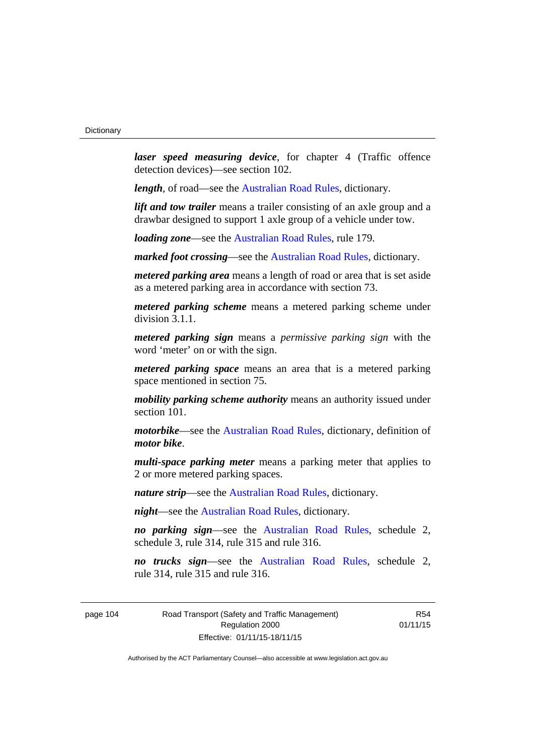***laser speed measuring device***, for chapter 4 (Traffic offence detection devices)—see section 102.

***length***, of road—see the Australian Road Rules, dictionary.

***lift and tow trailer*** means a trailer consisting of an axle group and a drawbar designed to support 1 axle group of a vehicle under tow.

***loading zone***—see the Australian Road Rules, rule 179.

***marked foot crossing***—see the Australian Road Rules, dictionary.

***metered parking area*** means a length of road or area that is set aside as a metered parking area in accordance with section 73.

***metered parking scheme*** means a metered parking scheme under division 3.1.1.

***metered parking sign*** means a *permissive parking sign* with the word 'meter' on or with the sign.

***metered parking space*** means an area that is a metered parking space mentioned in section 75.

***mobility parking scheme authority*** means an authority issued under section 101.

***motorbike***—see the Australian Road Rules, dictionary, definition of ***motor bike***.

***multi-space parking meter*** means a parking meter that applies to 2 or more metered parking spaces.

***nature strip***—see the Australian Road Rules, dictionary.

***night***—see the Australian Road Rules, dictionary.

***no parking sign***—see the Australian Road Rules, schedule 2, schedule 3, rule 314, rule 315 and rule 316.

***no trucks sign***—see the Australian Road Rules, schedule 2, rule 314, rule 315 and rule 316.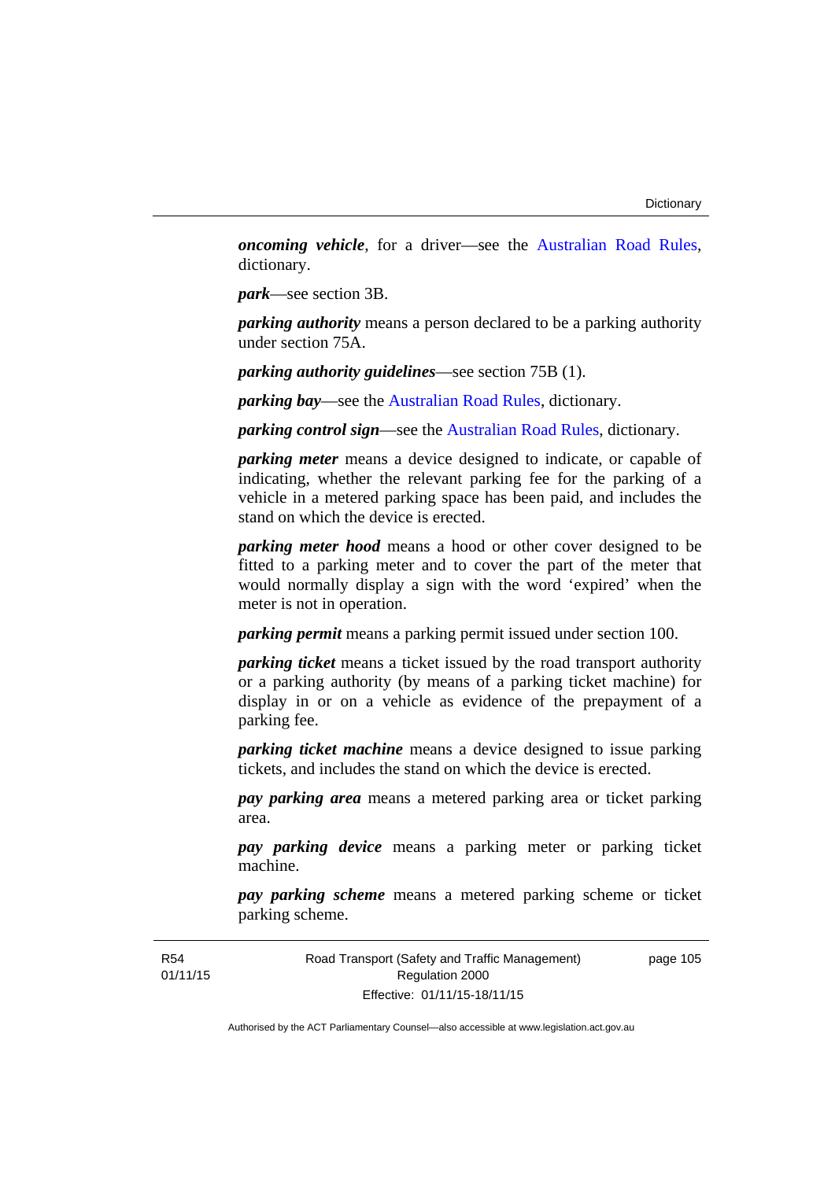***oncoming vehicle***, for a driver—see the Australian Road Rules, dictionary.

***park***—see section 3B.

***parking authority*** means a person declared to be a parking authority under section 75A.

***parking authority guidelines***—see section 75B (1).

***parking bay***—see the Australian Road Rules, dictionary.

***parking control sign***—see the Australian Road Rules, dictionary.

***parking meter*** means a device designed to indicate, or capable of indicating, whether the relevant parking fee for the parking of a vehicle in a metered parking space has been paid, and includes the stand on which the device is erected.

***parking meter hood*** means a hood or other cover designed to be fitted to a parking meter and to cover the part of the meter that would normally display a sign with the word 'expired' when the meter is not in operation.

***parking permit*** means a parking permit issued under section 100.

***parking ticket*** means a ticket issued by the road transport authority or a parking authority (by means of a parking ticket machine) for display in or on a vehicle as evidence of the prepayment of a parking fee.

***parking ticket machine*** means a device designed to issue parking tickets, and includes the stand on which the device is erected.

***pay parking area*** means a metered parking area or ticket parking area.

***pay parking device*** means a parking meter or parking ticket machine.

***pay parking scheme*** means a metered parking scheme or ticket parking scheme.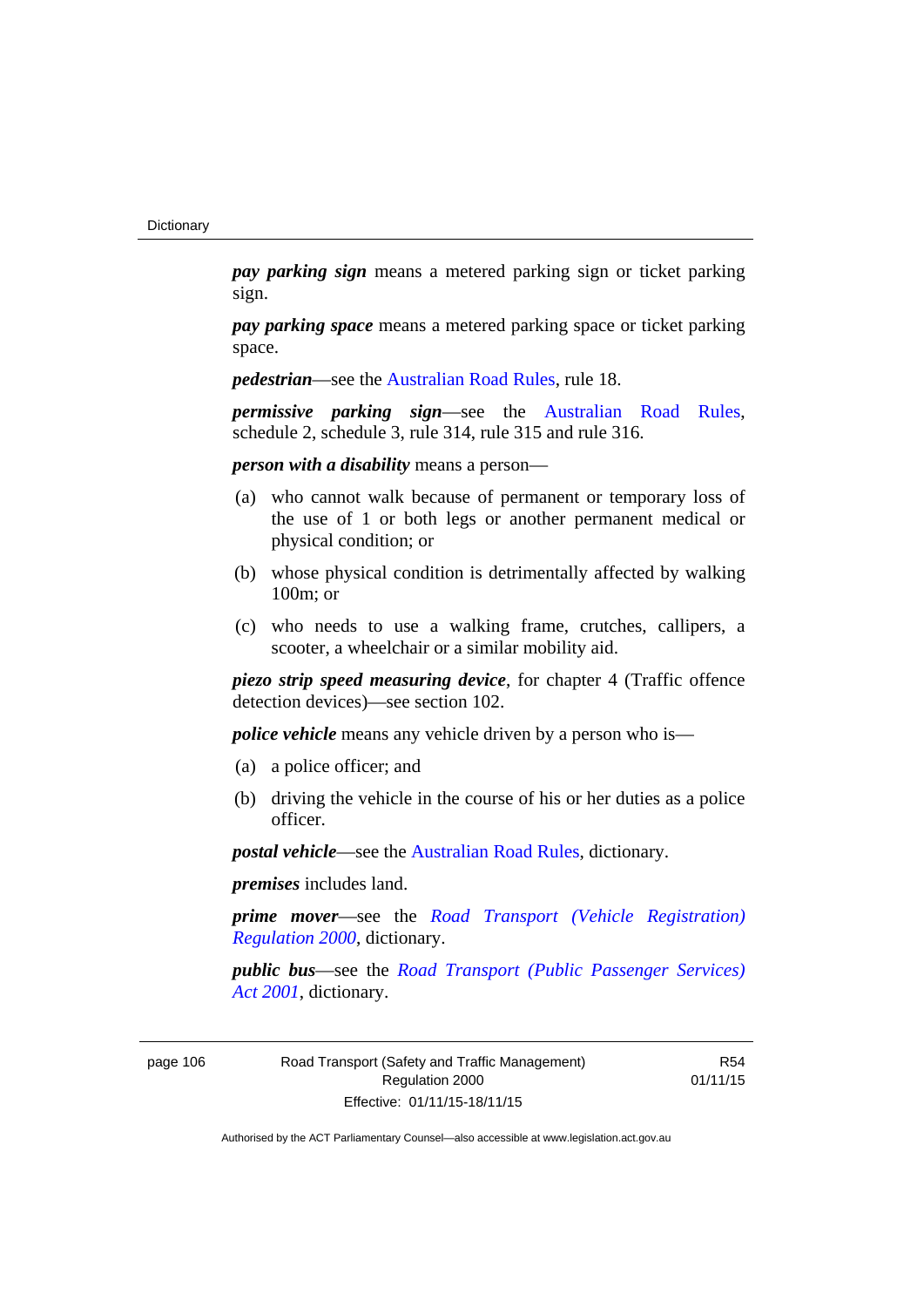***pay parking sign*** means a metered parking sign or ticket parking sign.

***pay parking space*** means a metered parking space or ticket parking space.

***pedestrian***—see the Australian Road Rules, rule 18.

***permissive parking sign***—see the Australian Road Rules, schedule 2, schedule 3, rule 314, rule 315 and rule 316.

***person with a disability*** means a person—

(a) who cannot walk because of permanent or temporary loss of the use of 1 or both legs or another permanent medical or physical condition; or

(b) whose physical condition is detrimentally affected by walking 100m; or

(c) who needs to use a walking frame, crutches, callipers, a scooter, a wheelchair or a similar mobility aid.

***piezo strip speed measuring device***, for chapter 4 (Traffic offence detection devices)—see section 102.

***police vehicle*** means any vehicle driven by a person who is—

(a) a police officer; and

(b) driving the vehicle in the course of his or her duties as a police officer.

***postal vehicle***—see the Australian Road Rules, dictionary.

***premises*** includes land.

***prime mover***—see the *Road Transport (Vehicle Registration) Regulation 2000*, dictionary.

***public bus***—see the *Road Transport (Public Passenger Services) Act 2001*, dictionary.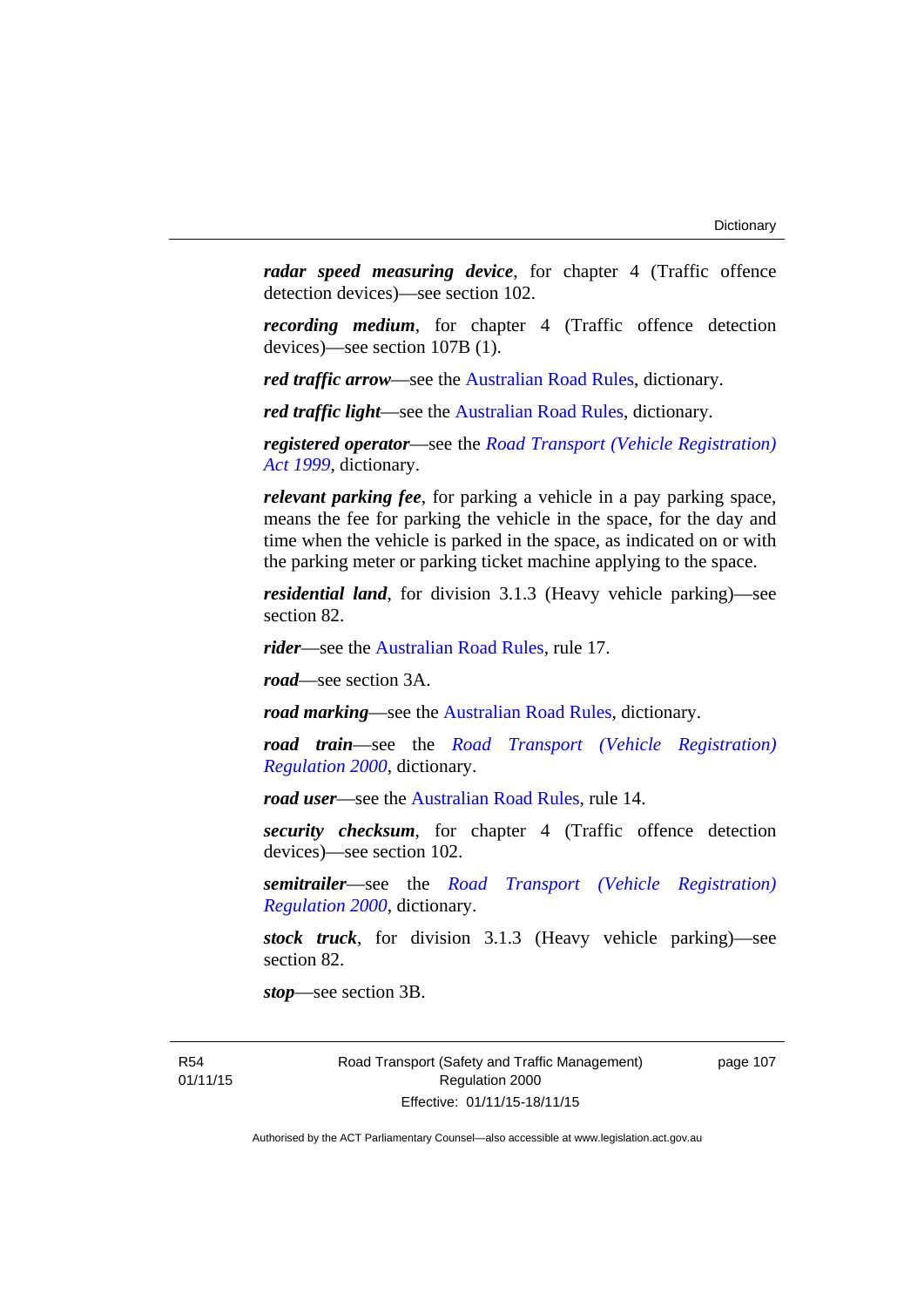***radar speed measuring device***, for chapter 4 (Traffic offence detection devices)—see section 102.

***recording medium***, for chapter 4 (Traffic offence detection devices)—see section 107B (1).

***red traffic arrow***—see the Australian Road Rules, dictionary.

***red traffic light***—see the Australian Road Rules, dictionary.

***registered operator***—see the *Road Transport (Vehicle Registration) Act 1999*, dictionary.

***relevant parking fee***, for parking a vehicle in a pay parking space, means the fee for parking the vehicle in the space, for the day and time when the vehicle is parked in the space, as indicated on or with the parking meter or parking ticket machine applying to the space.

***residential land***, for division 3.1.3 (Heavy vehicle parking)—see section 82.

***rider***—see the Australian Road Rules, rule 17.

***road***—see section 3A.

***road marking***—see the Australian Road Rules, dictionary.

***road train***—see the *Road Transport (Vehicle Registration) Regulation 2000*, dictionary.

***road user***—see the Australian Road Rules, rule 14.

***security checksum***, for chapter 4 (Traffic offence detection devices)—see section 102.

***semitrailer***—see the *Road Transport (Vehicle Registration) Regulation 2000*, dictionary.

***stock truck***, for division 3.1.3 (Heavy vehicle parking)—see section 82.

***stop***—see section 3B.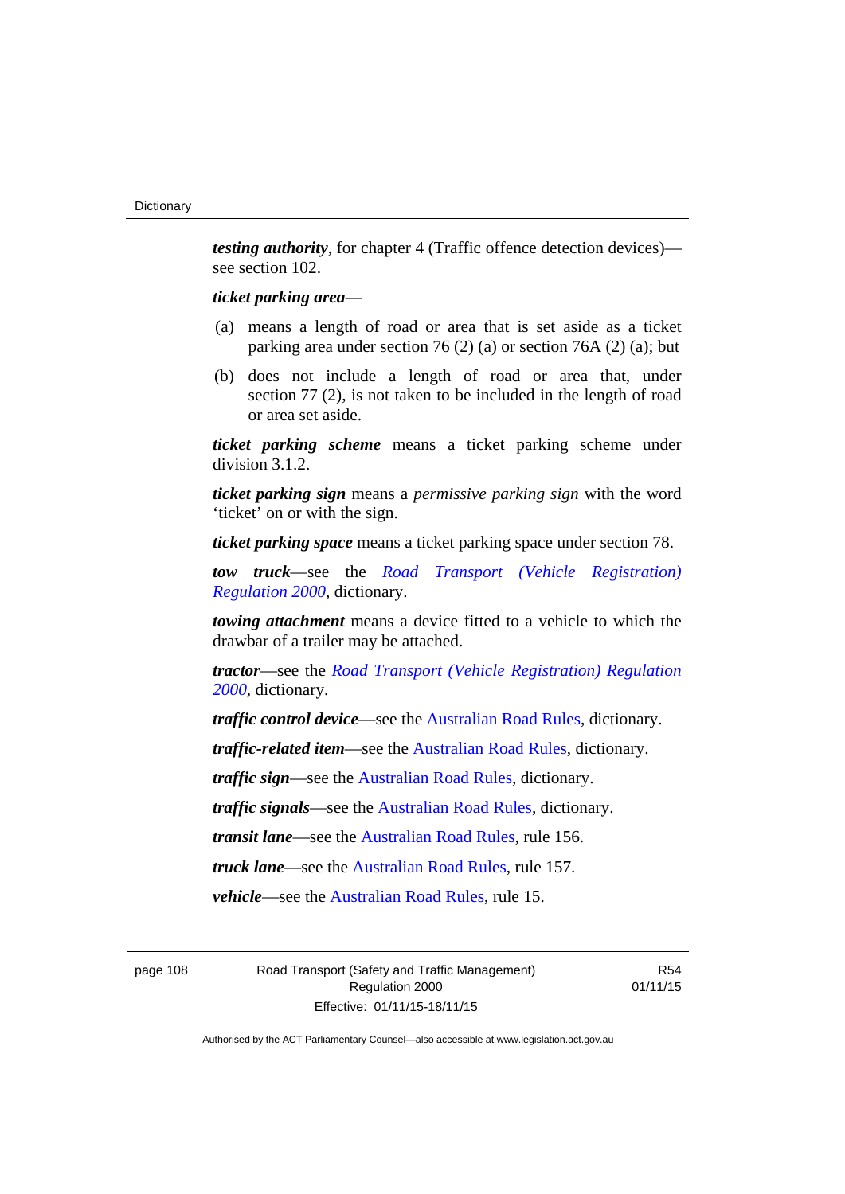***testing authority***, for chapter 4 (Traffic offence detection devices)—see section 102.

***ticket parking area***—

(a) means a length of road or area that is set aside as a ticket parking area under section 76 (2) (a) or section 76A (2) (a); but

(b) does not include a length of road or area that, under section 77 (2), is not taken to be included in the length of road or area set aside.

***ticket parking scheme*** means a ticket parking scheme under division 3.1.2.

***ticket parking sign*** means a *permissive parking sign* with the word 'ticket' on or with the sign.

***ticket parking space*** means a ticket parking space under section 78.

***tow truck***—see the *Road Transport (Vehicle Registration) Regulation 2000*, dictionary.

***towing attachment*** means a device fitted to a vehicle to which the drawbar of a trailer may be attached.

***tractor***—see the *Road Transport (Vehicle Registration) Regulation 2000*, dictionary.

***traffic control device***—see the Australian Road Rules, dictionary.

***traffic-related item***—see the Australian Road Rules, dictionary.

***traffic sign***—see the Australian Road Rules, dictionary.

***traffic signals***—see the Australian Road Rules, dictionary.

***transit lane***—see the Australian Road Rules, rule 156.

***truck lane***—see the Australian Road Rules, rule 157.

***vehicle***—see the Australian Road Rules, rule 15.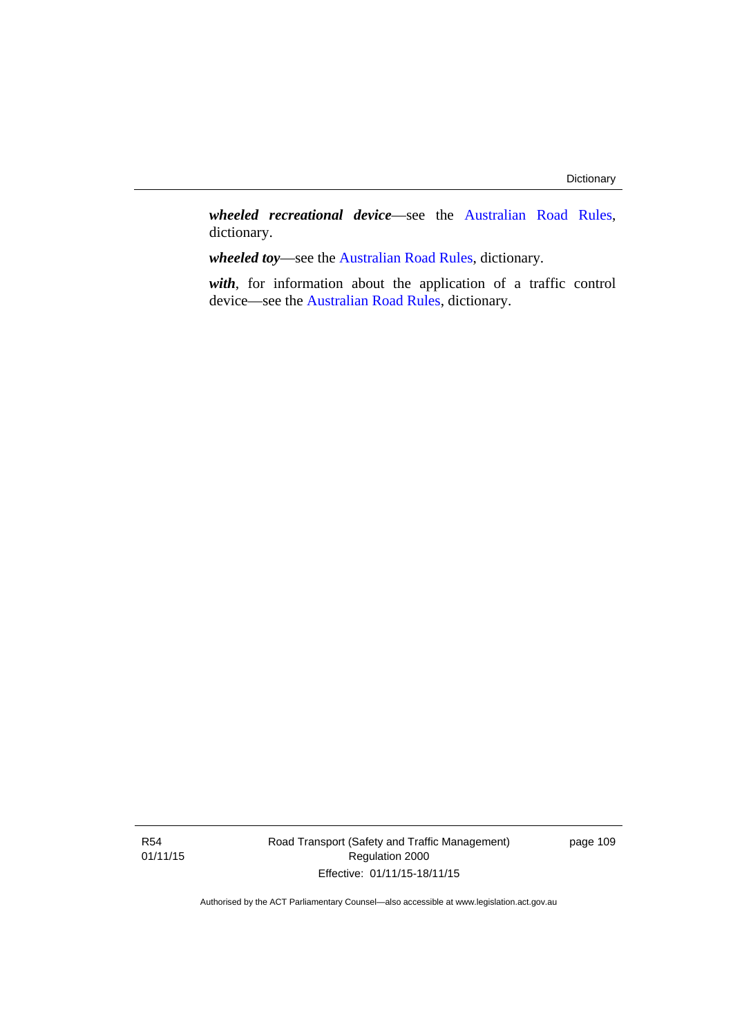***wheeled recreational device***—see the Australian Road Rules, dictionary.

***wheeled toy***—see the Australian Road Rules, dictionary.

***with***, for information about the application of a traffic control device—see the Australian Road Rules, dictionary.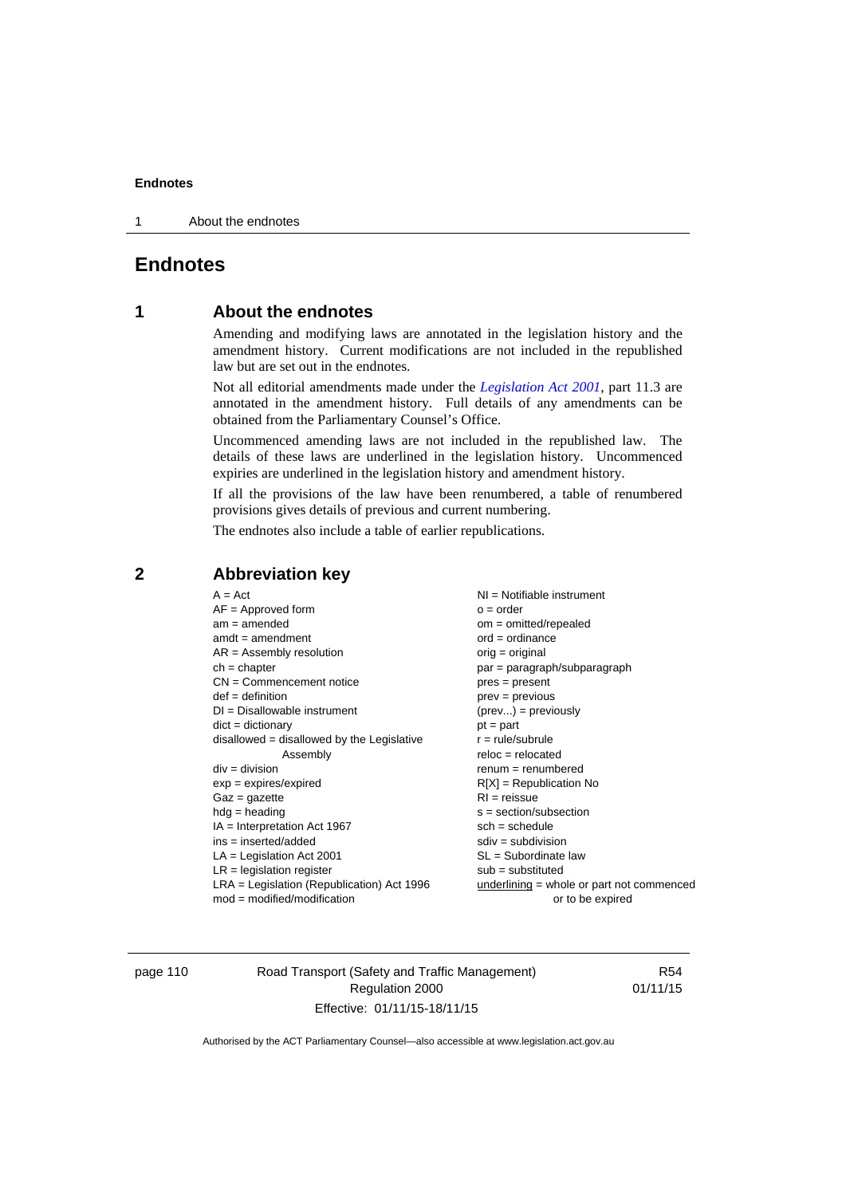# Endnotes

## 1 About the endnotes

Amending and modifying laws are annotated in the legislation history and the amendment history. Current modifications are not included in the republished law but are set out in the endnotes.

Not all editorial amendments made under the *Legislation Act 2001*, part 11.3 are annotated in the amendment history. Full details of any amendments can be obtained from the Parliamentary Counsel's Office.

Uncommenced amending laws are not included in the republished law. The details of these laws are underlined in the legislation history. Uncommenced expiries are underlined in the legislation history and amendment history.

If all the provisions of the law have been renumbered, a table of renumbered provisions gives details of previous and current numbering.

The endnotes also include a table of earlier republications.

## 2 Abbreviation key

A = Act
AF = Approved form
am = amended
amdt = amendment
AR = Assembly resolution
ch = chapter
CN = Commencement notice
def = definition
DI = Disallowable instrument
dict = dictionary
disallowed = disallowed by the Legislative Assembly
div = division
exp = expires/expired
Gaz = gazette
hdg = heading
IA = Interpretation Act 1967
ins = inserted/added
LA = Legislation Act 2001
LR = legislation register
LRA = Legislation (Republication) Act 1996
mod = modified/modification
NI = Notifiable instrument
o = order
om = omitted/repealed
ord = ordinance
orig = original
par = paragraph/subparagraph
pres = present
prev = previous
(prev...) = previously
pt = part
r = rule/subrule
reloc = relocated
renum = renumbered
R[X] = Republication No
RI = reissue
s = section/subsection
sch = schedule
sdiv = subdivision
SL = Subordinate law
sub = substituted
underlining = whole or part not commenced or to be expired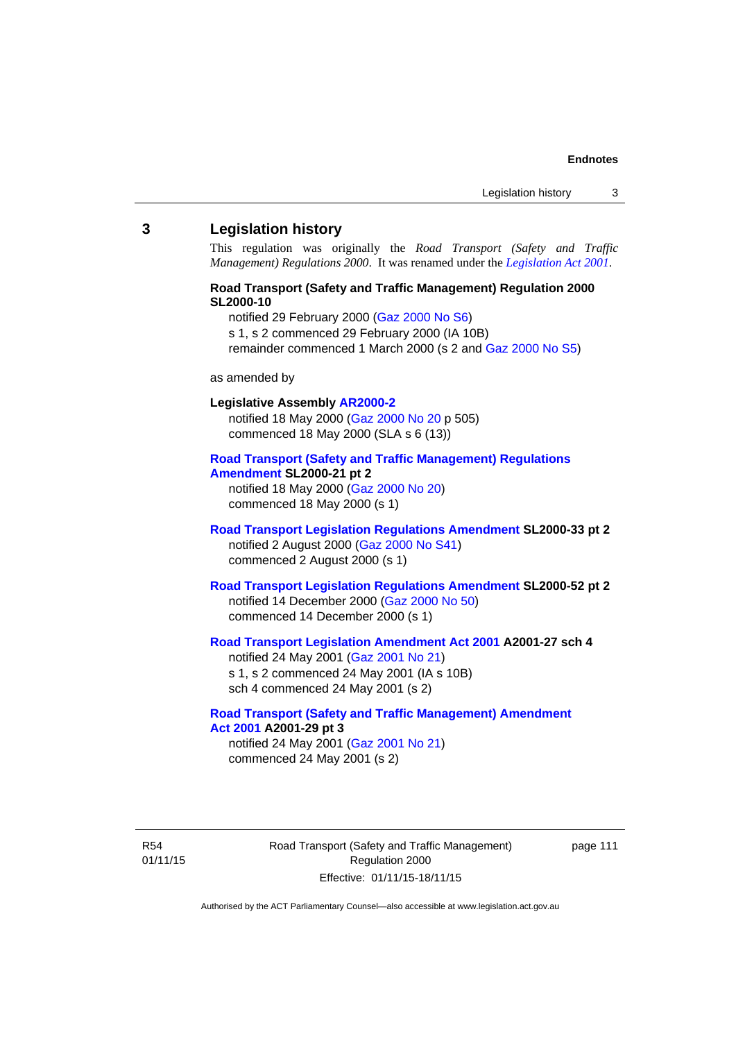## 3 Legislation history

This regulation was originally the *Road Transport (Safety and Traffic Management) Regulations 2000*. It was renamed under the *Legislation Act 2001*.

**Road Transport (Safety and Traffic Management) Regulation 2000 SL2000-10**

notified 29 February 2000 (Gaz 2000 No S6)
s 1, s 2 commenced 29 February 2000 (IA 10B)
remainder commenced 1 March 2000 (s 2 and Gaz 2000 No S5)

as amended by

**Legislative Assembly AR2000-2**

notified 18 May 2000 (Gaz 2000 No 20 p 505)
commenced 18 May 2000 (SLA s 6 (13))

**Road Transport (Safety and Traffic Management) Regulations Amendment SL2000-21 pt 2**

notified 18 May 2000 (Gaz 2000 No 20)
commenced 18 May 2000 (s 1)

**Road Transport Legislation Regulations Amendment SL2000-33 pt 2**

notified 2 August 2000 (Gaz 2000 No S41)
commenced 2 August 2000 (s 1)

**Road Transport Legislation Regulations Amendment SL2000-52 pt 2**

notified 14 December 2000 (Gaz 2000 No 50)
commenced 14 December 2000 (s 1)

**Road Transport Legislation Amendment Act 2001 A2001-27 sch 4**

notified 24 May 2001 (Gaz 2001 No 21)
s 1, s 2 commenced 24 May 2001 (IA s 10B)
sch 4 commenced 24 May 2001 (s 2)

**Road Transport (Safety and Traffic Management) Amendment Act 2001 A2001-29 pt 3**

notified 24 May 2001 (Gaz 2001 No 21)
commenced 24 May 2001 (s 2)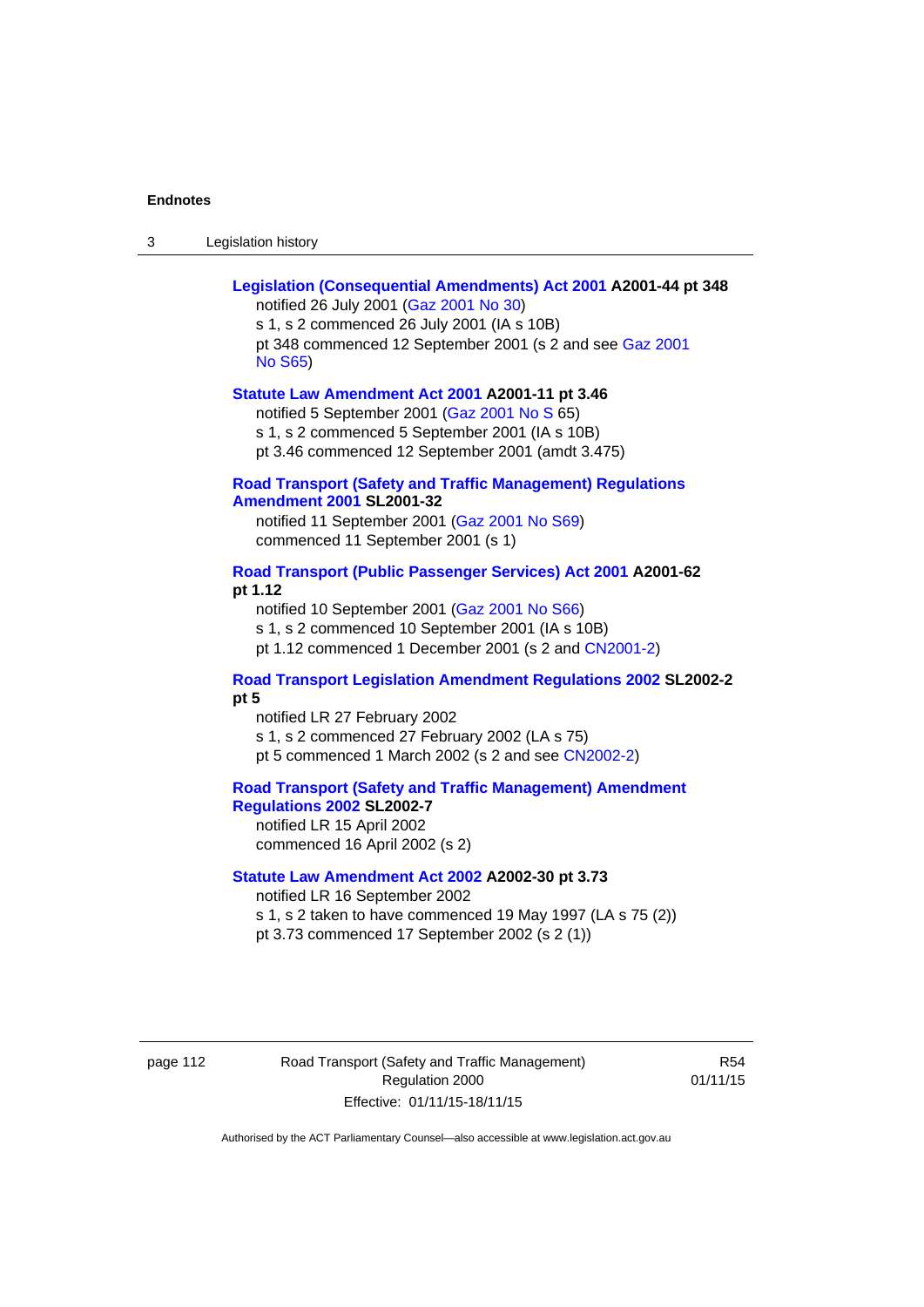**Legislation (Consequential Amendments) Act 2001 A2001-44 pt 348**
notified 26 July 2001 (Gaz 2001 No 30)
s 1, s 2 commenced 26 July 2001 (IA s 10B)
pt 348 commenced 12 September 2001 (s 2 and see Gaz 2001 No S65)

**Statute Law Amendment Act 2001 A2001-11 pt 3.46**
notified 5 September 2001 (Gaz 2001 No S 65)
s 1, s 2 commenced 5 September 2001 (IA s 10B)
pt 3.46 commenced 12 September 2001 (amdt 3.475)

**Road Transport (Safety and Traffic Management) Regulations Amendment 2001 SL2001-32**
notified 11 September 2001 (Gaz 2001 No S69)
commenced 11 September 2001 (s 1)

**Road Transport (Public Passenger Services) Act 2001 A2001-62 pt 1.12**
notified 10 September 2001 (Gaz 2001 No S66)
s 1, s 2 commenced 10 September 2001 (IA s 10B)
pt 1.12 commenced 1 December 2001 (s 2 and CN2001-2)

**Road Transport Legislation Amendment Regulations 2002 SL2002-2 pt 5**
notified LR 27 February 2002
s 1, s 2 commenced 27 February 2002 (LA s 75)
pt 5 commenced 1 March 2002 (s 2 and see CN2002-2)

**Road Transport (Safety and Traffic Management) Amendment Regulations 2002 SL2002-7**
notified LR 15 April 2002
commenced 16 April 2002 (s 2)

**Statute Law Amendment Act 2002 A2002-30 pt 3.73**
notified LR 16 September 2002
s 1, s 2 taken to have commenced 19 May 1997 (LA s 75 (2))
pt 3.73 commenced 17 September 2002 (s 2 (1))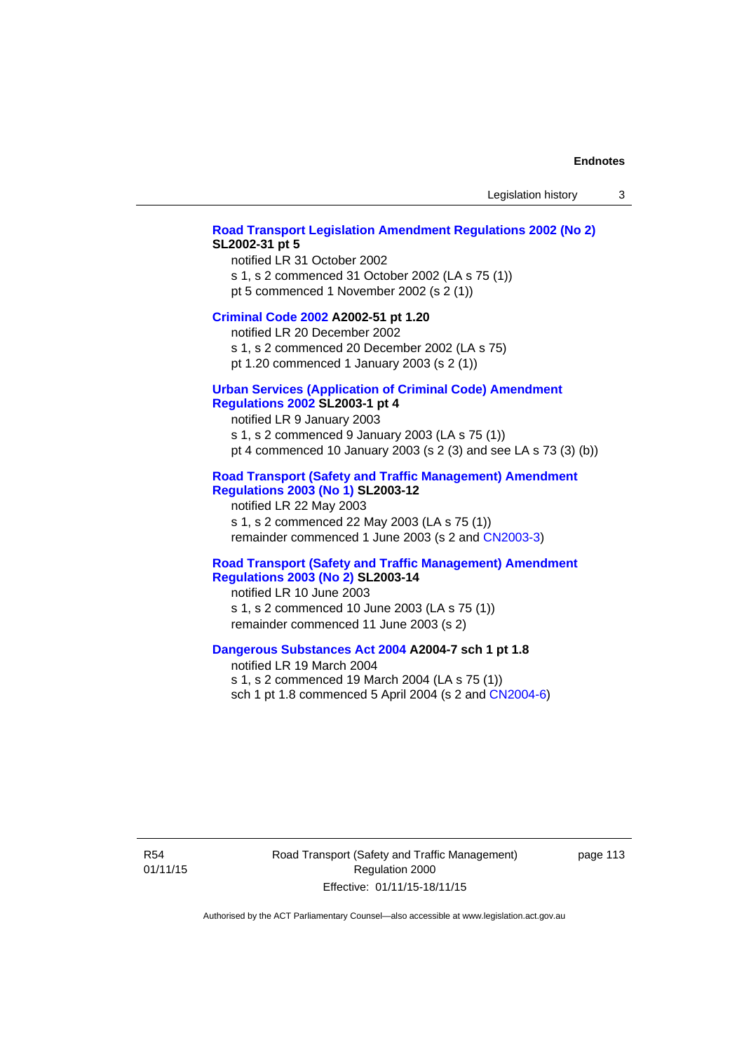**Road Transport Legislation Amendment Regulations 2002 (No 2) SL2002-31 pt 5**

notified LR 31 October 2002

s 1, s 2 commenced 31 October 2002 (LA s 75 (1))

pt 5 commenced 1 November 2002 (s 2 (1))

**Criminal Code 2002 A2002-51 pt 1.20**

notified LR 20 December 2002

s 1, s 2 commenced 20 December 2002 (LA s 75)

pt 1.20 commenced 1 January 2003 (s 2 (1))

**Urban Services (Application of Criminal Code) Amendment Regulations 2002 SL2003-1 pt 4**

notified LR 9 January 2003

s 1, s 2 commenced 9 January 2003 (LA s 75 (1))

pt 4 commenced 10 January 2003 (s 2 (3) and see LA s 73 (3) (b))

**Road Transport (Safety and Traffic Management) Amendment Regulations 2003 (No 1) SL2003-12**

notified LR 22 May 2003

s 1, s 2 commenced 22 May 2003 (LA s 75 (1))

remainder commenced 1 June 2003 (s 2 and CN2003-3)

**Road Transport (Safety and Traffic Management) Amendment Regulations 2003 (No 2) SL2003-14**

notified LR 10 June 2003

s 1, s 2 commenced 10 June 2003 (LA s 75 (1))

remainder commenced 11 June 2003 (s 2)

**Dangerous Substances Act 2004 A2004-7 sch 1 pt 1.8**

notified LR 19 March 2004

s 1, s 2 commenced 19 March 2004 (LA s 75 (1))

sch 1 pt 1.8 commenced 5 April 2004 (s 2 and CN2004-6)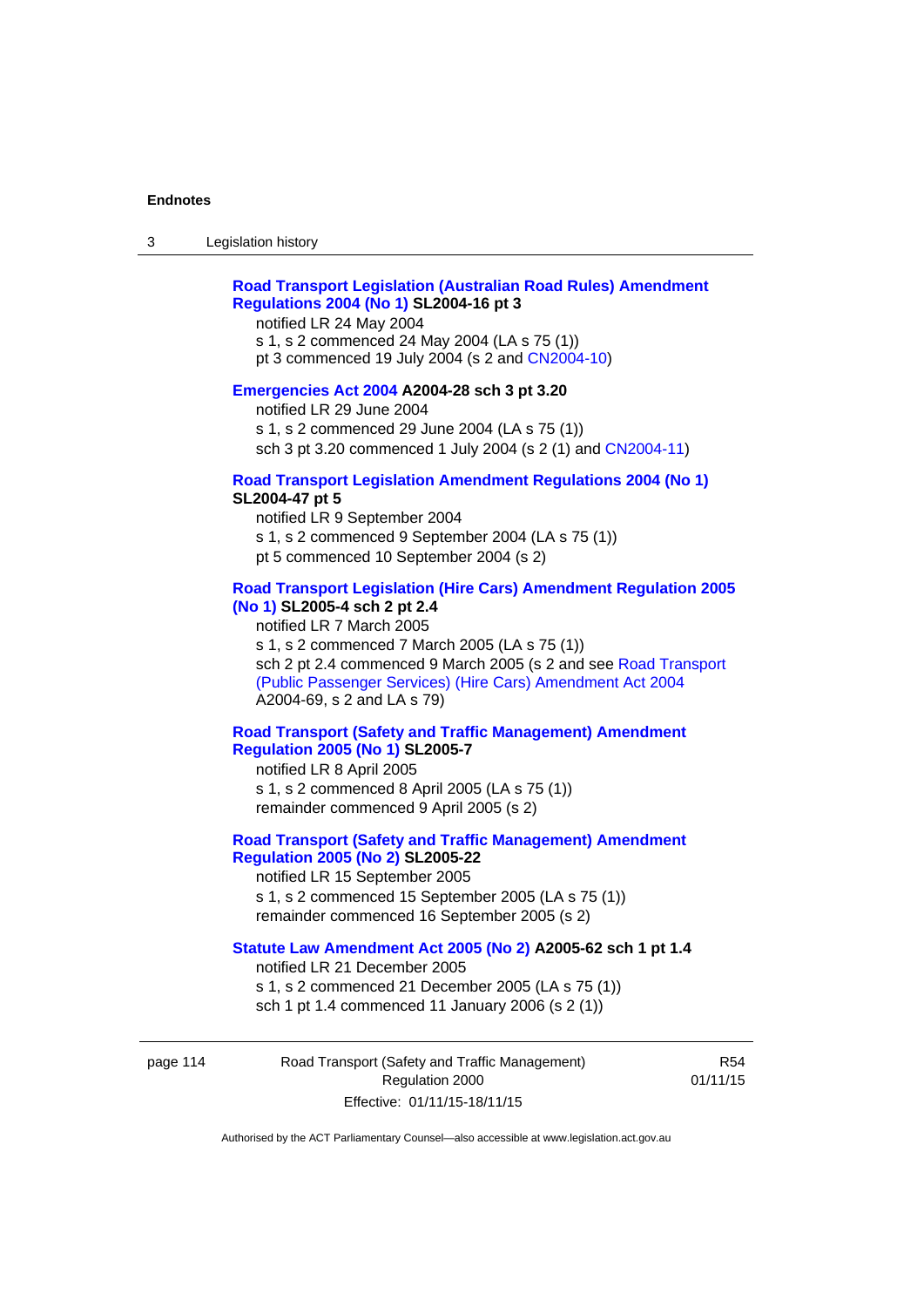**Road Transport Legislation (Australian Road Rules) Amendment Regulations 2004 (No 1) SL2004-16 pt 3**

notified LR 24 May 2004
s 1, s 2 commenced 24 May 2004 (LA s 75 (1))
pt 3 commenced 19 July 2004 (s 2 and CN2004-10)

**Emergencies Act 2004 A2004-28 sch 3 pt 3.20**

notified LR 29 June 2004
s 1, s 2 commenced 29 June 2004 (LA s 75 (1))
sch 3 pt 3.20 commenced 1 July 2004 (s 2 (1) and CN2004-11)

**Road Transport Legislation Amendment Regulations 2004 (No 1) SL2004-47 pt 5**

notified LR 9 September 2004
s 1, s 2 commenced 9 September 2004 (LA s 75 (1))
pt 5 commenced 10 September 2004 (s 2)

**Road Transport Legislation (Hire Cars) Amendment Regulation 2005 (No 1) SL2005-4 sch 2 pt 2.4**

notified LR 7 March 2005
s 1, s 2 commenced 7 March 2005 (LA s 75 (1))
sch 2 pt 2.4 commenced 9 March 2005 (s 2 and see Road Transport (Public Passenger Services) (Hire Cars) Amendment Act 2004 A2004-69, s 2 and LA s 79)

**Road Transport (Safety and Traffic Management) Amendment Regulation 2005 (No 1) SL2005-7**

notified LR 8 April 2005
s 1, s 2 commenced 8 April 2005 (LA s 75 (1))
remainder commenced 9 April 2005 (s 2)

**Road Transport (Safety and Traffic Management) Amendment Regulation 2005 (No 2) SL2005-22**

notified LR 15 September 2005
s 1, s 2 commenced 15 September 2005 (LA s 75 (1))
remainder commenced 16 September 2005 (s 2)

**Statute Law Amendment Act 2005 (No 2) A2005-62 sch 1 pt 1.4**

notified LR 21 December 2005
s 1, s 2 commenced 21 December 2005 (LA s 75 (1))
sch 1 pt 1.4 commenced 11 January 2006 (s 2 (1))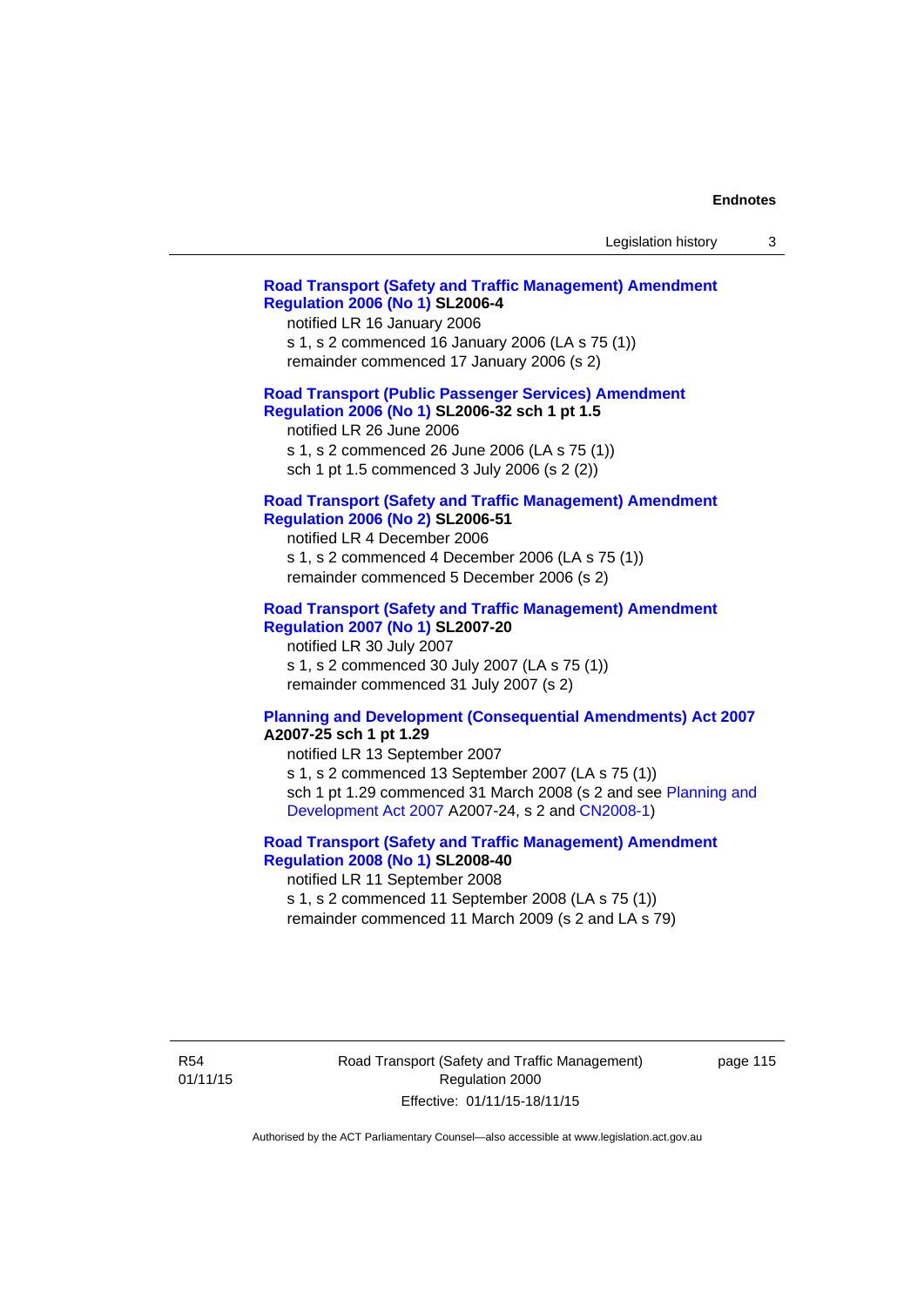**Road Transport (Safety and Traffic Management) Amendment Regulation 2006 (No 1) SL2006-4**

notified LR 16 January 2006

s 1, s 2 commenced 16 January 2006 (LA s 75 (1))

remainder commenced 17 January 2006 (s 2)

**Road Transport (Public Passenger Services) Amendment Regulation 2006 (No 1) SL2006-32 sch 1 pt 1.5**

notified LR 26 June 2006

s 1, s 2 commenced 26 June 2006 (LA s 75 (1))

sch 1 pt 1.5 commenced 3 July 2006 (s 2 (2))

**Road Transport (Safety and Traffic Management) Amendment Regulation 2006 (No 2) SL2006-51**

notified LR 4 December 2006

s 1, s 2 commenced 4 December 2006 (LA s 75 (1))

remainder commenced 5 December 2006 (s 2)

**Road Transport (Safety and Traffic Management) Amendment Regulation 2007 (No 1) SL2007-20**

notified LR 30 July 2007

s 1, s 2 commenced 30 July 2007 (LA s 75 (1))

remainder commenced 31 July 2007 (s 2)

**Planning and Development (Consequential Amendments) Act 2007 A2007-25 sch 1 pt 1.29**

notified LR 13 September 2007

s 1, s 2 commenced 13 September 2007 (LA s 75 (1))

sch 1 pt 1.29 commenced 31 March 2008 (s 2 and see Planning and Development Act 2007 A2007-24, s 2 and CN2008-1)

**Road Transport (Safety and Traffic Management) Amendment Regulation 2008 (No 1) SL2008-40**

notified LR 11 September 2008

s 1, s 2 commenced 11 September 2008 (LA s 75 (1))

remainder commenced 11 March 2009 (s 2 and LA s 79)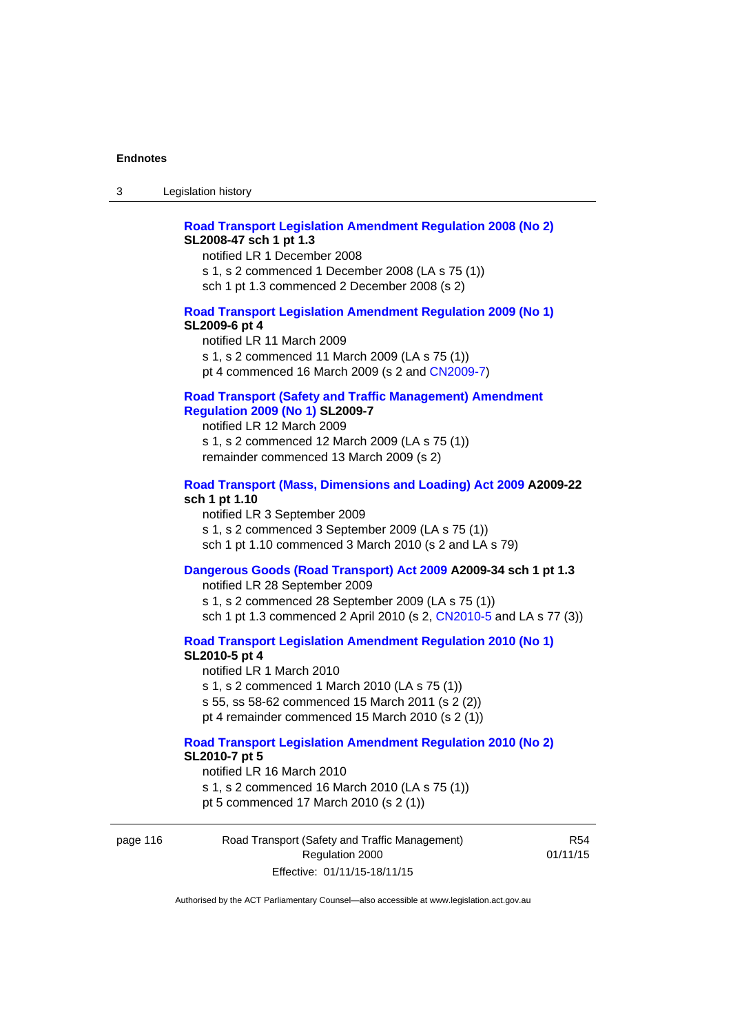**Road Transport Legislation Amendment Regulation 2008 (No 2) SL2008-47 sch 1 pt 1.3**

notified LR 1 December 2008
s 1, s 2 commenced 1 December 2008 (LA s 75 (1))
sch 1 pt 1.3 commenced 2 December 2008 (s 2)

**Road Transport Legislation Amendment Regulation 2009 (No 1) SL2009-6 pt 4**

notified LR 11 March 2009
s 1, s 2 commenced 11 March 2009 (LA s 75 (1))
pt 4 commenced 16 March 2009 (s 2 and CN2009-7)

**Road Transport (Safety and Traffic Management) Amendment Regulation 2009 (No 1) SL2009-7**

notified LR 12 March 2009
s 1, s 2 commenced 12 March 2009 (LA s 75 (1))
remainder commenced 13 March 2009 (s 2)

**Road Transport (Mass, Dimensions and Loading) Act 2009 A2009-22 sch 1 pt 1.10**

notified LR 3 September 2009
s 1, s 2 commenced 3 September 2009 (LA s 75 (1))
sch 1 pt 1.10 commenced 3 March 2010 (s 2 and LA s 79)

**Dangerous Goods (Road Transport) Act 2009 A2009-34 sch 1 pt 1.3**

notified LR 28 September 2009
s 1, s 2 commenced 28 September 2009 (LA s 75 (1))
sch 1 pt 1.3 commenced 2 April 2010 (s 2, CN2010-5 and LA s 77 (3))

**Road Transport Legislation Amendment Regulation 2010 (No 1) SL2010-5 pt 4**

notified LR 1 March 2010
s 1, s 2 commenced 1 March 2010 (LA s 75 (1))
s 55, ss 58-62 commenced 15 March 2011 (s 2 (2))
pt 4 remainder commenced 15 March 2010 (s 2 (1))

**Road Transport Legislation Amendment Regulation 2010 (No 2) SL2010-7 pt 5**

notified LR 16 March 2010
s 1, s 2 commenced 16 March 2010 (LA s 75 (1))
pt 5 commenced 17 March 2010 (s 2 (1))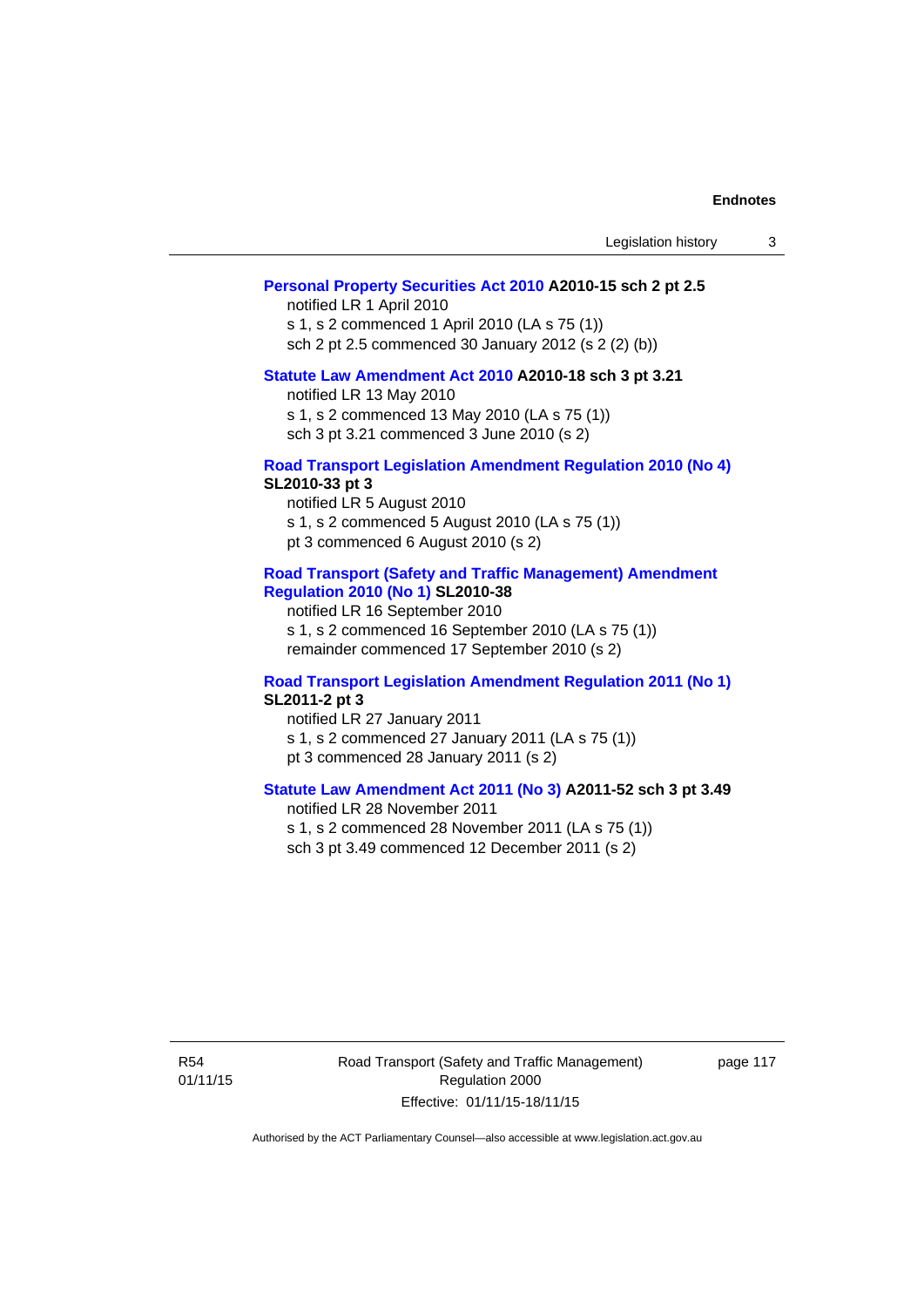**Personal Property Securities Act 2010 A2010-15 sch 2 pt 2.5**
notified LR 1 April 2010
s 1, s 2 commenced 1 April 2010 (LA s 75 (1))
sch 2 pt 2.5 commenced 30 January 2012 (s 2 (2) (b))

**Statute Law Amendment Act 2010 A2010-18 sch 3 pt 3.21**
notified LR 13 May 2010
s 1, s 2 commenced 13 May 2010 (LA s 75 (1))
sch 3 pt 3.21 commenced 3 June 2010 (s 2)

**Road Transport Legislation Amendment Regulation 2010 (No 4) SL2010-33 pt 3**
notified LR 5 August 2010
s 1, s 2 commenced 5 August 2010 (LA s 75 (1))
pt 3 commenced 6 August 2010 (s 2)

**Road Transport (Safety and Traffic Management) Amendment Regulation 2010 (No 1) SL2010-38**
notified LR 16 September 2010
s 1, s 2 commenced 16 September 2010 (LA s 75 (1))
remainder commenced 17 September 2010 (s 2)

**Road Transport Legislation Amendment Regulation 2011 (No 1) SL2011-2 pt 3**
notified LR 27 January 2011
s 1, s 2 commenced 27 January 2011 (LA s 75 (1))
pt 3 commenced 28 January 2011 (s 2)

**Statute Law Amendment Act 2011 (No 3) A2011-52 sch 3 pt 3.49**
notified LR 28 November 2011
s 1, s 2 commenced 28 November 2011 (LA s 75 (1))
sch 3 pt 3.49 commenced 12 December 2011 (s 2)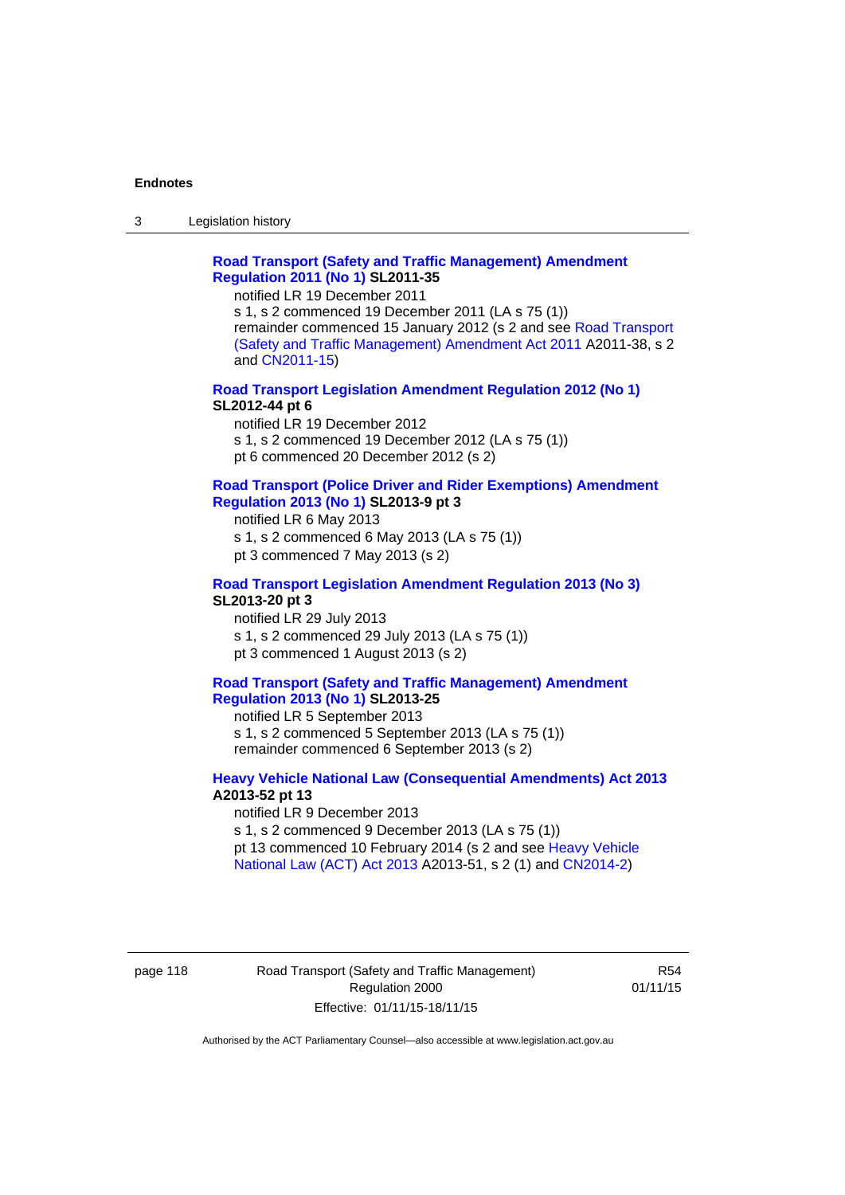**Road Transport (Safety and Traffic Management) Amendment Regulation 2011 (No 1) SL2011-35**

notified LR 19 December 2011
s 1, s 2 commenced 19 December 2011 (LA s 75 (1))
remainder commenced 15 January 2012 (s 2 and see Road Transport (Safety and Traffic Management) Amendment Act 2011 A2011-38, s 2 and CN2011-15)

**Road Transport Legislation Amendment Regulation 2012 (No 1) SL2012-44 pt 6**

notified LR 19 December 2012
s 1, s 2 commenced 19 December 2012 (LA s 75 (1))
pt 6 commenced 20 December 2012 (s 2)

**Road Transport (Police Driver and Rider Exemptions) Amendment Regulation 2013 (No 1) SL2013-9 pt 3**

notified LR 6 May 2013
s 1, s 2 commenced 6 May 2013 (LA s 75 (1))
pt 3 commenced 7 May 2013 (s 2)

**Road Transport Legislation Amendment Regulation 2013 (No 3) SL2013-20 pt 3**

notified LR 29 July 2013
s 1, s 2 commenced 29 July 2013 (LA s 75 (1))
pt 3 commenced 1 August 2013 (s 2)

**Road Transport (Safety and Traffic Management) Amendment Regulation 2013 (No 1) SL2013-25**

notified LR 5 September 2013
s 1, s 2 commenced 5 September 2013 (LA s 75 (1))
remainder commenced 6 September 2013 (s 2)

**Heavy Vehicle National Law (Consequential Amendments) Act 2013 A2013-52 pt 13**

notified LR 9 December 2013
s 1, s 2 commenced 9 December 2013 (LA s 75 (1))
pt 13 commenced 10 February 2014 (s 2 and see Heavy Vehicle National Law (ACT) Act 2013 A2013-51, s 2 (1) and CN2014-2)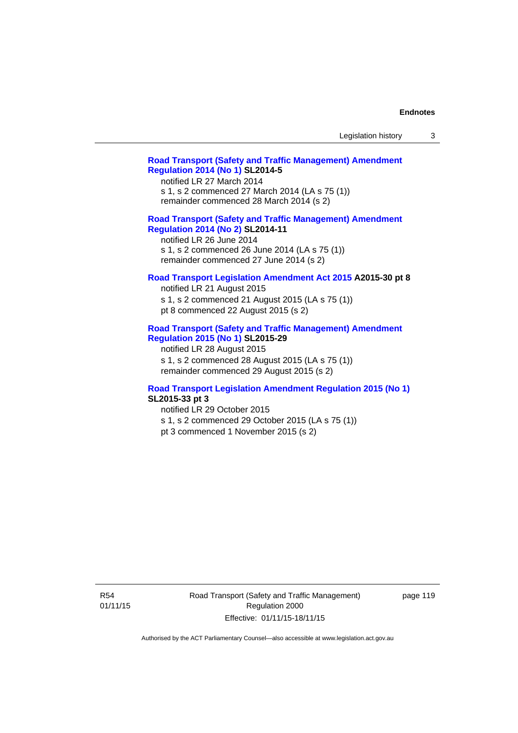**Road Transport (Safety and Traffic Management) Amendment Regulation 2014 (No 1) SL2014-5**

notified LR 27 March 2014

s 1, s 2 commenced 27 March 2014 (LA s 75 (1))

remainder commenced 28 March 2014 (s 2)

**Road Transport (Safety and Traffic Management) Amendment Regulation 2014 (No 2) SL2014-11**

notified LR 26 June 2014

s 1, s 2 commenced 26 June 2014 (LA s 75 (1))

remainder commenced 27 June 2014 (s 2)

**Road Transport Legislation Amendment Act 2015 A2015-30 pt 8**

notified LR 21 August 2015

s 1, s 2 commenced 21 August 2015 (LA s 75 (1))

pt 8 commenced 22 August 2015 (s 2)

**Road Transport (Safety and Traffic Management) Amendment Regulation 2015 (No 1) SL2015-29**

notified LR 28 August 2015

s 1, s 2 commenced 28 August 2015 (LA s 75 (1))

remainder commenced 29 August 2015 (s 2)

**Road Transport Legislation Amendment Regulation 2015 (No 1) SL2015-33 pt 3**

notified LR 29 October 2015

s 1, s 2 commenced 29 October 2015 (LA s 75 (1))

pt 3 commenced 1 November 2015 (s 2)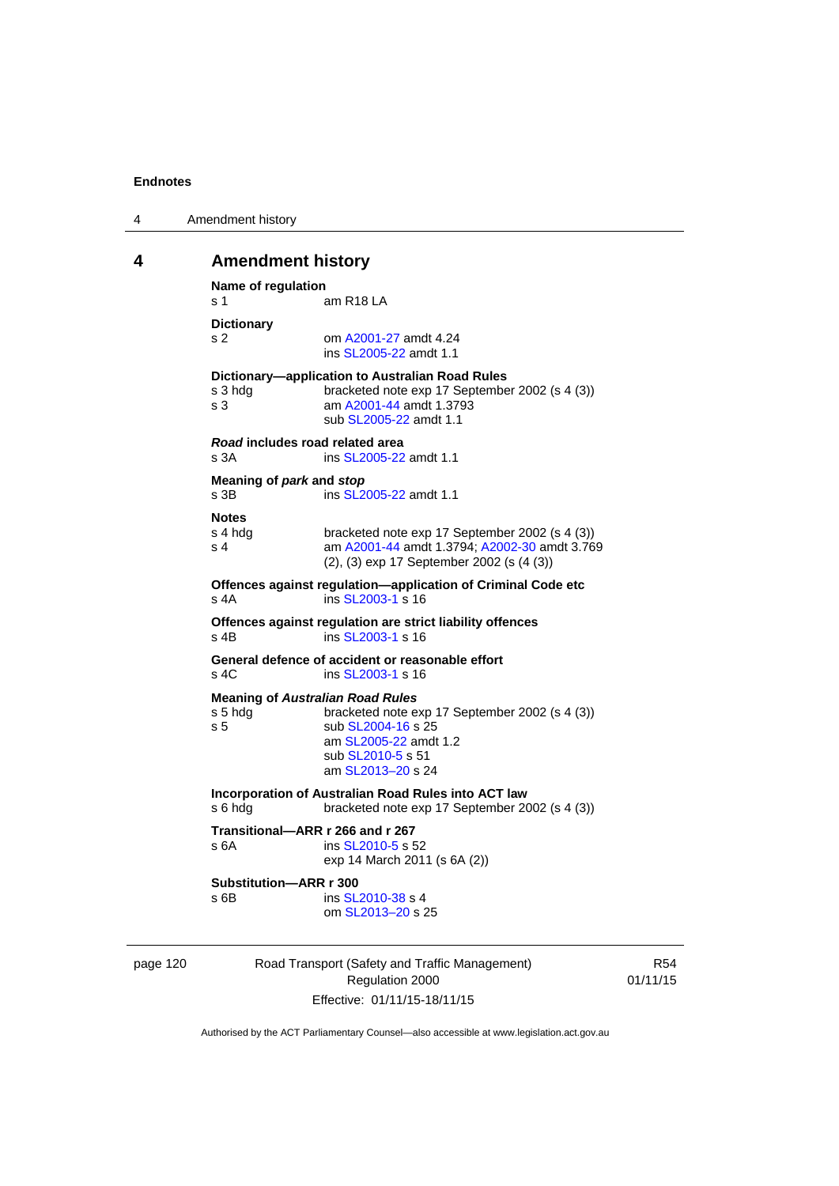## 4 Amendment history

**Name of regulation**
s 1 am R18 LA

**Dictionary**
s 2 om A2001-27 amdt 4.24
ins SL2005-22 amdt 1.1

**Dictionary—application to Australian Road Rules**
s 3 hdg bracketed note exp 17 September 2002 (s 4 (3))
s 3 am A2001-44 amdt 1.3793
sub SL2005-22 amdt 1.1

***Road* includes road related area**
s 3A ins SL2005-22 amdt 1.1

**Meaning of *park* and *stop***
s 3B ins SL2005-22 amdt 1.1

**Notes**
s 4 hdg bracketed note exp 17 September 2002 (s 4 (3))
s 4 am A2001-44 amdt 1.3794; A2002-30 amdt 3.769
(2), (3) exp 17 September 2002 (s (4 (3))

**Offences against regulation—application of Criminal Code etc**
s 4A ins SL2003-1 s 16

**Offences against regulation are strict liability offences**
s 4B ins SL2003-1 s 16

**General defence of accident or reasonable effort**
s 4C ins SL2003-1 s 16

**Meaning of *Australian Road Rules***
s 5 hdg bracketed note exp 17 September 2002 (s 4 (3))
s 5 sub SL2004-16 s 25
am SL2005-22 amdt 1.2
sub SL2010-5 s 51
am SL2013–20 s 24

**Incorporation of Australian Road Rules into ACT law**
s 6 hdg bracketed note exp 17 September 2002 (s 4 (3))

**Transitional—ARR r 266 and r 267**
s 6A ins SL2010-5 s 52
exp 14 March 2011 (s 6A (2))

**Substitution—ARR r 300**
s 6B ins SL2010-38 s 4
om SL2013–20 s 25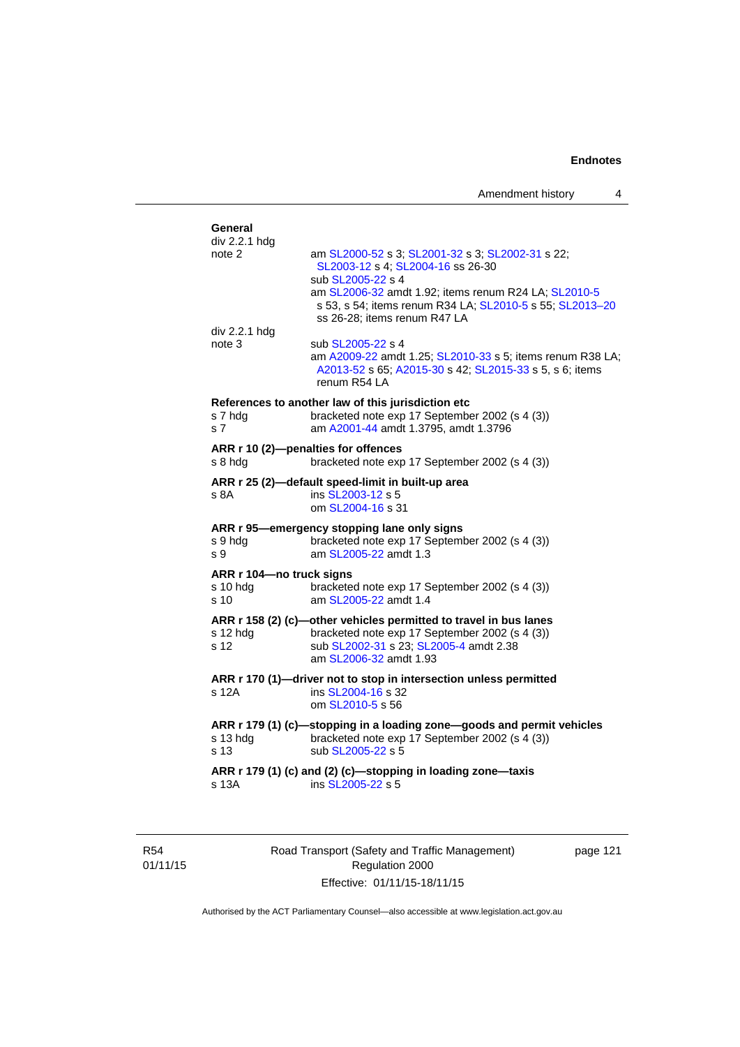**General**

div 2.2.1 hdg
note 2 am SL2000-52 s 3; SL2001-32 s 3; SL2002-31 s 22; SL2003-12 s 4; SL2004-16 ss 26-30
sub SL2005-22 s 4
am SL2006-32 amdt 1.92; items renum R24 LA; SL2010-5 s 53, s 54; items renum R34 LA; SL2010-5 s 55; SL2013–20 ss 26-28; items renum R47 LA

div 2.2.1 hdg
note 3 sub SL2005-22 s 4
am A2009-22 amdt 1.25; SL2010-33 s 5; items renum R38 LA; A2013-52 s 65; A2015-30 s 42; SL2015-33 s 5, s 6; items renum R54 LA

**References to another law of this jurisdiction etc**

s 7 hdg bracketed note exp 17 September 2002 (s 4 (3))
s 7 am A2001-44 amdt 1.3795, amdt 1.3796

**ARR r 10 (2)—penalties for offences**

s 8 hdg bracketed note exp 17 September 2002 (s 4 (3))

**ARR r 25 (2)—default speed-limit in built-up area**

s 8A ins SL2003-12 s 5
om SL2004-16 s 31

**ARR r 95—emergency stopping lane only signs**

s 9 hdg bracketed note exp 17 September 2002 (s 4 (3))
s 9 am SL2005-22 amdt 1.3

**ARR r 104—no truck signs**

s 10 hdg bracketed note exp 17 September 2002 (s 4 (3))
s 10 am SL2005-22 amdt 1.4

**ARR r 158 (2) (c)—other vehicles permitted to travel in bus lanes**

s 12 hdg bracketed note exp 17 September 2002 (s 4 (3))
s 12 sub SL2002-31 s 23; SL2005-4 amdt 2.38
am SL2006-32 amdt 1.93

**ARR r 170 (1)—driver not to stop in intersection unless permitted**

s 12A ins SL2004-16 s 32
om SL2010-5 s 56

**ARR r 179 (1) (c)—stopping in a loading zone—goods and permit vehicles**

s 13 hdg bracketed note exp 17 September 2002 (s 4 (3))
s 13 sub SL2005-22 s 5

**ARR r 179 (1) (c) and (2) (c)—stopping in loading zone—taxis**

s 13A ins SL2005-22 s 5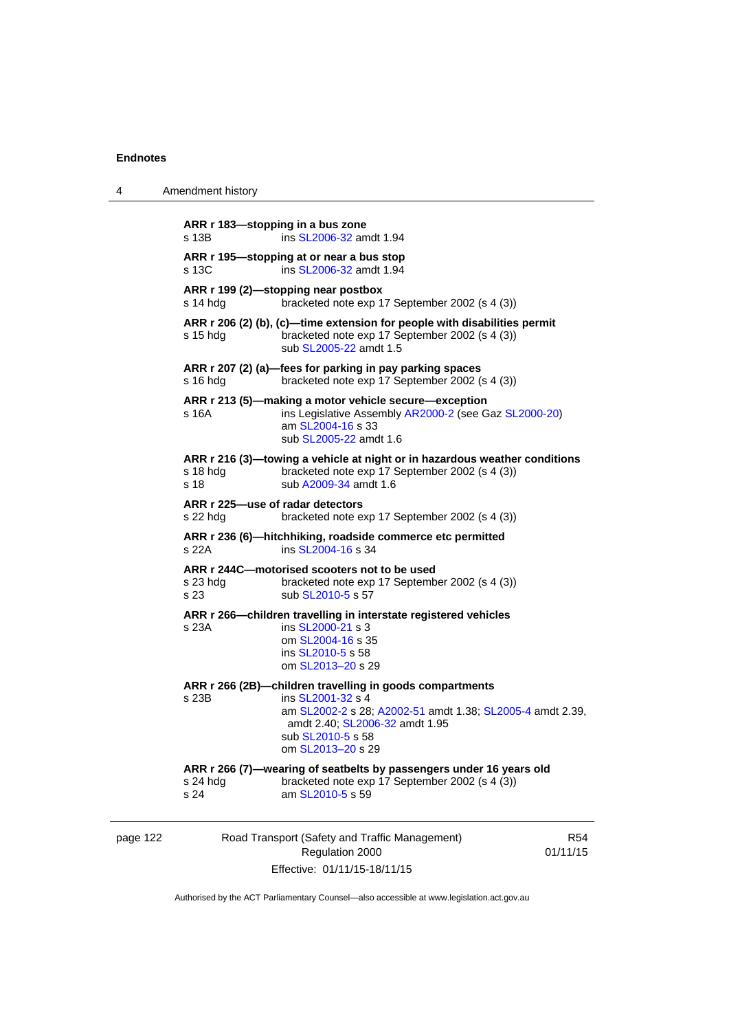**ARR r 183—stopping in a bus zone**
s 13B ins SL2006-32 amdt 1.94

**ARR r 195—stopping at or near a bus stop**
s 13C ins SL2006-32 amdt 1.94

**ARR r 199 (2)—stopping near postbox**
s 14 hdg bracketed note exp 17 September 2002 (s 4 (3))

**ARR r 206 (2) (b), (c)—time extension for people with disabilities permit**
s 15 hdg bracketed note exp 17 September 2002 (s 4 (3))
sub SL2005-22 amdt 1.5

**ARR r 207 (2) (a)—fees for parking in pay parking spaces**
s 16 hdg bracketed note exp 17 September 2002 (s 4 (3))

**ARR r 213 (5)—making a motor vehicle secure—exception**
s 16A ins Legislative Assembly AR2000-2 (see Gaz SL2000-20)
am SL2004-16 s 33
sub SL2005-22 amdt 1.6

**ARR r 216 (3)—towing a vehicle at night or in hazardous weather conditions**
s 18 hdg bracketed note exp 17 September 2002 (s 4 (3))
s 18 sub A2009-34 amdt 1.6

**ARR r 225—use of radar detectors**
s 22 hdg bracketed note exp 17 September 2002 (s 4 (3))

**ARR r 236 (6)—hitchhiking, roadside commerce etc permitted**
s 22A ins SL2004-16 s 34

**ARR r 244C—motorised scooters not to be used**
s 23 hdg bracketed note exp 17 September 2002 (s 4 (3))
s 23 sub SL2010-5 s 57

**ARR r 266—children travelling in interstate registered vehicles**
s 23A ins SL2000-21 s 3
om SL2004-16 s 35
ins SL2010-5 s 58
om SL2013–20 s 29

**ARR r 266 (2B)—children travelling in goods compartments**
s 23B ins SL2001-32 s 4
am SL2002-2 s 28; A2002-51 amdt 1.38; SL2005-4 amdt 2.39, amdt 2.40; SL2006-32 amdt 1.95
sub SL2010-5 s 58
om SL2013–20 s 29

**ARR r 266 (7)—wearing of seatbelts by passengers under 16 years old**
s 24 hdg bracketed note exp 17 September 2002 (s 4 (3))
s 24 am SL2010-5 s 59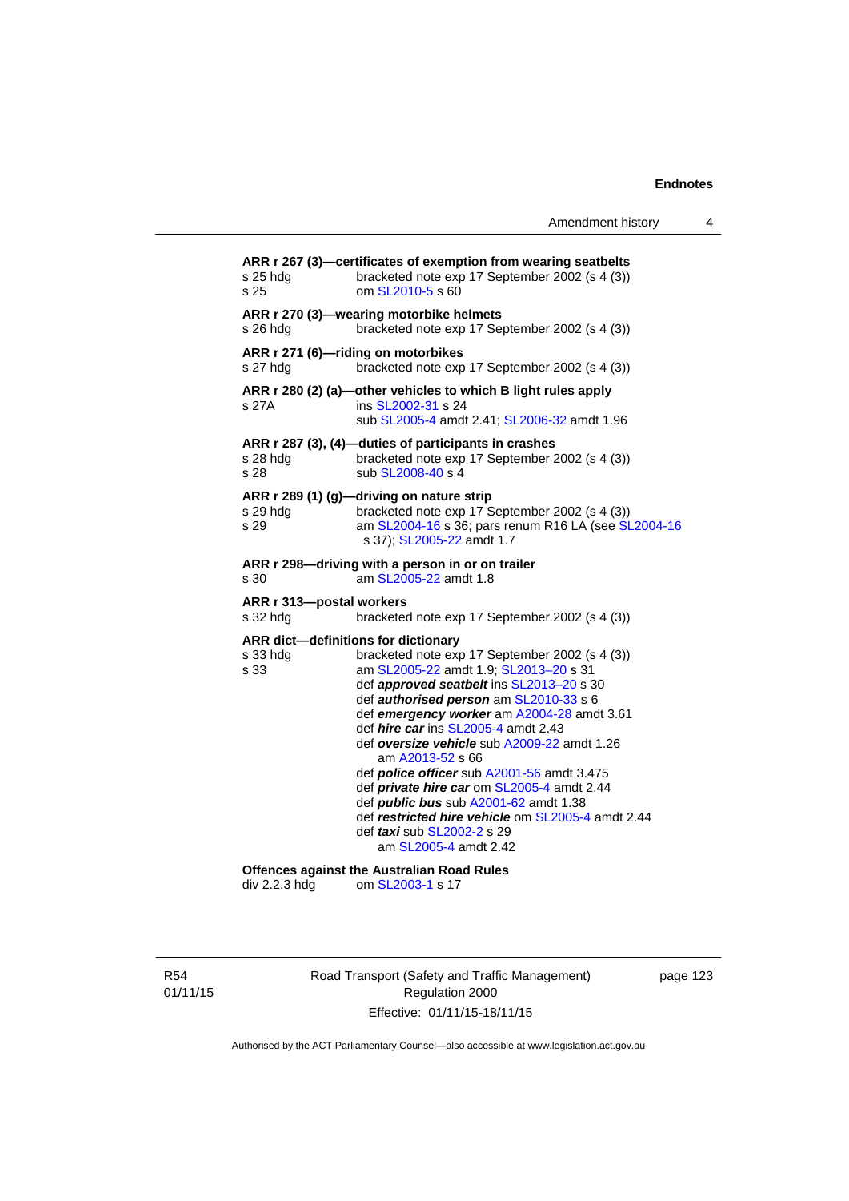**ARR r 267 (3)—certificates of exemption from wearing seatbelts**

s 25 hdg bracketed note exp 17 September 2002 (s 4 (3))
s 25 om SL2010-5 s 60

**ARR r 270 (3)—wearing motorbike helmets**

s 26 hdg bracketed note exp 17 September 2002 (s 4 (3))

**ARR r 271 (6)—riding on motorbikes**

s 27 hdg bracketed note exp 17 September 2002 (s 4 (3))

**ARR r 280 (2) (a)—other vehicles to which B light rules apply**

s 27A ins SL2002-31 s 24
sub SL2005-4 amdt 2.41; SL2006-32 amdt 1.96

**ARR r 287 (3), (4)—duties of participants in crashes**

s 28 hdg bracketed note exp 17 September 2002 (s 4 (3))
s 28 sub SL2008-40 s 4

**ARR r 289 (1) (g)—driving on nature strip**

s 29 hdg bracketed note exp 17 September 2002 (s 4 (3))
s 29 am SL2004-16 s 36; pars renum R16 LA (see SL2004-16 s 37); SL2005-22 amdt 1.7

**ARR r 298—driving with a person in or on trailer**

s 30 am SL2005-22 amdt 1.8

**ARR r 313—postal workers**

s 32 hdg bracketed note exp 17 September 2002 (s 4 (3))

**ARR dict—definitions for dictionary**

s 33 hdg bracketed note exp 17 September 2002 (s 4 (3))
s 33 am SL2005-22 amdt 1.9; SL2013–20 s 31
def ***approved seatbelt*** ins SL2013–20 s 30
def ***authorised person*** am SL2010-33 s 6
def ***emergency worker*** am A2004-28 amdt 3.61
def ***hire car*** ins SL2005-4 amdt 2.43
def ***oversize vehicle*** sub A2009-22 amdt 1.26
am A2013-52 s 66
def ***police officer*** sub A2001-56 amdt 3.475
def ***private hire car*** om SL2005-4 amdt 2.44
def ***public bus*** sub A2001-62 amdt 1.38
def ***restricted hire vehicle*** om SL2005-4 amdt 2.44
def ***taxi*** sub SL2002-2 s 29
am SL2005-4 amdt 2.42

**Offences against the Australian Road Rules**

div 2.2.3 hdg om SL2003-1 s 17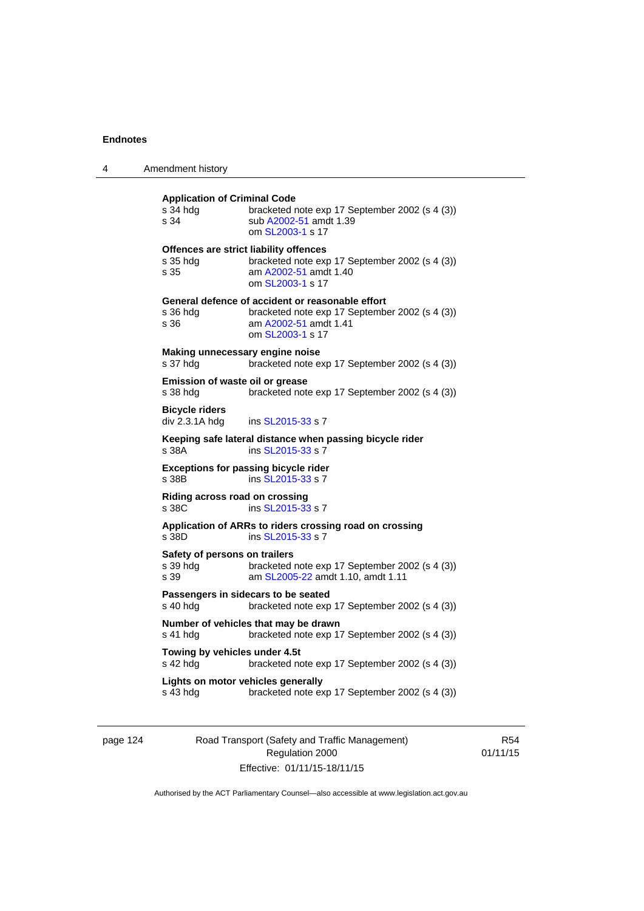**Application of Criminal Code**

s 34 hdg bracketed note exp 17 September 2002 (s 4 (3))
s 34 sub A2002-51 amdt 1.39
om SL2003-1 s 17

**Offences are strict liability offences**

s 35 hdg bracketed note exp 17 September 2002 (s 4 (3))
s 35 am A2002-51 amdt 1.40
om SL2003-1 s 17

**General defence of accident or reasonable effort**

s 36 hdg bracketed note exp 17 September 2002 (s 4 (3))
s 36 am A2002-51 amdt 1.41
om SL2003-1 s 17

**Making unnecessary engine noise**

s 37 hdg bracketed note exp 17 September 2002 (s 4 (3))

**Emission of waste oil or grease**

s 38 hdg bracketed note exp 17 September 2002 (s 4 (3))

**Bicycle riders**

div 2.3.1A hdg ins SL2015-33 s 7

**Keeping safe lateral distance when passing bicycle rider**

s 38A ins SL2015-33 s 7

**Exceptions for passing bicycle rider**

s 38B ins SL2015-33 s 7

**Riding across road on crossing**

s 38C ins SL2015-33 s 7

**Application of ARRs to riders crossing road on crossing**

s 38D ins SL2015-33 s 7

**Safety of persons on trailers**

s 39 hdg bracketed note exp 17 September 2002 (s 4 (3))
s 39 am SL2005-22 amdt 1.10, amdt 1.11

**Passengers in sidecars to be seated**

s 40 hdg bracketed note exp 17 September 2002 (s 4 (3))

**Number of vehicles that may be drawn**

s 41 hdg bracketed note exp 17 September 2002 (s 4 (3))

**Towing by vehicles under 4.5t**

s 42 hdg bracketed note exp 17 September 2002 (s 4 (3))

**Lights on motor vehicles generally**

s 43 hdg bracketed note exp 17 September 2002 (s 4 (3))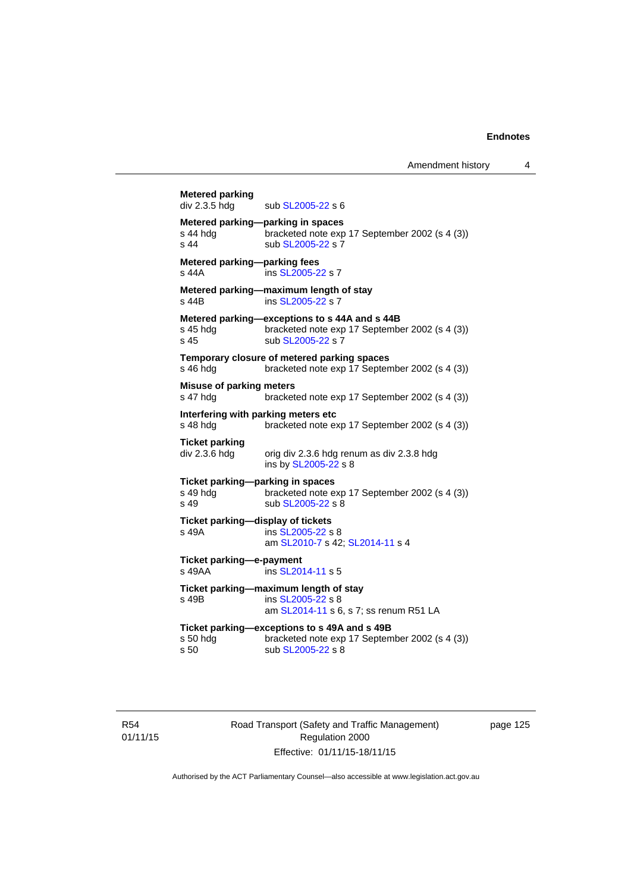**Metered parking**
div 2.3.5 hdg sub SL2005-22 s 6

**Metered parking—parking in spaces**
s 44 hdg bracketed note exp 17 September 2002 (s 4 (3))
s 44 sub SL2005-22 s 7

**Metered parking—parking fees**
s 44A ins SL2005-22 s 7

**Metered parking—maximum length of stay**
s 44B ins SL2005-22 s 7

**Metered parking—exceptions to s 44A and s 44B**
s 45 hdg bracketed note exp 17 September 2002 (s 4 (3))
s 45 sub SL2005-22 s 7

**Temporary closure of metered parking spaces**
s 46 hdg bracketed note exp 17 September 2002 (s 4 (3))

**Misuse of parking meters**
s 47 hdg bracketed note exp 17 September 2002 (s 4 (3))

**Interfering with parking meters etc**
s 48 hdg bracketed note exp 17 September 2002 (s 4 (3))

**Ticket parking**
div 2.3.6 hdg orig div 2.3.6 hdg renum as div 2.3.8 hdg
ins by SL2005-22 s 8

**Ticket parking—parking in spaces**
s 49 hdg bracketed note exp 17 September 2002 (s 4 (3))
s 49 sub SL2005-22 s 8

**Ticket parking—display of tickets**
s 49A ins SL2005-22 s 8
am SL2010-7 s 42; SL2014-11 s 4

**Ticket parking—e-payment**
s 49AA ins SL2014-11 s 5

**Ticket parking—maximum length of stay**
s 49B ins SL2005-22 s 8
am SL2014-11 s 6, s 7; ss renum R51 LA

**Ticket parking—exceptions to s 49A and s 49B**
s 50 hdg bracketed note exp 17 September 2002 (s 4 (3))
s 50 sub SL2005-22 s 8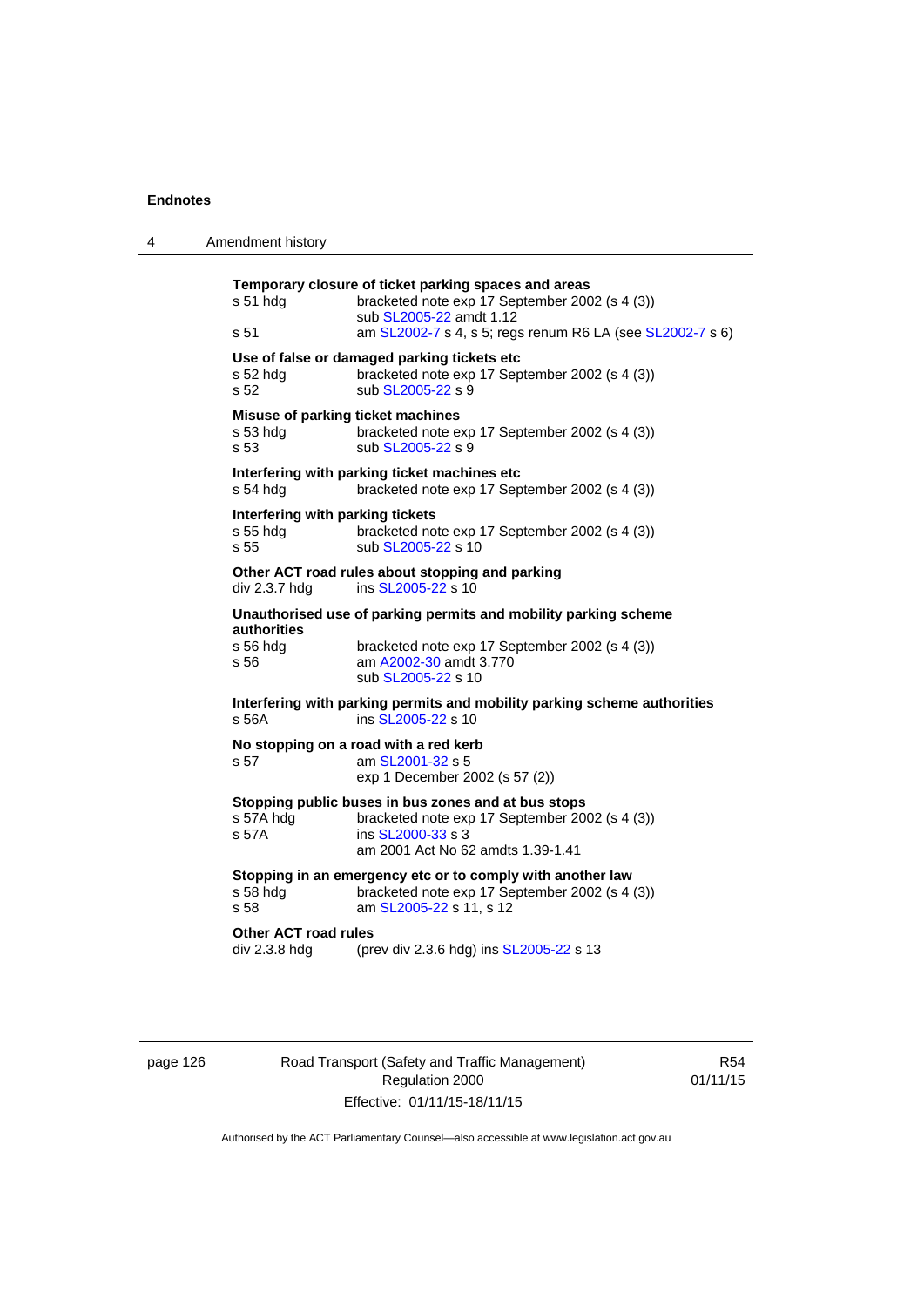**Temporary closure of ticket parking spaces and areas**

| | |
|---|---|
| s 51 hdg | bracketed note exp 17 September 2002 (s 4 (3)) |
| | sub SL2005-22 amdt 1.12 |
| s 51 | am SL2002-7 s 4, s 5; regs renum R6 LA (see SL2002-7 s 6) |

**Use of false or damaged parking tickets etc**

| | |
|---|---|
| s 52 hdg | bracketed note exp 17 September 2002 (s 4 (3)) |
| s 52 | sub SL2005-22 s 9 |

**Misuse of parking ticket machines**

| | |
|---|---|
| s 53 hdg | bracketed note exp 17 September 2002 (s 4 (3)) |
| s 53 | sub SL2005-22 s 9 |

**Interfering with parking ticket machines etc**

| | |
|---|---|
| s 54 hdg | bracketed note exp 17 September 2002 (s 4 (3)) |

**Interfering with parking tickets**

| | |
|---|---|
| s 55 hdg | bracketed note exp 17 September 2002 (s 4 (3)) |
| s 55 | sub SL2005-22 s 10 |

**Other ACT road rules about stopping and parking**

| | |
|---|---|
| div 2.3.7 hdg | ins SL2005-22 s 10 |

**Unauthorised use of parking permits and mobility parking scheme authorities**

| | |
|---|---|
| s 56 hdg | bracketed note exp 17 September 2002 (s 4 (3)) |
| s 56 | am A2002-30 amdt 3.770 |
| | sub SL2005-22 s 10 |

**Interfering with parking permits and mobility parking scheme authorities**

| | |
|---|---|
| s 56A | ins SL2005-22 s 10 |

**No stopping on a road with a red kerb**

| | |
|---|---|
| s 57 | am SL2001-32 s 5 |
| | exp 1 December 2002 (s 57 (2)) |

**Stopping public buses in bus zones and at bus stops**

| | |
|---|---|
| s 57A hdg | bracketed note exp 17 September 2002 (s 4 (3)) |
| s 57A | ins SL2000-33 s 3 |
| | am 2001 Act No 62 amdts 1.39-1.41 |

**Stopping in an emergency etc or to comply with another law**

| | |
|---|---|
| s 58 hdg | bracketed note exp 17 September 2002 (s 4 (3)) |
| s 58 | am SL2005-22 s 11, s 12 |

**Other ACT road rules**

| | |
|---|---|
| div 2.3.8 hdg | (prev div 2.3.6 hdg) ins SL2005-22 s 13 |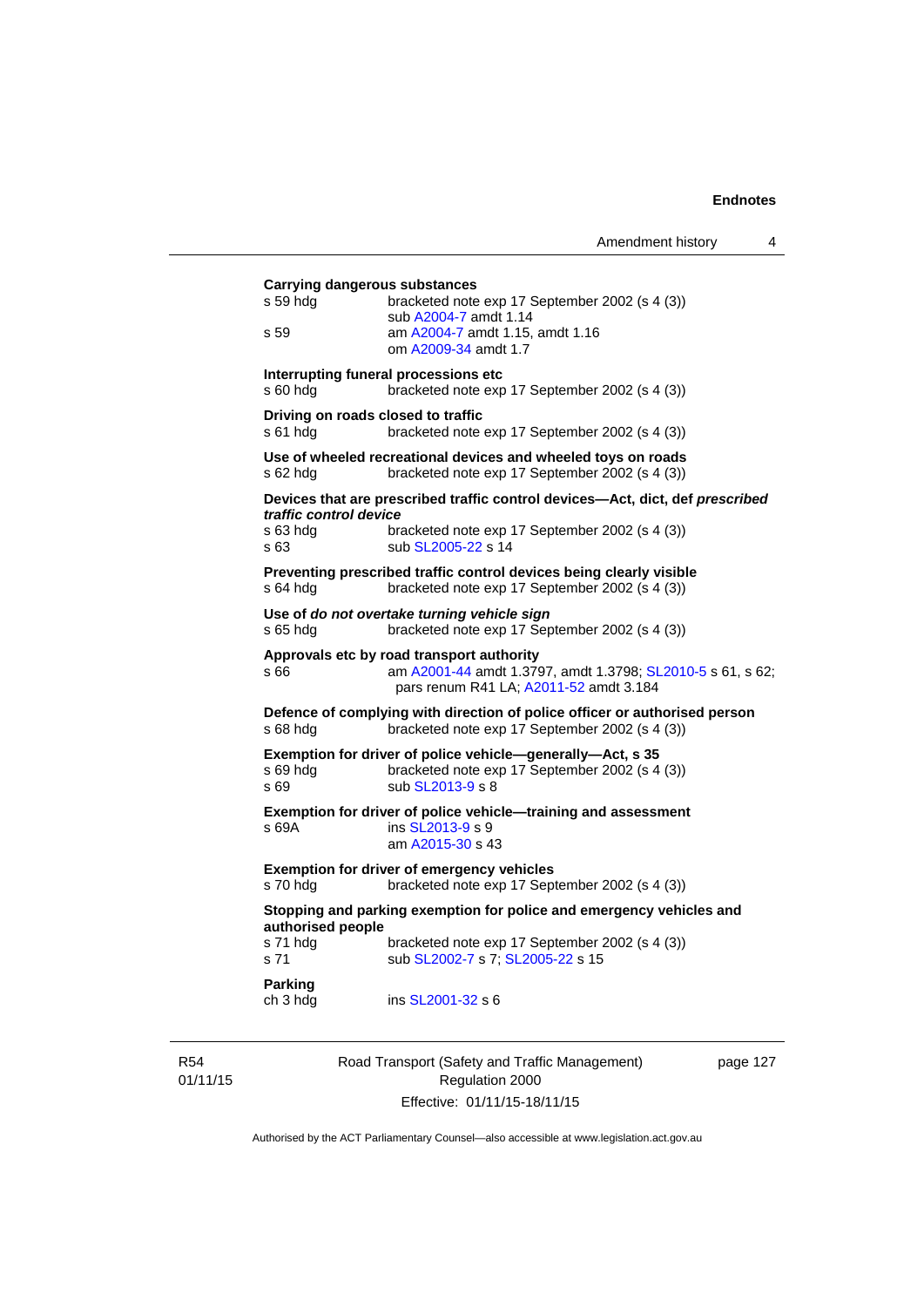**Carrying dangerous substances**

s 59 hdg bracketed note exp 17 September 2002 (s 4 (3))
sub A2004-7 amdt 1.14

s 59 am A2004-7 amdt 1.15, amdt 1.16
om A2009-34 amdt 1.7

**Interrupting funeral processions etc**

s 60 hdg bracketed note exp 17 September 2002 (s 4 (3))

**Driving on roads closed to traffic**

s 61 hdg bracketed note exp 17 September 2002 (s 4 (3))

**Use of wheeled recreational devices and wheeled toys on roads**

s 62 hdg bracketed note exp 17 September 2002 (s 4 (3))

**Devices that are prescribed traffic control devices—Act, dict, def *prescribed traffic control device***

s 63 hdg bracketed note exp 17 September 2002 (s 4 (3))

s 63 sub SL2005-22 s 14

**Preventing prescribed traffic control devices being clearly visible**

s 64 hdg bracketed note exp 17 September 2002 (s 4 (3))

**Use of *do not overtake turning vehicle sign***

s 65 hdg bracketed note exp 17 September 2002 (s 4 (3))

**Approvals etc by road transport authority**

s 66 am A2001-44 amdt 1.3797, amdt 1.3798; SL2010-5 s 61, s 62; pars renum R41 LA; A2011-52 amdt 3.184

**Defence of complying with direction of police officer or authorised person**

s 68 hdg bracketed note exp 17 September 2002 (s 4 (3))

**Exemption for driver of police vehicle—generally—Act, s 35**

s 69 hdg bracketed note exp 17 September 2002 (s 4 (3))

s 69 sub SL2013-9 s 8

**Exemption for driver of police vehicle—training and assessment**

s 69A ins SL2013-9 s 9
am A2015-30 s 43

**Exemption for driver of emergency vehicles**

s 70 hdg bracketed note exp 17 September 2002 (s 4 (3))

**Stopping and parking exemption for police and emergency vehicles and authorised people**

s 71 hdg bracketed note exp 17 September 2002 (s 4 (3))

s 71 sub SL2002-7 s 7; SL2005-22 s 15

**Parking**

ch 3 hdg ins SL2001-32 s 6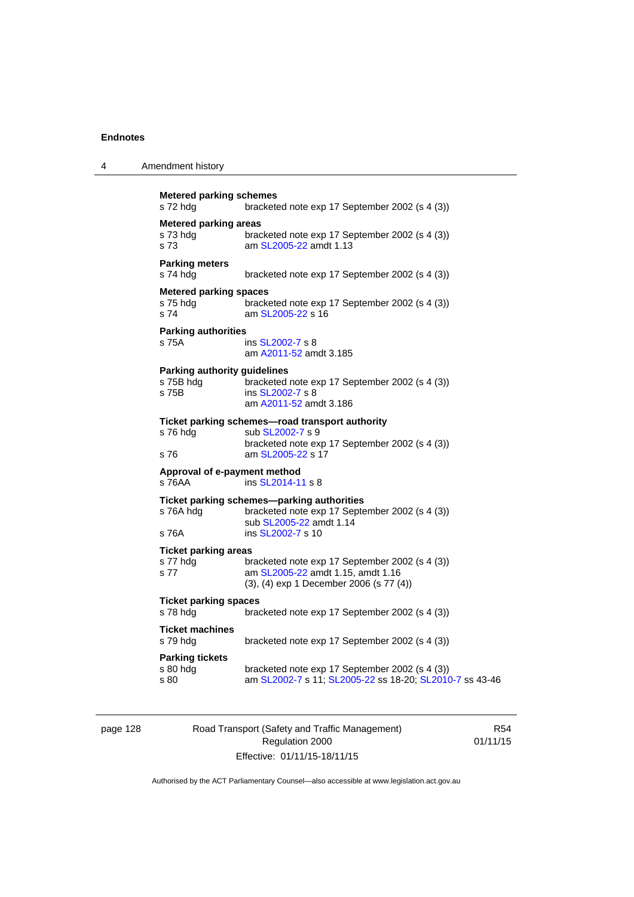**Metered parking schemes**
s 72 hdg	bracketed note exp 17 September 2002 (s 4 (3))

**Metered parking areas**
s 73 hdg	bracketed note exp 17 September 2002 (s 4 (3))
s 73	am SL2005-22 amdt 1.13

**Parking meters**
s 74 hdg	bracketed note exp 17 September 2002 (s 4 (3))

**Metered parking spaces**
s 75 hdg	bracketed note exp 17 September 2002 (s 4 (3))
s 74	am SL2005-22 s 16

**Parking authorities**
s 75A	ins SL2002-7 s 8
	am A2011-52 amdt 3.185

**Parking authority guidelines**
s 75B hdg	bracketed note exp 17 September 2002 (s 4 (3))
s 75B	ins SL2002-7 s 8
	am A2011-52 amdt 3.186

**Ticket parking schemes—road transport authority**
s 76 hdg	sub SL2002-7 s 9
	bracketed note exp 17 September 2002 (s 4 (3))
s 76	am SL2005-22 s 17

**Approval of e-payment method**
s 76AA	ins SL2014-11 s 8

**Ticket parking schemes—parking authorities**
s 76A hdg	bracketed note exp 17 September 2002 (s 4 (3))
	sub SL2005-22 amdt 1.14
s 76A	ins SL2002-7 s 10

**Ticket parking areas**
s 77 hdg	bracketed note exp 17 September 2002 (s 4 (3))
s 77	am SL2005-22 amdt 1.15, amdt 1.16
	(3), (4) exp 1 December 2006 (s 77 (4))

**Ticket parking spaces**
s 78 hdg	bracketed note exp 17 September 2002 (s 4 (3))

**Ticket machines**
s 79 hdg	bracketed note exp 17 September 2002 (s 4 (3))

**Parking tickets**
s 80 hdg	bracketed note exp 17 September 2002 (s 4 (3))
s 80	am SL2002-7 s 11; SL2005-22 ss 18-20; SL2010-7 ss 43-46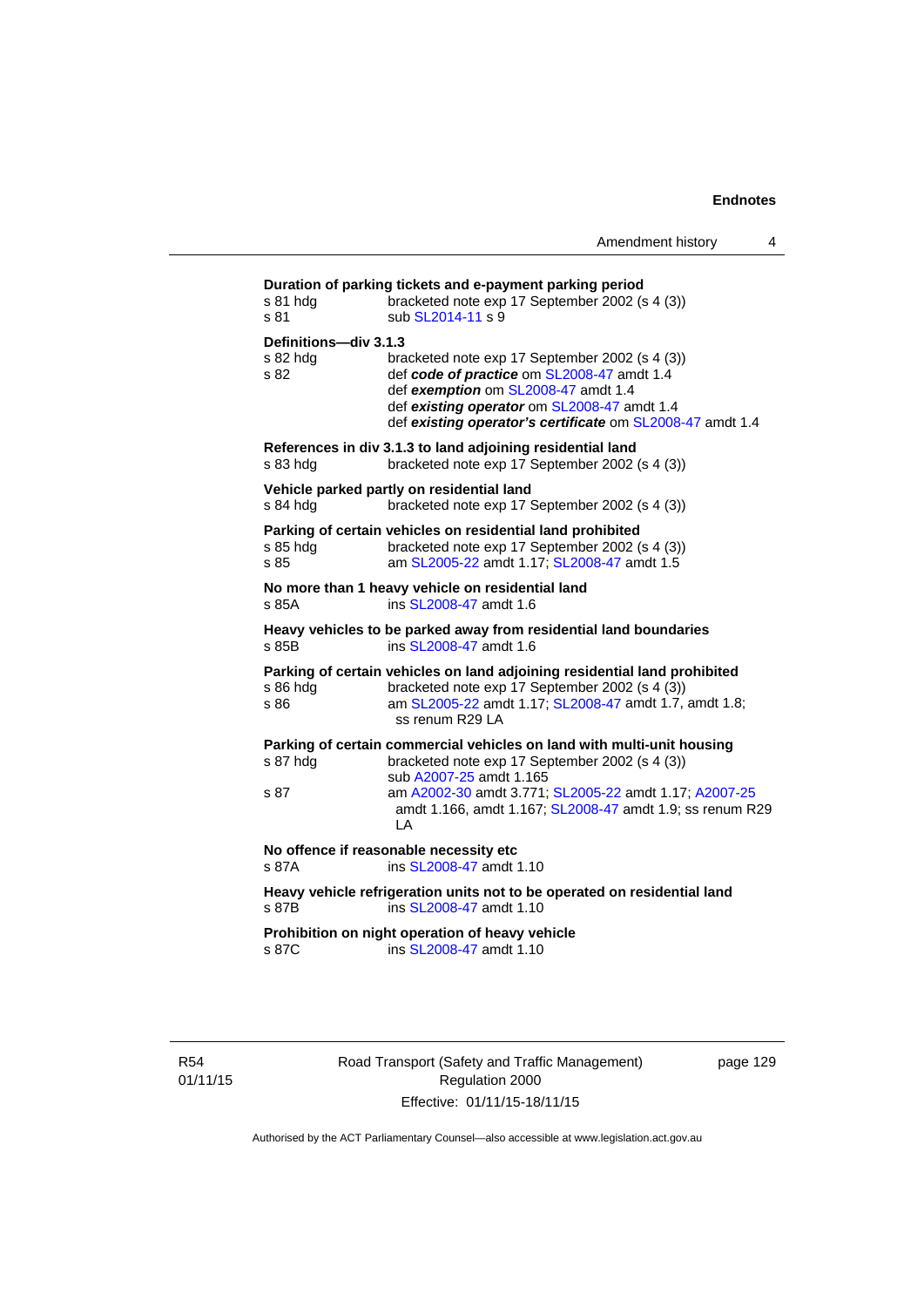**Duration of parking tickets and e-payment parking period**

s 81 hdg — bracketed note exp 17 September 2002 (s 4 (3))
s 81 — sub SL2014-11 s 9

**Definitions—div 3.1.3**

s 82 hdg — bracketed note exp 17 September 2002 (s 4 (3))
s 82 — def ***code of practice*** om SL2008-47 amdt 1.4
def ***exemption*** om SL2008-47 amdt 1.4
def ***existing operator*** om SL2008-47 amdt 1.4
def ***existing operator's certificate*** om SL2008-47 amdt 1.4

**References in div 3.1.3 to land adjoining residential land**

s 83 hdg — bracketed note exp 17 September 2002 (s 4 (3))

**Vehicle parked partly on residential land**

s 84 hdg — bracketed note exp 17 September 2002 (s 4 (3))

**Parking of certain vehicles on residential land prohibited**

s 85 hdg — bracketed note exp 17 September 2002 (s 4 (3))
s 85 — am SL2005-22 amdt 1.17; SL2008-47 amdt 1.5

**No more than 1 heavy vehicle on residential land**

s 85A — ins SL2008-47 amdt 1.6

**Heavy vehicles to be parked away from residential land boundaries**

s 85B — ins SL2008-47 amdt 1.6

**Parking of certain vehicles on land adjoining residential land prohibited**

s 86 hdg — bracketed note exp 17 September 2002 (s 4 (3))
s 86 — am SL2005-22 amdt 1.17; SL2008-47 amdt 1.7, amdt 1.8; ss renum R29 LA

**Parking of certain commercial vehicles on land with multi-unit housing**

s 87 hdg — bracketed note exp 17 September 2002 (s 4 (3))
sub A2007-25 amdt 1.165
s 87 — am A2002-30 amdt 3.771; SL2005-22 amdt 1.17; A2007-25 amdt 1.166, amdt 1.167; SL2008-47 amdt 1.9; ss renum R29 LA

**No offence if reasonable necessity etc**

s 87A — ins SL2008-47 amdt 1.10

**Heavy vehicle refrigeration units not to be operated on residential land**

s 87B — ins SL2008-47 amdt 1.10

**Prohibition on night operation of heavy vehicle**

s 87C — ins SL2008-47 amdt 1.10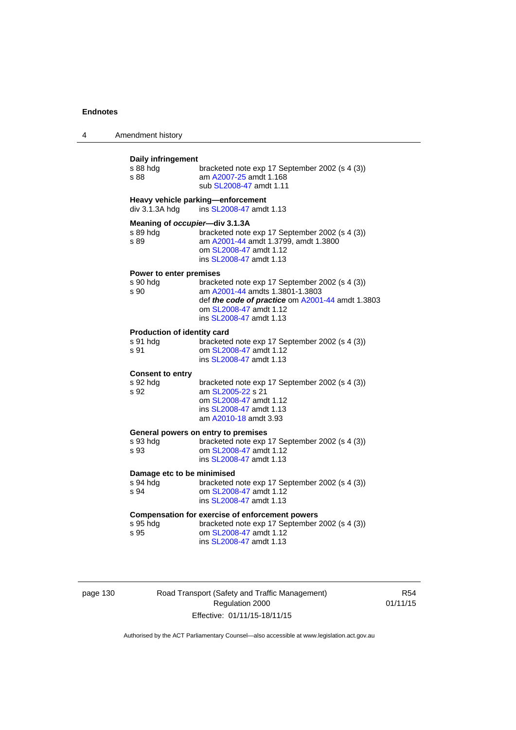**Daily infringement**

| | |
|---|---|
| s 88 hdg | bracketed note exp 17 September 2002 (s 4 (3)) |
| s 88 | am A2007-25 amdt 1.168<br>sub SL2008-47 amdt 1.11 |

**Heavy vehicle parking—enforcement**

| | |
|---|---|
| div 3.1.3A hdg | ins SL2008-47 amdt 1.13 |

**Meaning of *occupier*—div 3.1.3A**

| | |
|---|---|
| s 89 hdg | bracketed note exp 17 September 2002 (s 4 (3)) |
| s 89 | am A2001-44 amdt 1.3799, amdt 1.3800<br>om SL2008-47 amdt 1.12<br>ins SL2008-47 amdt 1.13 |

**Power to enter premises**

| | |
|---|---|
| s 90 hdg | bracketed note exp 17 September 2002 (s 4 (3)) |
| s 90 | am A2001-44 amdts 1.3801-1.3803<br>def ***the code of practice*** om A2001-44 amdt 1.3803<br>om SL2008-47 amdt 1.12<br>ins SL2008-47 amdt 1.13 |

**Production of identity card**

| | |
|---|---|
| s 91 hdg | bracketed note exp 17 September 2002 (s 4 (3)) |
| s 91 | om SL2008-47 amdt 1.12<br>ins SL2008-47 amdt 1.13 |

**Consent to entry**

| | |
|---|---|
| s 92 hdg | bracketed note exp 17 September 2002 (s 4 (3)) |
| s 92 | am SL2005-22 s 21<br>om SL2008-47 amdt 1.12<br>ins SL2008-47 amdt 1.13<br>am A2010-18 amdt 3.93 |

**General powers on entry to premises**

| | |
|---|---|
| s 93 hdg | bracketed note exp 17 September 2002 (s 4 (3)) |
| s 93 | om SL2008-47 amdt 1.12<br>ins SL2008-47 amdt 1.13 |

**Damage etc to be minimised**

| | |
|---|---|
| s 94 hdg | bracketed note exp 17 September 2002 (s 4 (3)) |
| s 94 | om SL2008-47 amdt 1.12<br>ins SL2008-47 amdt 1.13 |

**Compensation for exercise of enforcement powers**

| | |
|---|---|
| s 95 hdg | bracketed note exp 17 September 2002 (s 4 (3)) |
| s 95 | om SL2008-47 amdt 1.12<br>ins SL2008-47 amdt 1.13 |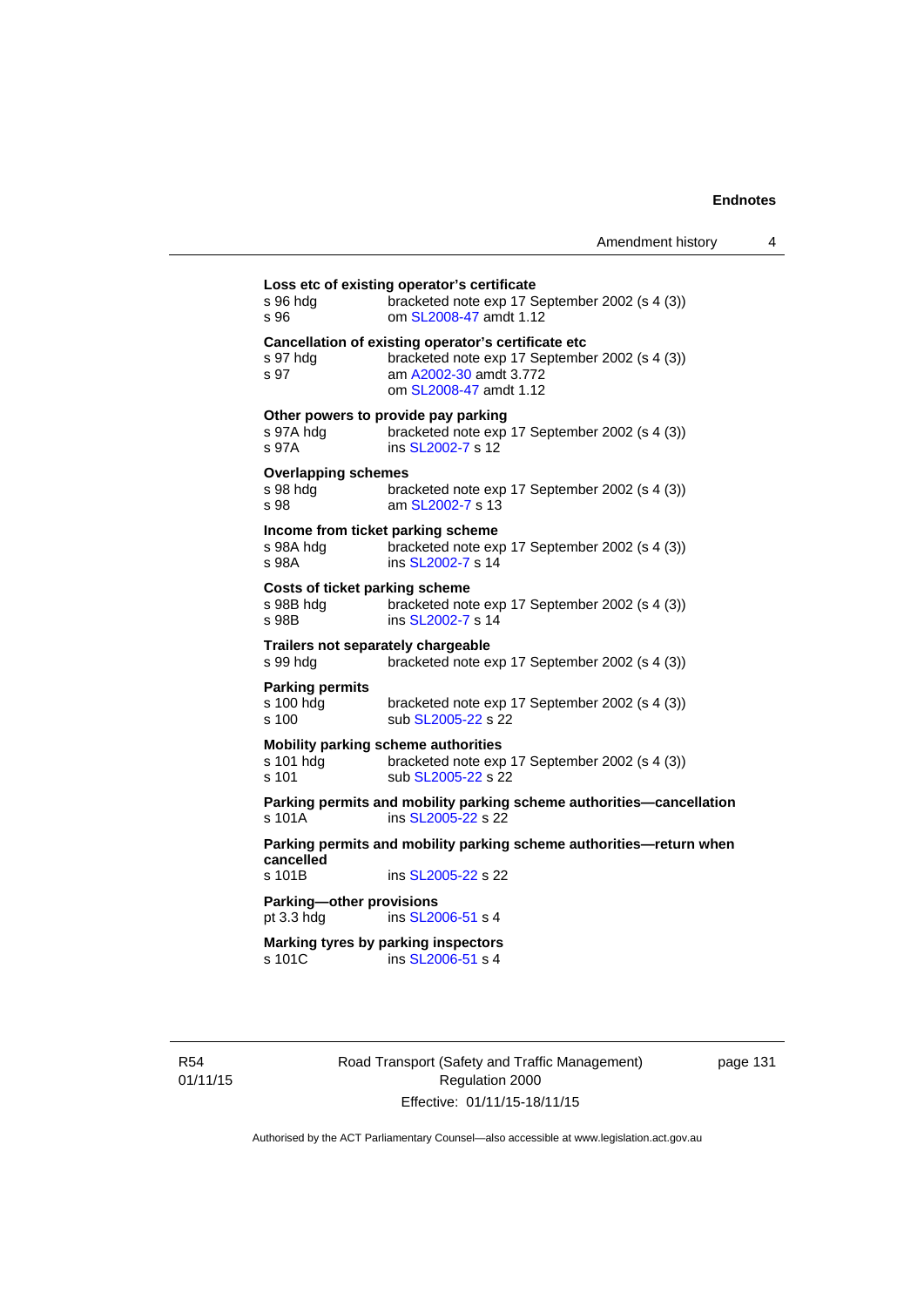**Loss etc of existing operator's certificate**

s 96 hdg bracketed note exp 17 September 2002 (s 4 (3))
s 96 om SL2008-47 amdt 1.12

**Cancellation of existing operator's certificate etc**

s 97 hdg bracketed note exp 17 September 2002 (s 4 (3))
s 97 am A2002-30 amdt 3.772
om SL2008-47 amdt 1.12

**Other powers to provide pay parking**

s 97A hdg bracketed note exp 17 September 2002 (s 4 (3))
s 97A ins SL2002-7 s 12

**Overlapping schemes**

s 98 hdg bracketed note exp 17 September 2002 (s 4 (3))
s 98 am SL2002-7 s 13

**Income from ticket parking scheme**

s 98A hdg bracketed note exp 17 September 2002 (s 4 (3))
s 98A ins SL2002-7 s 14

**Costs of ticket parking scheme**

s 98B hdg bracketed note exp 17 September 2002 (s 4 (3))
s 98B ins SL2002-7 s 14

**Trailers not separately chargeable**

s 99 hdg bracketed note exp 17 September 2002 (s 4 (3))

**Parking permits**

s 100 hdg bracketed note exp 17 September 2002 (s 4 (3))
s 100 sub SL2005-22 s 22

**Mobility parking scheme authorities**

s 101 hdg bracketed note exp 17 September 2002 (s 4 (3))
s 101 sub SL2005-22 s 22

**Parking permits and mobility parking scheme authorities—cancellation**

s 101A ins SL2005-22 s 22

**Parking permits and mobility parking scheme authorities—return when cancelled**

s 101B ins SL2005-22 s 22

**Parking—other provisions**

pt 3.3 hdg ins SL2006-51 s 4

**Marking tyres by parking inspectors**

s 101C ins SL2006-51 s 4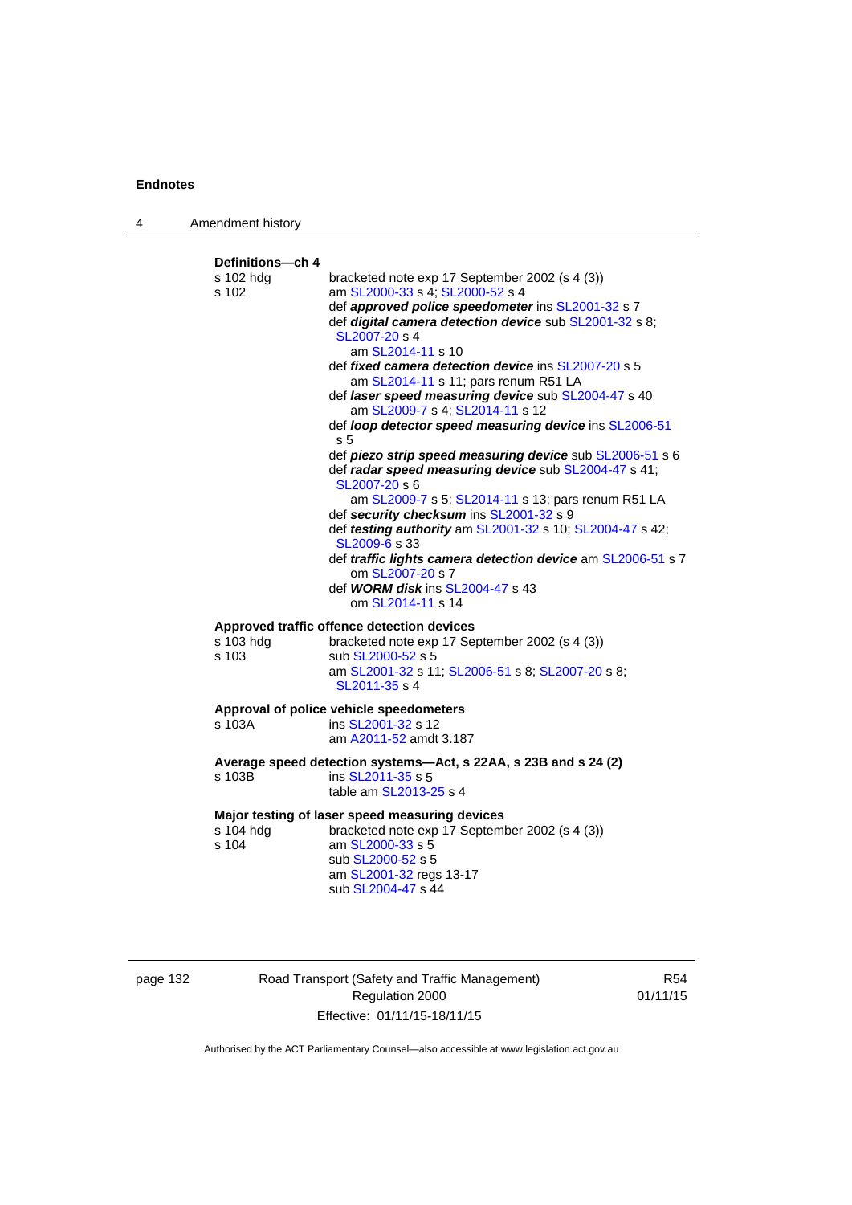**Definitions—ch 4**

s 102 hdg — bracketed note exp 17 September 2002 (s 4 (3))

s 102 — am SL2000-33 s 4; SL2000-52 s 4
- def ***approved police speedometer*** ins SL2001-32 s 7
- def ***digital camera detection device*** sub SL2001-32 s 8; SL2007-20 s 4
  - am SL2014-11 s 10
- def ***fixed camera detection device*** ins SL2007-20 s 5
  - am SL2014-11 s 11; pars renum R51 LA
- def ***laser speed measuring device*** sub SL2004-47 s 40
  - am SL2009-7 s 4; SL2014-11 s 12
- def ***loop detector speed measuring device*** ins SL2006-51 s 5
- def ***piezo strip speed measuring device*** sub SL2006-51 s 6
- def ***radar speed measuring device*** sub SL2004-47 s 41; SL2007-20 s 6
  - am SL2009-7 s 5; SL2014-11 s 13; pars renum R51 LA
- def ***security checksum*** ins SL2001-32 s 9
- def ***testing authority*** am SL2001-32 s 10; SL2004-47 s 42; SL2009-6 s 33
- def ***traffic lights camera detection device*** am SL2006-51 s 7
  - om SL2007-20 s 7
- def ***WORM disk*** ins SL2004-47 s 43
  - om SL2014-11 s 14

**Approved traffic offence detection devices**

s 103 hdg — bracketed note exp 17 September 2002 (s 4 (3))

s 103 — sub SL2000-52 s 5
- am SL2001-32 s 11; SL2006-51 s 8; SL2007-20 s 8; SL2011-35 s 4

**Approval of police vehicle speedometers**

s 103A — ins SL2001-32 s 12
- am A2011-52 amdt 3.187

**Average speed detection systems—Act, s 22AA, s 23B and s 24 (2)**

s 103B — ins SL2011-35 s 5
- table am SL2013-25 s 4

**Major testing of laser speed measuring devices**

s 104 hdg — bracketed note exp 17 September 2002 (s 4 (3))

s 104 — am SL2000-33 s 5
- sub SL2000-52 s 5
- am SL2001-32 regs 13-17
- sub SL2004-47 s 44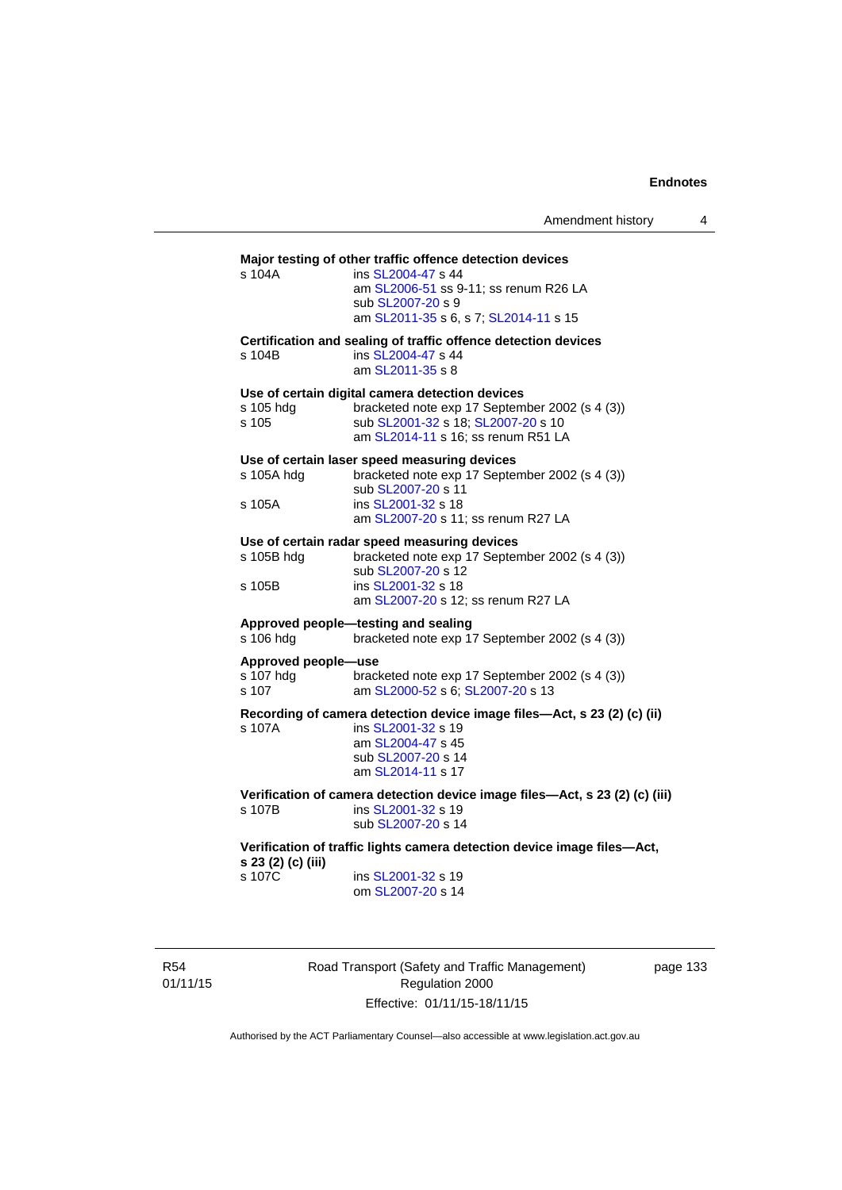**Major testing of other traffic offence detection devices**

s 104A ins SL2004-47 s 44
am SL2006-51 ss 9-11; ss renum R26 LA
sub SL2007-20 s 9
am SL2011-35 s 6, s 7; SL2014-11 s 15

**Certification and sealing of traffic offence detection devices**

s 104B ins SL2004-47 s 44
am SL2011-35 s 8

**Use of certain digital camera detection devices**

s 105 hdg bracketed note exp 17 September 2002 (s 4 (3))
s 105 sub SL2001-32 s 18; SL2007-20 s 10
am SL2014-11 s 16; ss renum R51 LA

**Use of certain laser speed measuring devices**

s 105A hdg bracketed note exp 17 September 2002 (s 4 (3))
sub SL2007-20 s 11
s 105A ins SL2001-32 s 18
am SL2007-20 s 11; ss renum R27 LA

**Use of certain radar speed measuring devices**

s 105B hdg bracketed note exp 17 September 2002 (s 4 (3))
sub SL2007-20 s 12
s 105B ins SL2001-32 s 18
am SL2007-20 s 12; ss renum R27 LA

**Approved people—testing and sealing**

s 106 hdg bracketed note exp 17 September 2002 (s 4 (3))

**Approved people—use**

s 107 hdg bracketed note exp 17 September 2002 (s 4 (3))
s 107 am SL2000-52 s 6; SL2007-20 s 13

**Recording of camera detection device image files—Act, s 23 (2) (c) (ii)**

s 107A ins SL2001-32 s 19
am SL2004-47 s 45
sub SL2007-20 s 14
am SL2014-11 s 17

**Verification of camera detection device image files—Act, s 23 (2) (c) (iii)**

s 107B ins SL2001-32 s 19
sub SL2007-20 s 14

**Verification of traffic lights camera detection device image files—Act, s 23 (2) (c) (iii)**

s 107C ins SL2001-32 s 19
om SL2007-20 s 14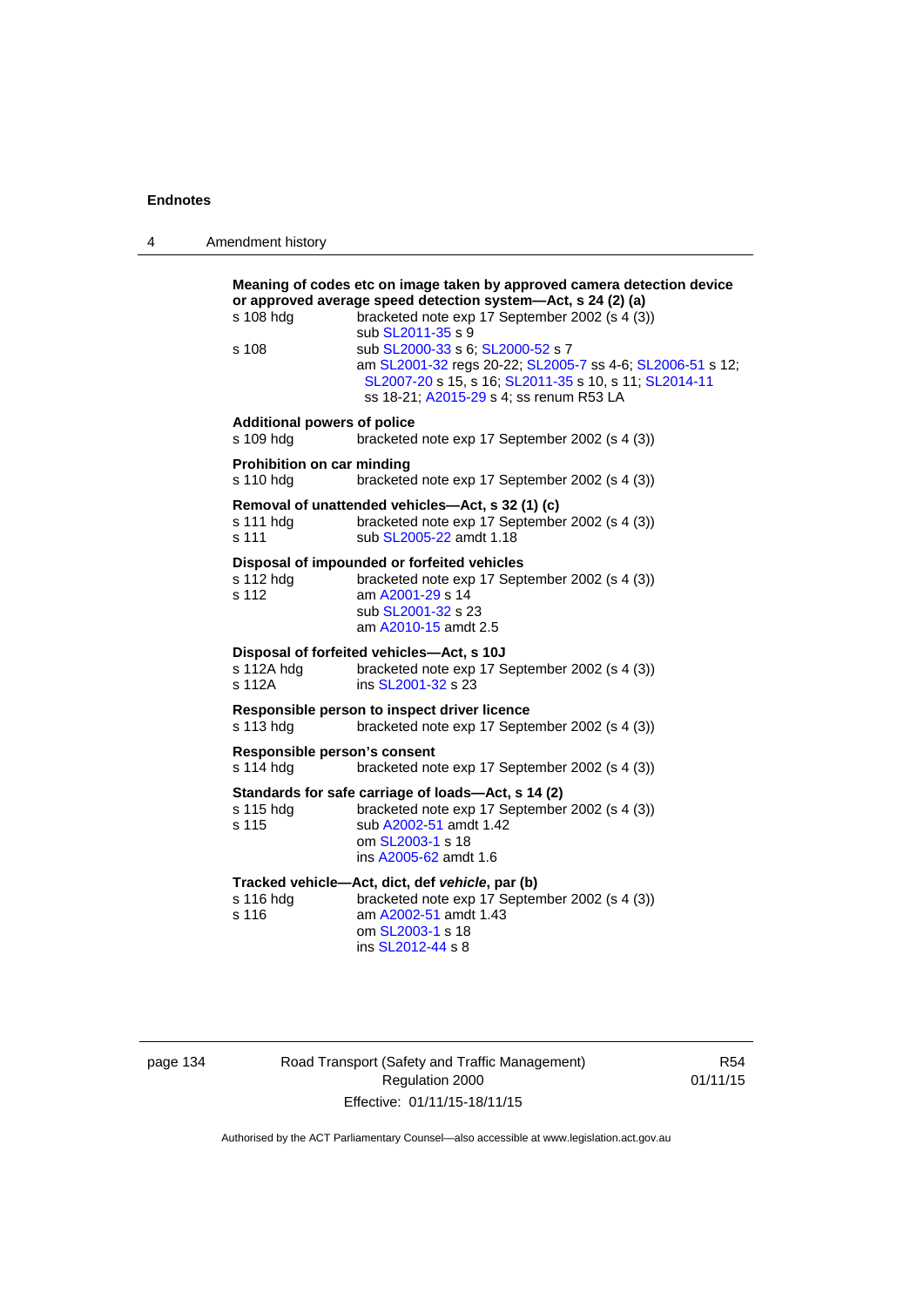**Meaning of codes etc on image taken by approved camera detection device or approved average speed detection system—Act, s 24 (2) (a)**

s 108 hdg — bracketed note exp 17 September 2002 (s 4 (3))
sub SL2011-35 s 9

s 108 — sub SL2000-33 s 6; SL2000-52 s 7
am SL2001-32 regs 20-22; SL2005-7 ss 4-6; SL2006-51 s 12; SL2007-20 s 15, s 16; SL2011-35 s 10, s 11; SL2014-11 ss 18-21; A2015-29 s 4; ss renum R53 LA

**Additional powers of police**

s 109 hdg — bracketed note exp 17 September 2002 (s 4 (3))

**Prohibition on car minding**

s 110 hdg — bracketed note exp 17 September 2002 (s 4 (3))

**Removal of unattended vehicles—Act, s 32 (1) (c)**

s 111 hdg — bracketed note exp 17 September 2002 (s 4 (3))

s 111 — sub SL2005-22 amdt 1.18

**Disposal of impounded or forfeited vehicles**

s 112 hdg — bracketed note exp 17 September 2002 (s 4 (3))

s 112 — am A2001-29 s 14
sub SL2001-32 s 23
am A2010-15 amdt 2.5

**Disposal of forfeited vehicles—Act, s 10J**

s 112A hdg — bracketed note exp 17 September 2002 (s 4 (3))

s 112A — ins SL2001-32 s 23

**Responsible person to inspect driver licence**

s 113 hdg — bracketed note exp 17 September 2002 (s 4 (3))

**Responsible person's consent**

s 114 hdg — bracketed note exp 17 September 2002 (s 4 (3))

**Standards for safe carriage of loads—Act, s 14 (2)**

s 115 hdg — bracketed note exp 17 September 2002 (s 4 (3))

s 115 — sub A2002-51 amdt 1.42
om SL2003-1 s 18
ins A2005-62 amdt 1.6

**Tracked vehicle—Act, dict, def *vehicle*, par (b)**

s 116 hdg — bracketed note exp 17 September 2002 (s 4 (3))

s 116 — am A2002-51 amdt 1.43
om SL2003-1 s 18
ins SL2012-44 s 8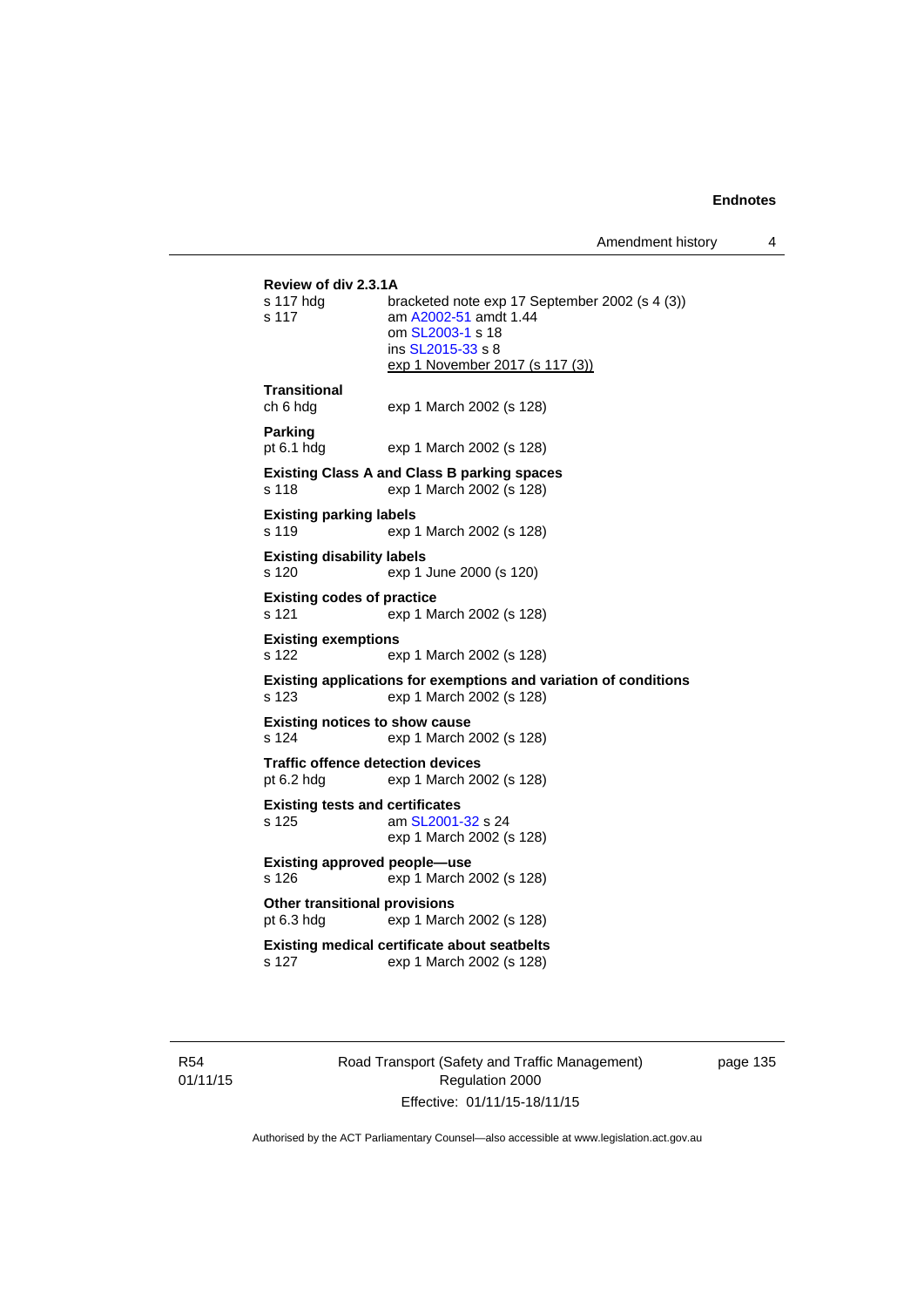**Review of div 2.3.1A**

s 117 hdg — bracketed note exp 17 September 2002 (s 4 (3))

s 117 — am A2002-51 amdt 1.44
om SL2003-1 s 18
ins SL2015-33 s 8
exp 1 November 2017 (s 117 (3))

**Transitional**

ch 6 hdg — exp 1 March 2002 (s 128)

**Parking**

pt 6.1 hdg — exp 1 March 2002 (s 128)

**Existing Class A and Class B parking spaces**

s 118 — exp 1 March 2002 (s 128)

**Existing parking labels**

s 119 — exp 1 March 2002 (s 128)

**Existing disability labels**

s 120 — exp 1 June 2000 (s 120)

**Existing codes of practice**

s 121 — exp 1 March 2002 (s 128)

**Existing exemptions**

s 122 — exp 1 March 2002 (s 128)

**Existing applications for exemptions and variation of conditions**

s 123 — exp 1 March 2002 (s 128)

**Existing notices to show cause**

s 124 — exp 1 March 2002 (s 128)

**Traffic offence detection devices**

pt 6.2 hdg — exp 1 March 2002 (s 128)

**Existing tests and certificates**

s 125 — am SL2001-32 s 24
exp 1 March 2002 (s 128)

**Existing approved people—use**

s 126 — exp 1 March 2002 (s 128)

**Other transitional provisions**

pt 6.3 hdg — exp 1 March 2002 (s 128)

**Existing medical certificate about seatbelts**

s 127 — exp 1 March 2002 (s 128)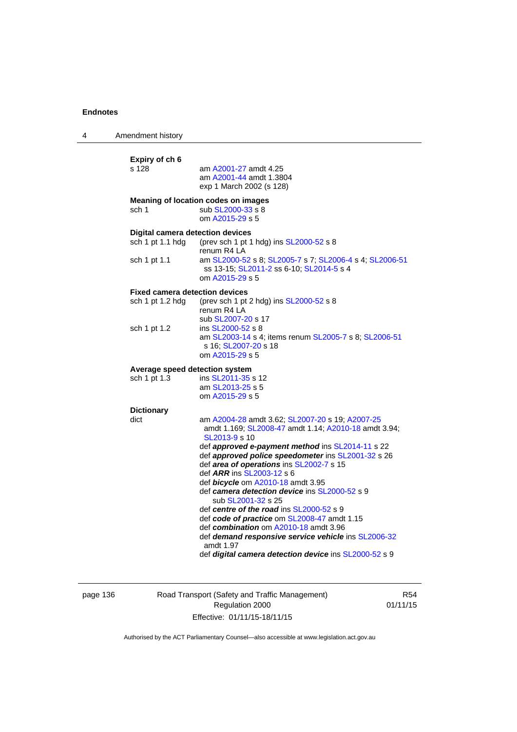**Expiry of ch 6**

s 128 — am A2001-27 amdt 4.25
am A2001-44 amdt 1.3804
exp 1 March 2002 (s 128)

**Meaning of location codes on images**

sch 1 — sub SL2000-33 s 8
om A2015-29 s 5

**Digital camera detection devices**

sch 1 pt 1.1 hdg — (prev sch 1 pt 1 hdg) ins SL2000-52 s 8
renum R4 LA

sch 1 pt 1.1 — am SL2000-52 s 8; SL2005-7 s 7; SL2006-4 s 4; SL2006-51 ss 13-15; SL2011-2 ss 6-10; SL2014-5 s 4
om A2015-29 s 5

**Fixed camera detection devices**

sch 1 pt 1.2 hdg — (prev sch 1 pt 2 hdg) ins SL2000-52 s 8
renum R4 LA
sub SL2007-20 s 17

sch 1 pt 1.2 — ins SL2000-52 s 8
am SL2003-14 s 4; items renum SL2005-7 s 8; SL2006-51 s 16; SL2007-20 s 18
om A2015-29 s 5

**Average speed detection system**

sch 1 pt 1.3 — ins SL2011-35 s 12
am SL2013-25 s 5
om A2015-29 s 5

**Dictionary**

dict — am A2004-28 amdt 3.62; SL2007-20 s 19; A2007-25 amdt 1.169; SL2008-47 amdt 1.14; A2010-18 amdt 3.94; SL2013-9 s 10
def ***approved e-payment method*** ins SL2014-11 s 22
def ***approved police speedometer*** ins SL2001-32 s 26
def ***area of operations*** ins SL2002-7 s 15
def ***ARR*** ins SL2003-12 s 6
def ***bicycle*** om A2010-18 amdt 3.95
def ***camera detection device*** ins SL2000-52 s 9
sub SL2001-32 s 25
def ***centre of the road*** ins SL2000-52 s 9
def ***code of practice*** om SL2008-47 amdt 1.15
def ***combination*** om A2010-18 amdt 3.96
def ***demand responsive service vehicle*** ins SL2006-32 amdt 1.97
def ***digital camera detection device*** ins SL2000-52 s 9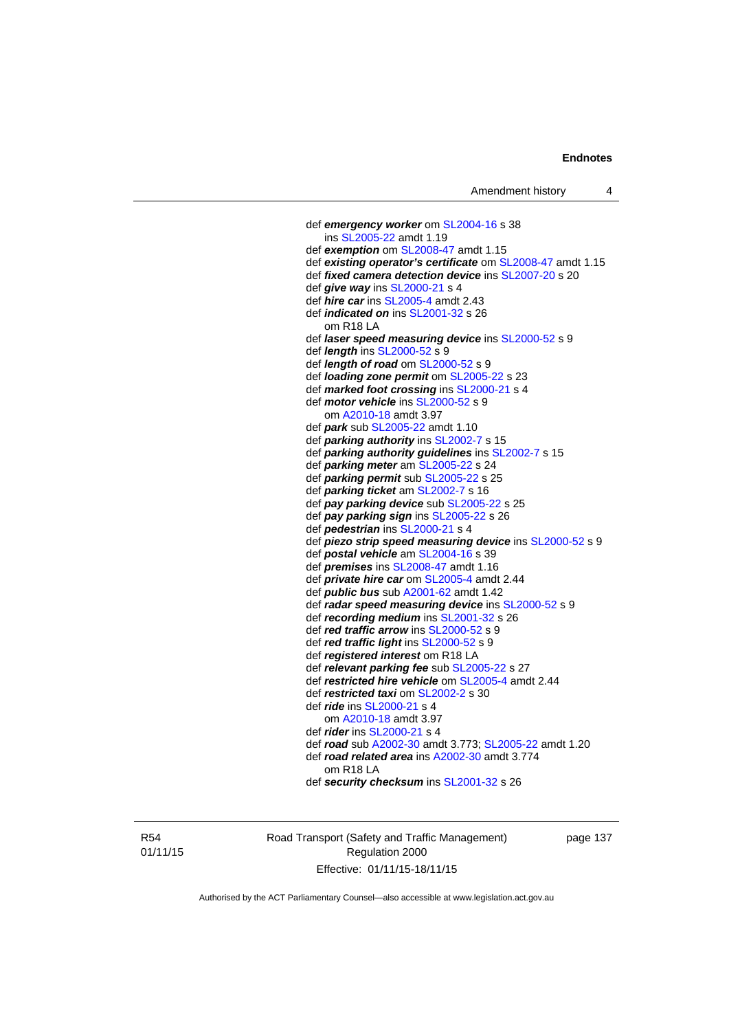def ***emergency worker*** om SL2004-16 s 38
ins SL2005-22 amdt 1.19
def ***exemption*** om SL2008-47 amdt 1.15
def ***existing operator's certificate*** om SL2008-47 amdt 1.15
def ***fixed camera detection device*** ins SL2007-20 s 20
def ***give way*** ins SL2000-21 s 4
def ***hire car*** ins SL2005-4 amdt 2.43
def ***indicated on*** ins SL2001-32 s 26
om R18 LA
def ***laser speed measuring device*** ins SL2000-52 s 9
def ***length*** ins SL2000-52 s 9
def ***length of road*** om SL2000-52 s 9
def ***loading zone permit*** om SL2005-22 s 23
def ***marked foot crossing*** ins SL2000-21 s 4
def ***motor vehicle*** ins SL2000-52 s 9
om A2010-18 amdt 3.97
def ***park*** sub SL2005-22 amdt 1.10
def ***parking authority*** ins SL2002-7 s 15
def ***parking authority guidelines*** ins SL2002-7 s 15
def ***parking meter*** am SL2005-22 s 24
def ***parking permit*** sub SL2005-22 s 25
def ***parking ticket*** am SL2002-7 s 16
def ***pay parking device*** sub SL2005-22 s 25
def ***pay parking sign*** ins SL2005-22 s 26
def ***pedestrian*** ins SL2000-21 s 4
def ***piezo strip speed measuring device*** ins SL2000-52 s 9
def ***postal vehicle*** am SL2004-16 s 39
def ***premises*** ins SL2008-47 amdt 1.16
def ***private hire car*** om SL2005-4 amdt 2.44
def ***public bus*** sub A2001-62 amdt 1.42
def ***radar speed measuring device*** ins SL2000-52 s 9
def ***recording medium*** ins SL2001-32 s 26
def ***red traffic arrow*** ins SL2000-52 s 9
def ***red traffic light*** ins SL2000-52 s 9
def ***registered interest*** om R18 LA
def ***relevant parking fee*** sub SL2005-22 s 27
def ***restricted hire vehicle*** om SL2005-4 amdt 2.44
def ***restricted taxi*** om SL2002-2 s 30
def ***ride*** ins SL2000-21 s 4
om A2010-18 amdt 3.97
def ***rider*** ins SL2000-21 s 4
def ***road*** sub A2002-30 amdt 3.773; SL2005-22 amdt 1.20
def ***road related area*** ins A2002-30 amdt 3.774
om R18 LA
def ***security checksum*** ins SL2001-32 s 26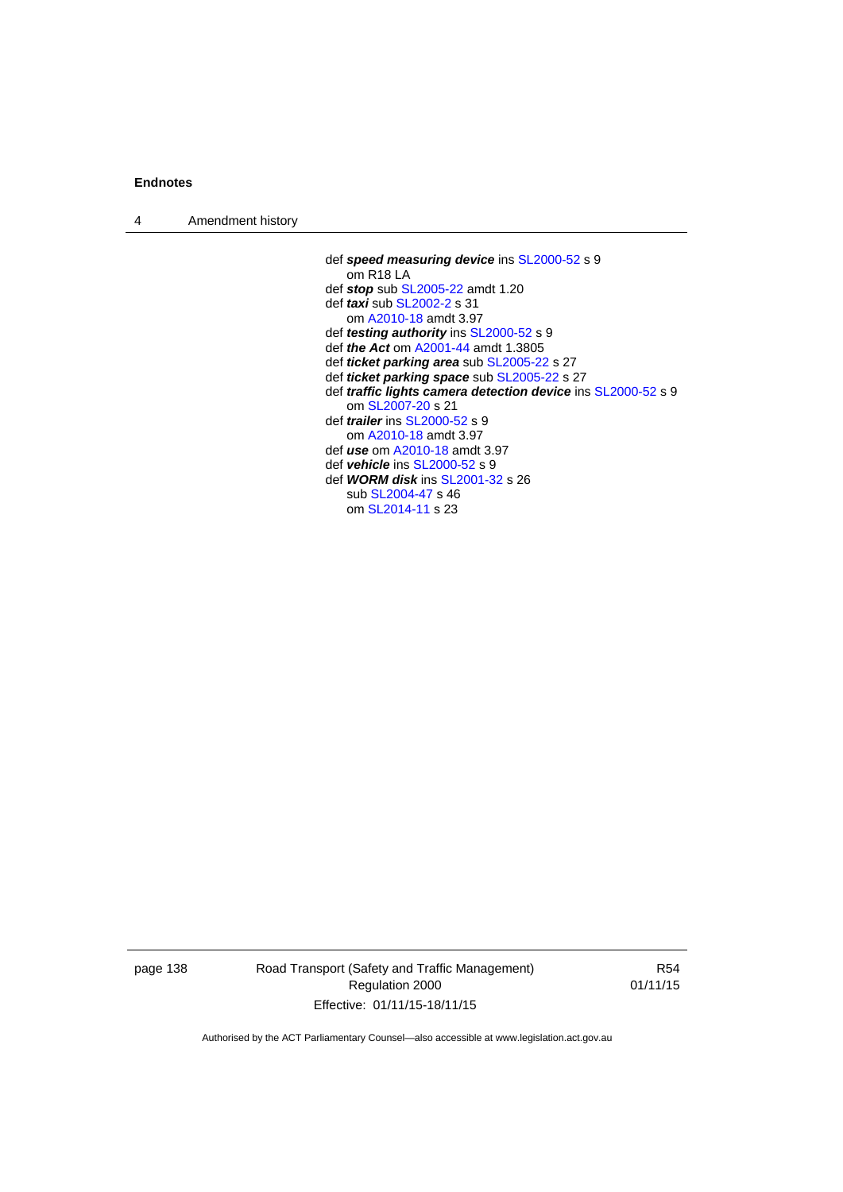def ***speed measuring device*** ins SL2000-52 s 9
om R18 LA

def ***stop*** sub SL2005-22 amdt 1.20

def ***taxi*** sub SL2002-2 s 31
om A2010-18 amdt 3.97

def ***testing authority*** ins SL2000-52 s 9

def ***the Act*** om A2001-44 amdt 1.3805

def ***ticket parking area*** sub SL2005-22 s 27

def ***ticket parking space*** sub SL2005-22 s 27

def ***traffic lights camera detection device*** ins SL2000-52 s 9
om SL2007-20 s 21

def ***trailer*** ins SL2000-52 s 9
om A2010-18 amdt 3.97

def ***use*** om A2010-18 amdt 3.97

def ***vehicle*** ins SL2000-52 s 9

def ***WORM disk*** ins SL2001-32 s 26
sub SL2004-47 s 46
om SL2014-11 s 23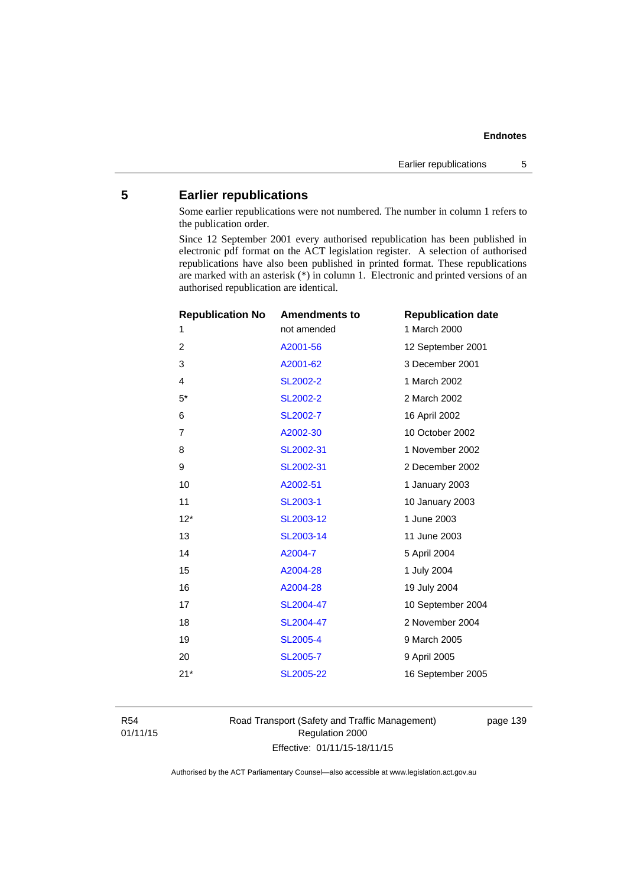## 5 Earlier republications

Some earlier republications were not numbered. The number in column 1 refers to the publication order.

Since 12 September 2001 every authorised republication has been published in electronic pdf format on the ACT legislation register. A selection of authorised republications have also been published in printed format. These republications are marked with an asterisk (*) in column 1. Electronic and printed versions of an authorised republication are identical.

| Republication No | Amendments to | Republication date |
|---|---|---|
| 1 | not amended | 1 March 2000 |
| 2 | A2001-56 | 12 September 2001 |
| 3 | A2001-62 | 3 December 2001 |
| 4 | SL2002-2 | 1 March 2002 |
| 5* | SL2002-2 | 2 March 2002 |
| 6 | SL2002-7 | 16 April 2002 |
| 7 | A2002-30 | 10 October 2002 |
| 8 | SL2002-31 | 1 November 2002 |
| 9 | SL2002-31 | 2 December 2002 |
| 10 | A2002-51 | 1 January 2003 |
| 11 | SL2003-1 | 10 January 2003 |
| 12* | SL2003-12 | 1 June 2003 |
| 13 | SL2003-14 | 11 June 2003 |
| 14 | A2004-7 | 5 April 2004 |
| 15 | A2004-28 | 1 July 2004 |
| 16 | A2004-28 | 19 July 2004 |
| 17 | SL2004-47 | 10 September 2004 |
| 18 | SL2004-47 | 2 November 2004 |
| 19 | SL2005-4 | 9 March 2005 |
| 20 | SL2005-7 | 9 April 2005 |
| 21* | SL2005-22 | 16 September 2005 |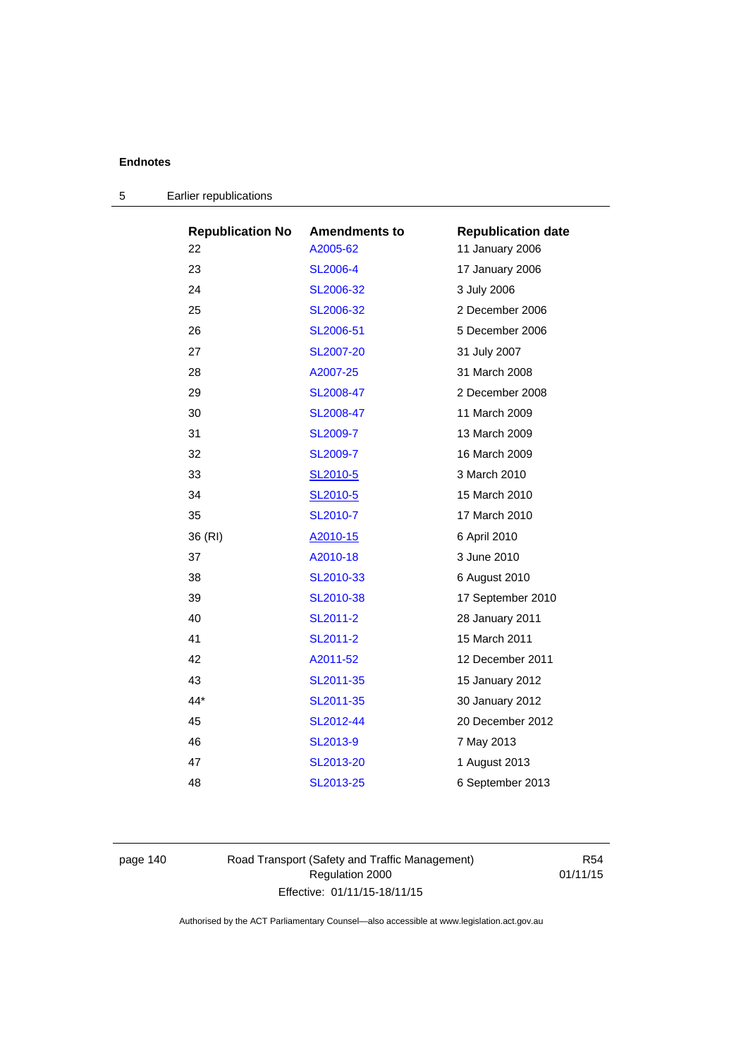## 5 Earlier republications

| Republication No | Amendments to | Republication date |
|---|---|---|
| 22 | A2005-62 | 11 January 2006 |
| 23 | SL2006-4 | 17 January 2006 |
| 24 | SL2006-32 | 3 July 2006 |
| 25 | SL2006-32 | 2 December 2006 |
| 26 | SL2006-51 | 5 December 2006 |
| 27 | SL2007-20 | 31 July 2007 |
| 28 | A2007-25 | 31 March 2008 |
| 29 | SL2008-47 | 2 December 2008 |
| 30 | SL2008-47 | 11 March 2009 |
| 31 | SL2009-7 | 13 March 2009 |
| 32 | SL2009-7 | 16 March 2009 |
| 33 | SL2010-5 | 3 March 2010 |
| 34 | SL2010-5 | 15 March 2010 |
| 35 | SL2010-7 | 17 March 2010 |
| 36 (RI) | A2010-15 | 6 April 2010 |
| 37 | A2010-18 | 3 June 2010 |
| 38 | SL2010-33 | 6 August 2010 |
| 39 | SL2010-38 | 17 September 2010 |
| 40 | SL2011-2 | 28 January 2011 |
| 41 | SL2011-2 | 15 March 2011 |
| 42 | A2011-52 | 12 December 2011 |
| 43 | SL2011-35 | 15 January 2012 |
| 44* | SL2011-35 | 30 January 2012 |
| 45 | SL2012-44 | 20 December 2012 |
| 46 | SL2013-9 | 7 May 2013 |
| 47 | SL2013-20 | 1 August 2013 |
| 48 | SL2013-25 | 6 September 2013 |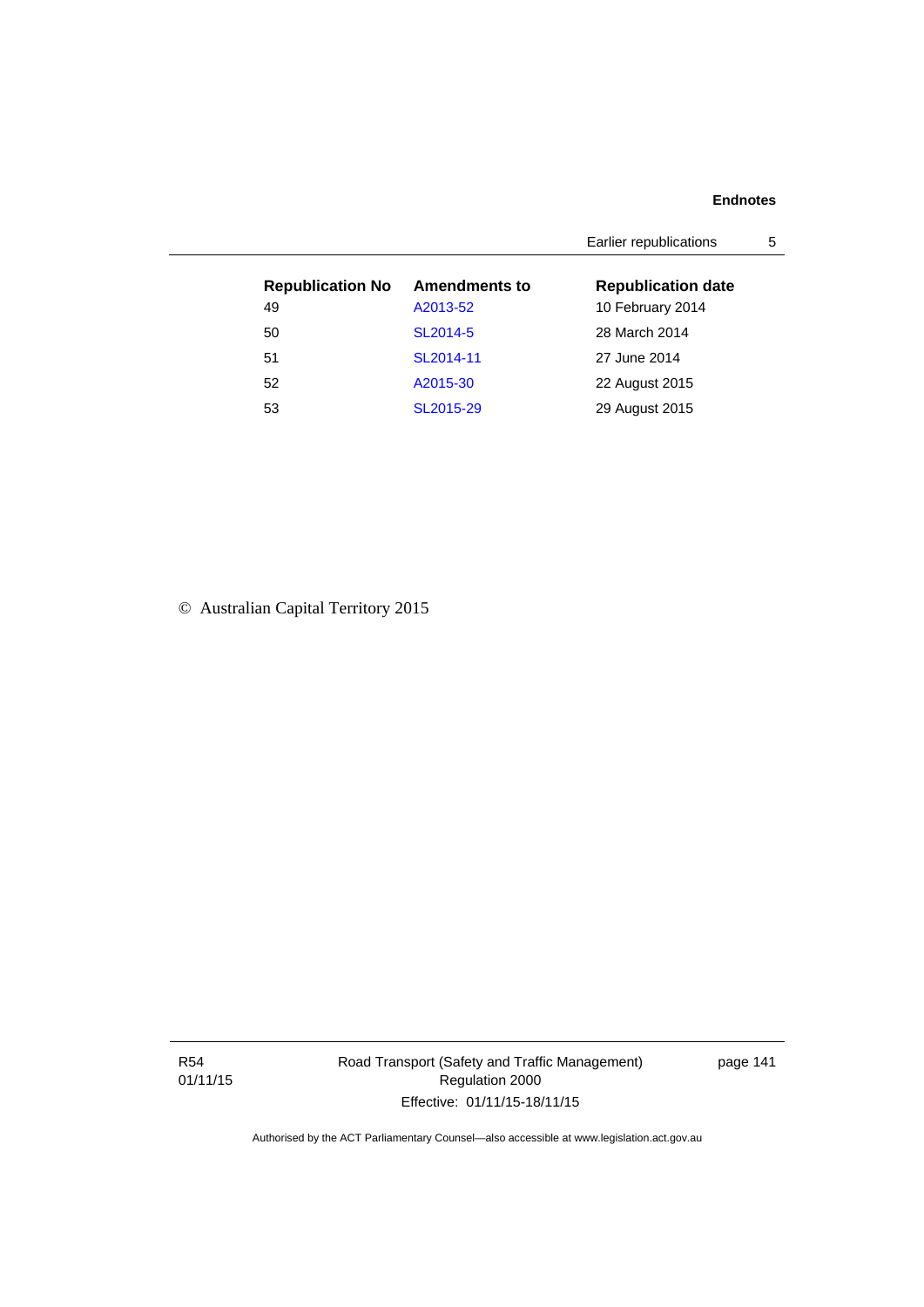| Republication No | Amendments to | Republication date |
| --- | --- | --- |
| 49 | A2013-52 | 10 February 2014 |
| 50 | SL2014-5 | 28 March 2014 |
| 51 | SL2014-11 | 27 June 2014 |
| 52 | A2015-30 | 22 August 2015 |
| 53 | SL2015-29 | 29 August 2015 |

© Australian Capital Territory 2015